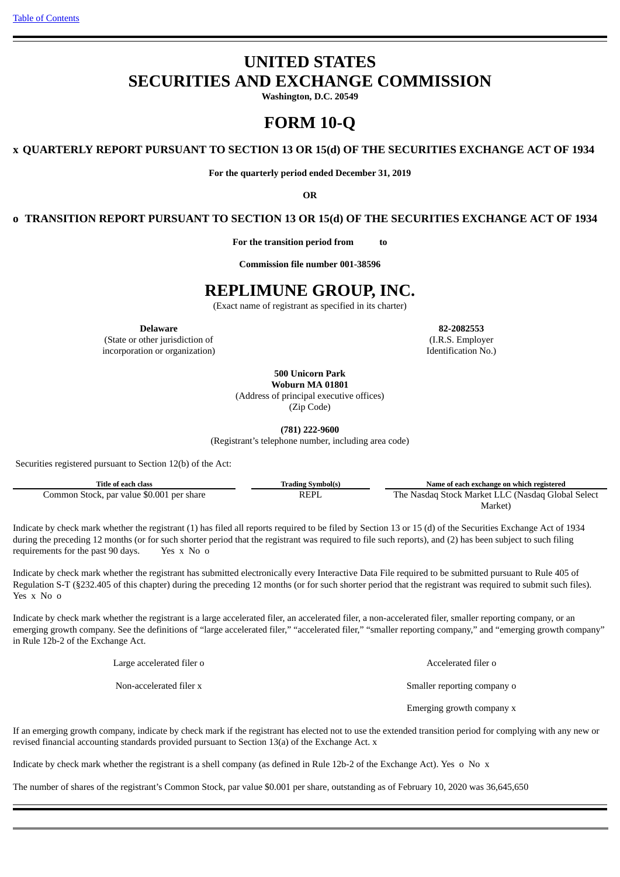# UNITED STATES
# SECURITIES AND EXCHANGE COMMISSION

**Washington, D.C. 20549**

# FORM 10-Q

**x QUARTERLY REPORT PURSUANT TO SECTION 13 OR 15(d) OF THE SECURITIES EXCHANGE ACT OF 1934**

**For the quarterly period ended December 31, 2019**

**OR**

**o TRANSITION REPORT PURSUANT TO SECTION 13 OR 15(d) OF THE SECURITIES EXCHANGE ACT OF 1934**

**For the transition period from to**

**Commission file number 001-38596**

# REPLIMUNE GROUP, INC.

(Exact name of registrant as specified in its charter)

| **Delaware** | **82-2082553** |
|---|---|
| (State or other jurisdiction of incorporation or organization) | (I.R.S. Employer Identification No.) |

**500 Unicorn Park**
**Woburn MA 01801**
(Address of principal executive offices)
(Zip Code)

**(781) 222-9600**
(Registrant's telephone number, including area code)

Securities registered pursuant to Section 12(b) of the Act:

| Title of each class | Trading Symbol(s) | Name of each exchange on which registered |
|---|---|---|
| Common Stock, par value $0.001 per share | REPL | The Nasdaq Stock Market LLC (Nasdaq Global Select Market) |

Indicate by check mark whether the registrant (1) has filed all reports required to be filed by Section 13 or 15 (d) of the Securities Exchange Act of 1934 during the preceding 12 months (or for such shorter period that the registrant was required to file such reports), and (2) has been subject to such filing requirements for the past 90 days. Yes x No o

Indicate by check mark whether the registrant has submitted electronically every Interactive Data File required to be submitted pursuant to Rule 405 of Regulation S-T (§232.405 of this chapter) during the preceding 12 months (or for such shorter period that the registrant was required to submit such files). Yes x No o

Indicate by check mark whether the registrant is a large accelerated filer, an accelerated filer, a non-accelerated filer, smaller reporting company, or an emerging growth company. See the definitions of "large accelerated filer," "accelerated filer," "smaller reporting company," and "emerging growth company" in Rule 12b-2 of the Exchange Act.

| | |
|---|---|
| Large accelerated filer o | Accelerated filer o |
| Non-accelerated filer x | Smaller reporting company o |
| | Emerging growth company x |

If an emerging growth company, indicate by check mark if the registrant has elected not to use the extended transition period for complying with any new or revised financial accounting standards provided pursuant to Section 13(a) of the Exchange Act. x

Indicate by check mark whether the registrant is a shell company (as defined in Rule 12b-2 of the Exchange Act). Yes o No x

The number of shares of the registrant's Common Stock, par value $0.001 per share, outstanding as of February 10, 2020 was 36,645,650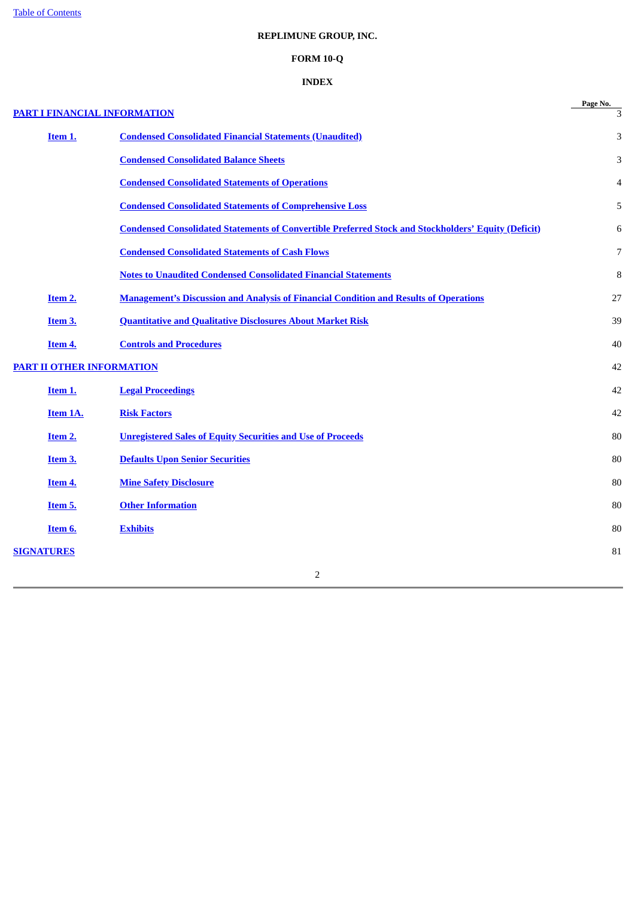**REPLIMUNE GROUP, INC.**

**FORM 10-Q**

**INDEX**

| | | Page No. |
|---|---|---|
| **PART I FINANCIAL INFORMATION** | | 3 |
| **Item 1.** | **Condensed Consolidated Financial Statements (Unaudited)** | 3 |
| | **Condensed Consolidated Balance Sheets** | 3 |
| | **Condensed Consolidated Statements of Operations** | 4 |
| | **Condensed Consolidated Statements of Comprehensive Loss** | 5 |
| | **Condensed Consolidated Statements of Convertible Preferred Stock and Stockholders' Equity (Deficit)** | 6 |
| | **Condensed Consolidated Statements of Cash Flows** | 7 |
| | **Notes to Unaudited Condensed Consolidated Financial Statements** | 8 |
| **Item 2.** | **Management's Discussion and Analysis of Financial Condition and Results of Operations** | 27 |
| **Item 3.** | **Quantitative and Qualitative Disclosures About Market Risk** | 39 |
| **Item 4.** | **Controls and Procedures** | 40 |
| **PART II OTHER INFORMATION** | | 42 |
| **Item 1.** | **Legal Proceedings** | 42 |
| **Item 1A.** | **Risk Factors** | 42 |
| **Item 2.** | **Unregistered Sales of Equity Securities and Use of Proceeds** | 80 |
| **Item 3.** | **Defaults Upon Senior Securities** | 80 |
| **Item 4.** | **Mine Safety Disclosure** | 80 |
| **Item 5.** | **Other Information** | 80 |
| **Item 6.** | **Exhibits** | 80 |
| **SIGNATURES** | | 81 |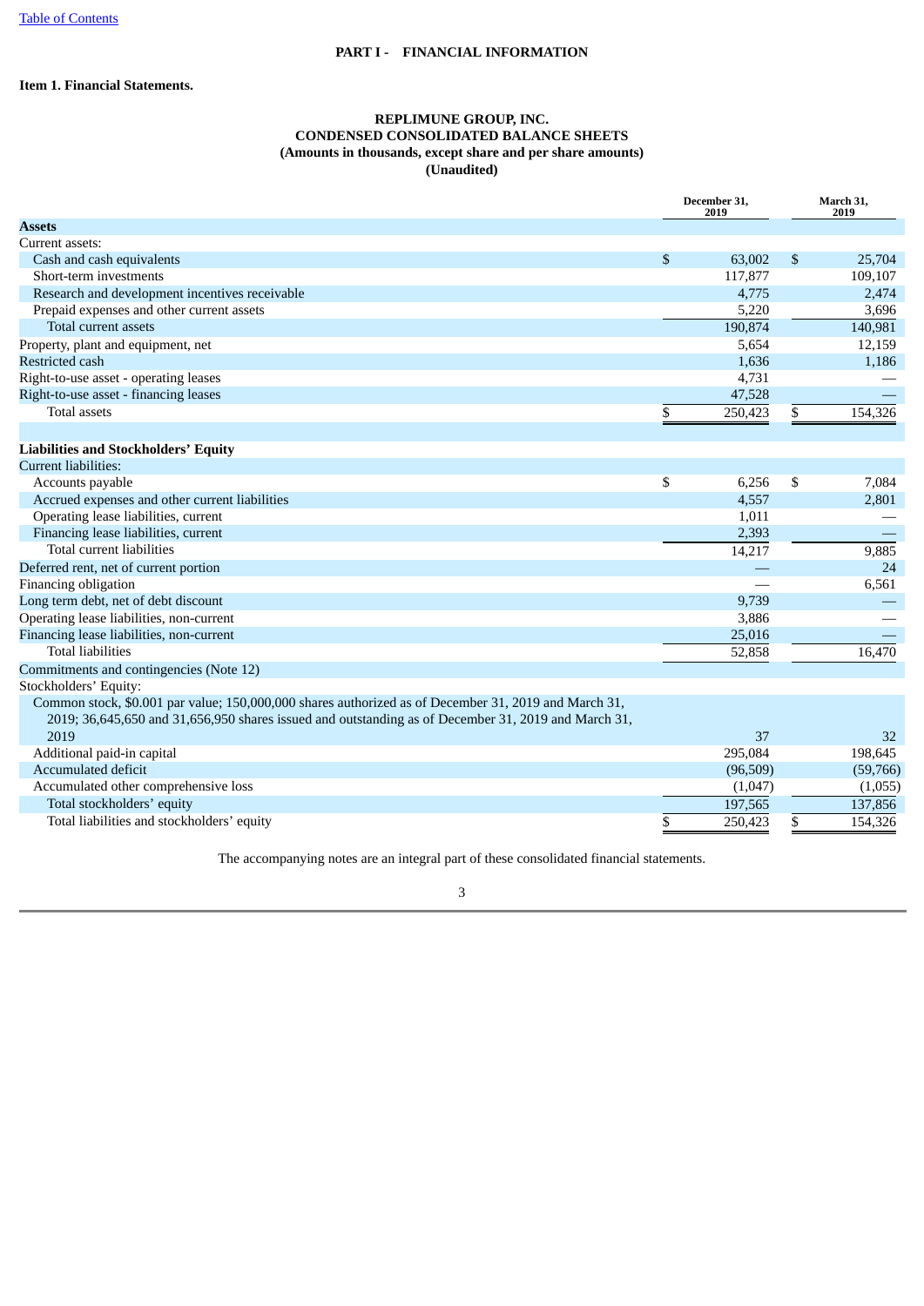# PART I - FINANCIAL INFORMATION

## Item 1. Financial Statements.

**REPLIMUNE GROUP, INC.**
**CONDENSED CONSOLIDATED BALANCE SHEETS**
**(Amounts in thousands, except share and per share amounts)**
**(Unaudited)**

| | December 31, 2019 | March 31, 2019 |
|---|---|---|
| **Assets** | | |
| Current assets: | | |
| Cash and cash equivalents | $ 63,002 | $ 25,704 |
| Short-term investments | 117,877 | 109,107 |
| Research and development incentives receivable | 4,775 | 2,474 |
| Prepaid expenses and other current assets | 5,220 | 3,696 |
| Total current assets | 190,874 | 140,981 |
| Property, plant and equipment, net | 5,654 | 12,159 |
| Restricted cash | 1,636 | 1,186 |
| Right-to-use asset - operating leases | 4,731 | — |
| Right-to-use asset - financing leases | 47,528 | — |
| Total assets | $ 250,423 | $ 154,326 |
| | | |
| **Liabilities and Stockholders' Equity** | | |
| Current liabilities: | | |
| Accounts payable | $ 6,256 | $ 7,084 |
| Accrued expenses and other current liabilities | 4,557 | 2,801 |
| Operating lease liabilities, current | 1,011 | — |
| Financing lease liabilities, current | 2,393 | — |
| Total current liabilities | 14,217 | 9,885 |
| Deferred rent, net of current portion | — | 24 |
| Financing obligation | — | 6,561 |
| Long term debt, net of debt discount | 9,739 | — |
| Operating lease liabilities, non-current | 3,886 | — |
| Financing lease liabilities, non-current | 25,016 | — |
| Total liabilities | 52,858 | 16,470 |
| Commitments and contingencies (Note 12) | | |
| Stockholders' Equity: | | |
| Common stock, $0.001 par value; 150,000,000 shares authorized as of December 31, 2019 and March 31, 2019; 36,645,650 and 31,656,950 shares issued and outstanding as of December 31, 2019 and March 31, 2019 | 37 | 32 |
| Additional paid-in capital | 295,084 | 198,645 |
| Accumulated deficit | (96,509) | (59,766) |
| Accumulated other comprehensive loss | (1,047) | (1,055) |
| Total stockholders' equity | 197,565 | 137,856 |
| Total liabilities and stockholders' equity | $ 250,423 | $ 154,326 |

The accompanying notes are an integral part of these consolidated financial statements.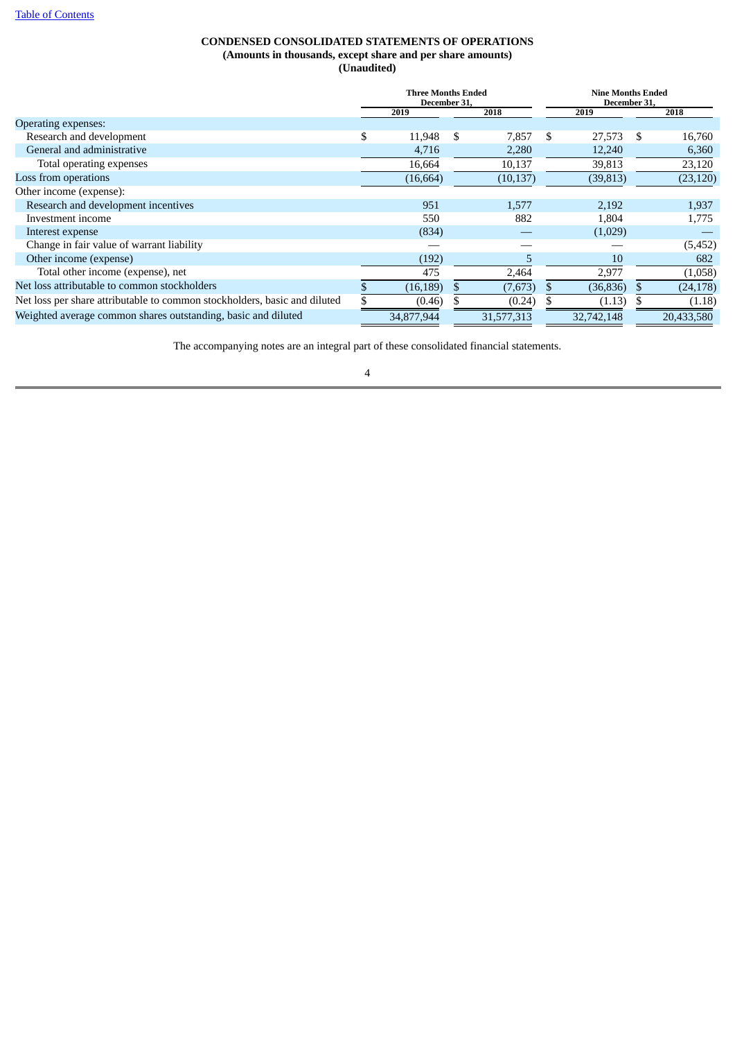**CONDENSED CONSOLIDATED STATEMENTS OF OPERATIONS**
**(Amounts in thousands, except share and per share amounts)**
**(Unaudited)**

| | Three Months Ended December 31, | | Nine Months Ended December 31, | |
|---|---|---|---|---|
| | 2019 | 2018 | 2019 | 2018 |
| Operating expenses: | | | | |
| Research and development | $ 11,948 | $ 7,857 | $ 27,573 | $ 16,760 |
| General and administrative | 4,716 | 2,280 | 12,240 | 6,360 |
| Total operating expenses | 16,664 | 10,137 | 39,813 | 23,120 |
| Loss from operations | (16,664) | (10,137) | (39,813) | (23,120) |
| Other income (expense): | | | | |
| Research and development incentives | 951 | 1,577 | 2,192 | 1,937 |
| Investment income | 550 | 882 | 1,804 | 1,775 |
| Interest expense | (834) | — | (1,029) | — |
| Change in fair value of warrant liability | — | — | — | (5,452) |
| Other income (expense) | (192) | 5 | 10 | 682 |
| Total other income (expense), net | 475 | 2,464 | 2,977 | (1,058) |
| Net loss attributable to common stockholders | $ (16,189) | $ (7,673) | $ (36,836) | $ (24,178) |
| Net loss per share attributable to common stockholders, basic and diluted | $ (0.46) | $ (0.24) | $ (1.13) | $ (1.18) |
| Weighted average common shares outstanding, basic and diluted | 34,877,944 | 31,577,313 | 32,742,148 | 20,433,580 |

The accompanying notes are an integral part of these consolidated financial statements.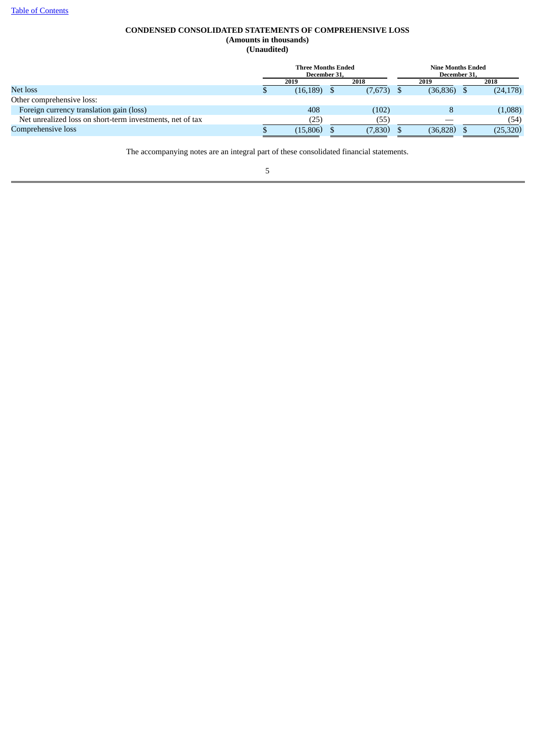# CONDENSED CONSOLIDATED STATEMENTS OF COMPREHENSIVE LOSS

**(Amounts in thousands)**

**(Unaudited)**

| | Three Months Ended December 31, | | Nine Months Ended December 31, | |
|---|---|---|---|---|
| | 2019 | 2018 | 2019 | 2018 |
| Net loss | $ (16,189) | $ (7,673) | $ (36,836) | $ (24,178) |
| Other comprehensive loss: | | | | |
| Foreign currency translation gain (loss) | 408 | (102) | 8 | (1,088) |
| Net unrealized loss on short-term investments, net of tax | (25) | (55) | — | (54) |
| Comprehensive loss | $ (15,806) | $ (7,830) | $ (36,828) | $ (25,320) |

The accompanying notes are an integral part of these consolidated financial statements.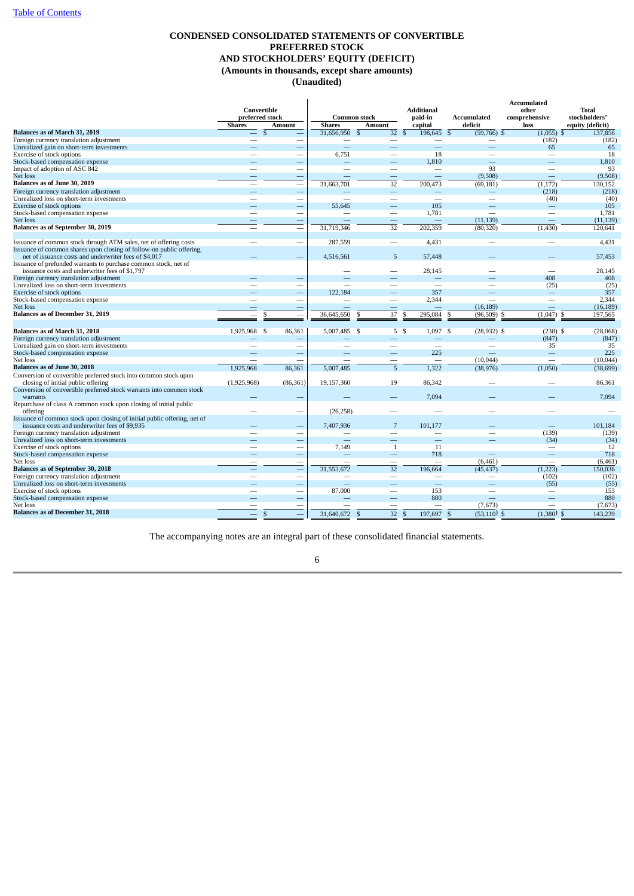# CONDENSED CONSOLIDATED STATEMENTS OF CONVERTIBLE PREFERRED STOCK AND STOCKHOLDERS' EQUITY (DEFICIT)

**(Amounts in thousands, except share amounts)**

**(Unaudited)**

| | Convertible preferred stock | | Common stock | | Additional paid-in capital | Accumulated deficit | Accumulated other comprehensive loss | Total stockholders' equity (deficit) |
|---|---|---|---|---|---|---|---|---|
| | Shares | Amount | Shares | Amount | | | | |
| **Balances as of March 31, 2019** | — | $ — | 31,656,950 | $ 32 | $ 198,645 | $ (59,766) | $ (1,055) | $ 137,856 |
| Foreign currency translation adjustment | — | — | — | — | — | — | (182) | (182) |
| Unrealized gain on short-term investments | — | — | — | — | — | — | 65 | 65 |
| Exercise of stock options | — | — | 6,751 | — | 18 | — | — | 18 |
| Stock-based compensation expense | — | — | — | — | 1,810 | — | — | 1,810 |
| Impact of adoption of ASC 842 | — | — | — | — | — | 93 | — | 93 |
| Net loss | — | — | — | — | — | (9,508) | — | (9,508) |
| **Balances as of June 30, 2019** | — | — | 31,663,701 | 32 | 200,473 | (69,181) | (1,172) | 130,152 |
| Foreign currency translation adjustment | — | — | — | — | — | — | (218) | (218) |
| Unrealized loss on short-term investments | — | — | — | — | — | — | (40) | (40) |
| Exercise of stock options | — | — | 55,645 | — | 105 | — | — | 105 |
| Stock-based compensation expense | — | — | — | — | 1,781 | — | — | 1,781 |
| Net loss | — | — | — | — | — | (11,139) | — | (11,139) |
| **Balances as of September 30, 2019** | — | — | 31,719,346 | 32 | 202,359 | (80,320) | (1,430) | 120,641 |
| Issuance of common stock through ATM sales, net of offering costs | — | — | 287,559 | — | 4,431 | — | — | 4,431 |
| Issuance of common shares upon closing of follow-on public offering, net of issuance costs and underwriter fees of $4,017 | — | — | 4,516,561 | 5 | 57,448 | — | — | 57,453 |
| Issuance of prefunded warrants to purchase common stock, net of issuance costs and underwriter fees of $1,797 | — | — | — | — | 28,145 | — | — | 28,145 |
| Foreign currency translation adjustment | — | — | — | — | — | — | 408 | 408 |
| Unrealized loss on short-term investments | — | — | — | — | — | — | (25) | (25) |
| Exercise of stock options | — | — | 122,184 | — | 357 | — | — | 357 |
| Stock-based compensation expense | — | — | — | — | 2,344 | — | — | 2,344 |
| Net loss | — | — | — | — | — | (16,189) | — | (16,189) |
| **Balances as of December 31, 2019** | — | $ — | 36,645,650 | $ 37 | $ 295,084 | $ (96,509) | $ (1,047) | $ 197,565 |
| | | | | | | | | |
| **Balances as of March 31, 2018** | 1,925,968 | $ 86,361 | 5,007,485 | $ 5 | $ 1,097 | $ (28,932) | $ (238) | $ (28,068) |
| Foreign currency translation adjustment | — | — | — | — | — | — | (847) | (847) |
| Unrealized gain on short-term investments | — | — | — | — | — | — | 35 | 35 |
| Stock-based compensation expense | — | — | — | — | 225 | — | — | 225 |
| Net loss | — | — | — | — | — | (10,044) | — | (10,044) |
| **Balances as of June 30, 2018** | 1,925,968 | 86,361 | 5,007,485 | 5 | 1,322 | (38,976) | (1,050) | (38,699) |
| Conversion of convertible preferred stock into common stock upon closing of initial public offering | (1,925,968) | (86,361) | 19,157,360 | 19 | 86,342 | — | — | 86,361 |
| Conversion of convertible preferred stock warrants into common stock warrants | — | — | — | — | 7,094 | — | — | 7,094 |
| Repurchase of class A common stock upon closing of initial public offering | — | — | (26,258) | — | — | — | — | — |
| Issuance of common stock upon closing of initial public offering, net of issuance costs and underwriter fees of $9,935 | — | — | 7,407,936 | 7 | 101,177 | — | — | 101,184 |
| Foreign currency translation adjustment | — | — | — | — | — | — | (139) | (139) |
| Unrealized loss on short-term investments | — | — | — | — | — | — | (34) | (34) |
| Exercise of stock options | — | — | 7,149 | 1 | 11 | — | — | 12 |
| Stock-based compensation expense | — | — | — | — | 718 | — | — | 718 |
| Net loss | — | — | — | — | — | (6,461) | — | (6,461) |
| **Balances as of September 30, 2018** | — | — | 31,553,672 | 32 | 196,664 | (45,437) | (1,223) | 150,036 |
| Foreign currency translation adjustment | — | — | — | — | — | — | (102) | (102) |
| Unrealized loss on short-term investments | — | — | — | — | — | — | (55) | (55) |
| Exercise of stock options | — | — | 87,000 | — | 153 | — | — | 153 |
| Stock-based compensation expense | — | — | — | — | 880 | — | — | 880 |
| Net loss | — | — | — | — | — | (7,673) | — | (7,673) |
| **Balances as of December 31, 2018** | — | $ — | 31,640,672 | $ 32 | $ 197,697 | $ (53,110) | $ (1,380) | $ 143,239 |

The accompanying notes are an integral part of these consolidated financial statements.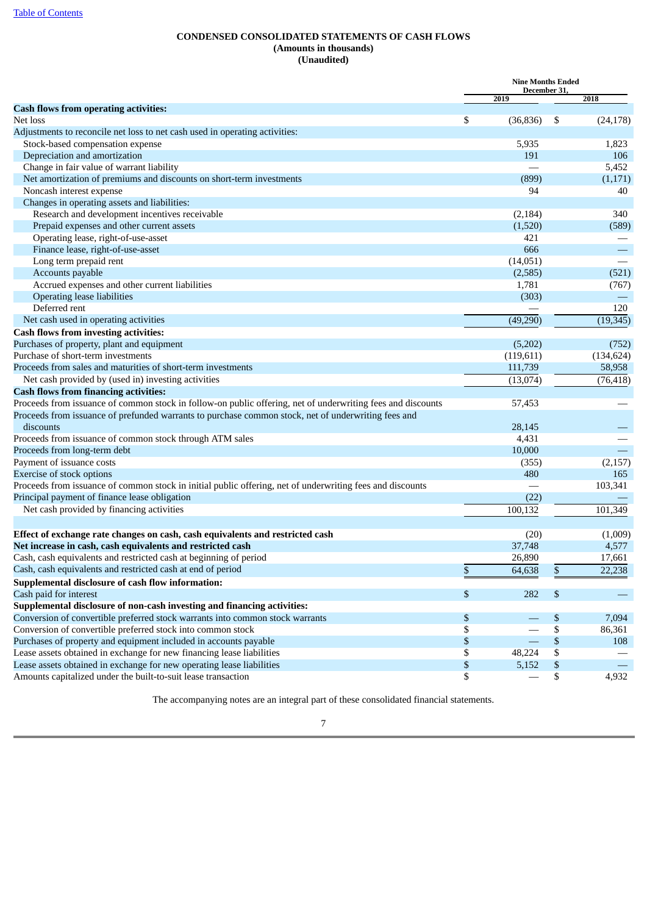Table of Contents

**CONDENSED CONSOLIDATED STATEMENTS OF CASH FLOWS**
**(Amounts in thousands)**
**(Unaudited)**

| | Nine Months Ended December 31, | |
|---|---|---|
| | 2019 | 2018 |
| **Cash flows from operating activities:** | | |
| Net loss | $ (36,836) | $ (24,178) |
| Adjustments to reconcile net loss to net cash used in operating activities: | | |
| Stock-based compensation expense | 5,935 | 1,823 |
| Depreciation and amortization | 191 | 106 |
| Change in fair value of warrant liability | — | 5,452 |
| Net amortization of premiums and discounts on short-term investments | (899) | (1,171) |
| Noncash interest expense | 94 | 40 |
| Changes in operating assets and liabilities: | | |
| Research and development incentives receivable | (2,184) | 340 |
| Prepaid expenses and other current assets | (1,520) | (589) |
| Operating lease, right-of-use-asset | 421 | — |
| Finance lease, right-of-use-asset | 666 | — |
| Long term prepaid rent | (14,051) | — |
| Accounts payable | (2,585) | (521) |
| Accrued expenses and other current liabilities | 1,781 | (767) |
| Operating lease liabilities | (303) | — |
| Deferred rent | — | 120 |
| Net cash used in operating activities | (49,290) | (19,345) |
| **Cash flows from investing activities:** | | |
| Purchases of property, plant and equipment | (5,202) | (752) |
| Purchase of short-term investments | (119,611) | (134,624) |
| Proceeds from sales and maturities of short-term investments | 111,739 | 58,958 |
| Net cash provided by (used in) investing activities | (13,074) | (76,418) |
| **Cash flows from financing activities:** | | |
| Proceeds from issuance of common stock in follow-on public offering, net of underwriting fees and discounts | 57,453 | — |
| Proceeds from issuance of prefunded warrants to purchase common stock, net of underwriting fees and discounts | 28,145 | — |
| Proceeds from issuance of common stock through ATM sales | 4,431 | — |
| Proceeds from long-term debt | 10,000 | — |
| Payment of issuance costs | (355) | (2,157) |
| Exercise of stock options | 480 | 165 |
| Proceeds from issuance of common stock in initial public offering, net of underwriting fees and discounts | — | 103,341 |
| Principal payment of finance lease obligation | (22) | — |
| Net cash provided by financing activities | 100,132 | 101,349 |
| | | |
| **Effect of exchange rate changes on cash, cash equivalents and restricted cash** | (20) | (1,009) |
| **Net increase in cash, cash equivalents and restricted cash** | 37,748 | 4,577 |
| Cash, cash equivalents and restricted cash at beginning of period | 26,890 | 17,661 |
| Cash, cash equivalents and restricted cash at end of period | $ 64,638 | $ 22,238 |
| **Supplemental disclosure of cash flow information:** | | |
| Cash paid for interest | $ 282 | $ — |
| **Supplemental disclosure of non-cash investing and financing activities:** | | |
| Conversion of convertible preferred stock warrants into common stock warrants | $ — | $ 7,094 |
| Conversion of convertible preferred stock into common stock | $ — | $ 86,361 |
| Purchases of property and equipment included in accounts payable | $ — | $ 108 |
| Lease assets obtained in exchange for new financing lease liabilities | $ 48,224 | $ — |
| Lease assets obtained in exchange for new operating lease liabilities | $ 5,152 | $ — |
| Amounts capitalized under the built-to-suit lease transaction | $ — | $ 4,932 |

The accompanying notes are an integral part of these consolidated financial statements.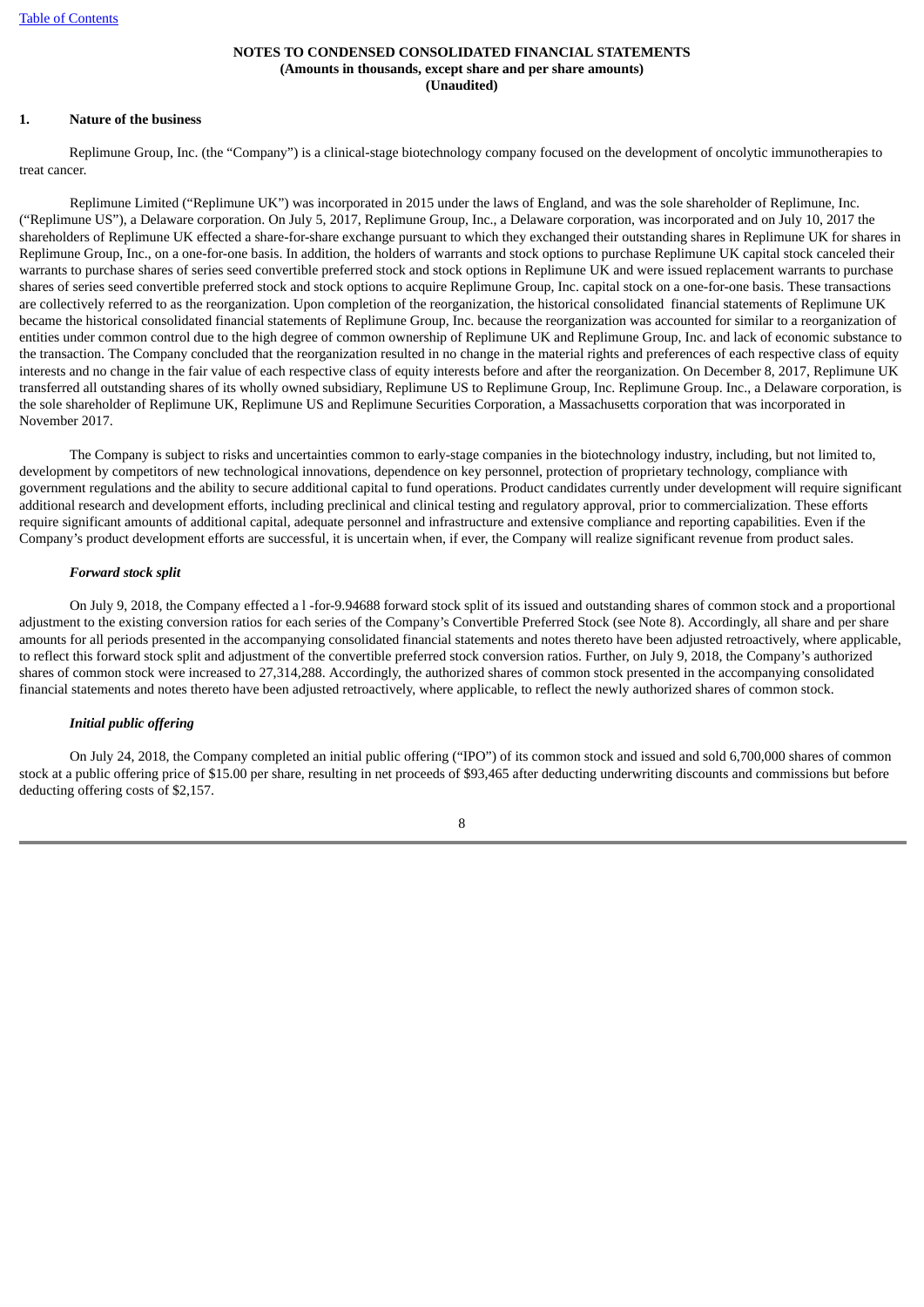# NOTES TO CONDENSED CONSOLIDATED FINANCIAL STATEMENTS
**(Amounts in thousands, except share and per share amounts)**
**(Unaudited)**

## 1. Nature of the business

Replimune Group, Inc. (the "Company") is a clinical-stage biotechnology company focused on the development of oncolytic immunotherapies to treat cancer.

Replimune Limited ("Replimune UK") was incorporated in 2015 under the laws of England, and was the sole shareholder of Replimune, Inc. ("Replimune US"), a Delaware corporation. On July 5, 2017, Replimune Group, Inc., a Delaware corporation, was incorporated and on July 10, 2017 the shareholders of Replimune UK effected a share-for-share exchange pursuant to which they exchanged their outstanding shares in Replimune UK for shares in Replimune Group, Inc., on a one-for-one basis. In addition, the holders of warrants and stock options to purchase Replimune UK capital stock canceled their warrants to purchase shares of series seed convertible preferred stock and stock options in Replimune UK and were issued replacement warrants to purchase shares of series seed convertible preferred stock and stock options to acquire Replimune Group, Inc. capital stock on a one-for-one basis. These transactions are collectively referred to as the reorganization. Upon completion of the reorganization, the historical consolidated financial statements of Replimune UK became the historical consolidated financial statements of Replimune Group, Inc. because the reorganization was accounted for similar to a reorganization of entities under common control due to the high degree of common ownership of Replimune UK and Replimune Group, Inc. and lack of economic substance to the transaction. The Company concluded that the reorganization resulted in no change in the material rights and preferences of each respective class of equity interests and no change in the fair value of each respective class of equity interests before and after the reorganization. On December 8, 2017, Replimune UK transferred all outstanding shares of its wholly owned subsidiary, Replimune US to Replimune Group, Inc. Replimune Group. Inc., a Delaware corporation, is the sole shareholder of Replimune UK, Replimune US and Replimune Securities Corporation, a Massachusetts corporation that was incorporated in November 2017.

The Company is subject to risks and uncertainties common to early-stage companies in the biotechnology industry, including, but not limited to, development by competitors of new technological innovations, dependence on key personnel, protection of proprietary technology, compliance with government regulations and the ability to secure additional capital to fund operations. Product candidates currently under development will require significant additional research and development efforts, including preclinical and clinical testing and regulatory approval, prior to commercialization. These efforts require significant amounts of additional capital, adequate personnel and infrastructure and extensive compliance and reporting capabilities. Even if the Company's product development efforts are successful, it is uncertain when, if ever, the Company will realize significant revenue from product sales.

### *Forward stock split*

On July 9, 2018, the Company effected a l -for-9.94688 forward stock split of its issued and outstanding shares of common stock and a proportional adjustment to the existing conversion ratios for each series of the Company's Convertible Preferred Stock (see Note 8). Accordingly, all share and per share amounts for all periods presented in the accompanying consolidated financial statements and notes thereto have been adjusted retroactively, where applicable, to reflect this forward stock split and adjustment of the convertible preferred stock conversion ratios. Further, on July 9, 2018, the Company's authorized shares of common stock were increased to 27,314,288. Accordingly, the authorized shares of common stock presented in the accompanying consolidated financial statements and notes thereto have been adjusted retroactively, where applicable, to reflect the newly authorized shares of common stock.

### *Initial public offering*

On July 24, 2018, the Company completed an initial public offering ("IPO") of its common stock and issued and sold 6,700,000 shares of common stock at a public offering price of $15.00 per share, resulting in net proceeds of $93,465 after deducting underwriting discounts and commissions but before deducting offering costs of $2,157.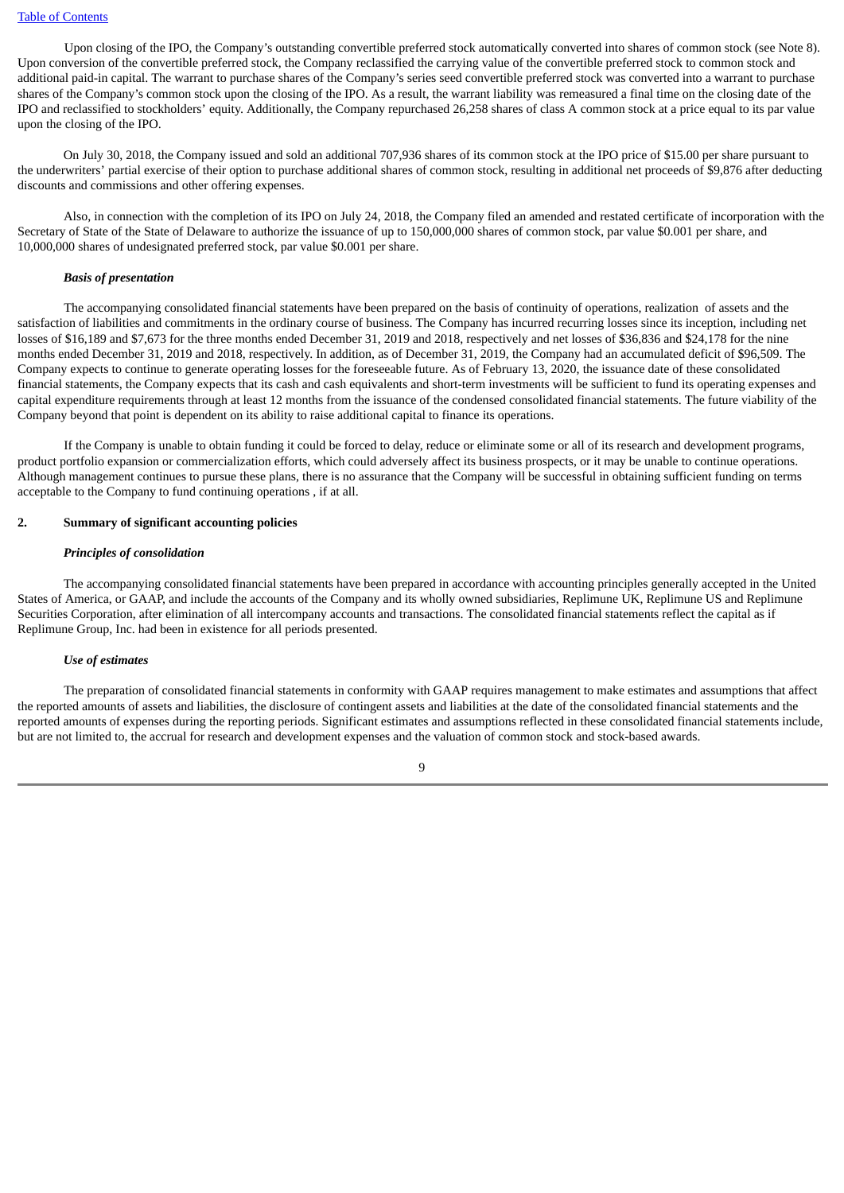Upon closing of the IPO, the Company's outstanding convertible preferred stock automatically converted into shares of common stock (see Note 8). Upon conversion of the convertible preferred stock, the Company reclassified the carrying value of the convertible preferred stock to common stock and additional paid-in capital. The warrant to purchase shares of the Company's series seed convertible preferred stock was converted into a warrant to purchase shares of the Company's common stock upon the closing of the IPO. As a result, the warrant liability was remeasured a final time on the closing date of the IPO and reclassified to stockholders' equity. Additionally, the Company repurchased 26,258 shares of class A common stock at a price equal to its par value upon the closing of the IPO.

On July 30, 2018, the Company issued and sold an additional 707,936 shares of its common stock at the IPO price of $15.00 per share pursuant to the underwriters' partial exercise of their option to purchase additional shares of common stock, resulting in additional net proceeds of $9,876 after deducting discounts and commissions and other offering expenses.

Also, in connection with the completion of its IPO on July 24, 2018, the Company filed an amended and restated certificate of incorporation with the Secretary of State of the State of Delaware to authorize the issuance of up to 150,000,000 shares of common stock, par value $0.001 per share, and 10,000,000 shares of undesignated preferred stock, par value $0.001 per share.

***Basis of presentation***

The accompanying consolidated financial statements have been prepared on the basis of continuity of operations, realization of assets and the satisfaction of liabilities and commitments in the ordinary course of business. The Company has incurred recurring losses since its inception, including net losses of $16,189 and $7,673 for the three months ended December 31, 2019 and 2018, respectively and net losses of $36,836 and $24,178 for the nine months ended December 31, 2019 and 2018, respectively. In addition, as of December 31, 2019, the Company had an accumulated deficit of $96,509. The Company expects to continue to generate operating losses for the foreseeable future. As of February 13, 2020, the issuance date of these consolidated financial statements, the Company expects that its cash and cash equivalents and short-term investments will be sufficient to fund its operating expenses and capital expenditure requirements through at least 12 months from the issuance of the condensed consolidated financial statements. The future viability of the Company beyond that point is dependent on its ability to raise additional capital to finance its operations.

If the Company is unable to obtain funding it could be forced to delay, reduce or eliminate some or all of its research and development programs, product portfolio expansion or commercialization efforts, which could adversely affect its business prospects, or it may be unable to continue operations. Although management continues to pursue these plans, there is no assurance that the Company will be successful in obtaining sufficient funding on terms acceptable to the Company to fund continuing operations , if at all.

## 2. Summary of significant accounting policies

***Principles of consolidation***

The accompanying consolidated financial statements have been prepared in accordance with accounting principles generally accepted in the United States of America, or GAAP, and include the accounts of the Company and its wholly owned subsidiaries, Replimune UK, Replimune US and Replimune Securities Corporation, after elimination of all intercompany accounts and transactions. The consolidated financial statements reflect the capital as if Replimune Group, Inc. had been in existence for all periods presented.

***Use of estimates***

The preparation of consolidated financial statements in conformity with GAAP requires management to make estimates and assumptions that affect the reported amounts of assets and liabilities, the disclosure of contingent assets and liabilities at the date of the consolidated financial statements and the reported amounts of expenses during the reporting periods. Significant estimates and assumptions reflected in these consolidated financial statements include, but are not limited to, the accrual for research and development expenses and the valuation of common stock and stock-based awards.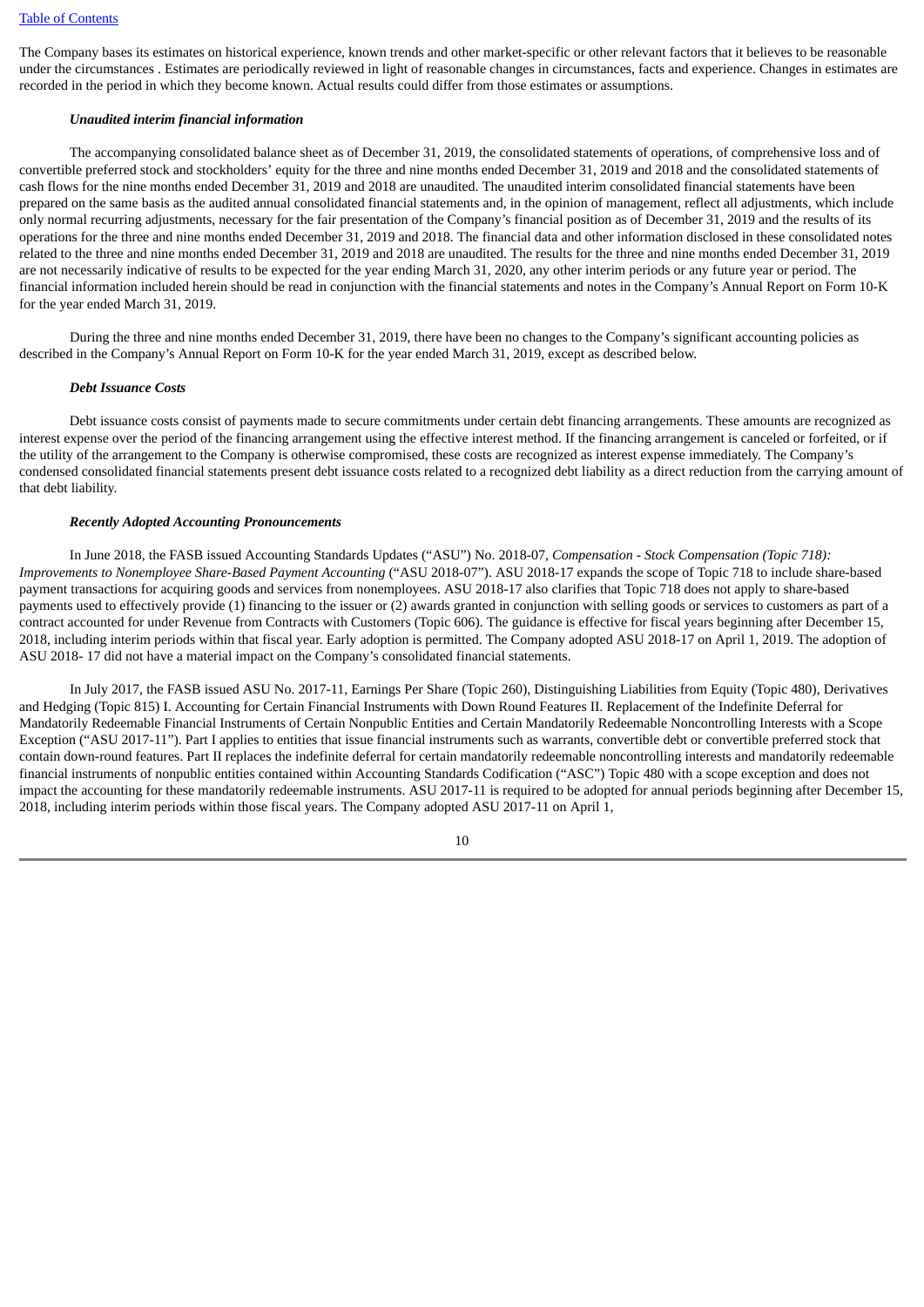The Company bases its estimates on historical experience, known trends and other market-specific or other relevant factors that it believes to be reasonable under the circumstances . Estimates are periodically reviewed in light of reasonable changes in circumstances, facts and experience. Changes in estimates are recorded in the period in which they become known. Actual results could differ from those estimates or assumptions.

***Unaudited interim financial information***

The accompanying consolidated balance sheet as of December 31, 2019, the consolidated statements of operations, of comprehensive loss and of convertible preferred stock and stockholders' equity for the three and nine months ended December 31, 2019 and 2018 and the consolidated statements of cash flows for the nine months ended December 31, 2019 and 2018 are unaudited. The unaudited interim consolidated financial statements have been prepared on the same basis as the audited annual consolidated financial statements and, in the opinion of management, reflect all adjustments, which include only normal recurring adjustments, necessary for the fair presentation of the Company's financial position as of December 31, 2019 and the results of its operations for the three and nine months ended December 31, 2019 and 2018. The financial data and other information disclosed in these consolidated notes related to the three and nine months ended December 31, 2019 and 2018 are unaudited. The results for the three and nine months ended December 31, 2019 are not necessarily indicative of results to be expected for the year ending March 31, 2020, any other interim periods or any future year or period. The financial information included herein should be read in conjunction with the financial statements and notes in the Company's Annual Report on Form 10-K for the year ended March 31, 2019.

During the three and nine months ended December 31, 2019, there have been no changes to the Company's significant accounting policies as described in the Company's Annual Report on Form 10-K for the year ended March 31, 2019, except as described below.

***Debt Issuance Costs***

Debt issuance costs consist of payments made to secure commitments under certain debt financing arrangements. These amounts are recognized as interest expense over the period of the financing arrangement using the effective interest method. If the financing arrangement is canceled or forfeited, or if the utility of the arrangement to the Company is otherwise compromised, these costs are recognized as interest expense immediately. The Company's condensed consolidated financial statements present debt issuance costs related to a recognized debt liability as a direct reduction from the carrying amount of that debt liability.

***Recently Adopted Accounting Pronouncements***

In June 2018, the FASB issued Accounting Standards Updates ("ASU") No. 2018-07, *Compensation - Stock Compensation (Topic 718): Improvements to Nonemployee Share-Based Payment Accounting* ("ASU 2018-07"). ASU 2018-17 expands the scope of Topic 718 to include share-based payment transactions for acquiring goods and services from nonemployees. ASU 2018-17 also clarifies that Topic 718 does not apply to share-based payments used to effectively provide (1) financing to the issuer or (2) awards granted in conjunction with selling goods or services to customers as part of a contract accounted for under Revenue from Contracts with Customers (Topic 606). The guidance is effective for fiscal years beginning after December 15, 2018, including interim periods within that fiscal year. Early adoption is permitted. The Company adopted ASU 2018-17 on April 1, 2019. The adoption of ASU 2018- 17 did not have a material impact on the Company's consolidated financial statements.

In July 2017, the FASB issued ASU No. 2017-11, Earnings Per Share (Topic 260), Distinguishing Liabilities from Equity (Topic 480), Derivatives and Hedging (Topic 815) I. Accounting for Certain Financial Instruments with Down Round Features II. Replacement of the Indefinite Deferral for Mandatorily Redeemable Financial Instruments of Certain Nonpublic Entities and Certain Mandatorily Redeemable Noncontrolling Interests with a Scope Exception ("ASU 2017-11"). Part I applies to entities that issue financial instruments such as warrants, convertible debt or convertible preferred stock that contain down-round features. Part II replaces the indefinite deferral for certain mandatorily redeemable noncontrolling interests and mandatorily redeemable financial instruments of nonpublic entities contained within Accounting Standards Codification ("ASC") Topic 480 with a scope exception and does not impact the accounting for these mandatorily redeemable instruments. ASU 2017-11 is required to be adopted for annual periods beginning after December 15, 2018, including interim periods within those fiscal years. The Company adopted ASU 2017-11 on April 1,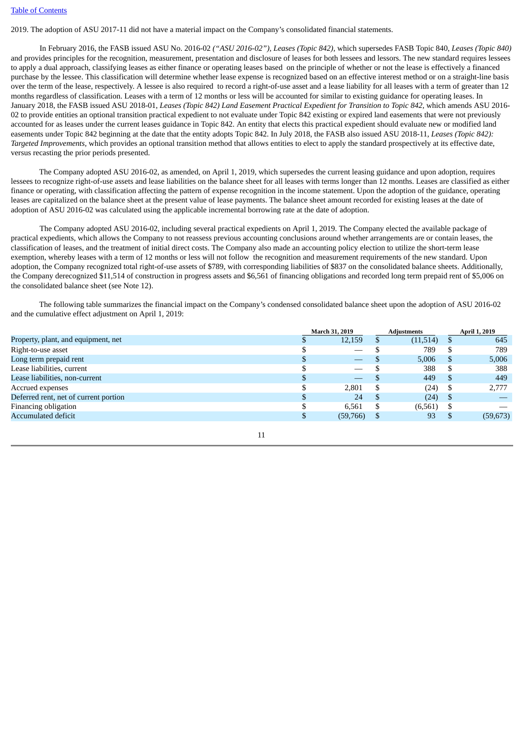2019. The adoption of ASU 2017-11 did not have a material impact on the Company's consolidated financial statements.

In February 2016, the FASB issued ASU No. 2016-02 *("ASU 2016-02"), Leases (Topic 842),* which supersedes FASB Topic 840, *Leases (Topic 840)* and provides principles for the recognition, measurement, presentation and disclosure of leases for both lessees and lessors. The new standard requires lessees to apply a dual approach, classifying leases as either finance or operating leases based on the principle of whether or not the lease is effectively a financed purchase by the lessee. This classification will determine whether lease expense is recognized based on an effective interest method or on a straight-line basis over the term of the lease, respectively. A lessee is also required to record a right-of-use asset and a lease liability for all leases with a term of greater than 12 months regardless of classification. Leases with a term of 12 months or less will be accounted for similar to existing guidance for operating leases. In January 2018, the FASB issued ASU 2018-01, *Leases (Topic 842) Land Easement Practical Expedient for Transition to Topic 842,* which amends ASU 2016-02 to provide entities an optional transition practical expedient to not evaluate under Topic 842 existing or expired land easements that were not previously accounted for as leases under the current leases guidance in Topic 842. An entity that elects this practical expedient should evaluate new or modified land easements under Topic 842 beginning at the date that the entity adopts Topic 842. In July 2018, the FASB also issued ASU 2018-11, *Leases (Topic 842): Targeted Improvements*, which provides an optional transition method that allows entities to elect to apply the standard prospectively at its effective date, versus recasting the prior periods presented.

The Company adopted ASU 2016-02, as amended, on April 1, 2019, which supersedes the current leasing guidance and upon adoption, requires lessees to recognize right-of-use assets and lease liabilities on the balance sheet for all leases with terms longer than 12 months. Leases are classified as either finance or operating, with classification affecting the pattern of expense recognition in the income statement. Upon the adoption of the guidance, operating leases are capitalized on the balance sheet at the present value of lease payments. The balance sheet amount recorded for existing leases at the date of adoption of ASU 2016-02 was calculated using the applicable incremental borrowing rate at the date of adoption.

The Company adopted ASU 2016-02, including several practical expedients on April 1, 2019. The Company elected the available package of practical expedients, which allows the Company to not reassess previous accounting conclusions around whether arrangements are or contain leases, the classification of leases, and the treatment of initial direct costs. The Company also made an accounting policy election to utilize the short-term lease exemption, whereby leases with a term of 12 months or less will not follow the recognition and measurement requirements of the new standard. Upon adoption, the Company recognized total right-of-use assets of $789, with corresponding liabilities of $837 on the consolidated balance sheets. Additionally, the Company derecognized $11,514 of construction in progress assets and $6,561 of financing obligations and recorded long term prepaid rent of $5,006 on the consolidated balance sheet (see Note 12).

The following table summarizes the financial impact on the Company's condensed consolidated balance sheet upon the adoption of ASU 2016-02 and the cumulative effect adjustment on April 1, 2019:

| | March 31, 2019 | Adjustments | April 1, 2019 |
|---|---|---|---|
| Property, plant, and equipment, net | $ 12,159 | $ (11,514) | $ 645 |
| Right-to-use asset | $ — | $ 789 | $ 789 |
| Long term prepaid rent | $ — | $ 5,006 | $ 5,006 |
| Lease liabilities, current | $ — | $ 388 | $ 388 |
| Lease liabilities, non-current | $ — | $ 449 | $ 449 |
| Accrued expenses | $ 2,801 | $ (24) | $ 2,777 |
| Deferred rent, net of current portion | $ 24 | $ (24) | $ — |
| Financing obligation | $ 6,561 | $ (6,561) | $ — |
| Accumulated deficit | $ (59,766) | $ 93 | $ (59,673) |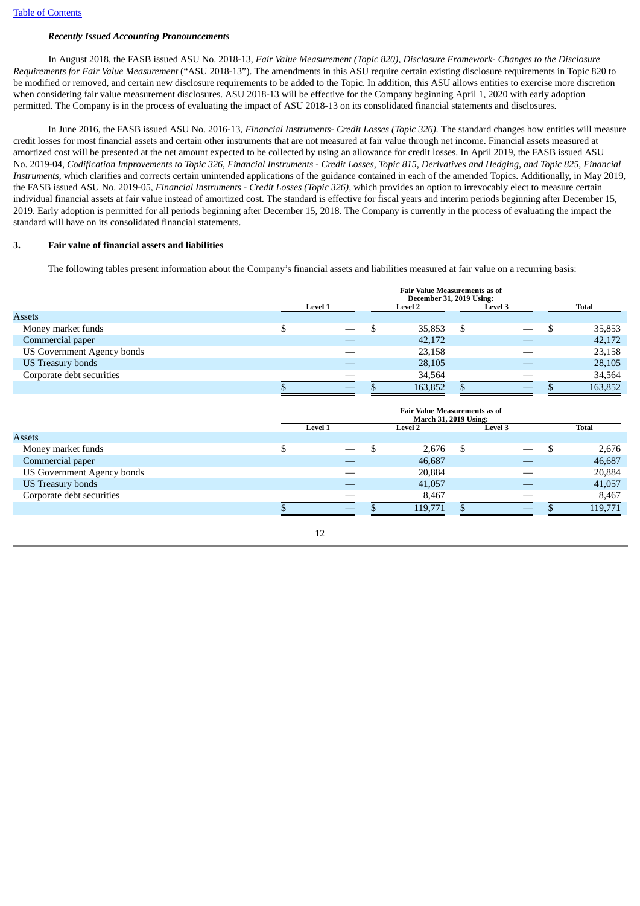### *Recently Issued Accounting Pronouncements*

In August 2018, the FASB issued ASU No. 2018-13, *Fair Value Measurement (Topic 820), Disclosure Framework- Changes to the Disclosure Requirements for Fair Value Measurement* ("ASU 2018-13"). The amendments in this ASU require certain existing disclosure requirements in Topic 820 to be modified or removed, and certain new disclosure requirements to be added to the Topic. In addition, this ASU allows entities to exercise more discretion when considering fair value measurement disclosures. ASU 2018-13 will be effective for the Company beginning April 1, 2020 with early adoption permitted. The Company is in the process of evaluating the impact of ASU 2018-13 on its consolidated financial statements and disclosures.

In June 2016, the FASB issued ASU No. 2016-13, *Financial Instruments- Credit Losses (Topic 326).* The standard changes how entities will measure credit losses for most financial assets and certain other instruments that are not measured at fair value through net income. Financial assets measured at amortized cost will be presented at the net amount expected to be collected by using an allowance for credit losses. In April 2019, the FASB issued ASU No. 2019-04, *Codification Improvements to Topic 326, Financial Instruments - Credit Losses, Topic 815, Derivatives and Hedging, and Topic 825, Financial Instruments,* which clarifies and corrects certain unintended applications of the guidance contained in each of the amended Topics. Additionally, in May 2019, the FASB issued ASU No. 2019-05, *Financial Instruments - Credit Losses (Topic 326),* which provides an option to irrevocably elect to measure certain individual financial assets at fair value instead of amortized cost. The standard is effective for fiscal years and interim periods beginning after December 15, 2019. Early adoption is permitted for all periods beginning after December 15, 2018. The Company is currently in the process of evaluating the impact the standard will have on its consolidated financial statements.

## 3. Fair value of financial assets and liabilities

The following tables present information about the Company's financial assets and liabilities measured at fair value on a recurring basis:

| | Fair Value Measurements as of December 31, 2019 Using: | | | |
|---|---|---|---|---|
| | Level 1 | Level 2 | Level 3 | Total |
| Assets | | | | |
| Money market funds | $ — | $ 35,853 | $ — | $ 35,853 |
| Commercial paper | — | 42,172 | — | 42,172 |
| US Government Agency bonds | — | 23,158 | — | 23,158 |
| US Treasury bonds | — | 28,105 | — | 28,105 |
| Corporate debt securities | — | 34,564 | — | 34,564 |
| | $ — | $ 163,852 | $ — | $ 163,852 |

| | Fair Value Measurements as of March 31, 2019 Using: | | | |
|---|---|---|---|---|
| | Level 1 | Level 2 | Level 3 | Total |
| Assets | | | | |
| Money market funds | $ — | $ 2,676 | $ — | $ 2,676 |
| Commercial paper | — | 46,687 | — | 46,687 |
| US Government Agency bonds | — | 20,884 | — | 20,884 |
| US Treasury bonds | — | 41,057 | — | 41,057 |
| Corporate debt securities | — | 8,467 | — | 8,467 |
| | $ — | $ 119,771 | $ — | $ 119,771 |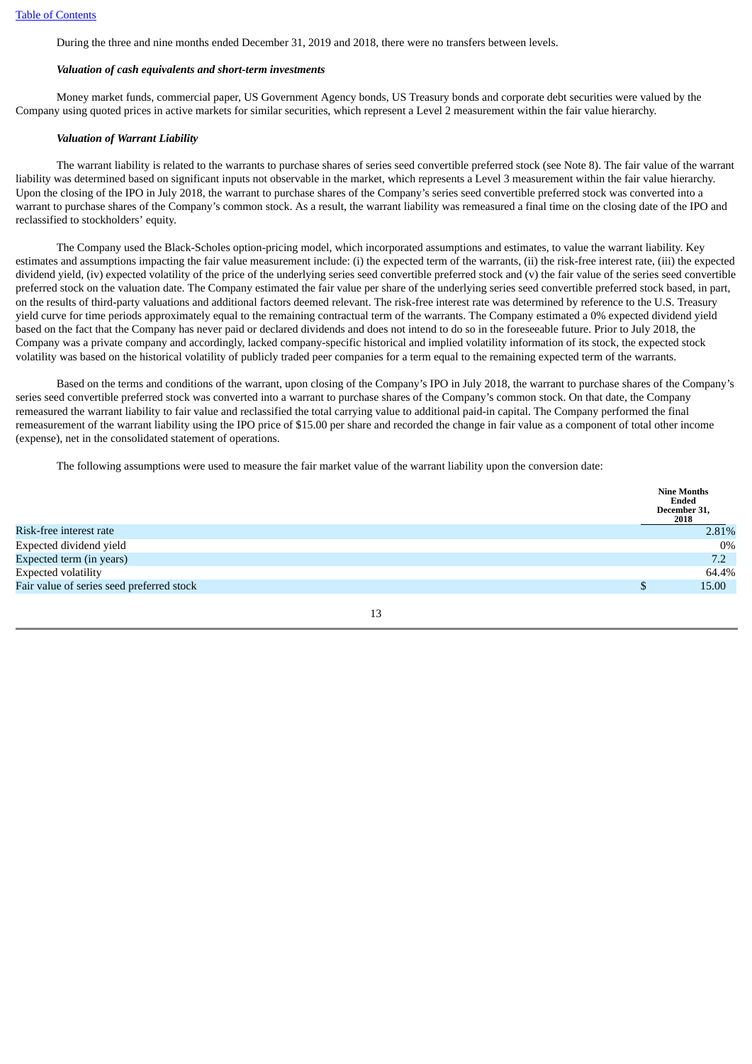During the three and nine months ended December 31, 2019 and 2018, there were no transfers between levels.

***Valuation of cash equivalents and short-term investments***

Money market funds, commercial paper, US Government Agency bonds, US Treasury bonds and corporate debt securities were valued by the Company using quoted prices in active markets for similar securities, which represent a Level 2 measurement within the fair value hierarchy.

***Valuation of Warrant Liability***

The warrant liability is related to the warrants to purchase shares of series seed convertible preferred stock (see Note 8). The fair value of the warrant liability was determined based on significant inputs not observable in the market, which represents a Level 3 measurement within the fair value hierarchy. Upon the closing of the IPO in July 2018, the warrant to purchase shares of the Company's series seed convertible preferred stock was converted into a warrant to purchase shares of the Company's common stock. As a result, the warrant liability was remeasured a final time on the closing date of the IPO and reclassified to stockholders' equity.

The Company used the Black-Scholes option-pricing model, which incorporated assumptions and estimates, to value the warrant liability. Key estimates and assumptions impacting the fair value measurement include: (i) the expected term of the warrants, (ii) the risk-free interest rate, (iii) the expected dividend yield, (iv) expected volatility of the price of the underlying series seed convertible preferred stock and (v) the fair value of the series seed convertible preferred stock on the valuation date. The Company estimated the fair value per share of the underlying series seed convertible preferred stock based, in part, on the results of third-party valuations and additional factors deemed relevant. The risk-free interest rate was determined by reference to the U.S. Treasury yield curve for time periods approximately equal to the remaining contractual term of the warrants. The Company estimated a 0% expected dividend yield based on the fact that the Company has never paid or declared dividends and does not intend to do so in the foreseeable future. Prior to July 2018, the Company was a private company and accordingly, lacked company-specific historical and implied volatility information of its stock, the expected stock volatility was based on the historical volatility of publicly traded peer companies for a term equal to the remaining expected term of the warrants.

Based on the terms and conditions of the warrant, upon closing of the Company's IPO in July 2018, the warrant to purchase shares of the Company's series seed convertible preferred stock was converted into a warrant to purchase shares of the Company's common stock. On that date, the Company remeasured the warrant liability to fair value and reclassified the total carrying value to additional paid-in capital. The Company performed the final remeasurement of the warrant liability using the IPO price of $15.00 per share and recorded the change in fair value as a component of total other income (expense), net in the consolidated statement of operations.

The following assumptions were used to measure the fair market value of the warrant liability upon the conversion date:

| | Nine Months Ended December 31, 2018 |
|---|---|
| Risk-free interest rate | 2.81% |
| Expected dividend yield | 0% |
| Expected term (in years) | 7.2 |
| Expected volatility | 64.4% |
| Fair value of series seed preferred stock | $ 15.00 |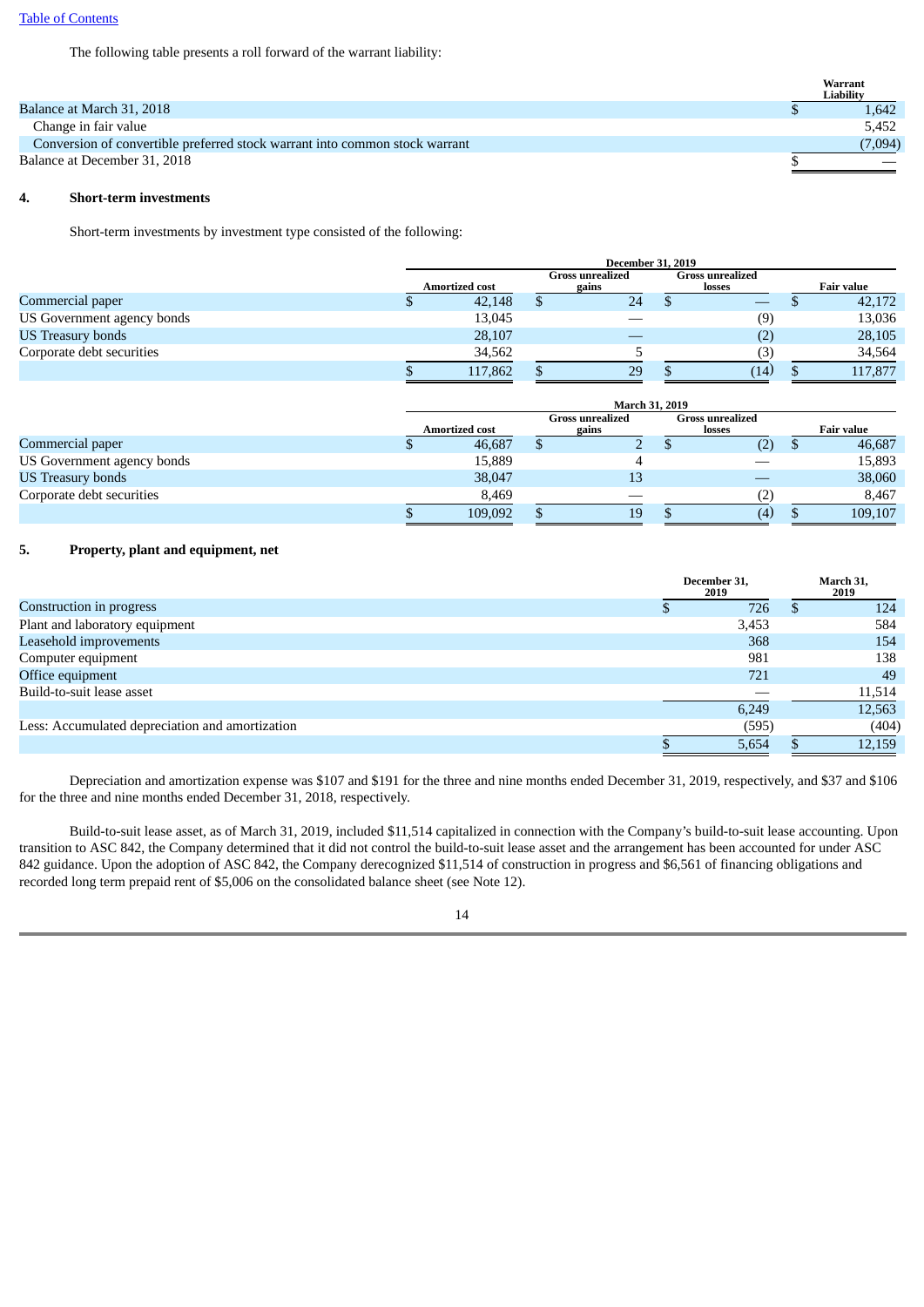The following table presents a roll forward of the warrant liability:

| | Warrant Liability |
|---|---|
| Balance at March 31, 2018 | $ 1,642 |
| Change in fair value | 5,452 |
| Conversion of convertible preferred stock warrant into common stock warrant | (7,094) |
| Balance at December 31, 2018 | $ — |

## 4. Short-term investments

Short-term investments by investment type consisted of the following:

| | December 31, 2019 | | | |
|---|---|---|---|---|
| | Amortized cost | Gross unrealized gains | Gross unrealized losses | Fair value |
| Commercial paper | $ 42,148 | $ 24 | $ — | $ 42,172 |
| US Government agency bonds | 13,045 | — | (9) | 13,036 |
| US Treasury bonds | 28,107 | — | (2) | 28,105 |
| Corporate debt securities | 34,562 | 5 | (3) | 34,564 |
| | $ 117,862 | $ 29 | $ (14) | $ 117,877 |

| | March 31, 2019 | | | |
|---|---|---|---|---|
| | Amortized cost | Gross unrealized gains | Gross unrealized losses | Fair value |
| Commercial paper | $ 46,687 | $ 2 | $ (2) | $ 46,687 |
| US Government agency bonds | 15,889 | 4 | — | 15,893 |
| US Treasury bonds | 38,047 | 13 | — | 38,060 |
| Corporate debt securities | 8,469 | — | (2) | 8,467 |
| | $ 109,092 | $ 19 | $ (4) | $ 109,107 |

## 5. Property, plant and equipment, net

| | December 31, 2019 | March 31, 2019 |
|---|---|---|
| Construction in progress | $ 726 | $ 124 |
| Plant and laboratory equipment | 3,453 | 584 |
| Leasehold improvements | 368 | 154 |
| Computer equipment | 981 | 138 |
| Office equipment | 721 | 49 |
| Build-to-suit lease asset | — | 11,514 |
| | 6,249 | 12,563 |
| Less: Accumulated depreciation and amortization | (595) | (404) |
| | $ 5,654 | $ 12,159 |

Depreciation and amortization expense was $107 and $191 for the three and nine months ended December 31, 2019, respectively, and $37 and $106 for the three and nine months ended December 31, 2018, respectively.

Build-to-suit lease asset, as of March 31, 2019, included $11,514 capitalized in connection with the Company's build-to-suit lease accounting. Upon transition to ASC 842, the Company determined that it did not control the build-to-suit lease asset and the arrangement has been accounted for under ASC 842 guidance. Upon the adoption of ASC 842, the Company derecognized $11,514 of construction in progress and $6,561 of financing obligations and recorded long term prepaid rent of $5,006 on the consolidated balance sheet (see Note 12).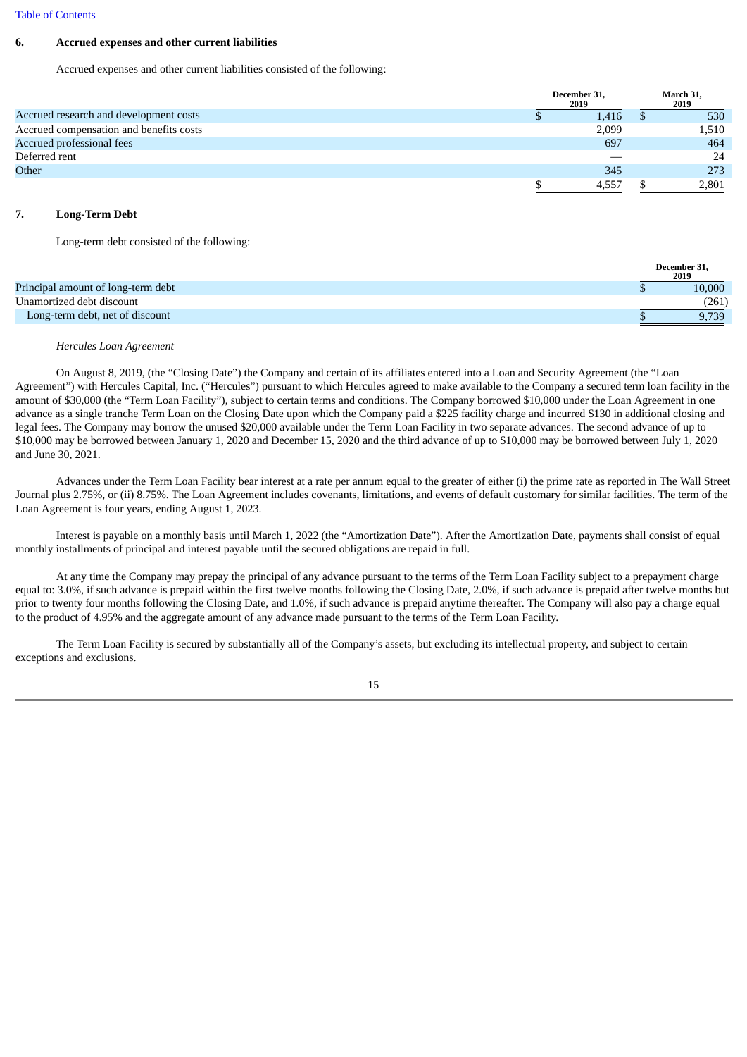[Table of Contents](#)

## 6. Accrued expenses and other current liabilities

Accrued expenses and other current liabilities consisted of the following:

| | December 31, 2019 | March 31, 2019 |
|---|---|---|
| Accrued research and development costs | $ 1,416 | $ 530 |
| Accrued compensation and benefits costs | 2,099 | 1,510 |
| Accrued professional fees | 697 | 464 |
| Deferred rent | — | 24 |
| Other | 345 | 273 |
| | $ 4,557 | $ 2,801 |

## 7. Long-Term Debt

Long-term debt consisted of the following:

| | December 31, 2019 |
|---|---|
| Principal amount of long-term debt | $ 10,000 |
| Unamortized debt discount | (261) |
| Long-term debt, net of discount | $ 9,739 |

*Hercules Loan Agreement*

On August 8, 2019, (the "Closing Date") the Company and certain of its affiliates entered into a Loan and Security Agreement (the "Loan Agreement") with Hercules Capital, Inc. ("Hercules") pursuant to which Hercules agreed to make available to the Company a secured term loan facility in the amount of $30,000 (the "Term Loan Facility"), subject to certain terms and conditions. The Company borrowed $10,000 under the Loan Agreement in one advance as a single tranche Term Loan on the Closing Date upon which the Company paid a $225 facility charge and incurred $130 in additional closing and legal fees. The Company may borrow the unused $20,000 available under the Term Loan Facility in two separate advances. The second advance of up to $10,000 may be borrowed between January 1, 2020 and December 15, 2020 and the third advance of up to $10,000 may be borrowed between July 1, 2020 and June 30, 2021.

Advances under the Term Loan Facility bear interest at a rate per annum equal to the greater of either (i) the prime rate as reported in The Wall Street Journal plus 2.75%, or (ii) 8.75%. The Loan Agreement includes covenants, limitations, and events of default customary for similar facilities. The term of the Loan Agreement is four years, ending August 1, 2023.

Interest is payable on a monthly basis until March 1, 2022 (the "Amortization Date"). After the Amortization Date, payments shall consist of equal monthly installments of principal and interest payable until the secured obligations are repaid in full.

At any time the Company may prepay the principal of any advance pursuant to the terms of the Term Loan Facility subject to a prepayment charge equal to: 3.0%, if such advance is prepaid within the first twelve months following the Closing Date, 2.0%, if such advance is prepaid after twelve months but prior to twenty four months following the Closing Date, and 1.0%, if such advance is prepaid anytime thereafter. The Company will also pay a charge equal to the product of 4.95% and the aggregate amount of any advance made pursuant to the terms of the Term Loan Facility.

The Term Loan Facility is secured by substantially all of the Company's assets, but excluding its intellectual property, and subject to certain exceptions and exclusions.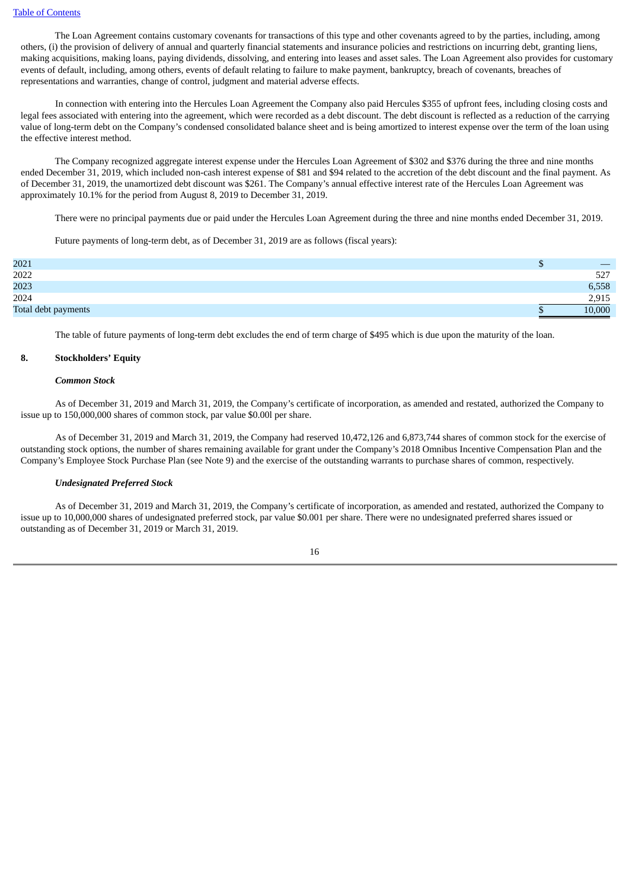The Loan Agreement contains customary covenants for transactions of this type and other covenants agreed to by the parties, including, among others, (i) the provision of delivery of annual and quarterly financial statements and insurance policies and restrictions on incurring debt, granting liens, making acquisitions, making loans, paying dividends, dissolving, and entering into leases and asset sales. The Loan Agreement also provides for customary events of default, including, among others, events of default relating to failure to make payment, bankruptcy, breach of covenants, breaches of representations and warranties, change of control, judgment and material adverse effects.

In connection with entering into the Hercules Loan Agreement the Company also paid Hercules $355 of upfront fees, including closing costs and legal fees associated with entering into the agreement, which were recorded as a debt discount. The debt discount is reflected as a reduction of the carrying value of long-term debt on the Company's condensed consolidated balance sheet and is being amortized to interest expense over the term of the loan using the effective interest method.

The Company recognized aggregate interest expense under the Hercules Loan Agreement of $302 and $376 during the three and nine months ended December 31, 2019, which included non-cash interest expense of $81 and $94 related to the accretion of the debt discount and the final payment. As of December 31, 2019, the unamortized debt discount was $261. The Company's annual effective interest rate of the Hercules Loan Agreement was approximately 10.1% for the period from August 8, 2019 to December 31, 2019.

There were no principal payments due or paid under the Hercules Loan Agreement during the three and nine months ended December 31, 2019.

Future payments of long-term debt, as of December 31, 2019 are as follows (fiscal years):

| | |
|---|---|
| 2021 | $ — |
| 2022 | 527 |
| 2023 | 6,558 |
| 2024 | 2,915 |
| Total debt payments | $ 10,000 |

The table of future payments of long-term debt excludes the end of term charge of $495 which is due upon the maturity of the loan.

## 8. Stockholders' Equity

### *Common Stock*

As of December 31, 2019 and March 31, 2019, the Company's certificate of incorporation, as amended and restated, authorized the Company to issue up to 150,000,000 shares of common stock, par value $0.00l per share.

As of December 31, 2019 and March 31, 2019, the Company had reserved 10,472,126 and 6,873,744 shares of common stock for the exercise of outstanding stock options, the number of shares remaining available for grant under the Company's 2018 Omnibus Incentive Compensation Plan and the Company's Employee Stock Purchase Plan (see Note 9) and the exercise of the outstanding warrants to purchase shares of common, respectively.

### *Undesignated Preferred Stock*

As of December 31, 2019 and March 31, 2019, the Company's certificate of incorporation, as amended and restated, authorized the Company to issue up to 10,000,000 shares of undesignated preferred stock, par value $0.001 per share. There were no undesignated preferred shares issued or outstanding as of December 31, 2019 or March 31, 2019.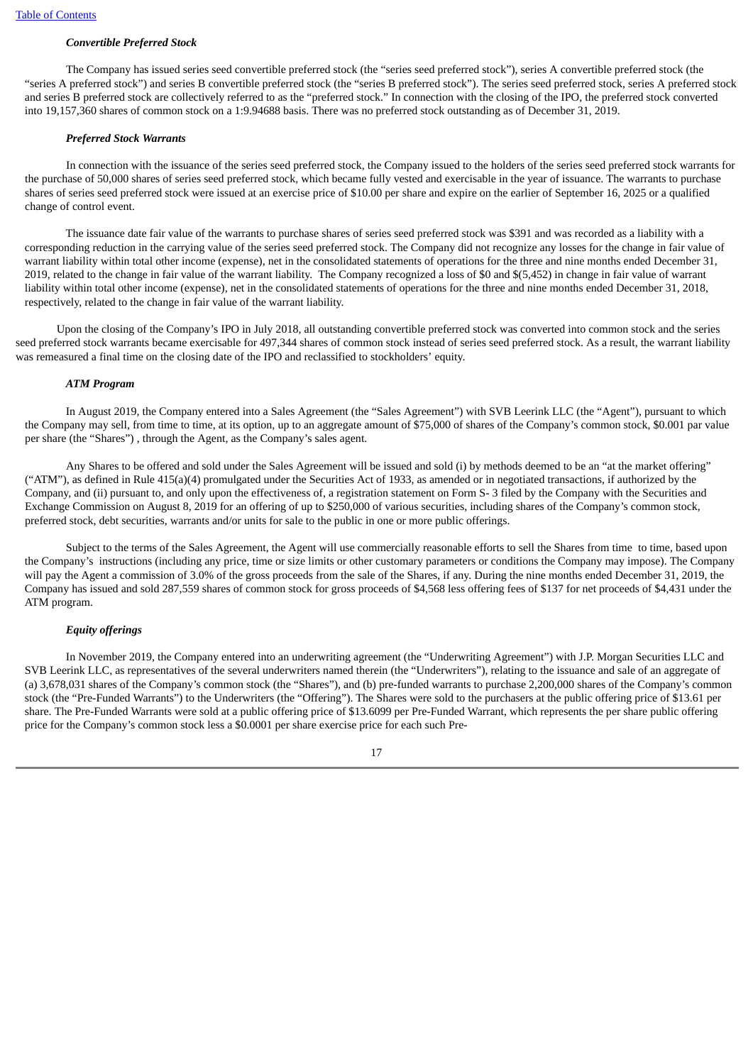***Convertible Preferred Stock***

The Company has issued series seed convertible preferred stock (the "series seed preferred stock"), series A convertible preferred stock (the "series A preferred stock") and series B convertible preferred stock (the "series B preferred stock"). The series seed preferred stock, series A preferred stock and series B preferred stock are collectively referred to as the "preferred stock." In connection with the closing of the IPO, the preferred stock converted into 19,157,360 shares of common stock on a 1:9.94688 basis. There was no preferred stock outstanding as of December 31, 2019.

***Preferred Stock Warrants***

In connection with the issuance of the series seed preferred stock, the Company issued to the holders of the series seed preferred stock warrants for the purchase of 50,000 shares of series seed preferred stock, which became fully vested and exercisable in the year of issuance. The warrants to purchase shares of series seed preferred stock were issued at an exercise price of $10.00 per share and expire on the earlier of September 16, 2025 or a qualified change of control event.

The issuance date fair value of the warrants to purchase shares of series seed preferred stock was $391 and was recorded as a liability with a corresponding reduction in the carrying value of the series seed preferred stock. The Company did not recognize any losses for the change in fair value of warrant liability within total other income (expense), net in the consolidated statements of operations for the three and nine months ended December 31, 2019, related to the change in fair value of the warrant liability. The Company recognized a loss of $0 and $(5,452) in change in fair value of warrant liability within total other income (expense), net in the consolidated statements of operations for the three and nine months ended December 31, 2018, respectively, related to the change in fair value of the warrant liability.

Upon the closing of the Company's IPO in July 2018, all outstanding convertible preferred stock was converted into common stock and the series seed preferred stock warrants became exercisable for 497,344 shares of common stock instead of series seed preferred stock. As a result, the warrant liability was remeasured a final time on the closing date of the IPO and reclassified to stockholders' equity.

***ATM Program***

In August 2019, the Company entered into a Sales Agreement (the "Sales Agreement") with SVB Leerink LLC (the "Agent"), pursuant to which the Company may sell, from time to time, at its option, up to an aggregate amount of $75,000 of shares of the Company's common stock, $0.001 par value per share (the "Shares") , through the Agent, as the Company's sales agent.

Any Shares to be offered and sold under the Sales Agreement will be issued and sold (i) by methods deemed to be an "at the market offering" ("ATM"), as defined in Rule 415(a)(4) promulgated under the Securities Act of 1933, as amended or in negotiated transactions, if authorized by the Company, and (ii) pursuant to, and only upon the effectiveness of, a registration statement on Form S- 3 filed by the Company with the Securities and Exchange Commission on August 8, 2019 for an offering of up to $250,000 of various securities, including shares of the Company's common stock, preferred stock, debt securities, warrants and/or units for sale to the public in one or more public offerings.

Subject to the terms of the Sales Agreement, the Agent will use commercially reasonable efforts to sell the Shares from time to time, based upon the Company's instructions (including any price, time or size limits or other customary parameters or conditions the Company may impose). The Company will pay the Agent a commission of 3.0% of the gross proceeds from the sale of the Shares, if any. During the nine months ended December 31, 2019, the Company has issued and sold 287,559 shares of common stock for gross proceeds of $4,568 less offering fees of $137 for net proceeds of $4,431 under the ATM program.

***Equity offerings***

In November 2019, the Company entered into an underwriting agreement (the "Underwriting Agreement") with J.P. Morgan Securities LLC and SVB Leerink LLC, as representatives of the several underwriters named therein (the "Underwriters"), relating to the issuance and sale of an aggregate of (a) 3,678,031 shares of the Company's common stock (the "Shares"), and (b) pre-funded warrants to purchase 2,200,000 shares of the Company's common stock (the "Pre-Funded Warrants") to the Underwriters (the "Offering"). The Shares were sold to the purchasers at the public offering price of $13.61 per share. The Pre-Funded Warrants were sold at a public offering price of $13.6099 per Pre-Funded Warrant, which represents the per share public offering price for the Company's common stock less a $0.0001 per share exercise price for each such Pre-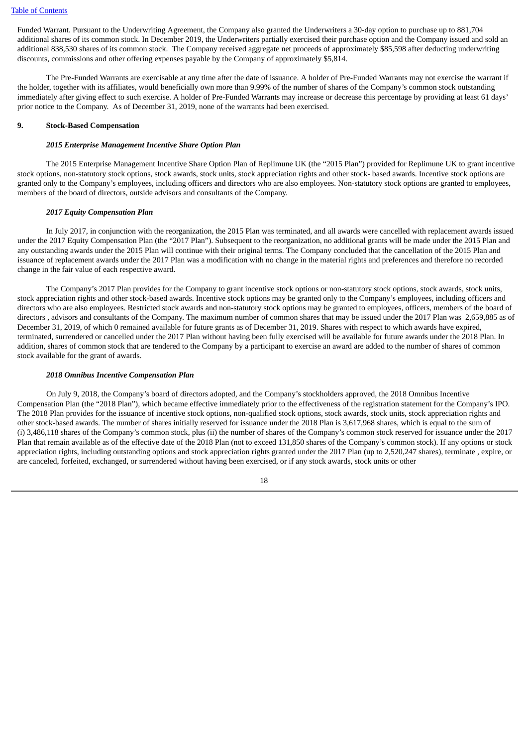Funded Warrant. Pursuant to the Underwriting Agreement, the Company also granted the Underwriters a 30-day option to purchase up to 881,704 additional shares of its common stock. In December 2019, the Underwriters partially exercised their purchase option and the Company issued and sold an additional 838,530 shares of its common stock. The Company received aggregate net proceeds of approximately $85,598 after deducting underwriting discounts, commissions and other offering expenses payable by the Company of approximately $5,814.

The Pre-Funded Warrants are exercisable at any time after the date of issuance. A holder of Pre-Funded Warrants may not exercise the warrant if the holder, together with its affiliates, would beneficially own more than 9.99% of the number of shares of the Company's common stock outstanding immediately after giving effect to such exercise. A holder of Pre-Funded Warrants may increase or decrease this percentage by providing at least 61 days' prior notice to the Company. As of December 31, 2019, none of the warrants had been exercised.

## 9. Stock-Based Compensation

### *2015 Enterprise Management Incentive Share Option Plan*

The 2015 Enterprise Management Incentive Share Option Plan of Replimune UK (the "2015 Plan") provided for Replimune UK to grant incentive stock options, non-statutory stock options, stock awards, stock units, stock appreciation rights and other stock- based awards. Incentive stock options are granted only to the Company's employees, including officers and directors who are also employees. Non-statutory stock options are granted to employees, members of the board of directors, outside advisors and consultants of the Company.

### *2017 Equity Compensation Plan*

In July 2017, in conjunction with the reorganization, the 2015 Plan was terminated, and all awards were cancelled with replacement awards issued under the 2017 Equity Compensation Plan (the "2017 Plan"). Subsequent to the reorganization, no additional grants will be made under the 2015 Plan and any outstanding awards under the 2015 Plan will continue with their original terms. The Company concluded that the cancellation of the 2015 Plan and issuance of replacement awards under the 2017 Plan was a modification with no change in the material rights and preferences and therefore no recorded change in the fair value of each respective award.

The Company's 2017 Plan provides for the Company to grant incentive stock options or non-statutory stock options, stock awards, stock units, stock appreciation rights and other stock-based awards. Incentive stock options may be granted only to the Company's employees, including officers and directors who are also employees. Restricted stock awards and non-statutory stock options may be granted to employees, officers, members of the board of directors , advisors and consultants of the Company. The maximum number of common shares that may be issued under the 2017 Plan was 2,659,885 as of December 31, 2019, of which 0 remained available for future grants as of December 31, 2019. Shares with respect to which awards have expired, terminated, surrendered or cancelled under the 2017 Plan without having been fully exercised will be available for future awards under the 2018 Plan. In addition, shares of common stock that are tendered to the Company by a participant to exercise an award are added to the number of shares of common stock available for the grant of awards.

### *2018 Omnibus Incentive Compensation Plan*

On July 9, 2018, the Company's board of directors adopted, and the Company's stockholders approved, the 2018 Omnibus Incentive Compensation Plan (the "2018 Plan"), which became effective immediately prior to the effectiveness of the registration statement for the Company's IPO. The 2018 Plan provides for the issuance of incentive stock options, non-qualified stock options, stock awards, stock units, stock appreciation rights and other stock-based awards. The number of shares initially reserved for issuance under the 2018 Plan is 3,617,968 shares, which is equal to the sum of (i) 3,486,118 shares of the Company's common stock, plus (ii) the number of shares of the Company's common stock reserved for issuance under the 2017 Plan that remain available as of the effective date of the 2018 Plan (not to exceed 131,850 shares of the Company's common stock). If any options or stock appreciation rights, including outstanding options and stock appreciation rights granted under the 2017 Plan (up to 2,520,247 shares), terminate , expire, or are canceled, forfeited, exchanged, or surrendered without having been exercised, or if any stock awards, stock units or other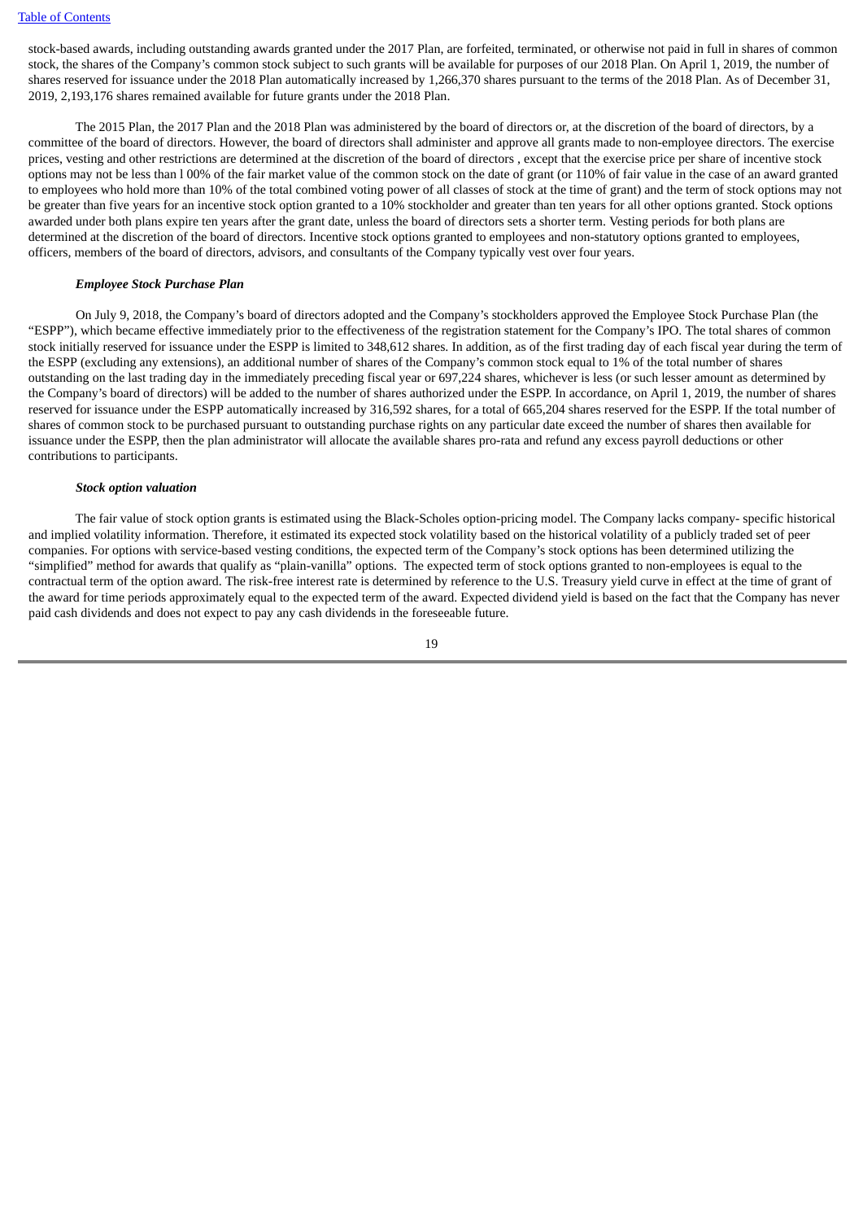stock-based awards, including outstanding awards granted under the 2017 Plan, are forfeited, terminated, or otherwise not paid in full in shares of common stock, the shares of the Company's common stock subject to such grants will be available for purposes of our 2018 Plan. On April 1, 2019, the number of shares reserved for issuance under the 2018 Plan automatically increased by 1,266,370 shares pursuant to the terms of the 2018 Plan. As of December 31, 2019, 2,193,176 shares remained available for future grants under the 2018 Plan.

The 2015 Plan, the 2017 Plan and the 2018 Plan was administered by the board of directors or, at the discretion of the board of directors, by a committee of the board of directors. However, the board of directors shall administer and approve all grants made to non-employee directors. The exercise prices, vesting and other restrictions are determined at the discretion of the board of directors , except that the exercise price per share of incentive stock options may not be less than l 00% of the fair market value of the common stock on the date of grant (or 110% of fair value in the case of an award granted to employees who hold more than 10% of the total combined voting power of all classes of stock at the time of grant) and the term of stock options may not be greater than five years for an incentive stock option granted to a 10% stockholder and greater than ten years for all other options granted. Stock options awarded under both plans expire ten years after the grant date, unless the board of directors sets a shorter term. Vesting periods for both plans are determined at the discretion of the board of directors. Incentive stock options granted to employees and non-statutory options granted to employees, officers, members of the board of directors, advisors, and consultants of the Company typically vest over four years.

***Employee Stock Purchase Plan***

On July 9, 2018, the Company's board of directors adopted and the Company's stockholders approved the Employee Stock Purchase Plan (the "ESPP"), which became effective immediately prior to the effectiveness of the registration statement for the Company's IPO. The total shares of common stock initially reserved for issuance under the ESPP is limited to 348,612 shares. In addition, as of the first trading day of each fiscal year during the term of the ESPP (excluding any extensions), an additional number of shares of the Company's common stock equal to 1% of the total number of shares outstanding on the last trading day in the immediately preceding fiscal year or 697,224 shares, whichever is less (or such lesser amount as determined by the Company's board of directors) will be added to the number of shares authorized under the ESPP. In accordance, on April 1, 2019, the number of shares reserved for issuance under the ESPP automatically increased by 316,592 shares, for a total of 665,204 shares reserved for the ESPP. If the total number of shares of common stock to be purchased pursuant to outstanding purchase rights on any particular date exceed the number of shares then available for issuance under the ESPP, then the plan administrator will allocate the available shares pro-rata and refund any excess payroll deductions or other contributions to participants.

***Stock option valuation***

The fair value of stock option grants is estimated using the Black-Scholes option-pricing model. The Company lacks company- specific historical and implied volatility information. Therefore, it estimated its expected stock volatility based on the historical volatility of a publicly traded set of peer companies. For options with service-based vesting conditions, the expected term of the Company's stock options has been determined utilizing the "simplified" method for awards that qualify as "plain-vanilla" options. The expected term of stock options granted to non-employees is equal to the contractual term of the option award. The risk-free interest rate is determined by reference to the U.S. Treasury yield curve in effect at the time of grant of the award for time periods approximately equal to the expected term of the award. Expected dividend yield is based on the fact that the Company has never paid cash dividends and does not expect to pay any cash dividends in the foreseeable future.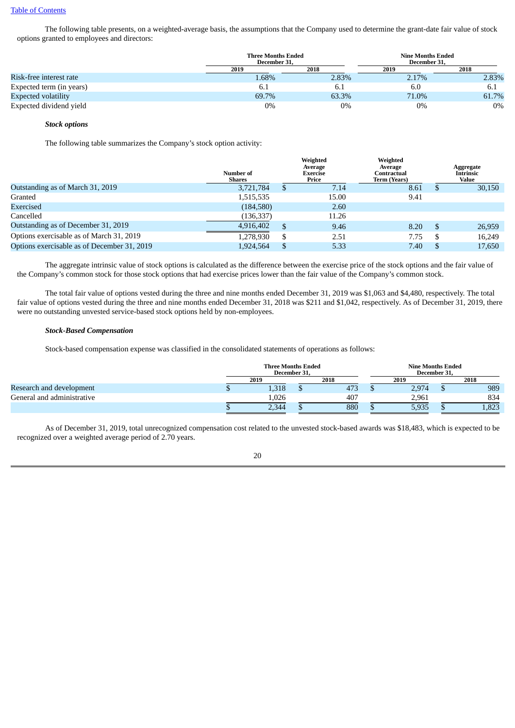The following table presents, on a weighted-average basis, the assumptions that the Company used to determine the grant-date fair value of stock options granted to employees and directors:

| | Three Months Ended December 31, | | Nine Months Ended December 31, | |
|---|---|---|---|---|
| | 2019 | 2018 | 2019 | 2018 |
| Risk-free interest rate | 1.68% | 2.83% | 2.17% | 2.83% |
| Expected term (in years) | 6.1 | 6.1 | 6.0 | 6.1 |
| Expected volatility | 69.7% | 63.3% | 71.0% | 61.7% |
| Expected dividend yield | 0% | 0% | 0% | 0% |

***Stock options***

The following table summarizes the Company's stock option activity:

| | Number of Shares | Weighted Average Exercise Price | Weighted Average Contractual Term (Years) | Aggregate Intrinsic Value |
|---|---|---|---|---|
| Outstanding as of March 31, 2019 | 3,721,784 | $ 7.14 | 8.61 | $ 30,150 |
| Granted | 1,515,535 | 15.00 | 9.41 | |
| Exercised | (184,580) | 2.60 | | |
| Cancelled | (136,337) | 11.26 | | |
| Outstanding as of December 31, 2019 | 4,916,402 | $ 9.46 | 8.20 | $ 26,959 |
| Options exercisable as of March 31, 2019 | 1,278,930 | $ 2.51 | 7.75 | $ 16,249 |
| Options exercisable as of December 31, 2019 | 1,924,564 | $ 5.33 | 7.40 | $ 17,650 |

The aggregate intrinsic value of stock options is calculated as the difference between the exercise price of the stock options and the fair value of the Company's common stock for those stock options that had exercise prices lower than the fair value of the Company's common stock.

The total fair value of options vested during the three and nine months ended December 31, 2019 was $1,063 and $4,480, respectively. The total fair value of options vested during the three and nine months ended December 31, 2018 was $211 and $1,042, respectively. As of December 31, 2019, there were no outstanding unvested service-based stock options held by non-employees.

***Stock-Based Compensation***

Stock-based compensation expense was classified in the consolidated statements of operations as follows:

| | Three Months Ended December 31, | | Nine Months Ended December 31, | |
|---|---|---|---|---|
| | 2019 | 2018 | 2019 | 2018 |
| Research and development | $ 1,318 | $ 473 | $ 2,974 | $ 989 |
| General and administrative | 1,026 | 407 | 2,961 | 834 |
| | $ 2,344 | $ 880 | $ 5,935 | $ 1,823 |

As of December 31, 2019, total unrecognized compensation cost related to the unvested stock-based awards was $18,483, which is expected to be recognized over a weighted average period of 2.70 years.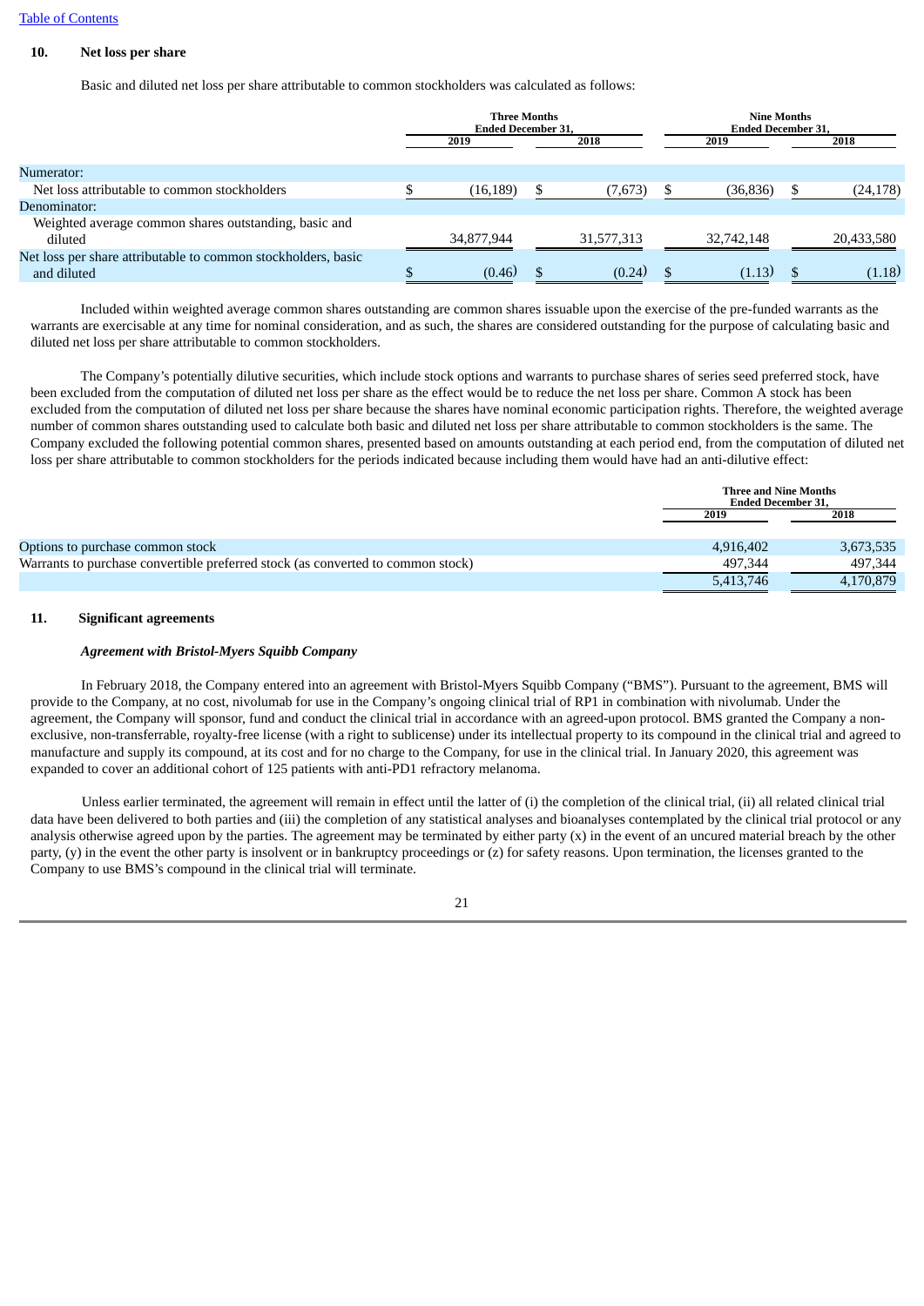## 10. Net loss per share

Basic and diluted net loss per share attributable to common stockholders was calculated as follows:

| | Three Months Ended December 31, | | Nine Months Ended December 31, | |
|---|---|---|---|---|
| | 2019 | 2018 | 2019 | 2018 |
| Numerator: | | | | |
| Net loss attributable to common stockholders | $ (16,189) | $ (7,673) | $ (36,836) | $ (24,178) |
| Denominator: | | | | |
| Weighted average common shares outstanding, basic and diluted | 34,877,944 | 31,577,313 | 32,742,148 | 20,433,580 |
| Net loss per share attributable to common stockholders, basic and diluted | $ (0.46) | $ (0.24) | $ (1.13) | $ (1.18) |

Included within weighted average common shares outstanding are common shares issuable upon the exercise of the pre-funded warrants as the warrants are exercisable at any time for nominal consideration, and as such, the shares are considered outstanding for the purpose of calculating basic and diluted net loss per share attributable to common stockholders.

The Company's potentially dilutive securities, which include stock options and warrants to purchase shares of series seed preferred stock, have been excluded from the computation of diluted net loss per share as the effect would be to reduce the net loss per share. Common A stock has been excluded from the computation of diluted net loss per share because the shares have nominal economic participation rights. Therefore, the weighted average number of common shares outstanding used to calculate both basic and diluted net loss per share attributable to common stockholders is the same. The Company excluded the following potential common shares, presented based on amounts outstanding at each period end, from the computation of diluted net loss per share attributable to common stockholders for the periods indicated because including them would have had an anti-dilutive effect:

| | Three and Nine Months Ended December 31, | |
|---|---|---|
| | 2019 | 2018 |
| Options to purchase common stock | 4,916,402 | 3,673,535 |
| Warrants to purchase convertible preferred stock (as converted to common stock) | 497,344 | 497,344 |
| | 5,413,746 | 4,170,879 |

## 11. Significant agreements

***Agreement with Bristol-Myers Squibb Company***

In February 2018, the Company entered into an agreement with Bristol-Myers Squibb Company ("BMS"). Pursuant to the agreement, BMS will provide to the Company, at no cost, nivolumab for use in the Company's ongoing clinical trial of RP1 in combination with nivolumab. Under the agreement, the Company will sponsor, fund and conduct the clinical trial in accordance with an agreed-upon protocol. BMS granted the Company a non-exclusive, non-transferrable, royalty-free license (with a right to sublicense) under its intellectual property to its compound in the clinical trial and agreed to manufacture and supply its compound, at its cost and for no charge to the Company, for use in the clinical trial. In January 2020, this agreement was expanded to cover an additional cohort of 125 patients with anti-PD1 refractory melanoma.

Unless earlier terminated, the agreement will remain in effect until the latter of (i) the completion of the clinical trial, (ii) all related clinical trial data have been delivered to both parties and (iii) the completion of any statistical analyses and bioanalyses contemplated by the clinical trial protocol or any analysis otherwise agreed upon by the parties. The agreement may be terminated by either party (x) in the event of an uncured material breach by the other party, (y) in the event the other party is insolvent or in bankruptcy proceedings or (z) for safety reasons. Upon termination, the licenses granted to the Company to use BMS's compound in the clinical trial will terminate.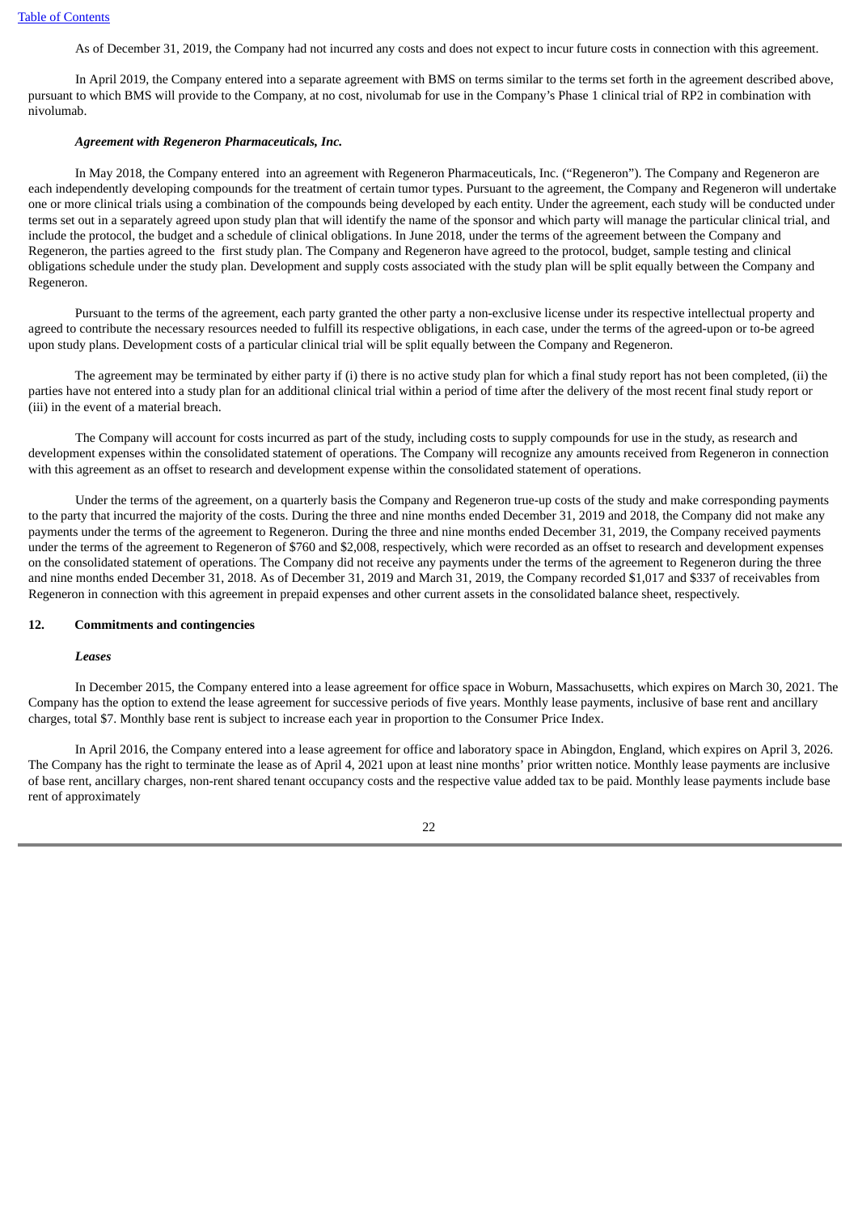As of December 31, 2019, the Company had not incurred any costs and does not expect to incur future costs in connection with this agreement.

In April 2019, the Company entered into a separate agreement with BMS on terms similar to the terms set forth in the agreement described above, pursuant to which BMS will provide to the Company, at no cost, nivolumab for use in the Company's Phase 1 clinical trial of RP2 in combination with nivolumab.

***Agreement with Regeneron Pharmaceuticals, Inc.***

In May 2018, the Company entered into an agreement with Regeneron Pharmaceuticals, Inc. ("Regeneron"). The Company and Regeneron are each independently developing compounds for the treatment of certain tumor types. Pursuant to the agreement, the Company and Regeneron will undertake one or more clinical trials using a combination of the compounds being developed by each entity. Under the agreement, each study will be conducted under terms set out in a separately agreed upon study plan that will identify the name of the sponsor and which party will manage the particular clinical trial, and include the protocol, the budget and a schedule of clinical obligations. In June 2018, under the terms of the agreement between the Company and Regeneron, the parties agreed to the first study plan. The Company and Regeneron have agreed to the protocol, budget, sample testing and clinical obligations schedule under the study plan. Development and supply costs associated with the study plan will be split equally between the Company and Regeneron.

Pursuant to the terms of the agreement, each party granted the other party a non-exclusive license under its respective intellectual property and agreed to contribute the necessary resources needed to fulfill its respective obligations, in each case, under the terms of the agreed-upon or to-be agreed upon study plans. Development costs of a particular clinical trial will be split equally between the Company and Regeneron.

The agreement may be terminated by either party if (i) there is no active study plan for which a final study report has not been completed, (ii) the parties have not entered into a study plan for an additional clinical trial within a period of time after the delivery of the most recent final study report or (iii) in the event of a material breach.

The Company will account for costs incurred as part of the study, including costs to supply compounds for use in the study, as research and development expenses within the consolidated statement of operations. The Company will recognize any amounts received from Regeneron in connection with this agreement as an offset to research and development expense within the consolidated statement of operations.

Under the terms of the agreement, on a quarterly basis the Company and Regeneron true-up costs of the study and make corresponding payments to the party that incurred the majority of the costs. During the three and nine months ended December 31, 2019 and 2018, the Company did not make any payments under the terms of the agreement to Regeneron. During the three and nine months ended December 31, 2019, the Company received payments under the terms of the agreement to Regeneron of $760 and $2,008, respectively, which were recorded as an offset to research and development expenses on the consolidated statement of operations. The Company did not receive any payments under the terms of the agreement to Regeneron during the three and nine months ended December 31, 2018. As of December 31, 2019 and March 31, 2019, the Company recorded $1,017 and $337 of receivables from Regeneron in connection with this agreement in prepaid expenses and other current assets in the consolidated balance sheet, respectively.

## 12. Commitments and contingencies

***Leases***

In December 2015, the Company entered into a lease agreement for office space in Woburn, Massachusetts, which expires on March 30, 2021. The Company has the option to extend the lease agreement for successive periods of five years. Monthly lease payments, inclusive of base rent and ancillary charges, total $7. Monthly base rent is subject to increase each year in proportion to the Consumer Price Index.

In April 2016, the Company entered into a lease agreement for office and laboratory space in Abingdon, England, which expires on April 3, 2026. The Company has the right to terminate the lease as of April 4, 2021 upon at least nine months' prior written notice. Monthly lease payments are inclusive of base rent, ancillary charges, non-rent shared tenant occupancy costs and the respective value added tax to be paid. Monthly lease payments include base rent of approximately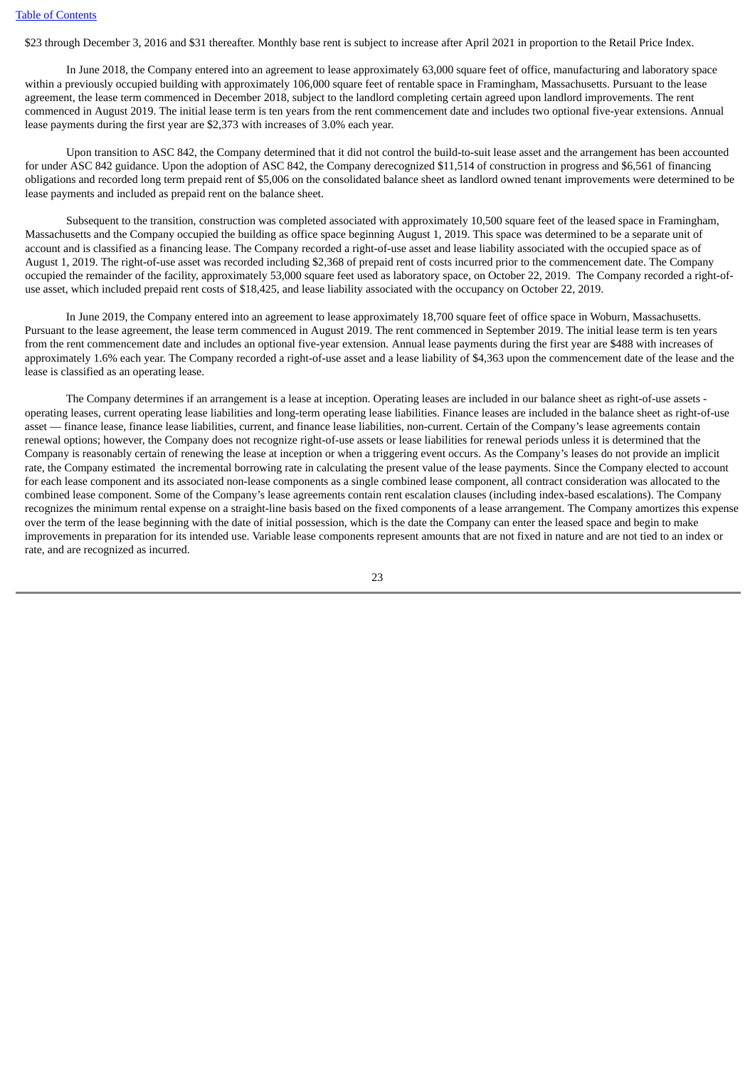$23 through December 3, 2016 and $31 thereafter. Monthly base rent is subject to increase after April 2021 in proportion to the Retail Price Index.

In June 2018, the Company entered into an agreement to lease approximately 63,000 square feet of office, manufacturing and laboratory space within a previously occupied building with approximately 106,000 square feet of rentable space in Framingham, Massachusetts. Pursuant to the lease agreement, the lease term commenced in December 2018, subject to the landlord completing certain agreed upon landlord improvements. The rent commenced in August 2019. The initial lease term is ten years from the rent commencement date and includes two optional five-year extensions. Annual lease payments during the first year are $2,373 with increases of 3.0% each year.

Upon transition to ASC 842, the Company determined that it did not control the build-to-suit lease asset and the arrangement has been accounted for under ASC 842 guidance. Upon the adoption of ASC 842, the Company derecognized $11,514 of construction in progress and $6,561 of financing obligations and recorded long term prepaid rent of $5,006 on the consolidated balance sheet as landlord owned tenant improvements were determined to be lease payments and included as prepaid rent on the balance sheet.

Subsequent to the transition, construction was completed associated with approximately 10,500 square feet of the leased space in Framingham, Massachusetts and the Company occupied the building as office space beginning August 1, 2019. This space was determined to be a separate unit of account and is classified as a financing lease. The Company recorded a right-of-use asset and lease liability associated with the occupied space as of August 1, 2019. The right-of-use asset was recorded including $2,368 of prepaid rent of costs incurred prior to the commencement date. The Company occupied the remainder of the facility, approximately 53,000 square feet used as laboratory space, on October 22, 2019. The Company recorded a right-of-use asset, which included prepaid rent costs of $18,425, and lease liability associated with the occupancy on October 22, 2019.

In June 2019, the Company entered into an agreement to lease approximately 18,700 square feet of office space in Woburn, Massachusetts. Pursuant to the lease agreement, the lease term commenced in August 2019. The rent commenced in September 2019. The initial lease term is ten years from the rent commencement date and includes an optional five-year extension. Annual lease payments during the first year are $488 with increases of approximately 1.6% each year. The Company recorded a right-of-use asset and a lease liability of $4,363 upon the commencement date of the lease and the lease is classified as an operating lease.

The Company determines if an arrangement is a lease at inception. Operating leases are included in our balance sheet as right-of-use assets - operating leases, current operating lease liabilities and long-term operating lease liabilities. Finance leases are included in the balance sheet as right-of-use asset — finance lease, finance lease liabilities, current, and finance lease liabilities, non-current. Certain of the Company's lease agreements contain renewal options; however, the Company does not recognize right-of-use assets or lease liabilities for renewal periods unless it is determined that the Company is reasonably certain of renewing the lease at inception or when a triggering event occurs. As the Company's leases do not provide an implicit rate, the Company estimated the incremental borrowing rate in calculating the present value of the lease payments. Since the Company elected to account for each lease component and its associated non-lease components as a single combined lease component, all contract consideration was allocated to the combined lease component. Some of the Company's lease agreements contain rent escalation clauses (including index-based escalations). The Company recognizes the minimum rental expense on a straight-line basis based on the fixed components of a lease arrangement. The Company amortizes this expense over the term of the lease beginning with the date of initial possession, which is the date the Company can enter the leased space and begin to make improvements in preparation for its intended use. Variable lease components represent amounts that are not fixed in nature and are not tied to an index or rate, and are recognized as incurred.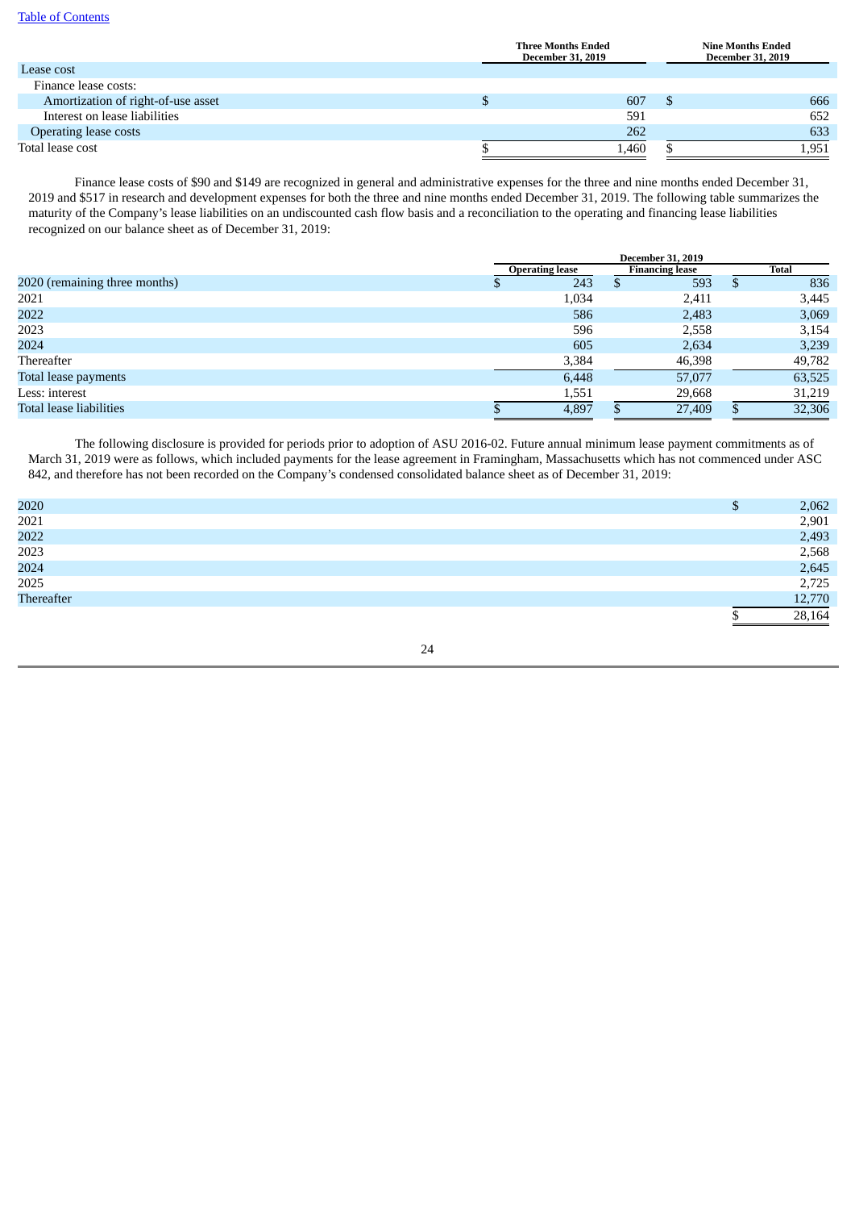| | Three Months Ended December 31, 2019 | Nine Months Ended December 31, 2019 |
|---|---|---|
| Lease cost | | |
| Finance lease costs: | | |
| Amortization of right-of-use asset | $ 607 | $ 666 |
| Interest on lease liabilities | 591 | 652 |
| Operating lease costs | 262 | 633 |
| Total lease cost | $ 1,460 | $ 1,951 |

Finance lease costs of $90 and $149 are recognized in general and administrative expenses for the three and nine months ended December 31, 2019 and $517 in research and development expenses for both the three and nine months ended December 31, 2019. The following table summarizes the maturity of the Company's lease liabilities on an undiscounted cash flow basis and a reconciliation to the operating and financing lease liabilities recognized on our balance sheet as of December 31, 2019:

| | December 31, 2019 | | |
|---|---|---|---|
| | Operating lease | Financing lease | Total |
| 2020 (remaining three months) | $ 243 | $ 593 | $ 836 |
| 2021 | 1,034 | 2,411 | 3,445 |
| 2022 | 586 | 2,483 | 3,069 |
| 2023 | 596 | 2,558 | 3,154 |
| 2024 | 605 | 2,634 | 3,239 |
| Thereafter | 3,384 | 46,398 | 49,782 |
| Total lease payments | 6,448 | 57,077 | 63,525 |
| Less: interest | 1,551 | 29,668 | 31,219 |
| Total lease liabilities | $ 4,897 | $ 27,409 | $ 32,306 |

The following disclosure is provided for periods prior to adoption of ASU 2016-02. Future annual minimum lease payment commitments as of March 31, 2019 were as follows, which included payments for the lease agreement in Framingham, Massachusetts which has not commenced under ASC 842, and therefore has not been recorded on the Company's condensed consolidated balance sheet as of December 31, 2019:

| | |
|---|---|
| 2020 | $ 2,062 |
| 2021 | 2,901 |
| 2022 | 2,493 |
| 2023 | 2,568 |
| 2024 | 2,645 |
| 2025 | 2,725 |
| Thereafter | 12,770 |
| | $ 28,164 |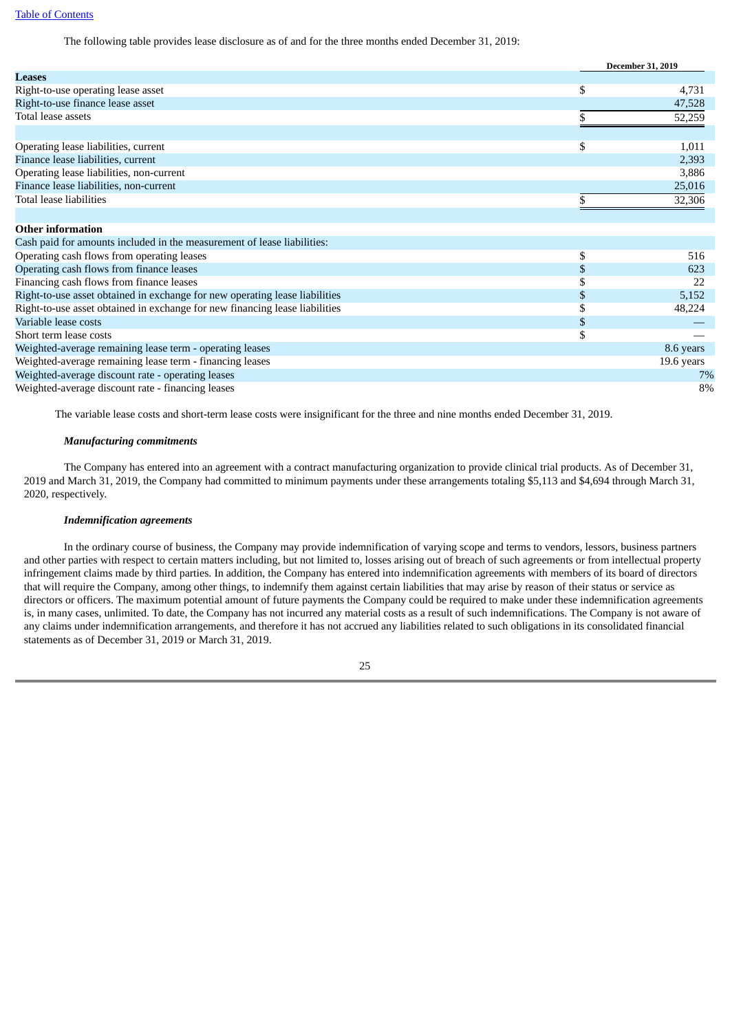The following table provides lease disclosure as of and for the three months ended December 31, 2019:

| | December 31, 2019 |
|---|---|
| **Leases** | |
| Right-to-use operating lease asset | $ 4,731 |
| Right-to-use finance lease asset | 47,528 |
| Total lease assets | $ 52,259 |
| | |
| Operating lease liabilities, current | $ 1,011 |
| Finance lease liabilities, current | 2,393 |
| Operating lease liabilities, non-current | 3,886 |
| Finance lease liabilities, non-current | 25,016 |
| Total lease liabilities | $ 32,306 |
| | |
| **Other information** | |
| Cash paid for amounts included in the measurement of lease liabilities: | |
| Operating cash flows from operating leases | $ 516 |
| Operating cash flows from finance leases | $ 623 |
| Financing cash flows from finance leases | $ 22 |
| Right-to-use asset obtained in exchange for new operating lease liabilities | $ 5,152 |
| Right-to-use asset obtained in exchange for new financing lease liabilities | $ 48,224 |
| Variable lease costs | $ — |
| Short term lease costs | $ — |
| Weighted-average remaining lease term - operating leases | 8.6 years |
| Weighted-average remaining lease term - financing leases | 19.6 years |
| Weighted-average discount rate - operating leases | 7% |
| Weighted-average discount rate - financing leases | 8% |

The variable lease costs and short-term lease costs were insignificant for the three and nine months ended December 31, 2019.

***Manufacturing commitments***

The Company has entered into an agreement with a contract manufacturing organization to provide clinical trial products. As of December 31, 2019 and March 31, 2019, the Company had committed to minimum payments under these arrangements totaling $5,113 and $4,694 through March 31, 2020, respectively.

***Indemnification agreements***

In the ordinary course of business, the Company may provide indemnification of varying scope and terms to vendors, lessors, business partners and other parties with respect to certain matters including, but not limited to, losses arising out of breach of such agreements or from intellectual property infringement claims made by third parties. In addition, the Company has entered into indemnification agreements with members of its board of directors that will require the Company, among other things, to indemnify them against certain liabilities that may arise by reason of their status or service as directors or officers. The maximum potential amount of future payments the Company could be required to make under these indemnification agreements is, in many cases, unlimited. To date, the Company has not incurred any material costs as a result of such indemnifications. The Company is not aware of any claims under indemnification arrangements, and therefore it has not accrued any liabilities related to such obligations in its consolidated financial statements as of December 31, 2019 or March 31, 2019.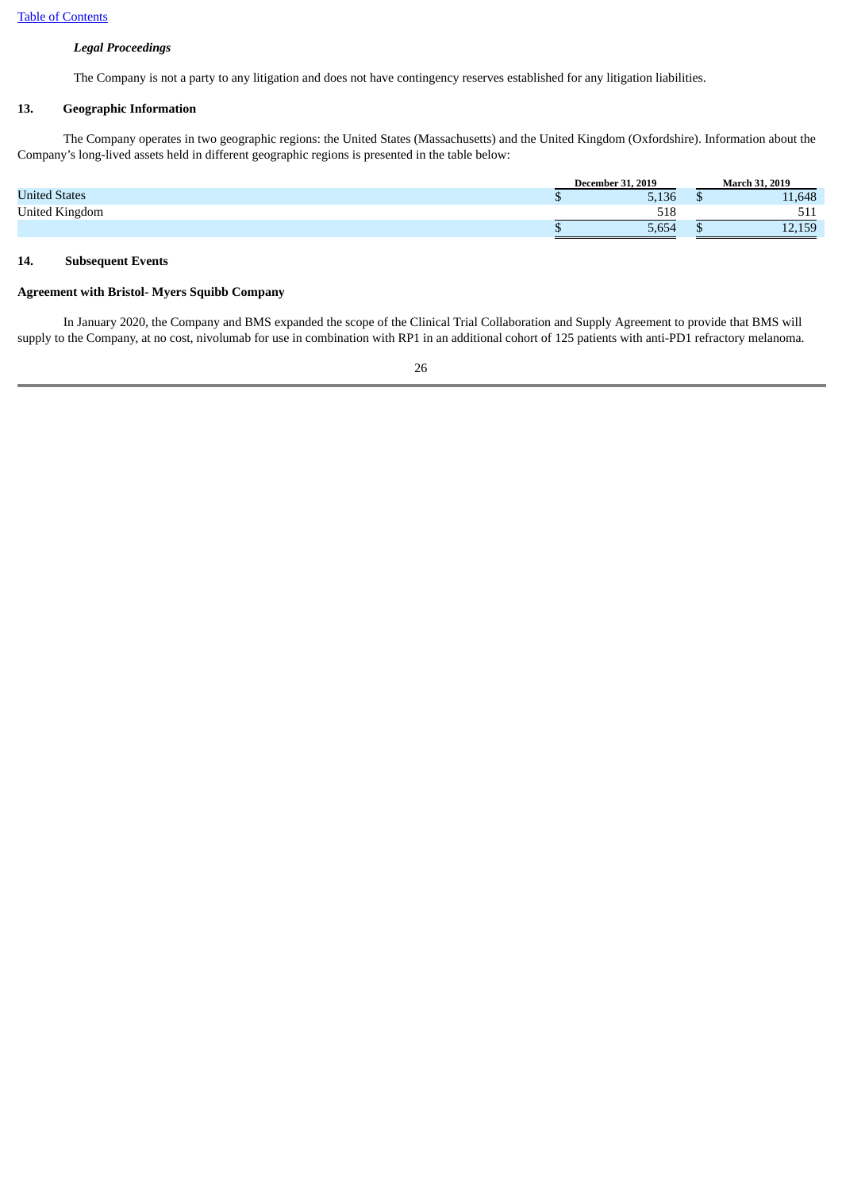### *Legal Proceedings*

The Company is not a party to any litigation and does not have contingency reserves established for any litigation liabilities.

## 13. Geographic Information

The Company operates in two geographic regions: the United States (Massachusetts) and the United Kingdom (Oxfordshire). Information about the Company's long-lived assets held in different geographic regions is presented in the table below:

| | December 31, 2019 | March 31, 2019 |
|---|---|---|
| United States | $ 5,136 | $ 11,648 |
| United Kingdom | 518 | 511 |
| | $ 5,654 | $ 12,159 |

## 14. Subsequent Events

**Agreement with Bristol- Myers Squibb Company**

In January 2020, the Company and BMS expanded the scope of the Clinical Trial Collaboration and Supply Agreement to provide that BMS will supply to the Company, at no cost, nivolumab for use in combination with RP1 in an additional cohort of 125 patients with anti-PD1 refractory melanoma.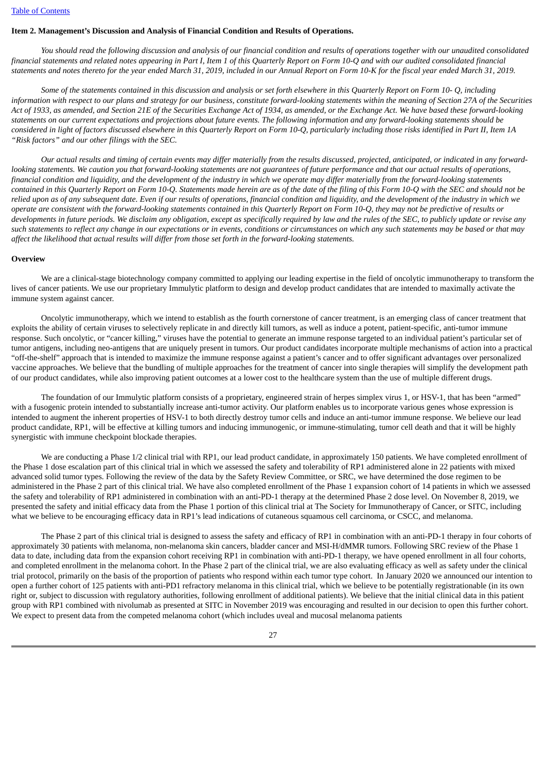## Item 2. Management's Discussion and Analysis of Financial Condition and Results of Operations.

*You should read the following discussion and analysis of our financial condition and results of operations together with our unaudited consolidated financial statements and related notes appearing in Part I, Item 1 of this Quarterly Report on Form 10-Q and with our audited consolidated financial statements and notes thereto for the year ended March 31, 2019, included in our Annual Report on Form 10-K for the fiscal year ended March 31, 2019.*

*Some of the statements contained in this discussion and analysis or set forth elsewhere in this Quarterly Report on Form 10- Q, including information with respect to our plans and strategy for our business, constitute forward-looking statements within the meaning of Section 27A of the Securities Act of 1933, as amended, and Section 21E of the Securities Exchange Act of 1934, as amended, or the Exchange Act. We have based these forward-looking statements on our current expectations and projections about future events. The following information and any forward-looking statements should be considered in light of factors discussed elsewhere in this Quarterly Report on Form 10-Q, particularly including those risks identified in Part II, Item 1A "Risk factors" and our other filings with the SEC.*

*Our actual results and timing of certain events may differ materially from the results discussed, projected, anticipated, or indicated in any forward-looking statements. We caution you that forward-looking statements are not guarantees of future performance and that our actual results of operations, financial condition and liquidity, and the development of the industry in which we operate may differ materially from the forward-looking statements contained in this Quarterly Report on Form 10-Q. Statements made herein are as of the date of the filing of this Form 10-Q with the SEC and should not be relied upon as of any subsequent date. Even if our results of operations, financial condition and liquidity, and the development of the industry in which we operate are consistent with the forward-looking statements contained in this Quarterly Report on Form 10-Q, they may not be predictive of results or developments in future periods. We disclaim any obligation, except as specifically required by law and the rules of the SEC, to publicly update or revise any such statements to reflect any change in our expectations or in events, conditions or circumstances on which any such statements may be based or that may affect the likelihood that actual results will differ from those set forth in the forward-looking statements.*

### Overview

We are a clinical-stage biotechnology company committed to applying our leading expertise in the field of oncolytic immunotherapy to transform the lives of cancer patients. We use our proprietary Immulytic platform to design and develop product candidates that are intended to maximally activate the immune system against cancer.

Oncolytic immunotherapy, which we intend to establish as the fourth cornerstone of cancer treatment, is an emerging class of cancer treatment that exploits the ability of certain viruses to selectively replicate in and directly kill tumors, as well as induce a potent, patient-specific, anti-tumor immune response. Such oncolytic, or "cancer killing," viruses have the potential to generate an immune response targeted to an individual patient's particular set of tumor antigens, including neo-antigens that are uniquely present in tumors. Our product candidates incorporate multiple mechanisms of action into a practical "off-the-shelf" approach that is intended to maximize the immune response against a patient's cancer and to offer significant advantages over personalized vaccine approaches. We believe that the bundling of multiple approaches for the treatment of cancer into single therapies will simplify the development path of our product candidates, while also improving patient outcomes at a lower cost to the healthcare system than the use of multiple different drugs.

The foundation of our Immulytic platform consists of a proprietary, engineered strain of herpes simplex virus 1, or HSV-1, that has been "armed" with a fusogenic protein intended to substantially increase anti-tumor activity. Our platform enables us to incorporate various genes whose expression is intended to augment the inherent properties of HSV-1 to both directly destroy tumor cells and induce an anti-tumor immune response. We believe our lead product candidate, RP1, will be effective at killing tumors and inducing immunogenic, or immune-stimulating, tumor cell death and that it will be highly synergistic with immune checkpoint blockade therapies.

We are conducting a Phase 1/2 clinical trial with RP1, our lead product candidate, in approximately 150 patients. We have completed enrollment of the Phase 1 dose escalation part of this clinical trial in which we assessed the safety and tolerability of RP1 administered alone in 22 patients with mixed advanced solid tumor types. Following the review of the data by the Safety Review Committee, or SRC, we have determined the dose regimen to be administered in the Phase 2 part of this clinical trial. We have also completed enrollment of the Phase 1 expansion cohort of 14 patients in which we assessed the safety and tolerability of RP1 administered in combination with an anti-PD-1 therapy at the determined Phase 2 dose level. On November 8, 2019, we presented the safety and initial efficacy data from the Phase 1 portion of this clinical trial at The Society for Immunotherapy of Cancer, or SITC, including what we believe to be encouraging efficacy data in RP1's lead indications of cutaneous squamous cell carcinoma, or CSCC, and melanoma.

The Phase 2 part of this clinical trial is designed to assess the safety and efficacy of RP1 in combination with an anti-PD-1 therapy in four cohorts of approximately 30 patients with melanoma, non-melanoma skin cancers, bladder cancer and MSI-H/dMMR tumors. Following SRC review of the Phase 1 data to date, including data from the expansion cohort receiving RP1 in combination with anti-PD-1 therapy, we have opened enrollment in all four cohorts, and completed enrollment in the melanoma cohort. In the Phase 2 part of the clinical trial, we are also evaluating efficacy as well as safety under the clinical trial protocol, primarily on the basis of the proportion of patients who respond within each tumor type cohort. In January 2020 we announced our intention to open a further cohort of 125 patients with anti-PD1 refractory melanoma in this clinical trial, which we believe to be potentially registrationable (in its own right or, subject to discussion with regulatory authorities, following enrollment of additional patients). We believe that the initial clinical data in this patient group with RP1 combined with nivolumab as presented at SITC in November 2019 was encouraging and resulted in our decision to open this further cohort. We expect to present data from the competed melanoma cohort (which includes uveal and mucosal melanoma patients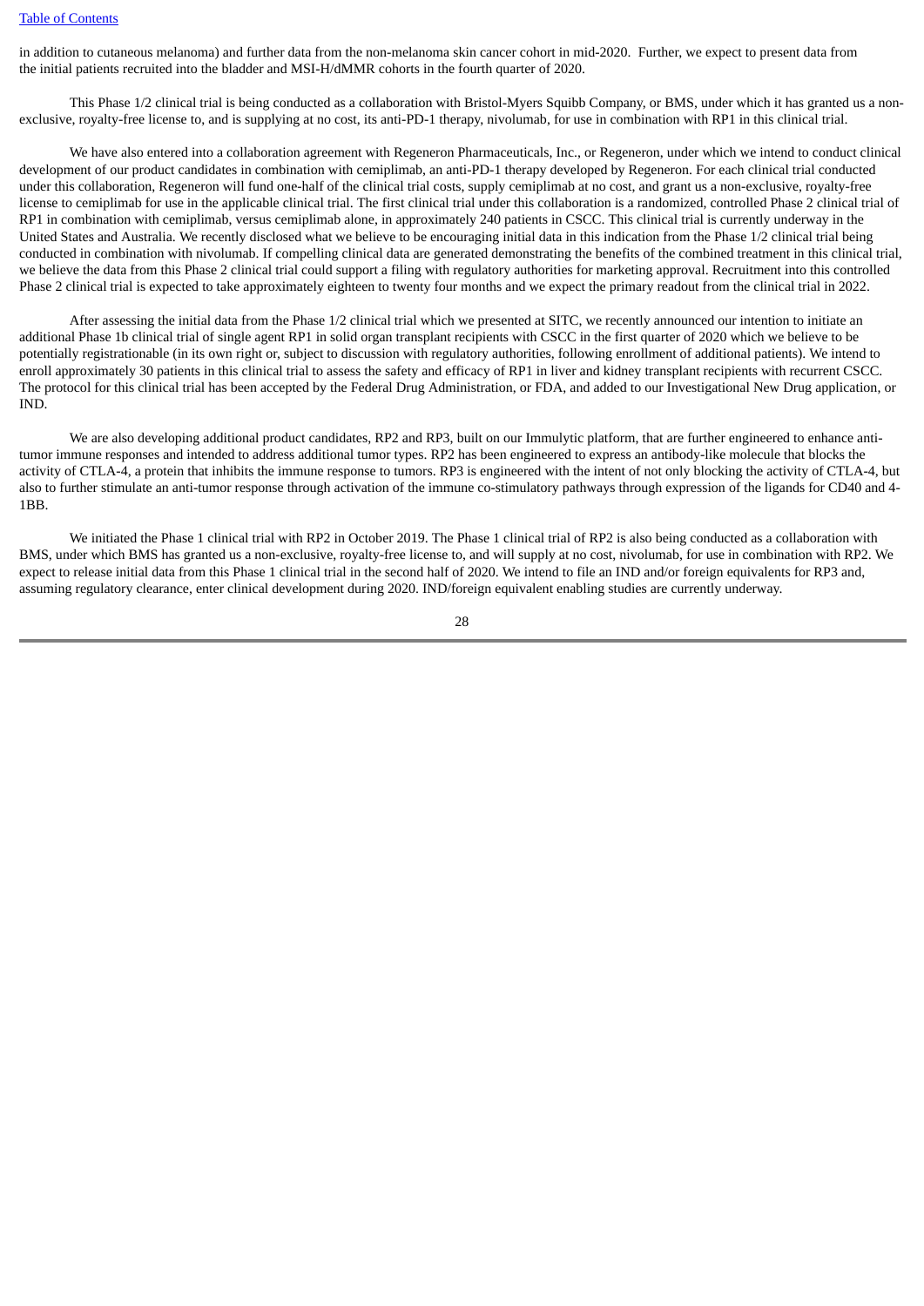in addition to cutaneous melanoma) and further data from the non-melanoma skin cancer cohort in mid-2020. Further, we expect to present data from the initial patients recruited into the bladder and MSI-H/dMMR cohorts in the fourth quarter of 2020.

This Phase 1/2 clinical trial is being conducted as a collaboration with Bristol-Myers Squibb Company, or BMS, under which it has granted us a non-exclusive, royalty-free license to, and is supplying at no cost, its anti-PD-1 therapy, nivolumab, for use in combination with RP1 in this clinical trial.

We have also entered into a collaboration agreement with Regeneron Pharmaceuticals, Inc., or Regeneron, under which we intend to conduct clinical development of our product candidates in combination with cemiplimab, an anti-PD-1 therapy developed by Regeneron. For each clinical trial conducted under this collaboration, Regeneron will fund one-half of the clinical trial costs, supply cemiplimab at no cost, and grant us a non-exclusive, royalty-free license to cemiplimab for use in the applicable clinical trial. The first clinical trial under this collaboration is a randomized, controlled Phase 2 clinical trial of RP1 in combination with cemiplimab, versus cemiplimab alone, in approximately 240 patients in CSCC. This clinical trial is currently underway in the United States and Australia. We recently disclosed what we believe to be encouraging initial data in this indication from the Phase 1/2 clinical trial being conducted in combination with nivolumab. If compelling clinical data are generated demonstrating the benefits of the combined treatment in this clinical trial, we believe the data from this Phase 2 clinical trial could support a filing with regulatory authorities for marketing approval. Recruitment into this controlled Phase 2 clinical trial is expected to take approximately eighteen to twenty four months and we expect the primary readout from the clinical trial in 2022.

After assessing the initial data from the Phase 1/2 clinical trial which we presented at SITC, we recently announced our intention to initiate an additional Phase 1b clinical trial of single agent RP1 in solid organ transplant recipients with CSCC in the first quarter of 2020 which we believe to be potentially registrationable (in its own right or, subject to discussion with regulatory authorities, following enrollment of additional patients). We intend to enroll approximately 30 patients in this clinical trial to assess the safety and efficacy of RP1 in liver and kidney transplant recipients with recurrent CSCC. The protocol for this clinical trial has been accepted by the Federal Drug Administration, or FDA, and added to our Investigational New Drug application, or IND.

We are also developing additional product candidates, RP2 and RP3, built on our Immulytic platform, that are further engineered to enhance anti-tumor immune responses and intended to address additional tumor types. RP2 has been engineered to express an antibody-like molecule that blocks the activity of CTLA-4, a protein that inhibits the immune response to tumors. RP3 is engineered with the intent of not only blocking the activity of CTLA-4, but also to further stimulate an anti-tumor response through activation of the immune co-stimulatory pathways through expression of the ligands for CD40 and 4-1BB.

We initiated the Phase 1 clinical trial with RP2 in October 2019. The Phase 1 clinical trial of RP2 is also being conducted as a collaboration with BMS, under which BMS has granted us a non-exclusive, royalty-free license to, and will supply at no cost, nivolumab, for use in combination with RP2. We expect to release initial data from this Phase 1 clinical trial in the second half of 2020. We intend to file an IND and/or foreign equivalents for RP3 and, assuming regulatory clearance, enter clinical development during 2020. IND/foreign equivalent enabling studies are currently underway.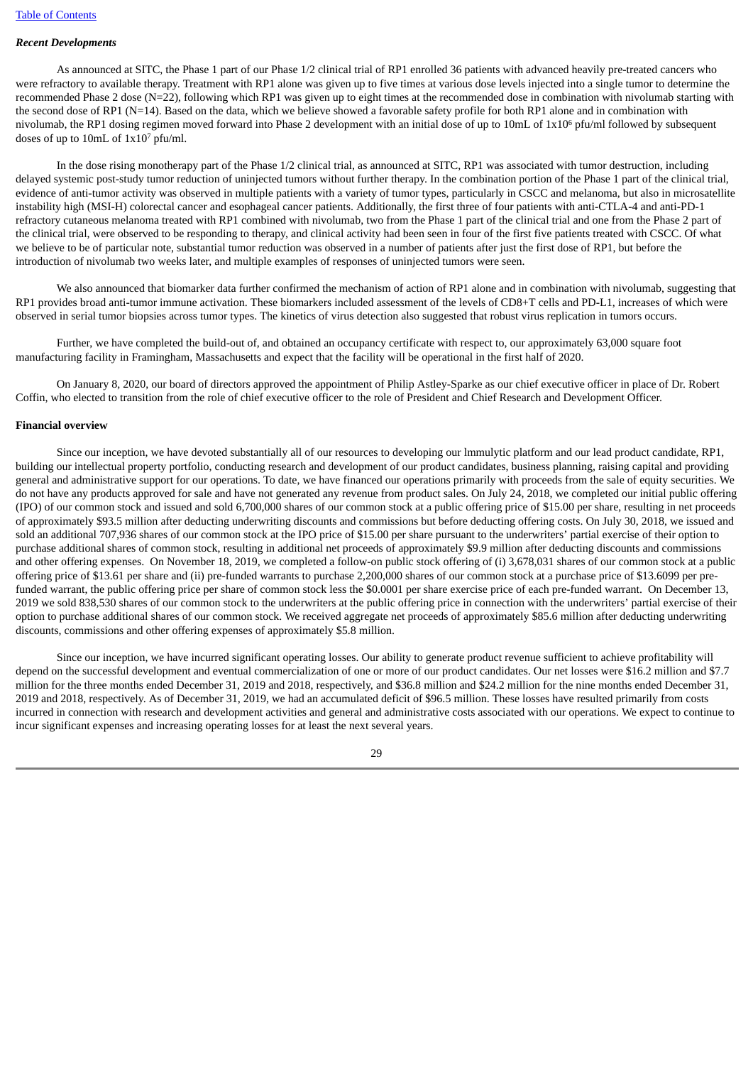*Recent Developments*

As announced at SITC, the Phase 1 part of our Phase 1/2 clinical trial of RP1 enrolled 36 patients with advanced heavily pre-treated cancers who were refractory to available therapy. Treatment with RP1 alone was given up to five times at various dose levels injected into a single tumor to determine the recommended Phase 2 dose (N=22), following which RP1 was given up to eight times at the recommended dose in combination with nivolumab starting with the second dose of RP1 (N=14). Based on the data, which we believe showed a favorable safety profile for both RP1 alone and in combination with nivolumab, the RP1 dosing regimen moved forward into Phase 2 development with an initial dose of up to 10mL of $1x10^6$ pfu/ml followed by subsequent doses of up to 10mL of $1x10^7$ pfu/ml.

In the dose rising monotherapy part of the Phase 1/2 clinical trial, as announced at SITC, RP1 was associated with tumor destruction, including delayed systemic post-study tumor reduction of uninjected tumors without further therapy. In the combination portion of the Phase 1 part of the clinical trial, evidence of anti-tumor activity was observed in multiple patients with a variety of tumor types, particularly in CSCC and melanoma, but also in microsatellite instability high (MSI-H) colorectal cancer and esophageal cancer patients. Additionally, the first three of four patients with anti-CTLA-4 and anti-PD-1 refractory cutaneous melanoma treated with RP1 combined with nivolumab, two from the Phase 1 part of the clinical trial and one from the Phase 2 part of the clinical trial, were observed to be responding to therapy, and clinical activity had been seen in four of the first five patients treated with CSCC. Of what we believe to be of particular note, substantial tumor reduction was observed in a number of patients after just the first dose of RP1, but before the introduction of nivolumab two weeks later, and multiple examples of responses of uninjected tumors were seen.

We also announced that biomarker data further confirmed the mechanism of action of RP1 alone and in combination with nivolumab, suggesting that RP1 provides broad anti-tumor immune activation. These biomarkers included assessment of the levels of CD8+T cells and PD-L1, increases of which were observed in serial tumor biopsies across tumor types. The kinetics of virus detection also suggested that robust virus replication in tumors occurs.

Further, we have completed the build-out of, and obtained an occupancy certificate with respect to, our approximately 63,000 square foot manufacturing facility in Framingham, Massachusetts and expect that the facility will be operational in the first half of 2020.

On January 8, 2020, our board of directors approved the appointment of Philip Astley-Sparke as our chief executive officer in place of Dr. Robert Coffin, who elected to transition from the role of chief executive officer to the role of President and Chief Research and Development Officer.

**Financial overview**

Since our inception, we have devoted substantially all of our resources to developing our Immulytic platform and our lead product candidate, RP1, building our intellectual property portfolio, conducting research and development of our product candidates, business planning, raising capital and providing general and administrative support for our operations. To date, we have financed our operations primarily with proceeds from the sale of equity securities. We do not have any products approved for sale and have not generated any revenue from product sales. On July 24, 2018, we completed our initial public offering (IPO) of our common stock and issued and sold 6,700,000 shares of our common stock at a public offering price of $15.00 per share, resulting in net proceeds of approximately $93.5 million after deducting underwriting discounts and commissions but before deducting offering costs. On July 30, 2018, we issued and sold an additional 707,936 shares of our common stock at the IPO price of $15.00 per share pursuant to the underwriters' partial exercise of their option to purchase additional shares of common stock, resulting in additional net proceeds of approximately $9.9 million after deducting discounts and commissions and other offering expenses. On November 18, 2019, we completed a follow-on public stock offering of (i) 3,678,031 shares of our common stock at a public offering price of $13.61 per share and (ii) pre-funded warrants to purchase 2,200,000 shares of our common stock at a purchase price of $13.6099 per pre-funded warrant, the public offering price per share of common stock less the $0.0001 per share exercise price of each pre-funded warrant. On December 13, 2019 we sold 838,530 shares of our common stock to the underwriters at the public offering price in connection with the underwriters' partial exercise of their option to purchase additional shares of our common stock. We received aggregate net proceeds of approximately $85.6 million after deducting underwriting discounts, commissions and other offering expenses of approximately $5.8 million.

Since our inception, we have incurred significant operating losses. Our ability to generate product revenue sufficient to achieve profitability will depend on the successful development and eventual commercialization of one or more of our product candidates. Our net losses were $16.2 million and $7.7 million for the three months ended December 31, 2019 and 2018, respectively, and $36.8 million and $24.2 million for the nine months ended December 31, 2019 and 2018, respectively. As of December 31, 2019, we had an accumulated deficit of $96.5 million. These losses have resulted primarily from costs incurred in connection with research and development activities and general and administrative costs associated with our operations. We expect to continue to incur significant expenses and increasing operating losses for at least the next several years.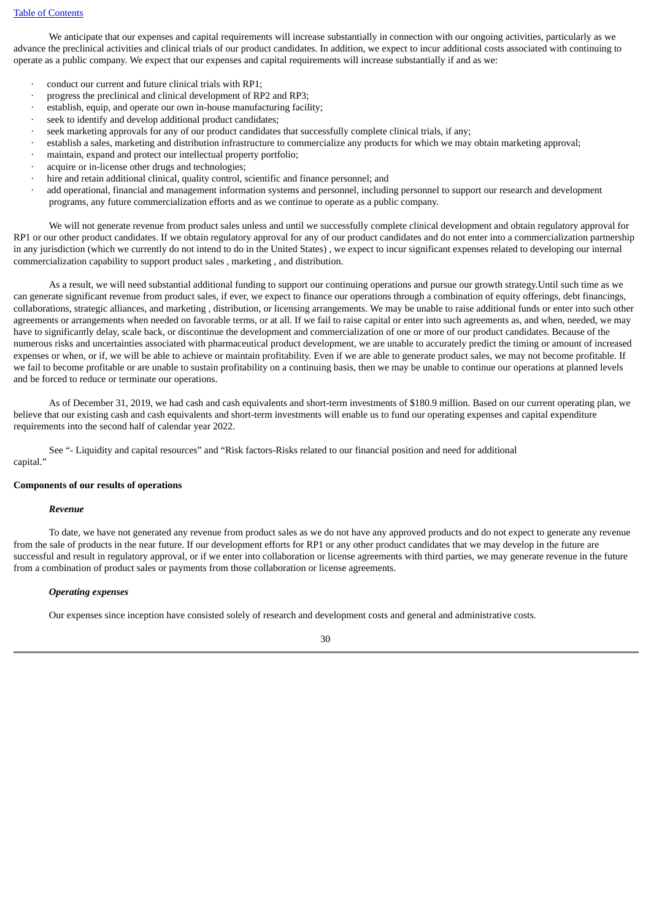We anticipate that our expenses and capital requirements will increase substantially in connection with our ongoing activities, particularly as we advance the preclinical activities and clinical trials of our product candidates. In addition, we expect to incur additional costs associated with continuing to operate as a public company. We expect that our expenses and capital requirements will increase substantially if and as we:

- conduct our current and future clinical trials with RP1;
- progress the preclinical and clinical development of RP2 and RP3;
- establish, equip, and operate our own in-house manufacturing facility;
- seek to identify and develop additional product candidates;
- seek marketing approvals for any of our product candidates that successfully complete clinical trials, if any;
- establish a sales, marketing and distribution infrastructure to commercialize any products for which we may obtain marketing approval;
- maintain, expand and protect our intellectual property portfolio;
- acquire or in-license other drugs and technologies;
- hire and retain additional clinical, quality control, scientific and finance personnel; and
- add operational, financial and management information systems and personnel, including personnel to support our research and development programs, any future commercialization efforts and as we continue to operate as a public company.

We will not generate revenue from product sales unless and until we successfully complete clinical development and obtain regulatory approval for RP1 or our other product candidates. If we obtain regulatory approval for any of our product candidates and do not enter into a commercialization partnership in any jurisdiction (which we currently do not intend to do in the United States) , we expect to incur significant expenses related to developing our internal commercialization capability to support product sales , marketing , and distribution.

As a result, we will need substantial additional funding to support our continuing operations and pursue our growth strategy.Until such time as we can generate significant revenue from product sales, if ever, we expect to finance our operations through a combination of equity offerings, debt financings, collaborations, strategic alliances, and marketing , distribution, or licensing arrangements. We may be unable to raise additional funds or enter into such other agreements or arrangements when needed on favorable terms, or at all. If we fail to raise capital or enter into such agreements as, and when, needed, we may have to significantly delay, scale back, or discontinue the development and commercialization of one or more of our product candidates. Because of the numerous risks and uncertainties associated with pharmaceutical product development, we are unable to accurately predict the timing or amount of increased expenses or when, or if, we will be able to achieve or maintain profitability. Even if we are able to generate product sales, we may not become profitable. If we fail to become profitable or are unable to sustain profitability on a continuing basis, then we may be unable to continue our operations at planned levels and be forced to reduce or terminate our operations.

As of December 31, 2019, we had cash and cash equivalents and short-term investments of $180.9 million. Based on our current operating plan, we believe that our existing cash and cash equivalents and short-term investments will enable us to fund our operating expenses and capital expenditure requirements into the second half of calendar year 2022.

See "- Liquidity and capital resources" and "Risk factors-Risks related to our financial position and need for additional capital."

**Components of our results of operations**

***Revenue***

To date, we have not generated any revenue from product sales as we do not have any approved products and do not expect to generate any revenue from the sale of products in the near future. If our development efforts for RP1 or any other product candidates that we may develop in the future are successful and result in regulatory approval, or if we enter into collaboration or license agreements with third parties, we may generate revenue in the future from a combination of product sales or payments from those collaboration or license agreements.

***Operating expenses***

Our expenses since inception have consisted solely of research and development costs and general and administrative costs.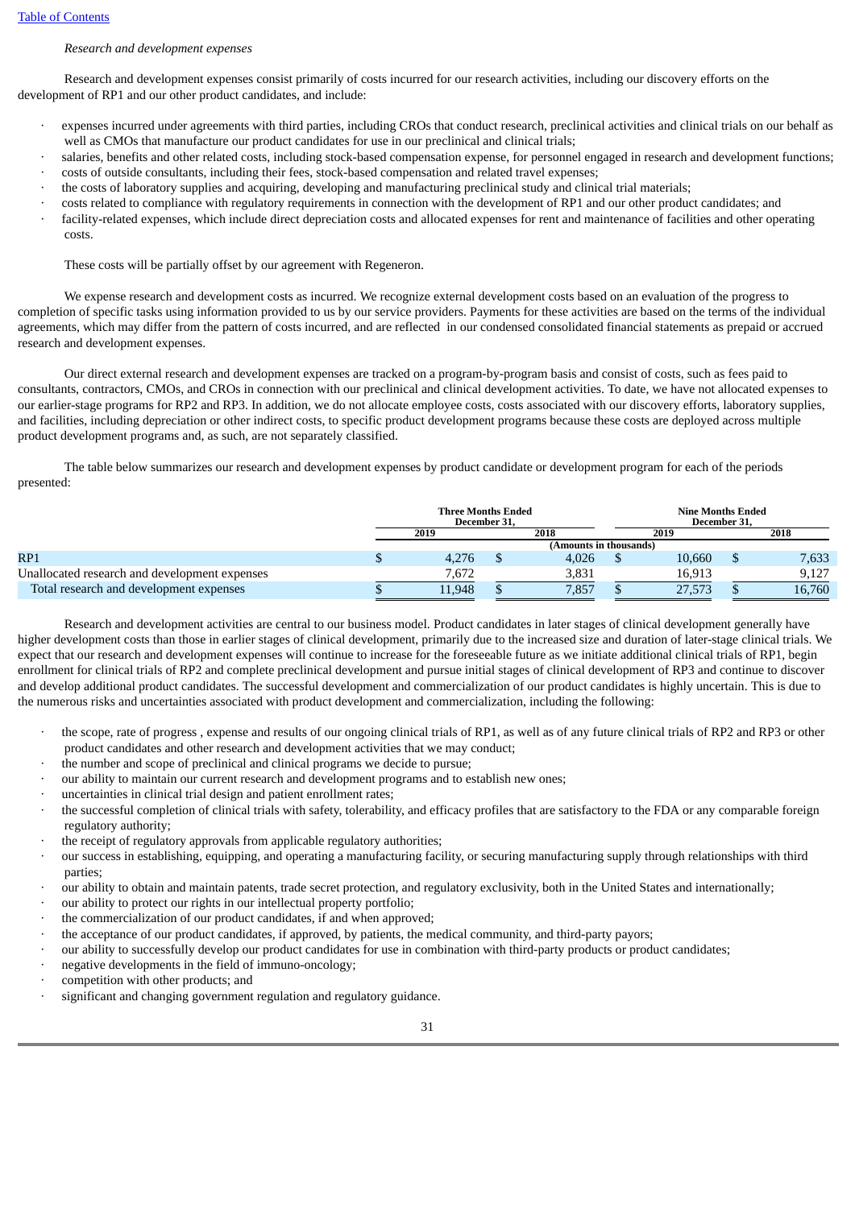*Research and development expenses*

Research and development expenses consist primarily of costs incurred for our research activities, including our discovery efforts on the development of RP1 and our other product candidates, and include:

- expenses incurred under agreements with third parties, including CROs that conduct research, preclinical activities and clinical trials on our behalf as well as CMOs that manufacture our product candidates for use in our preclinical and clinical trials;
- salaries, benefits and other related costs, including stock-based compensation expense, for personnel engaged in research and development functions;
- costs of outside consultants, including their fees, stock-based compensation and related travel expenses;
- the costs of laboratory supplies and acquiring, developing and manufacturing preclinical study and clinical trial materials;
- costs related to compliance with regulatory requirements in connection with the development of RP1 and our other product candidates; and
- facility-related expenses, which include direct depreciation costs and allocated expenses for rent and maintenance of facilities and other operating costs.

These costs will be partially offset by our agreement with Regeneron.

We expense research and development costs as incurred. We recognize external development costs based on an evaluation of the progress to completion of specific tasks using information provided to us by our service providers. Payments for these activities are based on the terms of the individual agreements, which may differ from the pattern of costs incurred, and are reflected in our condensed consolidated financial statements as prepaid or accrued research and development expenses.

Our direct external research and development expenses are tracked on a program-by-program basis and consist of costs, such as fees paid to consultants, contractors, CMOs, and CROs in connection with our preclinical and clinical development activities. To date, we have not allocated expenses to our earlier-stage programs for RP2 and RP3. In addition, we do not allocate employee costs, costs associated with our discovery efforts, laboratory supplies, and facilities, including depreciation or other indirect costs, to specific product development programs because these costs are deployed across multiple product development programs and, as such, are not separately classified.

The table below summarizes our research and development expenses by product candidate or development program for each of the periods presented:

| | Three Months Ended December 31, | | Nine Months Ended December 31, | |
|---|---|---|---|---|
| | 2019 | 2018 | 2019 | 2018 |
| | (Amounts in thousands) | | | |
| RP1 | $ 4,276 | $ 4,026 | $ 10,660 | $ 7,633 |
| Unallocated research and development expenses | 7,672 | 3,831 | 16,913 | 9,127 |
| Total research and development expenses | $ 11,948 | $ 7,857 | $ 27,573 | $ 16,760 |

Research and development activities are central to our business model. Product candidates in later stages of clinical development generally have higher development costs than those in earlier stages of clinical development, primarily due to the increased size and duration of later-stage clinical trials. We expect that our research and development expenses will continue to increase for the foreseeable future as we initiate additional clinical trials of RP1, begin enrollment for clinical trials of RP2 and complete preclinical development and pursue initial stages of clinical development of RP3 and continue to discover and develop additional product candidates. The successful development and commercialization of our product candidates is highly uncertain. This is due to the numerous risks and uncertainties associated with product development and commercialization, including the following:

- the scope, rate of progress , expense and results of our ongoing clinical trials of RP1, as well as of any future clinical trials of RP2 and RP3 or other product candidates and other research and development activities that we may conduct;
- the number and scope of preclinical and clinical programs we decide to pursue;
- our ability to maintain our current research and development programs and to establish new ones;
- uncertainties in clinical trial design and patient enrollment rates;
- the successful completion of clinical trials with safety, tolerability, and efficacy profiles that are satisfactory to the FDA or any comparable foreign regulatory authority;
- the receipt of regulatory approvals from applicable regulatory authorities;
- our success in establishing, equipping, and operating a manufacturing facility, or securing manufacturing supply through relationships with third parties;
- our ability to obtain and maintain patents, trade secret protection, and regulatory exclusivity, both in the United States and internationally;
- our ability to protect our rights in our intellectual property portfolio;
- the commercialization of our product candidates, if and when approved;
- the acceptance of our product candidates, if approved, by patients, the medical community, and third-party payors;
- our ability to successfully develop our product candidates for use in combination with third-party products or product candidates;
- negative developments in the field of immuno-oncology;
- competition with other products; and
- significant and changing government regulation and regulatory guidance.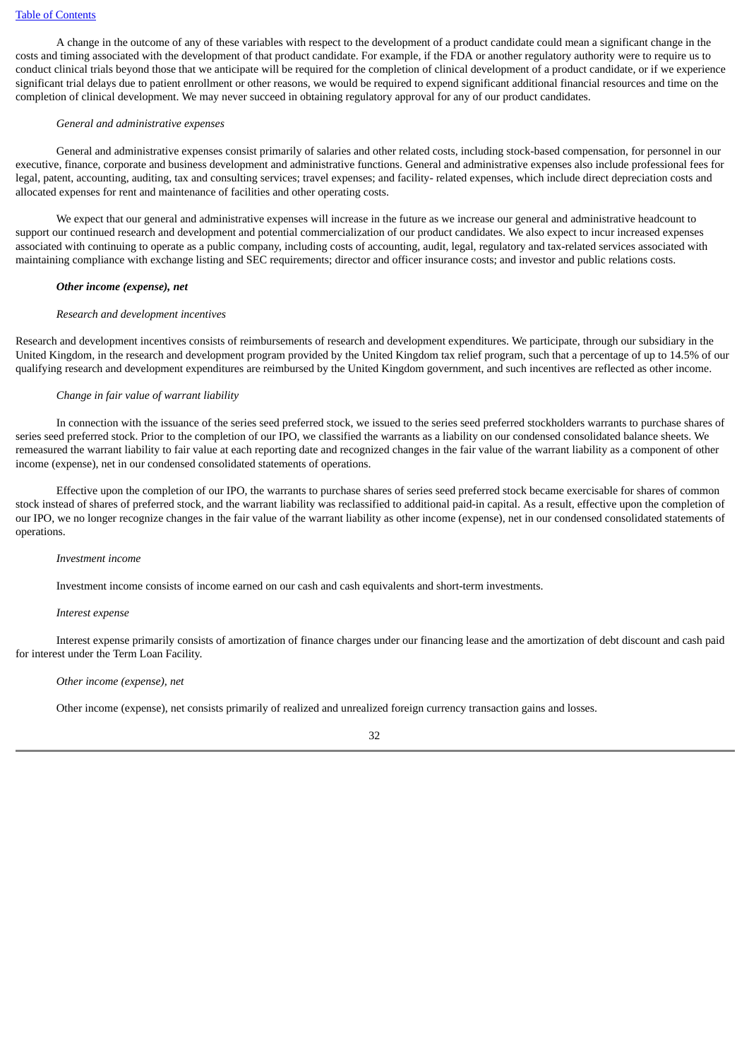A change in the outcome of any of these variables with respect to the development of a product candidate could mean a significant change in the costs and timing associated with the development of that product candidate. For example, if the FDA or another regulatory authority were to require us to conduct clinical trials beyond those that we anticipate will be required for the completion of clinical development of a product candidate, or if we experience significant trial delays due to patient enrollment or other reasons, we would be required to expend significant additional financial resources and time on the completion of clinical development. We may never succeed in obtaining regulatory approval for any of our product candidates.

*General and administrative expenses*

General and administrative expenses consist primarily of salaries and other related costs, including stock-based compensation, for personnel in our executive, finance, corporate and business development and administrative functions. General and administrative expenses also include professional fees for legal, patent, accounting, auditing, tax and consulting services; travel expenses; and facility- related expenses, which include direct depreciation costs and allocated expenses for rent and maintenance of facilities and other operating costs.

We expect that our general and administrative expenses will increase in the future as we increase our general and administrative headcount to support our continued research and development and potential commercialization of our product candidates. We also expect to incur increased expenses associated with continuing to operate as a public company, including costs of accounting, audit, legal, regulatory and tax-related services associated with maintaining compliance with exchange listing and SEC requirements; director and officer insurance costs; and investor and public relations costs.

***Other income (expense), net***

*Research and development incentives*

Research and development incentives consists of reimbursements of research and development expenditures. We participate, through our subsidiary in the United Kingdom, in the research and development program provided by the United Kingdom tax relief program, such that a percentage of up to 14.5% of our qualifying research and development expenditures are reimbursed by the United Kingdom government, and such incentives are reflected as other income.

*Change in fair value of warrant liability*

In connection with the issuance of the series seed preferred stock, we issued to the series seed preferred stockholders warrants to purchase shares of series seed preferred stock. Prior to the completion of our IPO, we classified the warrants as a liability on our condensed consolidated balance sheets. We remeasured the warrant liability to fair value at each reporting date and recognized changes in the fair value of the warrant liability as a component of other income (expense), net in our condensed consolidated statements of operations.

Effective upon the completion of our IPO, the warrants to purchase shares of series seed preferred stock became exercisable for shares of common stock instead of shares of preferred stock, and the warrant liability was reclassified to additional paid-in capital. As a result, effective upon the completion of our IPO, we no longer recognize changes in the fair value of the warrant liability as other income (expense), net in our condensed consolidated statements of operations.

*Investment income*

Investment income consists of income earned on our cash and cash equivalents and short-term investments.

*Interest expense*

Interest expense primarily consists of amortization of finance charges under our financing lease and the amortization of debt discount and cash paid for interest under the Term Loan Facility.

*Other income (expense), net*

Other income (expense), net consists primarily of realized and unrealized foreign currency transaction gains and losses.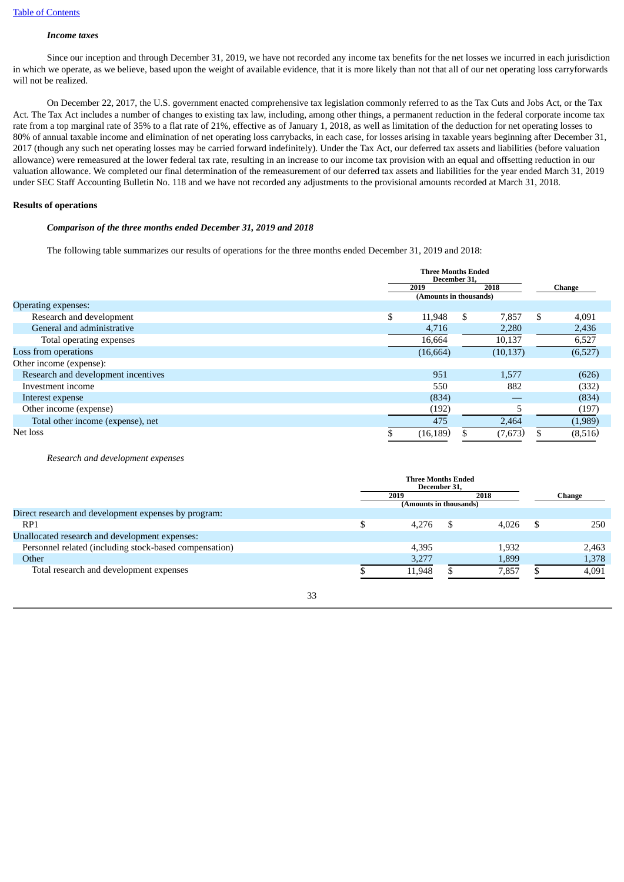*Income taxes*

Since our inception and through December 31, 2019, we have not recorded any income tax benefits for the net losses we incurred in each jurisdiction in which we operate, as we believe, based upon the weight of available evidence, that it is more likely than not that all of our net operating loss carryforwards will not be realized.

On December 22, 2017, the U.S. government enacted comprehensive tax legislation commonly referred to as the Tax Cuts and Jobs Act, or the Tax Act. The Tax Act includes a number of changes to existing tax law, including, among other things, a permanent reduction in the federal corporate income tax rate from a top marginal rate of 35% to a flat rate of 21%, effective as of January 1, 2018, as well as limitation of the deduction for net operating losses to 80% of annual taxable income and elimination of net operating loss carrybacks, in each case, for losses arising in taxable years beginning after December 31, 2017 (though any such net operating losses may be carried forward indefinitely). Under the Tax Act, our deferred tax assets and liabilities (before valuation allowance) were remeasured at the lower federal tax rate, resulting in an increase to our income tax provision with an equal and offsetting reduction in our valuation allowance. We completed our final determination of the remeasurement of our deferred tax assets and liabilities for the year ended March 31, 2019 under SEC Staff Accounting Bulletin No. 118 and we have not recorded any adjustments to the provisional amounts recorded at March 31, 2018.

**Results of operations**

***Comparison of the three months ended December 31, 2019 and 2018***

The following table summarizes our results of operations for the three months ended December 31, 2019 and 2018:

| | Three Months Ended December 31, | | |
|---|---|---|---|
| | 2019 | 2018 | Change |
| | (Amounts in thousands) | | |
| Operating expenses: | | | |
| Research and development | $ 11,948 | $ 7,857 | $ 4,091 |
| General and administrative | 4,716 | 2,280 | 2,436 |
| Total operating expenses | 16,664 | 10,137 | 6,527 |
| Loss from operations | (16,664) | (10,137) | (6,527) |
| Other income (expense): | | | |
| Research and development incentives | 951 | 1,577 | (626) |
| Investment income | 550 | 882 | (332) |
| Interest expense | (834) | — | (834) |
| Other income (expense) | (192) | 5 | (197) |
| Total other income (expense), net | 475 | 2,464 | (1,989) |
| Net loss | $ (16,189) | $ (7,673) | $ (8,516) |

*Research and development expenses*

| | Three Months Ended December 31, | | |
|---|---|---|---|
| | 2019 | 2018 | Change |
| | (Amounts in thousands) | | |
| Direct research and development expenses by program: | | | |
| RP1 | $ 4,276 | $ 4,026 | $ 250 |
| Unallocated research and development expenses: | | | |
| Personnel related (including stock-based compensation) | 4,395 | 1,932 | 2,463 |
| Other | 3,277 | 1,899 | 1,378 |
| Total research and development expenses | $ 11,948 | $ 7,857 | $ 4,091 |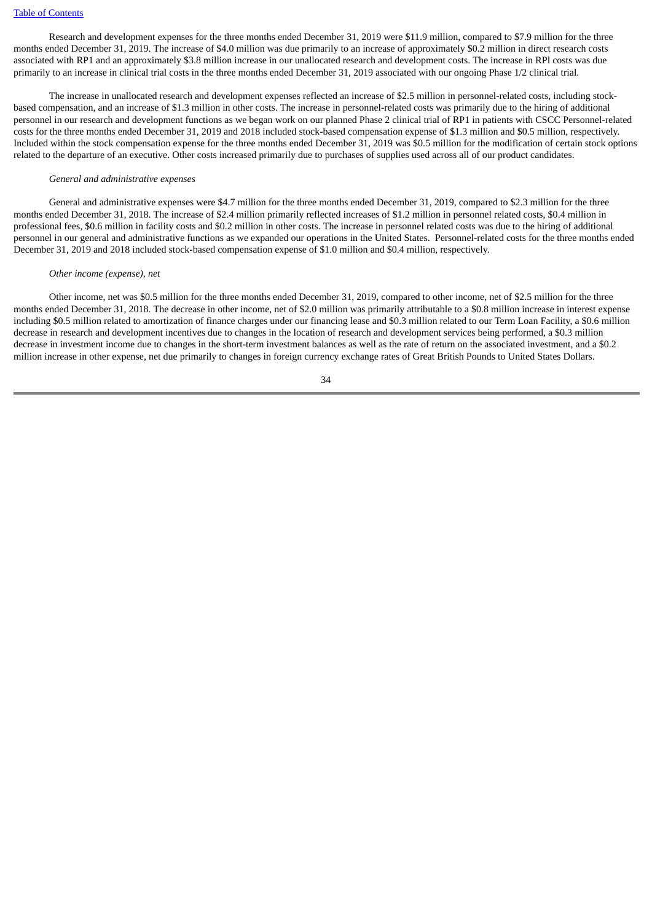Research and development expenses for the three months ended December 31, 2019 were $11.9 million, compared to $7.9 million for the three months ended December 31, 2019. The increase of $4.0 million was due primarily to an increase of approximately $0.2 million in direct research costs associated with RP1 and an approximately $3.8 million increase in our unallocated research and development costs. The increase in RPl costs was due primarily to an increase in clinical trial costs in the three months ended December 31, 2019 associated with our ongoing Phase 1/2 clinical trial.

The increase in unallocated research and development expenses reflected an increase of $2.5 million in personnel-related costs, including stock-based compensation, and an increase of $1.3 million in other costs. The increase in personnel-related costs was primarily due to the hiring of additional personnel in our research and development functions as we began work on our planned Phase 2 clinical trial of RP1 in patients with CSCC Personnel-related costs for the three months ended December 31, 2019 and 2018 included stock-based compensation expense of $1.3 million and $0.5 million, respectively. Included within the stock compensation expense for the three months ended December 31, 2019 was $0.5 million for the modification of certain stock options related to the departure of an executive. Other costs increased primarily due to purchases of supplies used across all of our product candidates.

*General and administrative expenses*

General and administrative expenses were $4.7 million for the three months ended December 31, 2019, compared to $2.3 million for the three months ended December 31, 2018. The increase of $2.4 million primarily reflected increases of $1.2 million in personnel related costs, $0.4 million in professional fees, $0.6 million in facility costs and $0.2 million in other costs. The increase in personnel related costs was due to the hiring of additional personnel in our general and administrative functions as we expanded our operations in the United States. Personnel-related costs for the three months ended December 31, 2019 and 2018 included stock-based compensation expense of $1.0 million and $0.4 million, respectively.

*Other income (expense), net*

Other income, net was $0.5 million for the three months ended December 31, 2019, compared to other income, net of $2.5 million for the three months ended December 31, 2018. The decrease in other income, net of $2.0 million was primarily attributable to a $0.8 million increase in interest expense including $0.5 million related to amortization of finance charges under our financing lease and $0.3 million related to our Term Loan Facility, a $0.6 million decrease in research and development incentives due to changes in the location of research and development services being performed, a $0.3 million decrease in investment income due to changes in the short-term investment balances as well as the rate of return on the associated investment, and a $0.2 million increase in other expense, net due primarily to changes in foreign currency exchange rates of Great British Pounds to United States Dollars.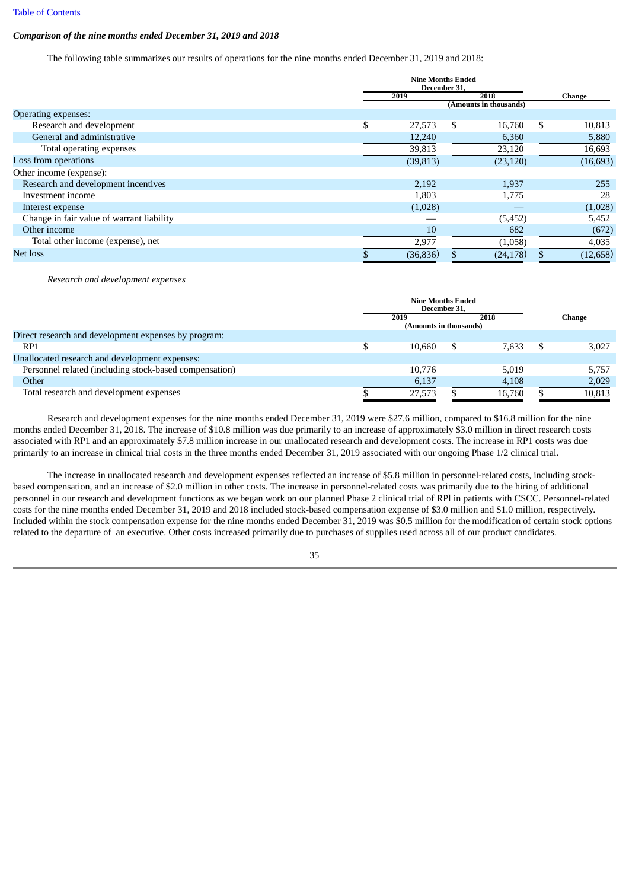[Table of Contents](#)

***Comparison of the nine months ended December 31, 2019 and 2018***

The following table summarizes our results of operations for the nine months ended December 31, 2019 and 2018:

| | Nine Months Ended December 31, | | |
|---|---|---|---|
| | 2019 | 2018 | Change |
| | (Amounts in thousands) | | |
| Operating expenses: | | | |
| Research and development | $ 27,573 | $ 16,760 | $ 10,813 |
| General and administrative | 12,240 | 6,360 | 5,880 |
| Total operating expenses | 39,813 | 23,120 | 16,693 |
| Loss from operations | (39,813) | (23,120) | (16,693) |
| Other income (expense): | | | |
| Research and development incentives | 2,192 | 1,937 | 255 |
| Investment income | 1,803 | 1,775 | 28 |
| Interest expense | (1,028) | — | (1,028) |
| Change in fair value of warrant liability | — | (5,452) | 5,452 |
| Other income | 10 | 682 | (672) |
| Total other income (expense), net | 2,977 | (1,058) | 4,035 |
| Net loss | $ (36,836) | $ (24,178) | $ (12,658) |

*Research and development expenses*

| | Nine Months Ended December 31, | | |
|---|---|---|---|
| | 2019 | 2018 | Change |
| | (Amounts in thousands) | | |
| Direct research and development expenses by program: | | | |
| RP1 | $ 10,660 | $ 7,633 | $ 3,027 |
| Unallocated research and development expenses: | | | |
| Personnel related (including stock-based compensation) | 10,776 | 5,019 | 5,757 |
| Other | 6,137 | 4,108 | 2,029 |
| Total research and development expenses | $ 27,573 | $ 16,760 | $ 10,813 |

Research and development expenses for the nine months ended December 31, 2019 were $27.6 million, compared to $16.8 million for the nine months ended December 31, 2018. The increase of $10.8 million was due primarily to an increase of approximately $3.0 million in direct research costs associated with RP1 and an approximately $7.8 million increase in our unallocated research and development costs. The increase in RP1 costs was due primarily to an increase in clinical trial costs in the three months ended December 31, 2019 associated with our ongoing Phase 1/2 clinical trial.

The increase in unallocated research and development expenses reflected an increase of $5.8 million in personnel-related costs, including stock-based compensation, and an increase of $2.0 million in other costs. The increase in personnel-related costs was primarily due to the hiring of additional personnel in our research and development functions as we began work on our planned Phase 2 clinical trial of RPl in patients with CSCC. Personnel-related costs for the nine months ended December 31, 2019 and 2018 included stock-based compensation expense of $3.0 million and $1.0 million, respectively. Included within the stock compensation expense for the nine months ended December 31, 2019 was $0.5 million for the modification of certain stock options related to the departure of an executive. Other costs increased primarily due to purchases of supplies used across all of our product candidates.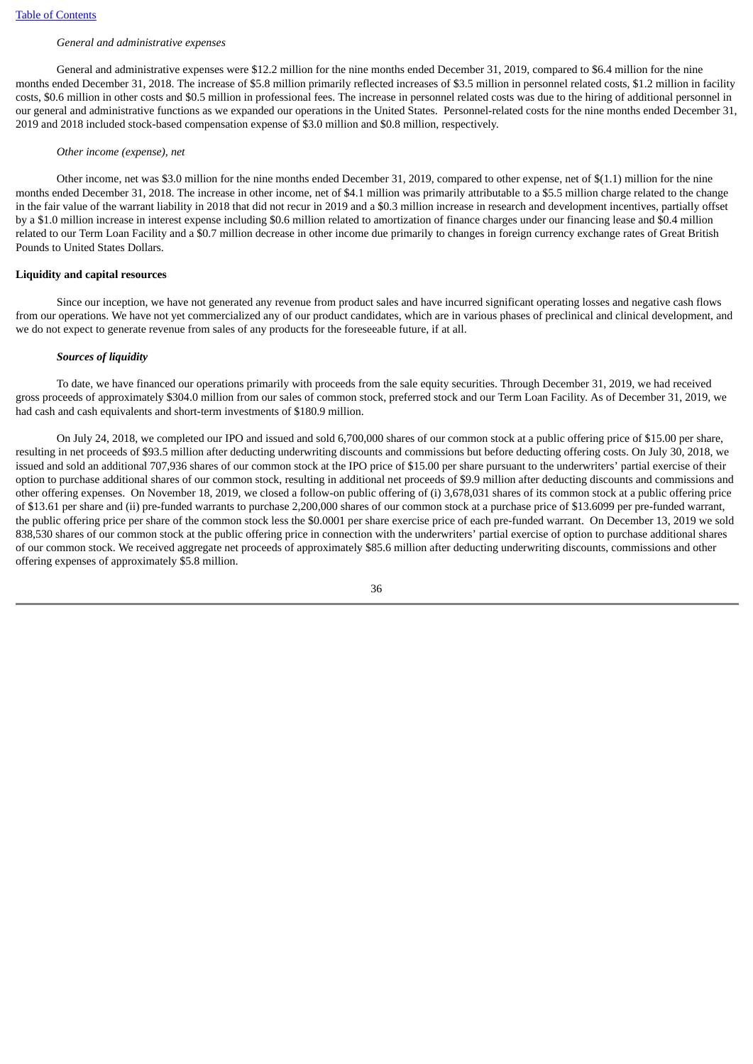*General and administrative expenses*

General and administrative expenses were $12.2 million for the nine months ended December 31, 2019, compared to $6.4 million for the nine months ended December 31, 2018. The increase of $5.8 million primarily reflected increases of $3.5 million in personnel related costs, $1.2 million in facility costs, $0.6 million in other costs and $0.5 million in professional fees. The increase in personnel related costs was due to the hiring of additional personnel in our general and administrative functions as we expanded our operations in the United States. Personnel-related costs for the nine months ended December 31, 2019 and 2018 included stock-based compensation expense of $3.0 million and $0.8 million, respectively.

*Other income (expense), net*

Other income, net was $3.0 million for the nine months ended December 31, 2019, compared to other expense, net of $(1.1) million for the nine months ended December 31, 2018. The increase in other income, net of $4.1 million was primarily attributable to a $5.5 million charge related to the change in the fair value of the warrant liability in 2018 that did not recur in 2019 and a $0.3 million increase in research and development incentives, partially offset by a $1.0 million increase in interest expense including $0.6 million related to amortization of finance charges under our financing lease and $0.4 million related to our Term Loan Facility and a $0.7 million decrease in other income due primarily to changes in foreign currency exchange rates of Great British Pounds to United States Dollars.

**Liquidity and capital resources**

Since our inception, we have not generated any revenue from product sales and have incurred significant operating losses and negative cash flows from our operations. We have not yet commercialized any of our product candidates, which are in various phases of preclinical and clinical development, and we do not expect to generate revenue from sales of any products for the foreseeable future, if at all.

***Sources of liquidity***

To date, we have financed our operations primarily with proceeds from the sale equity securities. Through December 31, 2019, we had received gross proceeds of approximately $304.0 million from our sales of common stock, preferred stock and our Term Loan Facility. As of December 31, 2019, we had cash and cash equivalents and short-term investments of $180.9 million.

On July 24, 2018, we completed our IPO and issued and sold 6,700,000 shares of our common stock at a public offering price of $15.00 per share, resulting in net proceeds of $93.5 million after deducting underwriting discounts and commissions but before deducting offering costs. On July 30, 2018, we issued and sold an additional 707,936 shares of our common stock at the IPO price of $15.00 per share pursuant to the underwriters' partial exercise of their option to purchase additional shares of our common stock, resulting in additional net proceeds of $9.9 million after deducting discounts and commissions and other offering expenses. On November 18, 2019, we closed a follow-on public offering of (i) 3,678,031 shares of its common stock at a public offering price of $13.61 per share and (ii) pre-funded warrants to purchase 2,200,000 shares of our common stock at a purchase price of $13.6099 per pre-funded warrant, the public offering price per share of the common stock less the $0.0001 per share exercise price of each pre-funded warrant. On December 13, 2019 we sold 838,530 shares of our common stock at the public offering price in connection with the underwriters' partial exercise of option to purchase additional shares of our common stock. We received aggregate net proceeds of approximately $85.6 million after deducting underwriting discounts, commissions and other offering expenses of approximately $5.8 million.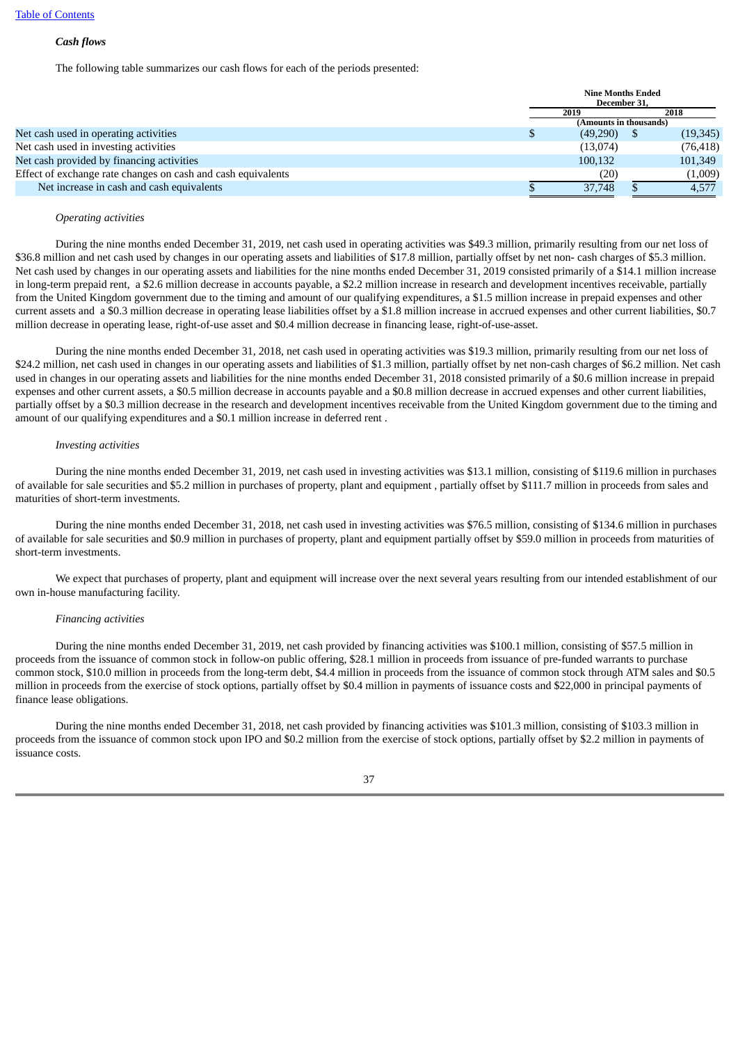*Cash flows*

The following table summarizes our cash flows for each of the periods presented:

| | Nine Months Ended December 31, | |
|---|---|---|
| | 2019 | 2018 |
| | (Amounts in thousands) | |
| Net cash used in operating activities | $ (49,290) | $ (19,345) |
| Net cash used in investing activities | (13,074) | (76,418) |
| Net cash provided by financing activities | 100,132 | 101,349 |
| Effect of exchange rate changes on cash and cash equivalents | (20) | (1,009) |
| Net increase in cash and cash equivalents | $ 37,748 | $ 4,577 |

*Operating activities*

During the nine months ended December 31, 2019, net cash used in operating activities was $49.3 million, primarily resulting from our net loss of $36.8 million and net cash used by changes in our operating assets and liabilities of $17.8 million, partially offset by net non- cash charges of $5.3 million. Net cash used by changes in our operating assets and liabilities for the nine months ended December 31, 2019 consisted primarily of a $14.1 million increase in long-term prepaid rent, a $2.6 million decrease in accounts payable, a $2.2 million increase in research and development incentives receivable, partially from the United Kingdom government due to the timing and amount of our qualifying expenditures, a $1.5 million increase in prepaid expenses and other current assets and a $0.3 million decrease in operating lease liabilities offset by a $1.8 million increase in accrued expenses and other current liabilities, $0.7 million decrease in operating lease, right-of-use asset and $0.4 million decrease in financing lease, right-of-use-asset.

During the nine months ended December 31, 2018, net cash used in operating activities was $19.3 million, primarily resulting from our net loss of $24.2 million, net cash used in changes in our operating assets and liabilities of $1.3 million, partially offset by net non-cash charges of $6.2 million. Net cash used in changes in our operating assets and liabilities for the nine months ended December 31, 2018 consisted primarily of a $0.6 million increase in prepaid expenses and other current assets, a $0.5 million decrease in accounts payable and a $0.8 million decrease in accrued expenses and other current liabilities, partially offset by a $0.3 million decrease in the research and development incentives receivable from the United Kingdom government due to the timing and amount of our qualifying expenditures and a $0.1 million increase in deferred rent .

*Investing activities*

During the nine months ended December 31, 2019, net cash used in investing activities was $13.1 million, consisting of $119.6 million in purchases of available for sale securities and $5.2 million in purchases of property, plant and equipment , partially offset by $111.7 million in proceeds from sales and maturities of short-term investments.

During the nine months ended December 31, 2018, net cash used in investing activities was $76.5 million, consisting of $134.6 million in purchases of available for sale securities and $0.9 million in purchases of property, plant and equipment partially offset by $59.0 million in proceeds from maturities of short-term investments.

We expect that purchases of property, plant and equipment will increase over the next several years resulting from our intended establishment of our own in-house manufacturing facility.

*Financing activities*

During the nine months ended December 31, 2019, net cash provided by financing activities was $100.1 million, consisting of $57.5 million in proceeds from the issuance of common stock in follow-on public offering, $28.1 million in proceeds from issuance of pre-funded warrants to purchase common stock, $10.0 million in proceeds from the long-term debt, $4.4 million in proceeds from the issuance of common stock through ATM sales and $0.5 million in proceeds from the exercise of stock options, partially offset by $0.4 million in payments of issuance costs and $22,000 in principal payments of finance lease obligations.

During the nine months ended December 31, 2018, net cash provided by financing activities was $101.3 million, consisting of $103.3 million in proceeds from the issuance of common stock upon IPO and $0.2 million from the exercise of stock options, partially offset by $2.2 million in payments of issuance costs.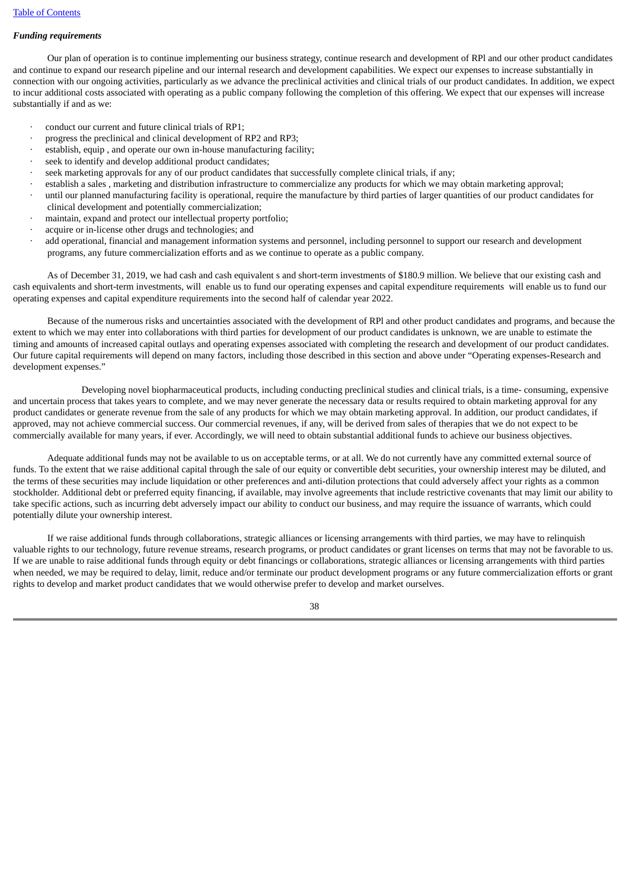***Funding requirements***

Our plan of operation is to continue implementing our business strategy, continue research and development of RPl and our other product candidates and continue to expand our research pipeline and our internal research and development capabilities. We expect our expenses to increase substantially in connection with our ongoing activities, particularly as we advance the preclinical activities and clinical trials of our product candidates. In addition, we expect to incur additional costs associated with operating as a public company following the completion of this offering. We expect that our expenses will increase substantially if and as we:

- conduct our current and future clinical trials of RP1;
- progress the preclinical and clinical development of RP2 and RP3;
- establish, equip , and operate our own in-house manufacturing facility;
- seek to identify and develop additional product candidates;
- seek marketing approvals for any of our product candidates that successfully complete clinical trials, if any;
- establish a sales , marketing and distribution infrastructure to commercialize any products for which we may obtain marketing approval;
- until our planned manufacturing facility is operational, require the manufacture by third parties of larger quantities of our product candidates for clinical development and potentially commercialization;
- maintain, expand and protect our intellectual property portfolio;
- acquire or in-license other drugs and technologies; and
- add operational, financial and management information systems and personnel, including personnel to support our research and development programs, any future commercialization efforts and as we continue to operate as a public company.

As of December 31, 2019, we had cash and cash equivalent s and short-term investments of $180.9 million. We believe that our existing cash and cash equivalents and short-term investments, will enable us to fund our operating expenses and capital expenditure requirements will enable us to fund our operating expenses and capital expenditure requirements into the second half of calendar year 2022.

Because of the numerous risks and uncertainties associated with the development of RPl and other product candidates and programs, and because the extent to which we may enter into collaborations with third parties for development of our product candidates is unknown, we are unable to estimate the timing and amounts of increased capital outlays and operating expenses associated with completing the research and development of our product candidates. Our future capital requirements will depend on many factors, including those described in this section and above under "Operating expenses-Research and development expenses."

Developing novel biopharmaceutical products, including conducting preclinical studies and clinical trials, is a time- consuming, expensive and uncertain process that takes years to complete, and we may never generate the necessary data or results required to obtain marketing approval for any product candidates or generate revenue from the sale of any products for which we may obtain marketing approval. In addition, our product candidates, if approved, may not achieve commercial success. Our commercial revenues, if any, will be derived from sales of therapies that we do not expect to be commercially available for many years, if ever. Accordingly, we will need to obtain substantial additional funds to achieve our business objectives.

Adequate additional funds may not be available to us on acceptable terms, or at all. We do not currently have any committed external source of funds. To the extent that we raise additional capital through the sale of our equity or convertible debt securities, your ownership interest may be diluted, and the terms of these securities may include liquidation or other preferences and anti-dilution protections that could adversely affect your rights as a common stockholder. Additional debt or preferred equity financing, if available, may involve agreements that include restrictive covenants that may limit our ability to take specific actions, such as incurring debt adversely impact our ability to conduct our business, and may require the issuance of warrants, which could potentially dilute your ownership interest.

If we raise additional funds through collaborations, strategic alliances or licensing arrangements with third parties, we may have to relinquish valuable rights to our technology, future revenue streams, research programs, or product candidates or grant licenses on terms that may not be favorable to us. If we are unable to raise additional funds through equity or debt financings or collaborations, strategic alliances or licensing arrangements with third parties when needed, we may be required to delay, limit, reduce and/or terminate our product development programs or any future commercialization efforts or grant rights to develop and market product candidates that we would otherwise prefer to develop and market ourselves.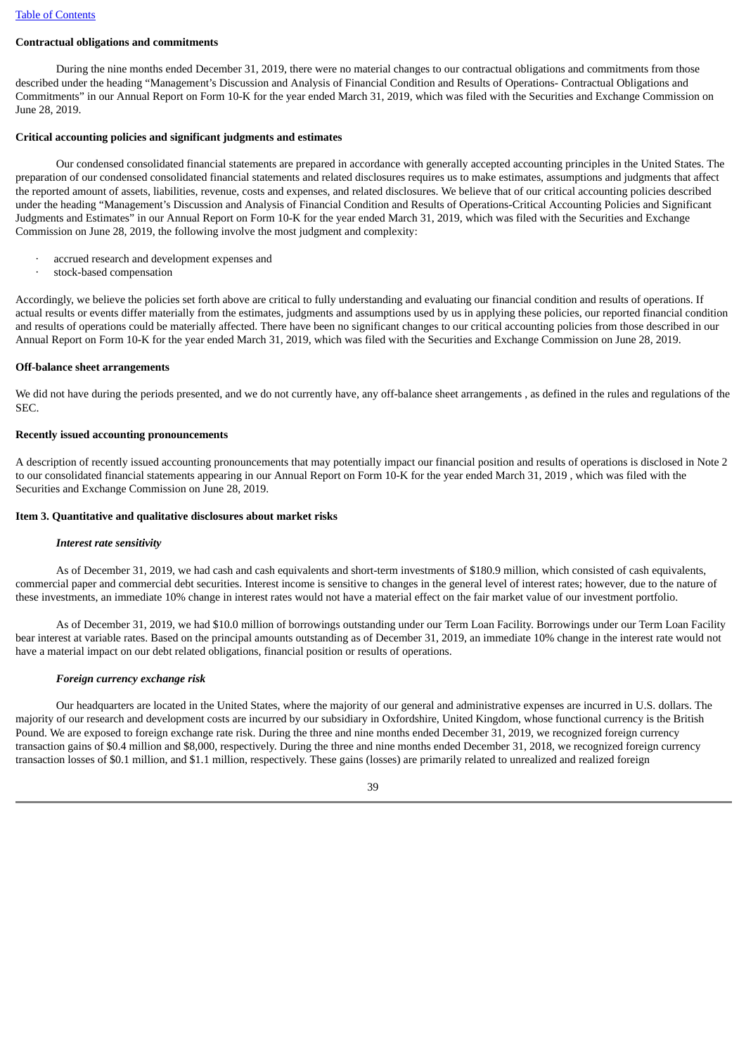**Contractual obligations and commitments**

During the nine months ended December 31, 2019, there were no material changes to our contractual obligations and commitments from those described under the heading "Management's Discussion and Analysis of Financial Condition and Results of Operations- Contractual Obligations and Commitments" in our Annual Report on Form 10-K for the year ended March 31, 2019, which was filed with the Securities and Exchange Commission on June 28, 2019.

**Critical accounting policies and significant judgments and estimates**

Our condensed consolidated financial statements are prepared in accordance with generally accepted accounting principles in the United States. The preparation of our condensed consolidated financial statements and related disclosures requires us to make estimates, assumptions and judgments that affect the reported amount of assets, liabilities, revenue, costs and expenses, and related disclosures. We believe that of our critical accounting policies described under the heading "Management's Discussion and Analysis of Financial Condition and Results of Operations-Critical Accounting Policies and Significant Judgments and Estimates" in our Annual Report on Form 10-K for the year ended March 31, 2019, which was filed with the Securities and Exchange Commission on June 28, 2019, the following involve the most judgment and complexity:

- accrued research and development expenses and
- stock-based compensation

Accordingly, we believe the policies set forth above are critical to fully understanding and evaluating our financial condition and results of operations. If actual results or events differ materially from the estimates, judgments and assumptions used by us in applying these policies, our reported financial condition and results of operations could be materially affected. There have been no significant changes to our critical accounting policies from those described in our Annual Report on Form 10-K for the year ended March 31, 2019, which was filed with the Securities and Exchange Commission on June 28, 2019.

**Off-balance sheet arrangements**

We did not have during the periods presented, and we do not currently have, any off-balance sheet arrangements , as defined in the rules and regulations of the SEC.

**Recently issued accounting pronouncements**

A description of recently issued accounting pronouncements that may potentially impact our financial position and results of operations is disclosed in Note 2 to our consolidated financial statements appearing in our Annual Report on Form 10-K for the year ended March 31, 2019 , which was filed with the Securities and Exchange Commission on June 28, 2019.

**Item 3. Quantitative and qualitative disclosures about market risks**

***Interest rate sensitivity***

As of December 31, 2019, we had cash and cash equivalents and short-term investments of $180.9 million, which consisted of cash equivalents, commercial paper and commercial debt securities. Interest income is sensitive to changes in the general level of interest rates; however, due to the nature of these investments, an immediate 10% change in interest rates would not have a material effect on the fair market value of our investment portfolio.

As of December 31, 2019, we had $10.0 million of borrowings outstanding under our Term Loan Facility. Borrowings under our Term Loan Facility bear interest at variable rates. Based on the principal amounts outstanding as of December 31, 2019, an immediate 10% change in the interest rate would not have a material impact on our debt related obligations, financial position or results of operations.

***Foreign currency exchange risk***

Our headquarters are located in the United States, where the majority of our general and administrative expenses are incurred in U.S. dollars. The majority of our research and development costs are incurred by our subsidiary in Oxfordshire, United Kingdom, whose functional currency is the British Pound. We are exposed to foreign exchange rate risk. During the three and nine months ended December 31, 2019, we recognized foreign currency transaction gains of $0.4 million and $8,000, respectively. During the three and nine months ended December 31, 2018, we recognized foreign currency transaction losses of $0.1 million, and $1.1 million, respectively. These gains (losses) are primarily related to unrealized and realized foreign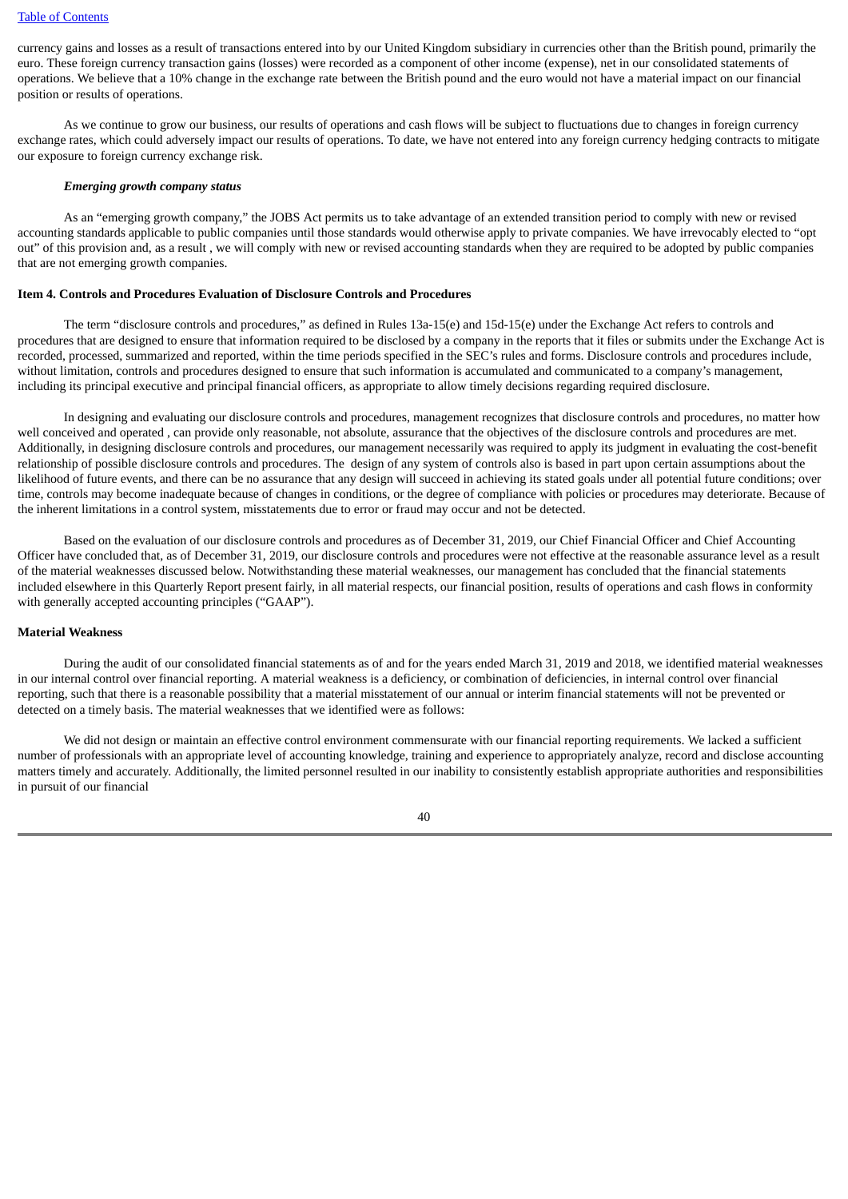currency gains and losses as a result of transactions entered into by our United Kingdom subsidiary in currencies other than the British pound, primarily the euro. These foreign currency transaction gains (losses) were recorded as a component of other income (expense), net in our consolidated statements of operations. We believe that a 10% change in the exchange rate between the British pound and the euro would not have a material impact on our financial position or results of operations.

As we continue to grow our business, our results of operations and cash flows will be subject to fluctuations due to changes in foreign currency exchange rates, which could adversely impact our results of operations. To date, we have not entered into any foreign currency hedging contracts to mitigate our exposure to foreign currency exchange risk.

***Emerging growth company status***

As an "emerging growth company," the JOBS Act permits us to take advantage of an extended transition period to comply with new or revised accounting standards applicable to public companies until those standards would otherwise apply to private companies. We have irrevocably elected to "opt out" of this provision and, as a result , we will comply with new or revised accounting standards when they are required to be adopted by public companies that are not emerging growth companies.

**Item 4. Controls and Procedures Evaluation of Disclosure Controls and Procedures**

The term "disclosure controls and procedures," as defined in Rules 13a-15(e) and 15d-15(e) under the Exchange Act refers to controls and procedures that are designed to ensure that information required to be disclosed by a company in the reports that it files or submits under the Exchange Act is recorded, processed, summarized and reported, within the time periods specified in the SEC's rules and forms. Disclosure controls and procedures include, without limitation, controls and procedures designed to ensure that such information is accumulated and communicated to a company's management, including its principal executive and principal financial officers, as appropriate to allow timely decisions regarding required disclosure.

In designing and evaluating our disclosure controls and procedures, management recognizes that disclosure controls and procedures, no matter how well conceived and operated , can provide only reasonable, not absolute, assurance that the objectives of the disclosure controls and procedures are met. Additionally, in designing disclosure controls and procedures, our management necessarily was required to apply its judgment in evaluating the cost-benefit relationship of possible disclosure controls and procedures. The design of any system of controls also is based in part upon certain assumptions about the likelihood of future events, and there can be no assurance that any design will succeed in achieving its stated goals under all potential future conditions; over time, controls may become inadequate because of changes in conditions, or the degree of compliance with policies or procedures may deteriorate. Because of the inherent limitations in a control system, misstatements due to error or fraud may occur and not be detected.

Based on the evaluation of our disclosure controls and procedures as of December 31, 2019, our Chief Financial Officer and Chief Accounting Officer have concluded that, as of December 31, 2019, our disclosure controls and procedures were not effective at the reasonable assurance level as a result of the material weaknesses discussed below. Notwithstanding these material weaknesses, our management has concluded that the financial statements included elsewhere in this Quarterly Report present fairly, in all material respects, our financial position, results of operations and cash flows in conformity with generally accepted accounting principles ("GAAP").

**Material Weakness**

During the audit of our consolidated financial statements as of and for the years ended March 31, 2019 and 2018, we identified material weaknesses in our internal control over financial reporting. A material weakness is a deficiency, or combination of deficiencies, in internal control over financial reporting, such that there is a reasonable possibility that a material misstatement of our annual or interim financial statements will not be prevented or detected on a timely basis. The material weaknesses that we identified were as follows:

We did not design or maintain an effective control environment commensurate with our financial reporting requirements. We lacked a sufficient number of professionals with an appropriate level of accounting knowledge, training and experience to appropriately analyze, record and disclose accounting matters timely and accurately. Additionally, the limited personnel resulted in our inability to consistently establish appropriate authorities and responsibilities in pursuit of our financial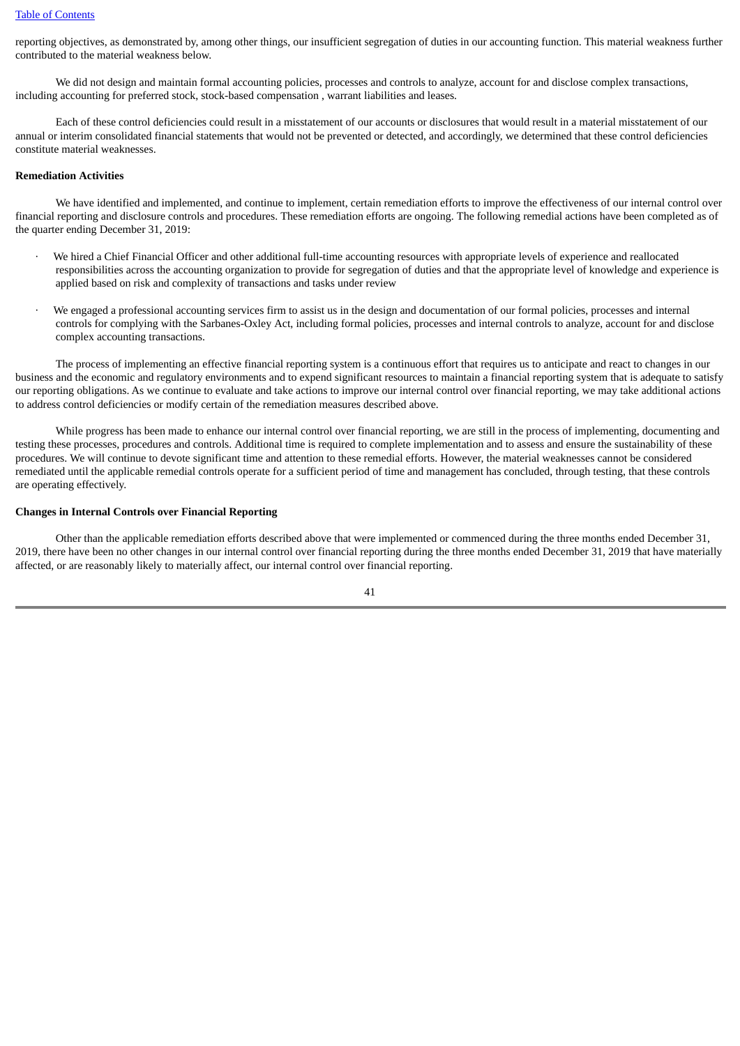reporting objectives, as demonstrated by, among other things, our insufficient segregation of duties in our accounting function. This material weakness further contributed to the material weakness below.

We did not design and maintain formal accounting policies, processes and controls to analyze, account for and disclose complex transactions, including accounting for preferred stock, stock-based compensation , warrant liabilities and leases.

Each of these control deficiencies could result in a misstatement of our accounts or disclosures that would result in a material misstatement of our annual or interim consolidated financial statements that would not be prevented or detected, and accordingly, we determined that these control deficiencies constitute material weaknesses.

**Remediation Activities**

We have identified and implemented, and continue to implement, certain remediation efforts to improve the effectiveness of our internal control over financial reporting and disclosure controls and procedures. These remediation efforts are ongoing. The following remedial actions have been completed as of the quarter ending December 31, 2019:

- We hired a Chief Financial Officer and other additional full-time accounting resources with appropriate levels of experience and reallocated responsibilities across the accounting organization to provide for segregation of duties and that the appropriate level of knowledge and experience is applied based on risk and complexity of transactions and tasks under review

- We engaged a professional accounting services firm to assist us in the design and documentation of our formal policies, processes and internal controls for complying with the Sarbanes-Oxley Act, including formal policies, processes and internal controls to analyze, account for and disclose complex accounting transactions.

The process of implementing an effective financial reporting system is a continuous effort that requires us to anticipate and react to changes in our business and the economic and regulatory environments and to expend significant resources to maintain a financial reporting system that is adequate to satisfy our reporting obligations. As we continue to evaluate and take actions to improve our internal control over financial reporting, we may take additional actions to address control deficiencies or modify certain of the remediation measures described above.

While progress has been made to enhance our internal control over financial reporting, we are still in the process of implementing, documenting and testing these processes, procedures and controls. Additional time is required to complete implementation and to assess and ensure the sustainability of these procedures. We will continue to devote significant time and attention to these remedial efforts. However, the material weaknesses cannot be considered remediated until the applicable remedial controls operate for a sufficient period of time and management has concluded, through testing, that these controls are operating effectively.

**Changes in Internal Controls over Financial Reporting**

Other than the applicable remediation efforts described above that were implemented or commenced during the three months ended December 31, 2019, there have been no other changes in our internal control over financial reporting during the three months ended December 31, 2019 that have materially affected, or are reasonably likely to materially affect, our internal control over financial reporting.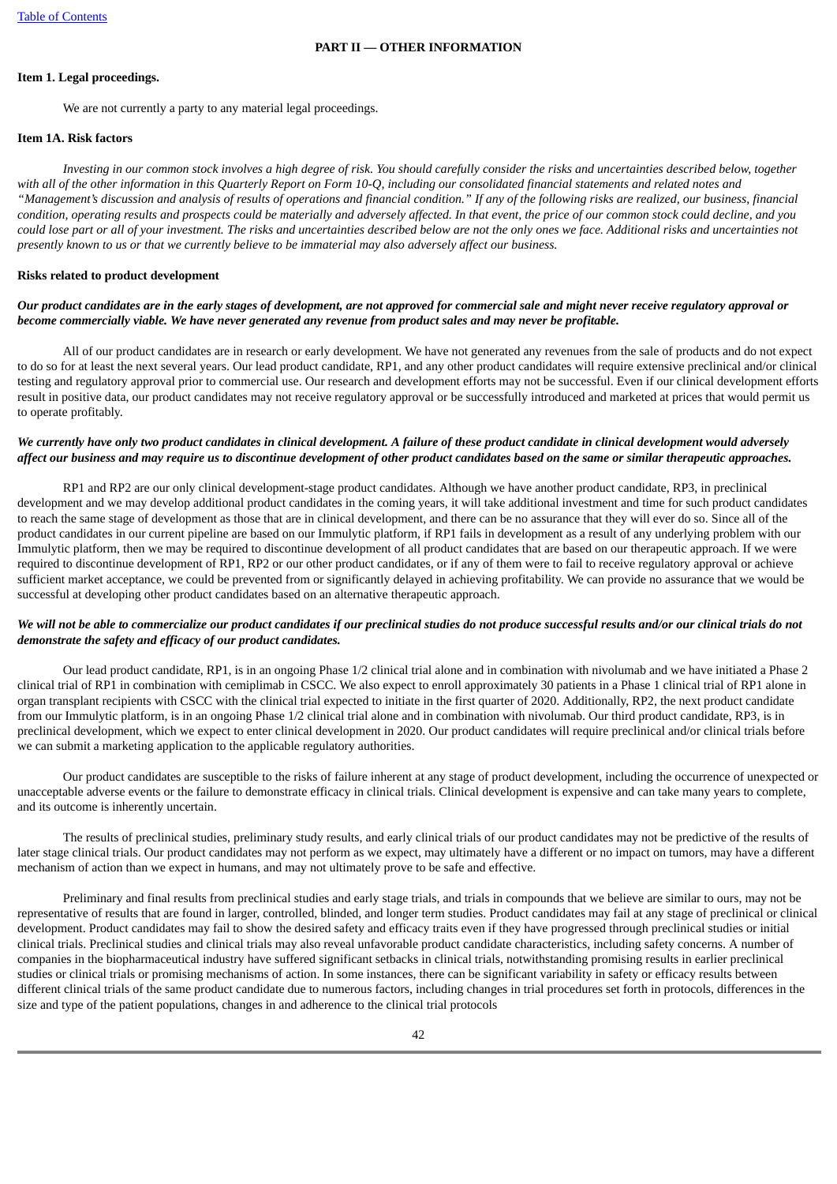## PART II — OTHER INFORMATION

### Item 1. Legal proceedings.

We are not currently a party to any material legal proceedings.

### Item 1A. Risk factors

*Investing in our common stock involves a high degree of risk. You should carefully consider the risks and uncertainties described below, together with all of the other information in this Quarterly Report on Form 10-Q, including our consolidated financial statements and related notes and "Management's discussion and analysis of results of operations and financial condition." If any of the following risks are realized, our business, financial condition, operating results and prospects could be materially and adversely affected. In that event, the price of our common stock could decline, and you could lose part or all of your investment. The risks and uncertainties described below are not the only ones we face. Additional risks and uncertainties not presently known to us or that we currently believe to be immaterial may also adversely affect our business.*

**Risks related to product development**

***Our product candidates are in the early stages of development, are not approved for commercial sale and might never receive regulatory approval or become commercially viable. We have never generated any revenue from product sales and may never be profitable.***

All of our product candidates are in research or early development. We have not generated any revenues from the sale of products and do not expect to do so for at least the next several years. Our lead product candidate, RP1, and any other product candidates will require extensive preclinical and/or clinical testing and regulatory approval prior to commercial use. Our research and development efforts may not be successful. Even if our clinical development efforts result in positive data, our product candidates may not receive regulatory approval or be successfully introduced and marketed at prices that would permit us to operate profitably.

***We currently have only two product candidates in clinical development. A failure of these product candidate in clinical development would adversely affect our business and may require us to discontinue development of other product candidates based on the same or similar therapeutic approaches.***

RP1 and RP2 are our only clinical development-stage product candidates. Although we have another product candidate, RP3, in preclinical development and we may develop additional product candidates in the coming years, it will take additional investment and time for such product candidates to reach the same stage of development as those that are in clinical development, and there can be no assurance that they will ever do so. Since all of the product candidates in our current pipeline are based on our Immulytic platform, if RP1 fails in development as a result of any underlying problem with our Immulytic platform, then we may be required to discontinue development of all product candidates that are based on our therapeutic approach. If we were required to discontinue development of RP1, RP2 or our other product candidates, or if any of them were to fail to receive regulatory approval or achieve sufficient market acceptance, we could be prevented from or significantly delayed in achieving profitability. We can provide no assurance that we would be successful at developing other product candidates based on an alternative therapeutic approach.

***We will not be able to commercialize our product candidates if our preclinical studies do not produce successful results and/or our clinical trials do not demonstrate the safety and efficacy of our product candidates.***

Our lead product candidate, RP1, is in an ongoing Phase 1/2 clinical trial alone and in combination with nivolumab and we have initiated a Phase 2 clinical trial of RP1 in combination with cemiplimab in CSCC. We also expect to enroll approximately 30 patients in a Phase 1 clinical trial of RP1 alone in organ transplant recipients with CSCC with the clinical trial expected to initiate in the first quarter of 2020. Additionally, RP2, the next product candidate from our Immulytic platform, is in an ongoing Phase 1/2 clinical trial alone and in combination with nivolumab. Our third product candidate, RP3, is in preclinical development, which we expect to enter clinical development in 2020. Our product candidates will require preclinical and/or clinical trials before we can submit a marketing application to the applicable regulatory authorities.

Our product candidates are susceptible to the risks of failure inherent at any stage of product development, including the occurrence of unexpected or unacceptable adverse events or the failure to demonstrate efficacy in clinical trials. Clinical development is expensive and can take many years to complete, and its outcome is inherently uncertain.

The results of preclinical studies, preliminary study results, and early clinical trials of our product candidates may not be predictive of the results of later stage clinical trials. Our product candidates may not perform as we expect, may ultimately have a different or no impact on tumors, may have a different mechanism of action than we expect in humans, and may not ultimately prove to be safe and effective.

Preliminary and final results from preclinical studies and early stage trials, and trials in compounds that we believe are similar to ours, may not be representative of results that are found in larger, controlled, blinded, and longer term studies. Product candidates may fail at any stage of preclinical or clinical development. Product candidates may fail to show the desired safety and efficacy traits even if they have progressed through preclinical studies or initial clinical trials. Preclinical studies and clinical trials may also reveal unfavorable product candidate characteristics, including safety concerns. A number of companies in the biopharmaceutical industry have suffered significant setbacks in clinical trials, notwithstanding promising results in earlier preclinical studies or clinical trials or promising mechanisms of action. In some instances, there can be significant variability in safety or efficacy results between different clinical trials of the same product candidate due to numerous factors, including changes in trial procedures set forth in protocols, differences in the size and type of the patient populations, changes in and adherence to the clinical trial protocols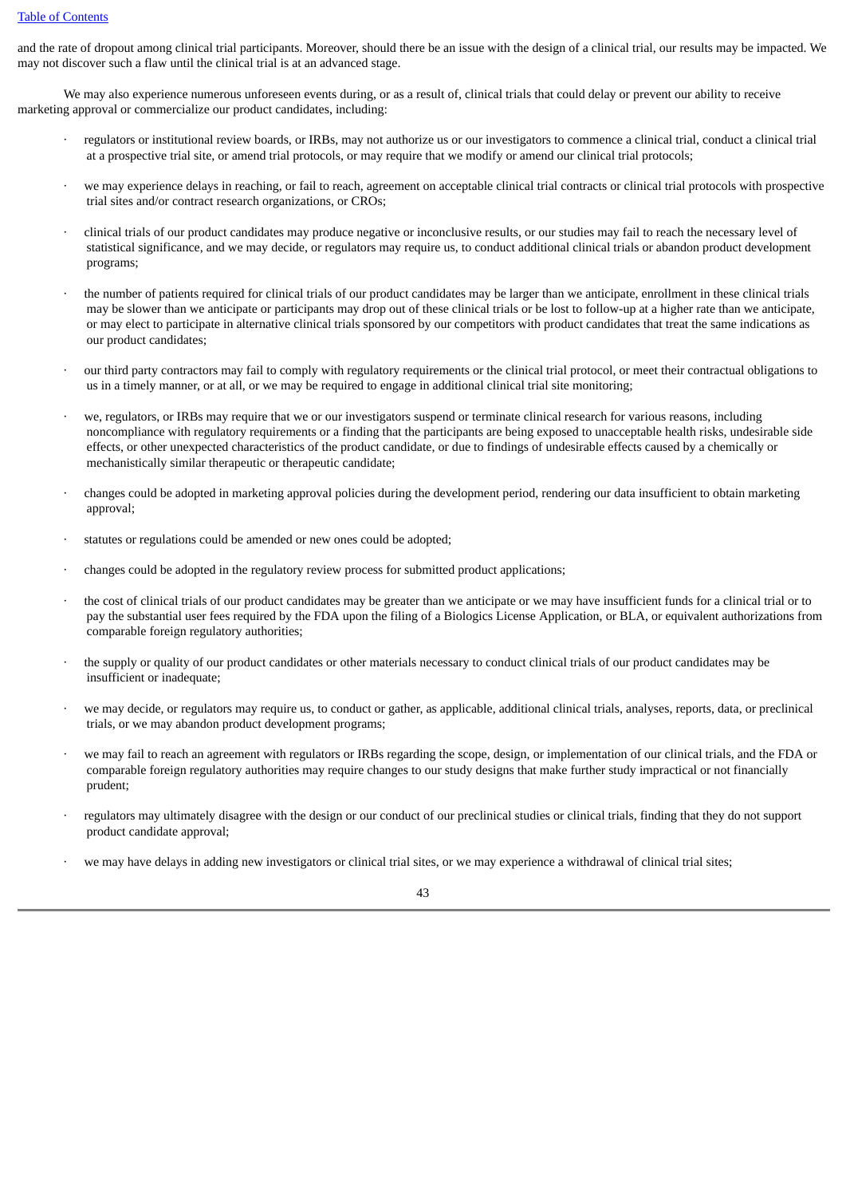and the rate of dropout among clinical trial participants. Moreover, should there be an issue with the design of a clinical trial, our results may be impacted. We may not discover such a flaw until the clinical trial is at an advanced stage.

We may also experience numerous unforeseen events during, or as a result of, clinical trials that could delay or prevent our ability to receive marketing approval or commercialize our product candidates, including:

- regulators or institutional review boards, or IRBs, may not authorize us or our investigators to commence a clinical trial, conduct a clinical trial at a prospective trial site, or amend trial protocols, or may require that we modify or amend our clinical trial protocols;
- we may experience delays in reaching, or fail to reach, agreement on acceptable clinical trial contracts or clinical trial protocols with prospective trial sites and/or contract research organizations, or CROs;
- clinical trials of our product candidates may produce negative or inconclusive results, or our studies may fail to reach the necessary level of statistical significance, and we may decide, or regulators may require us, to conduct additional clinical trials or abandon product development programs;
- the number of patients required for clinical trials of our product candidates may be larger than we anticipate, enrollment in these clinical trials may be slower than we anticipate or participants may drop out of these clinical trials or be lost to follow-up at a higher rate than we anticipate, or may elect to participate in alternative clinical trials sponsored by our competitors with product candidates that treat the same indications as our product candidates;
- our third party contractors may fail to comply with regulatory requirements or the clinical trial protocol, or meet their contractual obligations to us in a timely manner, or at all, or we may be required to engage in additional clinical trial site monitoring;
- we, regulators, or IRBs may require that we or our investigators suspend or terminate clinical research for various reasons, including noncompliance with regulatory requirements or a finding that the participants are being exposed to unacceptable health risks, undesirable side effects, or other unexpected characteristics of the product candidate, or due to findings of undesirable effects caused by a chemically or mechanistically similar therapeutic or therapeutic candidate;
- changes could be adopted in marketing approval policies during the development period, rendering our data insufficient to obtain marketing approval;
- statutes or regulations could be amended or new ones could be adopted;
- changes could be adopted in the regulatory review process for submitted product applications;
- the cost of clinical trials of our product candidates may be greater than we anticipate or we may have insufficient funds for a clinical trial or to pay the substantial user fees required by the FDA upon the filing of a Biologics License Application, or BLA, or equivalent authorizations from comparable foreign regulatory authorities;
- the supply or quality of our product candidates or other materials necessary to conduct clinical trials of our product candidates may be insufficient or inadequate;
- we may decide, or regulators may require us, to conduct or gather, as applicable, additional clinical trials, analyses, reports, data, or preclinical trials, or we may abandon product development programs;
- we may fail to reach an agreement with regulators or IRBs regarding the scope, design, or implementation of our clinical trials, and the FDA or comparable foreign regulatory authorities may require changes to our study designs that make further study impractical or not financially prudent;
- regulators may ultimately disagree with the design or our conduct of our preclinical studies or clinical trials, finding that they do not support product candidate approval;
- we may have delays in adding new investigators or clinical trial sites, or we may experience a withdrawal of clinical trial sites;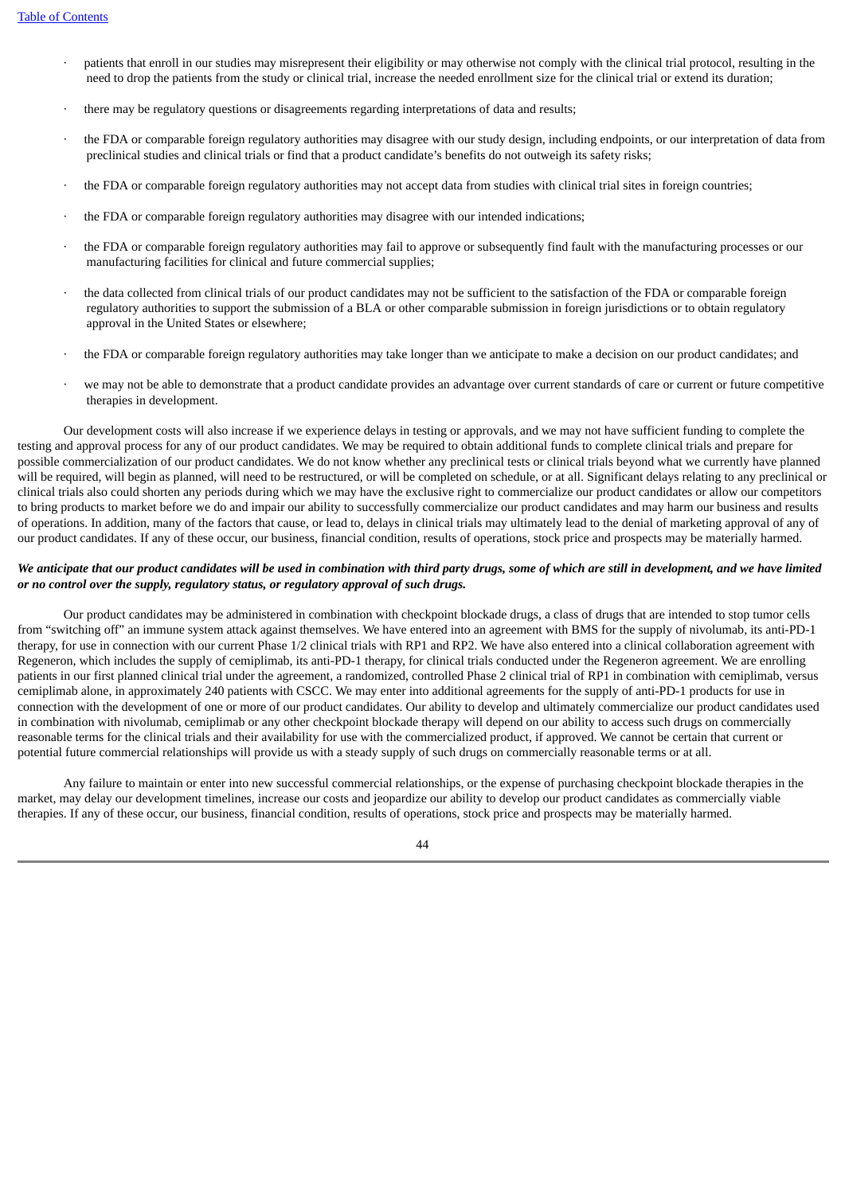- patients that enroll in our studies may misrepresent their eligibility or may otherwise not comply with the clinical trial protocol, resulting in the need to drop the patients from the study or clinical trial, increase the needed enrollment size for the clinical trial or extend its duration;

- there may be regulatory questions or disagreements regarding interpretations of data and results;

- the FDA or comparable foreign regulatory authorities may disagree with our study design, including endpoints, or our interpretation of data from preclinical studies and clinical trials or find that a product candidate's benefits do not outweigh its safety risks;

- the FDA or comparable foreign regulatory authorities may not accept data from studies with clinical trial sites in foreign countries;

- the FDA or comparable foreign regulatory authorities may disagree with our intended indications;

- the FDA or comparable foreign regulatory authorities may fail to approve or subsequently find fault with the manufacturing processes or our manufacturing facilities for clinical and future commercial supplies;

- the data collected from clinical trials of our product candidates may not be sufficient to the satisfaction of the FDA or comparable foreign regulatory authorities to support the submission of a BLA or other comparable submission in foreign jurisdictions or to obtain regulatory approval in the United States or elsewhere;

- the FDA or comparable foreign regulatory authorities may take longer than we anticipate to make a decision on our product candidates; and

- we may not be able to demonstrate that a product candidate provides an advantage over current standards of care or current or future competitive therapies in development.

Our development costs will also increase if we experience delays in testing or approvals, and we may not have sufficient funding to complete the testing and approval process for any of our product candidates. We may be required to obtain additional funds to complete clinical trials and prepare for possible commercialization of our product candidates. We do not know whether any preclinical tests or clinical trials beyond what we currently have planned will be required, will begin as planned, will need to be restructured, or will be completed on schedule, or at all. Significant delays relating to any preclinical or clinical trials also could shorten any periods during which we may have the exclusive right to commercialize our product candidates or allow our competitors to bring products to market before we do and impair our ability to successfully commercialize our product candidates and may harm our business and results of operations. In addition, many of the factors that cause, or lead to, delays in clinical trials may ultimately lead to the denial of marketing approval of any of our product candidates. If any of these occur, our business, financial condition, results of operations, stock price and prospects may be materially harmed.

***We anticipate that our product candidates will be used in combination with third party drugs, some of which are still in development, and we have limited or no control over the supply, regulatory status, or regulatory approval of such drugs.***

Our product candidates may be administered in combination with checkpoint blockade drugs, a class of drugs that are intended to stop tumor cells from "switching off" an immune system attack against themselves. We have entered into an agreement with BMS for the supply of nivolumab, its anti-PD-1 therapy, for use in connection with our current Phase 1/2 clinical trials with RP1 and RP2. We have also entered into a clinical collaboration agreement with Regeneron, which includes the supply of cemiplimab, its anti-PD-1 therapy, for clinical trials conducted under the Regeneron agreement. We are enrolling patients in our first planned clinical trial under the agreement, a randomized, controlled Phase 2 clinical trial of RP1 in combination with cemiplimab, versus cemiplimab alone, in approximately 240 patients with CSCC. We may enter into additional agreements for the supply of anti-PD-1 products for use in connection with the development of one or more of our product candidates. Our ability to develop and ultimately commercialize our product candidates used in combination with nivolumab, cemiplimab or any other checkpoint blockade therapy will depend on our ability to access such drugs on commercially reasonable terms for the clinical trials and their availability for use with the commercialized product, if approved. We cannot be certain that current or potential future commercial relationships will provide us with a steady supply of such drugs on commercially reasonable terms or at all.

Any failure to maintain or enter into new successful commercial relationships, or the expense of purchasing checkpoint blockade therapies in the market, may delay our development timelines, increase our costs and jeopardize our ability to develop our product candidates as commercially viable therapies. If any of these occur, our business, financial condition, results of operations, stock price and prospects may be materially harmed.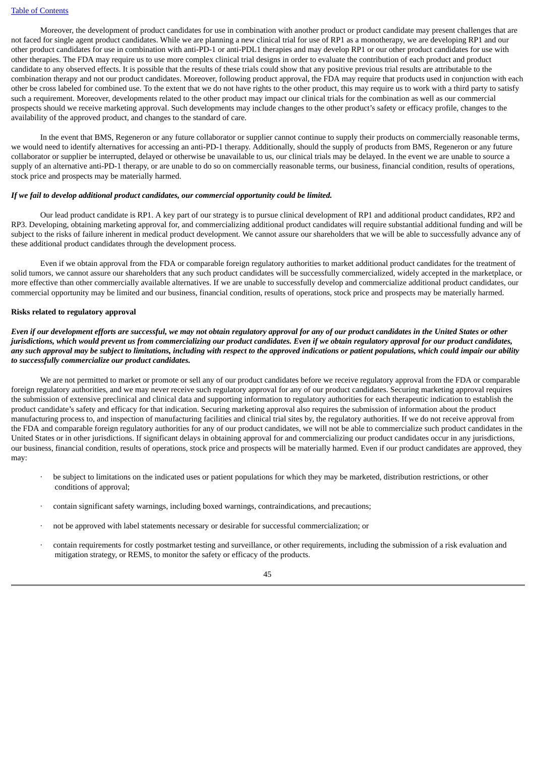Moreover, the development of product candidates for use in combination with another product or product candidate may present challenges that are not faced for single agent product candidates. While we are planning a new clinical trial for use of RP1 as a monotherapy, we are developing RP1 and our other product candidates for use in combination with anti-PD-1 or anti-PDL1 therapies and may develop RP1 or our other product candidates for use with other therapies. The FDA may require us to use more complex clinical trial designs in order to evaluate the contribution of each product and product candidate to any observed effects. It is possible that the results of these trials could show that any positive previous trial results are attributable to the combination therapy and not our product candidates. Moreover, following product approval, the FDA may require that products used in conjunction with each other be cross labeled for combined use. To the extent that we do not have rights to the other product, this may require us to work with a third party to satisfy such a requirement. Moreover, developments related to the other product may impact our clinical trials for the combination as well as our commercial prospects should we receive marketing approval. Such developments may include changes to the other product's safety or efficacy profile, changes to the availability of the approved product, and changes to the standard of care.

In the event that BMS, Regeneron or any future collaborator or supplier cannot continue to supply their products on commercially reasonable terms, we would need to identify alternatives for accessing an anti-PD-1 therapy. Additionally, should the supply of products from BMS, Regeneron or any future collaborator or supplier be interrupted, delayed or otherwise be unavailable to us, our clinical trials may be delayed. In the event we are unable to source a supply of an alternative anti-PD-1 therapy, or are unable to do so on commercially reasonable terms, our business, financial condition, results of operations, stock price and prospects may be materially harmed.

***If we fail to develop additional product candidates, our commercial opportunity could be limited.***

Our lead product candidate is RP1. A key part of our strategy is to pursue clinical development of RP1 and additional product candidates, RP2 and RP3. Developing, obtaining marketing approval for, and commercializing additional product candidates will require substantial additional funding and will be subject to the risks of failure inherent in medical product development. We cannot assure our shareholders that we will be able to successfully advance any of these additional product candidates through the development process.

Even if we obtain approval from the FDA or comparable foreign regulatory authorities to market additional product candidates for the treatment of solid tumors, we cannot assure our shareholders that any such product candidates will be successfully commercialized, widely accepted in the marketplace, or more effective than other commercially available alternatives. If we are unable to successfully develop and commercialize additional product candidates, our commercial opportunity may be limited and our business, financial condition, results of operations, stock price and prospects may be materially harmed.

**Risks related to regulatory approval**

***Even if our development efforts are successful, we may not obtain regulatory approval for any of our product candidates in the United States or other jurisdictions, which would prevent us from commercializing our product candidates. Even if we obtain regulatory approval for our product candidates, any such approval may be subject to limitations, including with respect to the approved indications or patient populations, which could impair our ability to successfully commercialize our product candidates.***

We are not permitted to market or promote or sell any of our product candidates before we receive regulatory approval from the FDA or comparable foreign regulatory authorities, and we may never receive such regulatory approval for any of our product candidates. Securing marketing approval requires the submission of extensive preclinical and clinical data and supporting information to regulatory authorities for each therapeutic indication to establish the product candidate's safety and efficacy for that indication. Securing marketing approval also requires the submission of information about the product manufacturing process to, and inspection of manufacturing facilities and clinical trial sites by, the regulatory authorities. If we do not receive approval from the FDA and comparable foreign regulatory authorities for any of our product candidates, we will not be able to commercialize such product candidates in the United States or in other jurisdictions. If significant delays in obtaining approval for and commercializing our product candidates occur in any jurisdictions, our business, financial condition, results of operations, stock price and prospects will be materially harmed. Even if our product candidates are approved, they may:

- be subject to limitations on the indicated uses or patient populations for which they may be marketed, distribution restrictions, or other conditions of approval;
- contain significant safety warnings, including boxed warnings, contraindications, and precautions;
- not be approved with label statements necessary or desirable for successful commercialization; or
- contain requirements for costly postmarket testing and surveillance, or other requirements, including the submission of a risk evaluation and mitigation strategy, or REMS, to monitor the safety or efficacy of the products.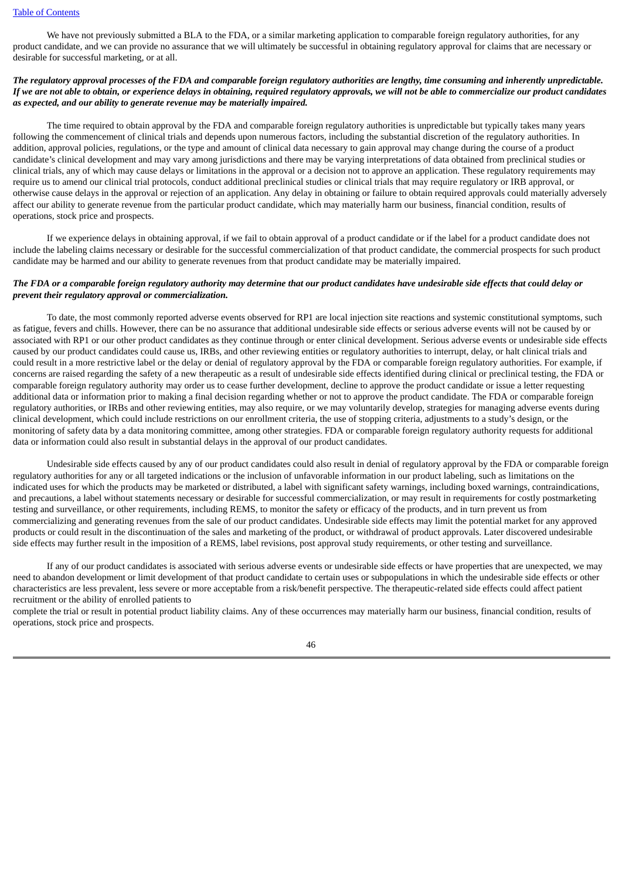We have not previously submitted a BLA to the FDA, or a similar marketing application to comparable foreign regulatory authorities, for any product candidate, and we can provide no assurance that we will ultimately be successful in obtaining regulatory approval for claims that are necessary or desirable for successful marketing, or at all.

***The regulatory approval processes of the FDA and comparable foreign regulatory authorities are lengthy, time consuming and inherently unpredictable. If we are not able to obtain, or experience delays in obtaining, required regulatory approvals, we will not be able to commercialize our product candidates as expected, and our ability to generate revenue may be materially impaired.***

The time required to obtain approval by the FDA and comparable foreign regulatory authorities is unpredictable but typically takes many years following the commencement of clinical trials and depends upon numerous factors, including the substantial discretion of the regulatory authorities. In addition, approval policies, regulations, or the type and amount of clinical data necessary to gain approval may change during the course of a product candidate's clinical development and may vary among jurisdictions and there may be varying interpretations of data obtained from preclinical studies or clinical trials, any of which may cause delays or limitations in the approval or a decision not to approve an application. These regulatory requirements may require us to amend our clinical trial protocols, conduct additional preclinical studies or clinical trials that may require regulatory or IRB approval, or otherwise cause delays in the approval or rejection of an application. Any delay in obtaining or failure to obtain required approvals could materially adversely affect our ability to generate revenue from the particular product candidate, which may materially harm our business, financial condition, results of operations, stock price and prospects.

If we experience delays in obtaining approval, if we fail to obtain approval of a product candidate or if the label for a product candidate does not include the labeling claims necessary or desirable for the successful commercialization of that product candidate, the commercial prospects for such product candidate may be harmed and our ability to generate revenues from that product candidate may be materially impaired.

***The FDA or a comparable foreign regulatory authority may determine that our product candidates have undesirable side effects that could delay or prevent their regulatory approval or commercialization.***

To date, the most commonly reported adverse events observed for RP1 are local injection site reactions and systemic constitutional symptoms, such as fatigue, fevers and chills. However, there can be no assurance that additional undesirable side effects or serious adverse events will not be caused by or associated with RP1 or our other product candidates as they continue through or enter clinical development. Serious adverse events or undesirable side effects caused by our product candidates could cause us, IRBs, and other reviewing entities or regulatory authorities to interrupt, delay, or halt clinical trials and could result in a more restrictive label or the delay or denial of regulatory approval by the FDA or comparable foreign regulatory authorities. For example, if concerns are raised regarding the safety of a new therapeutic as a result of undesirable side effects identified during clinical or preclinical testing, the FDA or comparable foreign regulatory authority may order us to cease further development, decline to approve the product candidate or issue a letter requesting additional data or information prior to making a final decision regarding whether or not to approve the product candidate. The FDA or comparable foreign regulatory authorities, or IRBs and other reviewing entities, may also require, or we may voluntarily develop, strategies for managing adverse events during clinical development, which could include restrictions on our enrollment criteria, the use of stopping criteria, adjustments to a study's design, or the monitoring of safety data by a data monitoring committee, among other strategies. FDA or comparable foreign regulatory authority requests for additional data or information could also result in substantial delays in the approval of our product candidates.

Undesirable side effects caused by any of our product candidates could also result in denial of regulatory approval by the FDA or comparable foreign regulatory authorities for any or all targeted indications or the inclusion of unfavorable information in our product labeling, such as limitations on the indicated uses for which the products may be marketed or distributed, a label with significant safety warnings, including boxed warnings, contraindications, and precautions, a label without statements necessary or desirable for successful commercialization, or may result in requirements for costly postmarketing testing and surveillance, or other requirements, including REMS, to monitor the safety or efficacy of the products, and in turn prevent us from commercializing and generating revenues from the sale of our product candidates. Undesirable side effects may limit the potential market for any approved products or could result in the discontinuation of the sales and marketing of the product, or withdrawal of product approvals. Later discovered undesirable side effects may further result in the imposition of a REMS, label revisions, post approval study requirements, or other testing and surveillance.

If any of our product candidates is associated with serious adverse events or undesirable side effects or have properties that are unexpected, we may need to abandon development or limit development of that product candidate to certain uses or subpopulations in which the undesirable side effects or other characteristics are less prevalent, less severe or more acceptable from a risk/benefit perspective. The therapeutic-related side effects could affect patient recruitment or the ability of enrolled patients to complete the trial or result in potential product liability claims. Any of these occurrences may materially harm our business, financial condition, results of operations, stock price and prospects.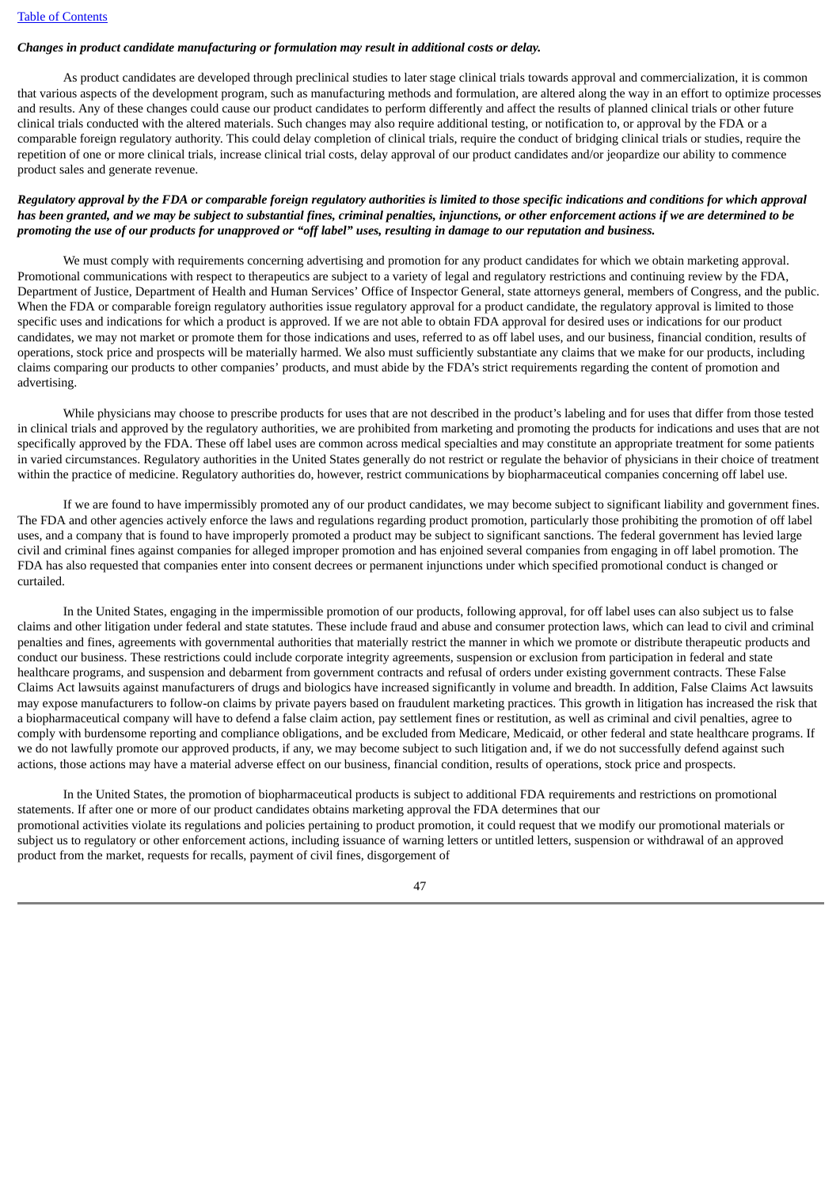***Changes in product candidate manufacturing or formulation may result in additional costs or delay.***

As product candidates are developed through preclinical studies to later stage clinical trials towards approval and commercialization, it is common that various aspects of the development program, such as manufacturing methods and formulation, are altered along the way in an effort to optimize processes and results. Any of these changes could cause our product candidates to perform differently and affect the results of planned clinical trials or other future clinical trials conducted with the altered materials. Such changes may also require additional testing, or notification to, or approval by the FDA or a comparable foreign regulatory authority. This could delay completion of clinical trials, require the conduct of bridging clinical trials or studies, require the repetition of one or more clinical trials, increase clinical trial costs, delay approval of our product candidates and/or jeopardize our ability to commence product sales and generate revenue.

***Regulatory approval by the FDA or comparable foreign regulatory authorities is limited to those specific indications and conditions for which approval has been granted, and we may be subject to substantial fines, criminal penalties, injunctions, or other enforcement actions if we are determined to be promoting the use of our products for unapproved or "off label" uses, resulting in damage to our reputation and business.***

We must comply with requirements concerning advertising and promotion for any product candidates for which we obtain marketing approval. Promotional communications with respect to therapeutics are subject to a variety of legal and regulatory restrictions and continuing review by the FDA, Department of Justice, Department of Health and Human Services' Office of Inspector General, state attorneys general, members of Congress, and the public. When the FDA or comparable foreign regulatory authorities issue regulatory approval for a product candidate, the regulatory approval is limited to those specific uses and indications for which a product is approved. If we are not able to obtain FDA approval for desired uses or indications for our product candidates, we may not market or promote them for those indications and uses, referred to as off label uses, and our business, financial condition, results of operations, stock price and prospects will be materially harmed. We also must sufficiently substantiate any claims that we make for our products, including claims comparing our products to other companies' products, and must abide by the FDA's strict requirements regarding the content of promotion and advertising.

While physicians may choose to prescribe products for uses that are not described in the product's labeling and for uses that differ from those tested in clinical trials and approved by the regulatory authorities, we are prohibited from marketing and promoting the products for indications and uses that are not specifically approved by the FDA. These off label uses are common across medical specialties and may constitute an appropriate treatment for some patients in varied circumstances. Regulatory authorities in the United States generally do not restrict or regulate the behavior of physicians in their choice of treatment within the practice of medicine. Regulatory authorities do, however, restrict communications by biopharmaceutical companies concerning off label use.

If we are found to have impermissibly promoted any of our product candidates, we may become subject to significant liability and government fines. The FDA and other agencies actively enforce the laws and regulations regarding product promotion, particularly those prohibiting the promotion of off label uses, and a company that is found to have improperly promoted a product may be subject to significant sanctions. The federal government has levied large civil and criminal fines against companies for alleged improper promotion and has enjoined several companies from engaging in off label promotion. The FDA has also requested that companies enter into consent decrees or permanent injunctions under which specified promotional conduct is changed or curtailed.

In the United States, engaging in the impermissible promotion of our products, following approval, for off label uses can also subject us to false claims and other litigation under federal and state statutes. These include fraud and abuse and consumer protection laws, which can lead to civil and criminal penalties and fines, agreements with governmental authorities that materially restrict the manner in which we promote or distribute therapeutic products and conduct our business. These restrictions could include corporate integrity agreements, suspension or exclusion from participation in federal and state healthcare programs, and suspension and debarment from government contracts and refusal of orders under existing government contracts. These False Claims Act lawsuits against manufacturers of drugs and biologics have increased significantly in volume and breadth. In addition, False Claims Act lawsuits may expose manufacturers to follow-on claims by private payers based on fraudulent marketing practices. This growth in litigation has increased the risk that a biopharmaceutical company will have to defend a false claim action, pay settlement fines or restitution, as well as criminal and civil penalties, agree to comply with burdensome reporting and compliance obligations, and be excluded from Medicare, Medicaid, or other federal and state healthcare programs. If we do not lawfully promote our approved products, if any, we may become subject to such litigation and, if we do not successfully defend against such actions, those actions may have a material adverse effect on our business, financial condition, results of operations, stock price and prospects.

In the United States, the promotion of biopharmaceutical products is subject to additional FDA requirements and restrictions on promotional statements. If after one or more of our product candidates obtains marketing approval the FDA determines that our promotional activities violate its regulations and policies pertaining to product promotion, it could request that we modify our promotional materials or subject us to regulatory or other enforcement actions, including issuance of warning letters or untitled letters, suspension or withdrawal of an approved product from the market, requests for recalls, payment of civil fines, disgorgement of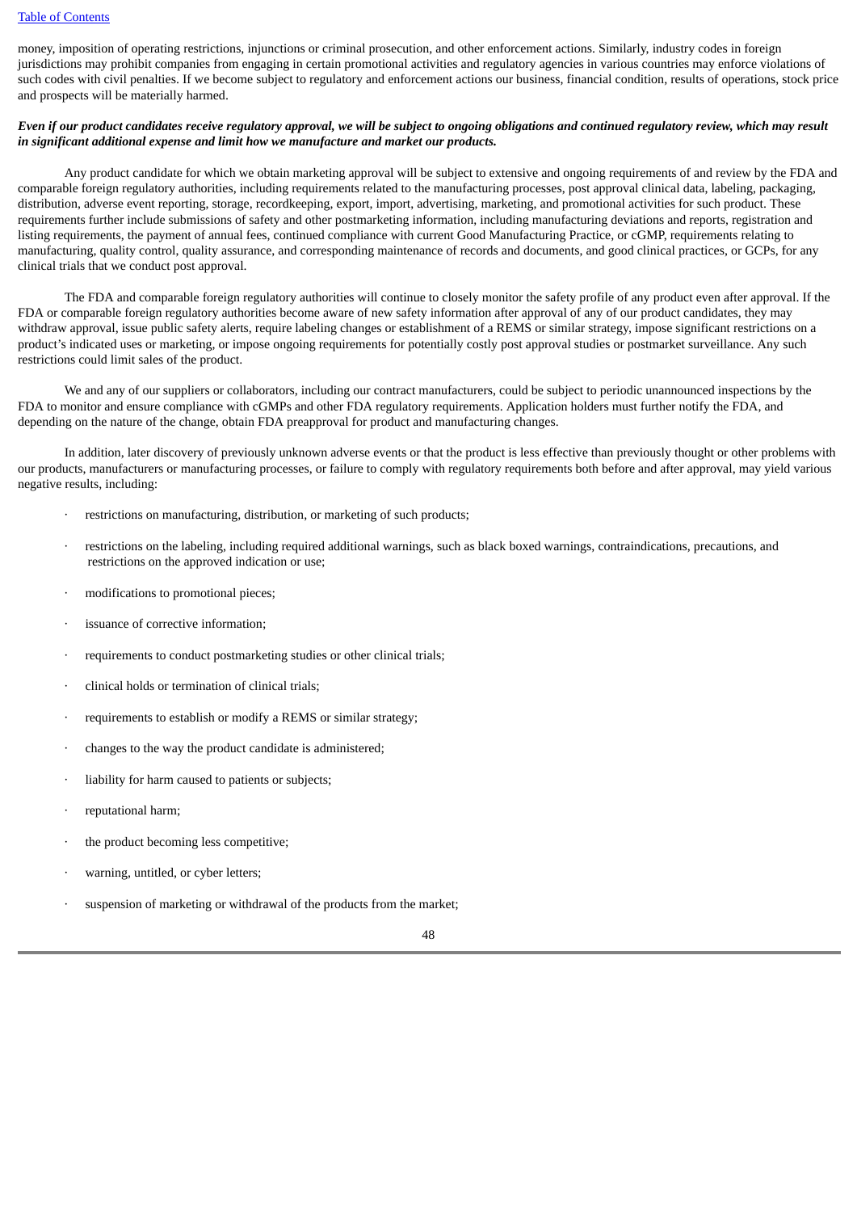money, imposition of operating restrictions, injunctions or criminal prosecution, and other enforcement actions. Similarly, industry codes in foreign jurisdictions may prohibit companies from engaging in certain promotional activities and regulatory agencies in various countries may enforce violations of such codes with civil penalties. If we become subject to regulatory and enforcement actions our business, financial condition, results of operations, stock price and prospects will be materially harmed.

***Even if our product candidates receive regulatory approval, we will be subject to ongoing obligations and continued regulatory review, which may result in significant additional expense and limit how we manufacture and market our products.***

Any product candidate for which we obtain marketing approval will be subject to extensive and ongoing requirements of and review by the FDA and comparable foreign regulatory authorities, including requirements related to the manufacturing processes, post approval clinical data, labeling, packaging, distribution, adverse event reporting, storage, recordkeeping, export, import, advertising, marketing, and promotional activities for such product. These requirements further include submissions of safety and other postmarketing information, including manufacturing deviations and reports, registration and listing requirements, the payment of annual fees, continued compliance with current Good Manufacturing Practice, or cGMP, requirements relating to manufacturing, quality control, quality assurance, and corresponding maintenance of records and documents, and good clinical practices, or GCPs, for any clinical trials that we conduct post approval.

The FDA and comparable foreign regulatory authorities will continue to closely monitor the safety profile of any product even after approval. If the FDA or comparable foreign regulatory authorities become aware of new safety information after approval of any of our product candidates, they may withdraw approval, issue public safety alerts, require labeling changes or establishment of a REMS or similar strategy, impose significant restrictions on a product's indicated uses or marketing, or impose ongoing requirements for potentially costly post approval studies or postmarket surveillance. Any such restrictions could limit sales of the product.

We and any of our suppliers or collaborators, including our contract manufacturers, could be subject to periodic unannounced inspections by the FDA to monitor and ensure compliance with cGMPs and other FDA regulatory requirements. Application holders must further notify the FDA, and depending on the nature of the change, obtain FDA preapproval for product and manufacturing changes.

In addition, later discovery of previously unknown adverse events or that the product is less effective than previously thought or other problems with our products, manufacturers or manufacturing processes, or failure to comply with regulatory requirements both before and after approval, may yield various negative results, including:

- restrictions on manufacturing, distribution, or marketing of such products;
- restrictions on the labeling, including required additional warnings, such as black boxed warnings, contraindications, precautions, and restrictions on the approved indication or use;
- modifications to promotional pieces;
- issuance of corrective information;
- requirements to conduct postmarketing studies or other clinical trials;
- clinical holds or termination of clinical trials;
- requirements to establish or modify a REMS or similar strategy;
- changes to the way the product candidate is administered;
- liability for harm caused to patients or subjects;
- reputational harm;
- the product becoming less competitive;
- warning, untitled, or cyber letters;
- suspension of marketing or withdrawal of the products from the market;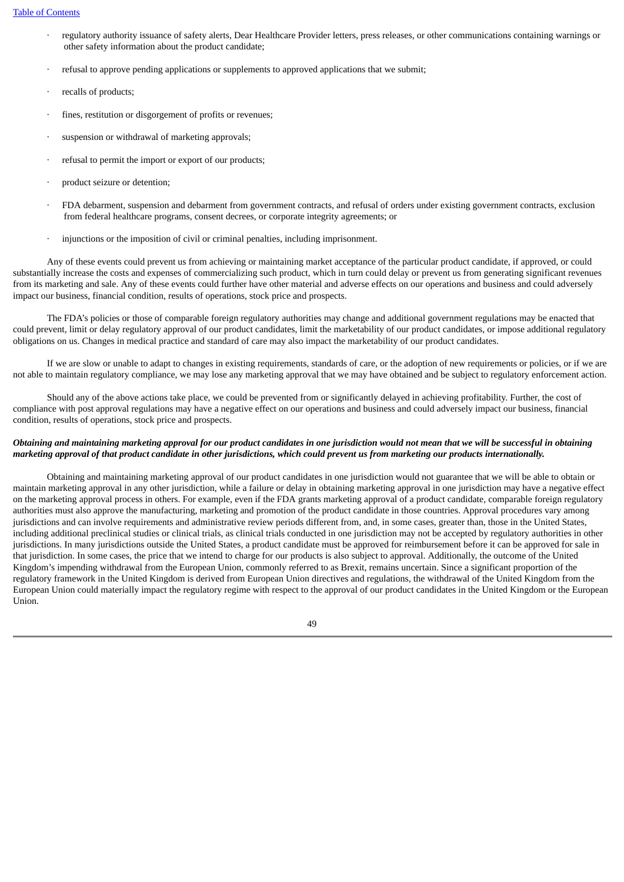- regulatory authority issuance of safety alerts, Dear Healthcare Provider letters, press releases, or other communications containing warnings or other safety information about the product candidate;
- refusal to approve pending applications or supplements to approved applications that we submit;
- recalls of products;
- fines, restitution or disgorgement of profits or revenues;
- suspension or withdrawal of marketing approvals;
- refusal to permit the import or export of our products;
- product seizure or detention;
- FDA debarment, suspension and debarment from government contracts, and refusal of orders under existing government contracts, exclusion from federal healthcare programs, consent decrees, or corporate integrity agreements; or
- injunctions or the imposition of civil or criminal penalties, including imprisonment.

Any of these events could prevent us from achieving or maintaining market acceptance of the particular product candidate, if approved, or could substantially increase the costs and expenses of commercializing such product, which in turn could delay or prevent us from generating significant revenues from its marketing and sale. Any of these events could further have other material and adverse effects on our operations and business and could adversely impact our business, financial condition, results of operations, stock price and prospects.

The FDA's policies or those of comparable foreign regulatory authorities may change and additional government regulations may be enacted that could prevent, limit or delay regulatory approval of our product candidates, limit the marketability of our product candidates, or impose additional regulatory obligations on us. Changes in medical practice and standard of care may also impact the marketability of our product candidates.

If we are slow or unable to adapt to changes in existing requirements, standards of care, or the adoption of new requirements or policies, or if we are not able to maintain regulatory compliance, we may lose any marketing approval that we may have obtained and be subject to regulatory enforcement action.

Should any of the above actions take place, we could be prevented from or significantly delayed in achieving profitability. Further, the cost of compliance with post approval regulations may have a negative effect on our operations and business and could adversely impact our business, financial condition, results of operations, stock price and prospects.

***Obtaining and maintaining marketing approval for our product candidates in one jurisdiction would not mean that we will be successful in obtaining marketing approval of that product candidate in other jurisdictions, which could prevent us from marketing our products internationally.***

Obtaining and maintaining marketing approval of our product candidates in one jurisdiction would not guarantee that we will be able to obtain or maintain marketing approval in any other jurisdiction, while a failure or delay in obtaining marketing approval in one jurisdiction may have a negative effect on the marketing approval process in others. For example, even if the FDA grants marketing approval of a product candidate, comparable foreign regulatory authorities must also approve the manufacturing, marketing and promotion of the product candidate in those countries. Approval procedures vary among jurisdictions and can involve requirements and administrative review periods different from, and, in some cases, greater than, those in the United States, including additional preclinical studies or clinical trials, as clinical trials conducted in one jurisdiction may not be accepted by regulatory authorities in other jurisdictions. In many jurisdictions outside the United States, a product candidate must be approved for reimbursement before it can be approved for sale in that jurisdiction. In some cases, the price that we intend to charge for our products is also subject to approval. Additionally, the outcome of the United Kingdom's impending withdrawal from the European Union, commonly referred to as Brexit, remains uncertain. Since a significant proportion of the regulatory framework in the United Kingdom is derived from European Union directives and regulations, the withdrawal of the United Kingdom from the European Union could materially impact the regulatory regime with respect to the approval of our product candidates in the United Kingdom or the European Union.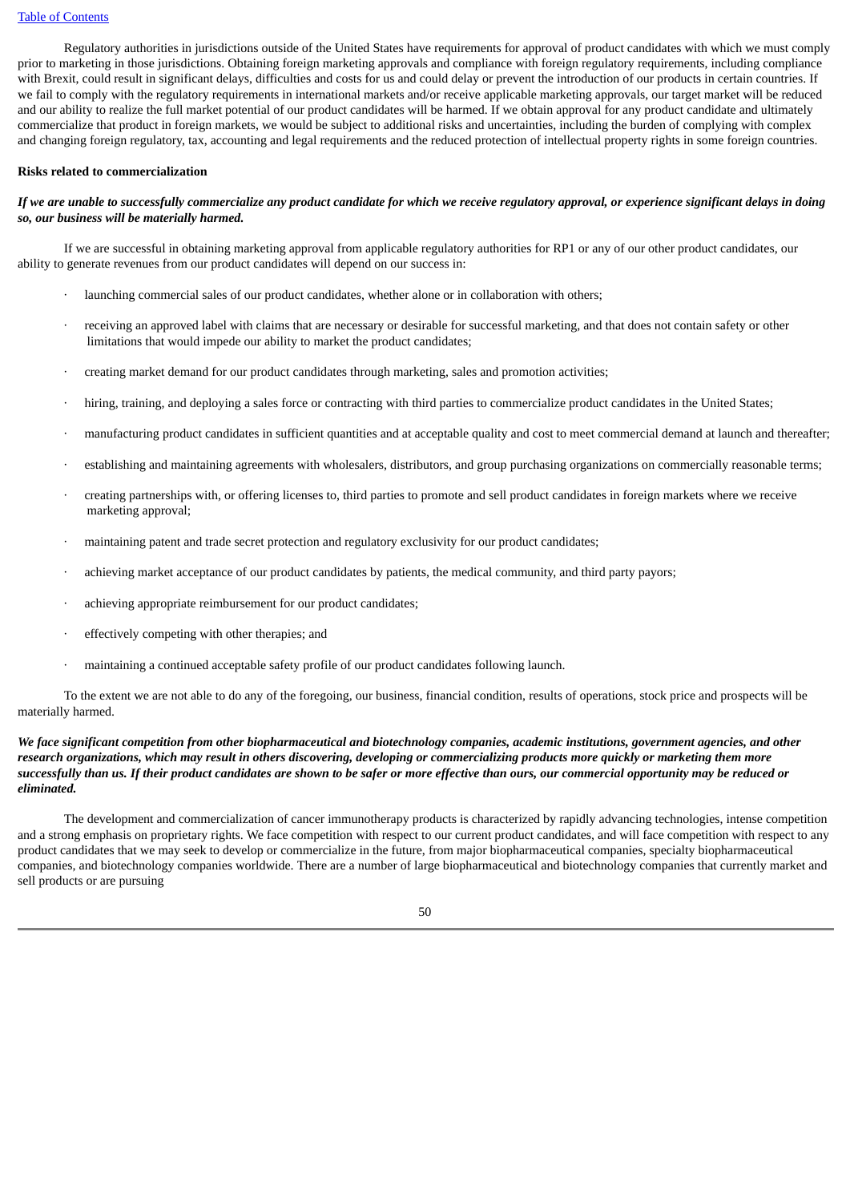Regulatory authorities in jurisdictions outside of the United States have requirements for approval of product candidates with which we must comply prior to marketing in those jurisdictions. Obtaining foreign marketing approvals and compliance with foreign regulatory requirements, including compliance with Brexit, could result in significant delays, difficulties and costs for us and could delay or prevent the introduction of our products in certain countries. If we fail to comply with the regulatory requirements in international markets and/or receive applicable marketing approvals, our target market will be reduced and our ability to realize the full market potential of our product candidates will be harmed. If we obtain approval for any product candidate and ultimately commercialize that product in foreign markets, we would be subject to additional risks and uncertainties, including the burden of complying with complex and changing foreign regulatory, tax, accounting and legal requirements and the reduced protection of intellectual property rights in some foreign countries.

**Risks related to commercialization**

***If we are unable to successfully commercialize any product candidate for which we receive regulatory approval, or experience significant delays in doing so, our business will be materially harmed.***

If we are successful in obtaining marketing approval from applicable regulatory authorities for RP1 or any of our other product candidates, our ability to generate revenues from our product candidates will depend on our success in:

- launching commercial sales of our product candidates, whether alone or in collaboration with others;
- receiving an approved label with claims that are necessary or desirable for successful marketing, and that does not contain safety or other limitations that would impede our ability to market the product candidates;
- creating market demand for our product candidates through marketing, sales and promotion activities;
- hiring, training, and deploying a sales force or contracting with third parties to commercialize product candidates in the United States;
- manufacturing product candidates in sufficient quantities and at acceptable quality and cost to meet commercial demand at launch and thereafter;
- establishing and maintaining agreements with wholesalers, distributors, and group purchasing organizations on commercially reasonable terms;
- creating partnerships with, or offering licenses to, third parties to promote and sell product candidates in foreign markets where we receive marketing approval;
- maintaining patent and trade secret protection and regulatory exclusivity for our product candidates;
- achieving market acceptance of our product candidates by patients, the medical community, and third party payors;
- achieving appropriate reimbursement for our product candidates;
- effectively competing with other therapies; and
- maintaining a continued acceptable safety profile of our product candidates following launch.

To the extent we are not able to do any of the foregoing, our business, financial condition, results of operations, stock price and prospects will be materially harmed.

***We face significant competition from other biopharmaceutical and biotechnology companies, academic institutions, government agencies, and other research organizations, which may result in others discovering, developing or commercializing products more quickly or marketing them more successfully than us. If their product candidates are shown to be safer or more effective than ours, our commercial opportunity may be reduced or eliminated.***

The development and commercialization of cancer immunotherapy products is characterized by rapidly advancing technologies, intense competition and a strong emphasis on proprietary rights. We face competition with respect to our current product candidates, and will face competition with respect to any product candidates that we may seek to develop or commercialize in the future, from major biopharmaceutical companies, specialty biopharmaceutical companies, and biotechnology companies worldwide. There are a number of large biopharmaceutical and biotechnology companies that currently market and sell products or are pursuing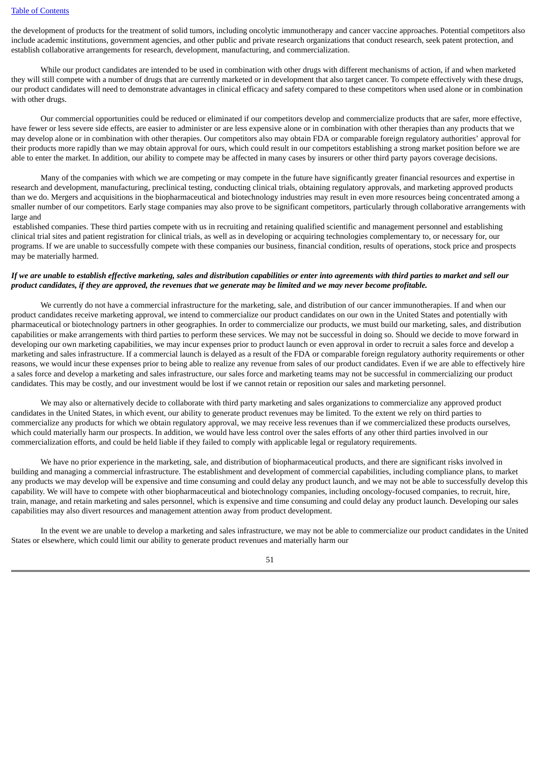the development of products for the treatment of solid tumors, including oncolytic immunotherapy and cancer vaccine approaches. Potential competitors also include academic institutions, government agencies, and other public and private research organizations that conduct research, seek patent protection, and establish collaborative arrangements for research, development, manufacturing, and commercialization.

While our product candidates are intended to be used in combination with other drugs with different mechanisms of action, if and when marketed they will still compete with a number of drugs that are currently marketed or in development that also target cancer. To compete effectively with these drugs, our product candidates will need to demonstrate advantages in clinical efficacy and safety compared to these competitors when used alone or in combination with other drugs.

Our commercial opportunities could be reduced or eliminated if our competitors develop and commercialize products that are safer, more effective, have fewer or less severe side effects, are easier to administer or are less expensive alone or in combination with other therapies than any products that we may develop alone or in combination with other therapies. Our competitors also may obtain FDA or comparable foreign regulatory authorities' approval for their products more rapidly than we may obtain approval for ours, which could result in our competitors establishing a strong market position before we are able to enter the market. In addition, our ability to compete may be affected in many cases by insurers or other third party payors coverage decisions.

Many of the companies with which we are competing or may compete in the future have significantly greater financial resources and expertise in research and development, manufacturing, preclinical testing, conducting clinical trials, obtaining regulatory approvals, and marketing approved products than we do. Mergers and acquisitions in the biopharmaceutical and biotechnology industries may result in even more resources being concentrated among a smaller number of our competitors. Early stage companies may also prove to be significant competitors, particularly through collaborative arrangements with large and established companies. These third parties compete with us in recruiting and retaining qualified scientific and management personnel and establishing clinical trial sites and patient registration for clinical trials, as well as in developing or acquiring technologies complementary to, or necessary for, our programs. If we are unable to successfully compete with these companies our business, financial condition, results of operations, stock price and prospects may be materially harmed.

***If we are unable to establish effective marketing, sales and distribution capabilities or enter into agreements with third parties to market and sell our product candidates, if they are approved, the revenues that we generate may be limited and we may never become profitable.***

We currently do not have a commercial infrastructure for the marketing, sale, and distribution of our cancer immunotherapies. If and when our product candidates receive marketing approval, we intend to commercialize our product candidates on our own in the United States and potentially with pharmaceutical or biotechnology partners in other geographies. In order to commercialize our products, we must build our marketing, sales, and distribution capabilities or make arrangements with third parties to perform these services. We may not be successful in doing so. Should we decide to move forward in developing our own marketing capabilities, we may incur expenses prior to product launch or even approval in order to recruit a sales force and develop a marketing and sales infrastructure. If a commercial launch is delayed as a result of the FDA or comparable foreign regulatory authority requirements or other reasons, we would incur these expenses prior to being able to realize any revenue from sales of our product candidates. Even if we are able to effectively hire a sales force and develop a marketing and sales infrastructure, our sales force and marketing teams may not be successful in commercializing our product candidates. This may be costly, and our investment would be lost if we cannot retain or reposition our sales and marketing personnel.

We may also or alternatively decide to collaborate with third party marketing and sales organizations to commercialize any approved product candidates in the United States, in which event, our ability to generate product revenues may be limited. To the extent we rely on third parties to commercialize any products for which we obtain regulatory approval, we may receive less revenues than if we commercialized these products ourselves, which could materially harm our prospects. In addition, we would have less control over the sales efforts of any other third parties involved in our commercialization efforts, and could be held liable if they failed to comply with applicable legal or regulatory requirements.

We have no prior experience in the marketing, sale, and distribution of biopharmaceutical products, and there are significant risks involved in building and managing a commercial infrastructure. The establishment and development of commercial capabilities, including compliance plans, to market any products we may develop will be expensive and time consuming and could delay any product launch, and we may not be able to successfully develop this capability. We will have to compete with other biopharmaceutical and biotechnology companies, including oncology-focused companies, to recruit, hire, train, manage, and retain marketing and sales personnel, which is expensive and time consuming and could delay any product launch. Developing our sales capabilities may also divert resources and management attention away from product development.

In the event we are unable to develop a marketing and sales infrastructure, we may not be able to commercialize our product candidates in the United States or elsewhere, which could limit our ability to generate product revenues and materially harm our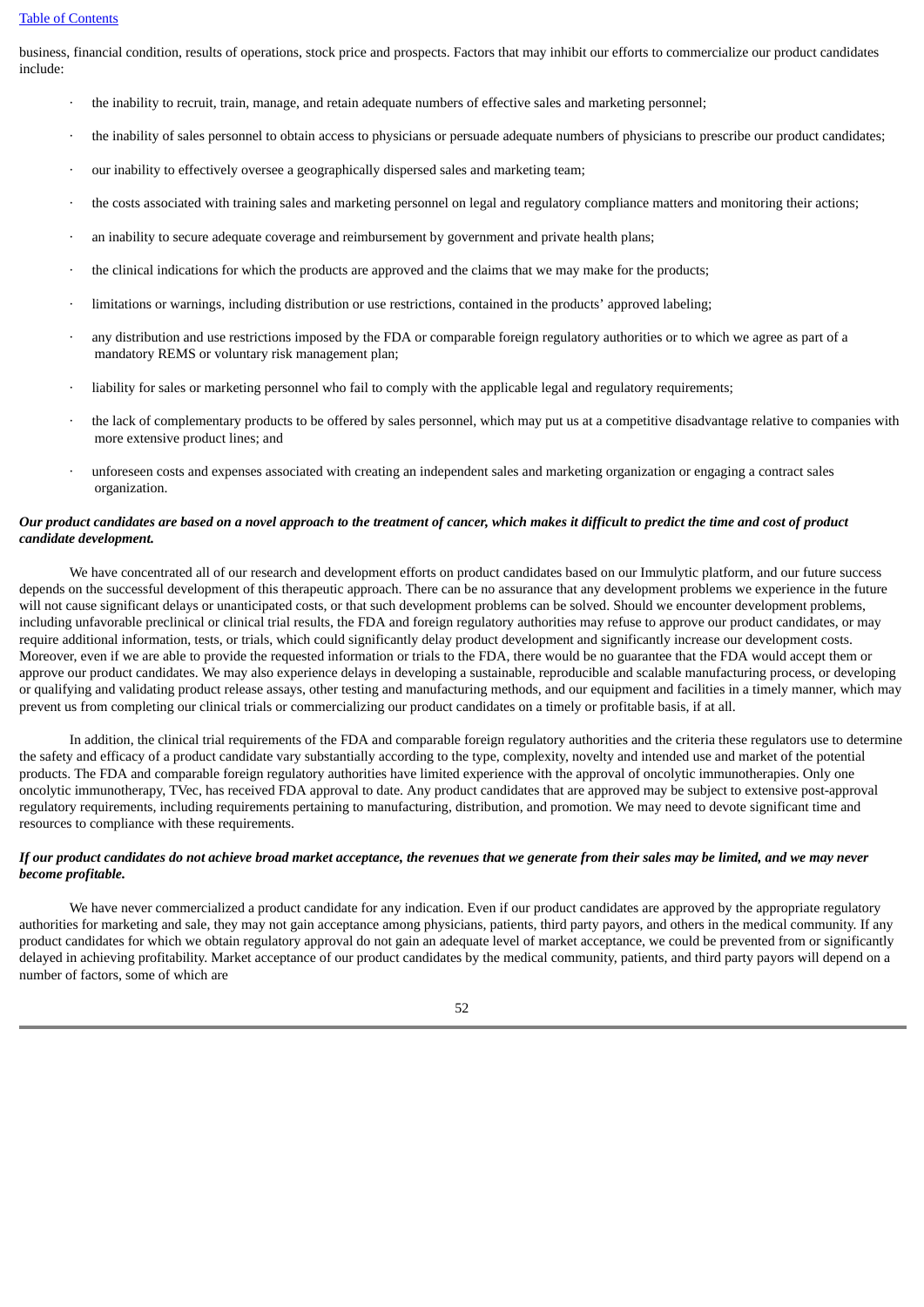business, financial condition, results of operations, stock price and prospects. Factors that may inhibit our efforts to commercialize our product candidates include:

- the inability to recruit, train, manage, and retain adequate numbers of effective sales and marketing personnel;
- the inability of sales personnel to obtain access to physicians or persuade adequate numbers of physicians to prescribe our product candidates;
- our inability to effectively oversee a geographically dispersed sales and marketing team;
- the costs associated with training sales and marketing personnel on legal and regulatory compliance matters and monitoring their actions;
- an inability to secure adequate coverage and reimbursement by government and private health plans;
- the clinical indications for which the products are approved and the claims that we may make for the products;
- limitations or warnings, including distribution or use restrictions, contained in the products' approved labeling;
- any distribution and use restrictions imposed by the FDA or comparable foreign regulatory authorities or to which we agree as part of a mandatory REMS or voluntary risk management plan;
- liability for sales or marketing personnel who fail to comply with the applicable legal and regulatory requirements;
- the lack of complementary products to be offered by sales personnel, which may put us at a competitive disadvantage relative to companies with more extensive product lines; and
- unforeseen costs and expenses associated with creating an independent sales and marketing organization or engaging a contract sales organization.

***Our product candidates are based on a novel approach to the treatment of cancer, which makes it difficult to predict the time and cost of product candidate development.***

We have concentrated all of our research and development efforts on product candidates based on our Immulytic platform, and our future success depends on the successful development of this therapeutic approach. There can be no assurance that any development problems we experience in the future will not cause significant delays or unanticipated costs, or that such development problems can be solved. Should we encounter development problems, including unfavorable preclinical or clinical trial results, the FDA and foreign regulatory authorities may refuse to approve our product candidates, or may require additional information, tests, or trials, which could significantly delay product development and significantly increase our development costs. Moreover, even if we are able to provide the requested information or trials to the FDA, there would be no guarantee that the FDA would accept them or approve our product candidates. We may also experience delays in developing a sustainable, reproducible and scalable manufacturing process, or developing or qualifying and validating product release assays, other testing and manufacturing methods, and our equipment and facilities in a timely manner, which may prevent us from completing our clinical trials or commercializing our product candidates on a timely or profitable basis, if at all.

In addition, the clinical trial requirements of the FDA and comparable foreign regulatory authorities and the criteria these regulators use to determine the safety and efficacy of a product candidate vary substantially according to the type, complexity, novelty and intended use and market of the potential products. The FDA and comparable foreign regulatory authorities have limited experience with the approval of oncolytic immunotherapies. Only one oncolytic immunotherapy, TVec, has received FDA approval to date. Any product candidates that are approved may be subject to extensive post-approval regulatory requirements, including requirements pertaining to manufacturing, distribution, and promotion. We may need to devote significant time and resources to compliance with these requirements.

***If our product candidates do not achieve broad market acceptance, the revenues that we generate from their sales may be limited, and we may never become profitable.***

We have never commercialized a product candidate for any indication. Even if our product candidates are approved by the appropriate regulatory authorities for marketing and sale, they may not gain acceptance among physicians, patients, third party payors, and others in the medical community. If any product candidates for which we obtain regulatory approval do not gain an adequate level of market acceptance, we could be prevented from or significantly delayed in achieving profitability. Market acceptance of our product candidates by the medical community, patients, and third party payors will depend on a number of factors, some of which are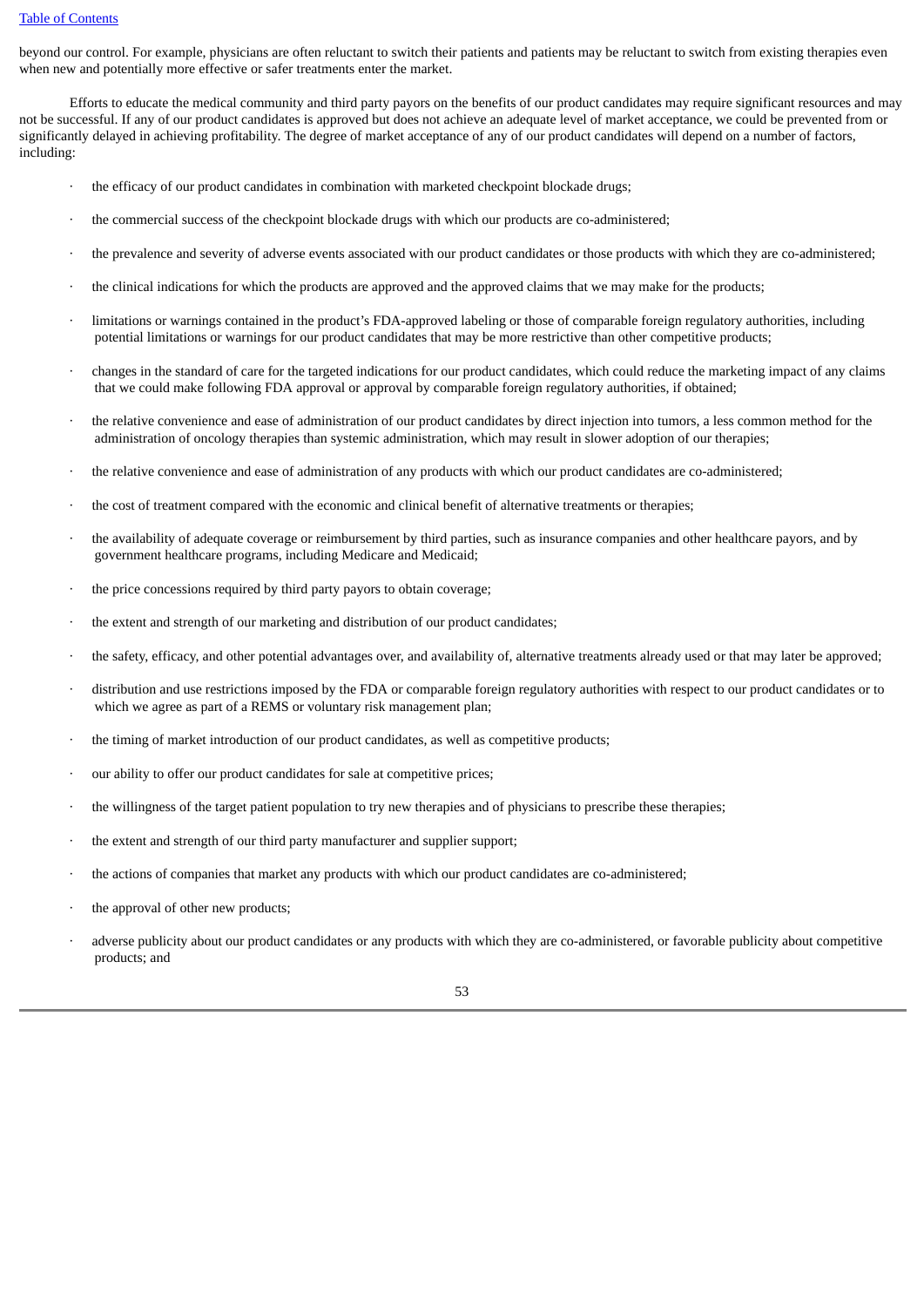beyond our control. For example, physicians are often reluctant to switch their patients and patients may be reluctant to switch from existing therapies even when new and potentially more effective or safer treatments enter the market.

Efforts to educate the medical community and third party payors on the benefits of our product candidates may require significant resources and may not be successful. If any of our product candidates is approved but does not achieve an adequate level of market acceptance, we could be prevented from or significantly delayed in achieving profitability. The degree of market acceptance of any of our product candidates will depend on a number of factors, including:

- the efficacy of our product candidates in combination with marketed checkpoint blockade drugs;
- the commercial success of the checkpoint blockade drugs with which our products are co-administered;
- the prevalence and severity of adverse events associated with our product candidates or those products with which they are co-administered;
- the clinical indications for which the products are approved and the approved claims that we may make for the products;
- limitations or warnings contained in the product's FDA-approved labeling or those of comparable foreign regulatory authorities, including potential limitations or warnings for our product candidates that may be more restrictive than other competitive products;
- changes in the standard of care for the targeted indications for our product candidates, which could reduce the marketing impact of any claims that we could make following FDA approval or approval by comparable foreign regulatory authorities, if obtained;
- the relative convenience and ease of administration of our product candidates by direct injection into tumors, a less common method for the administration of oncology therapies than systemic administration, which may result in slower adoption of our therapies;
- the relative convenience and ease of administration of any products with which our product candidates are co-administered;
- the cost of treatment compared with the economic and clinical benefit of alternative treatments or therapies;
- the availability of adequate coverage or reimbursement by third parties, such as insurance companies and other healthcare payors, and by government healthcare programs, including Medicare and Medicaid;
- the price concessions required by third party payors to obtain coverage;
- the extent and strength of our marketing and distribution of our product candidates;
- the safety, efficacy, and other potential advantages over, and availability of, alternative treatments already used or that may later be approved;
- distribution and use restrictions imposed by the FDA or comparable foreign regulatory authorities with respect to our product candidates or to which we agree as part of a REMS or voluntary risk management plan;
- the timing of market introduction of our product candidates, as well as competitive products;
- our ability to offer our product candidates for sale at competitive prices;
- the willingness of the target patient population to try new therapies and of physicians to prescribe these therapies;
- the extent and strength of our third party manufacturer and supplier support;
- the actions of companies that market any products with which our product candidates are co-administered;
- the approval of other new products;
- adverse publicity about our product candidates or any products with which they are co-administered, or favorable publicity about competitive products; and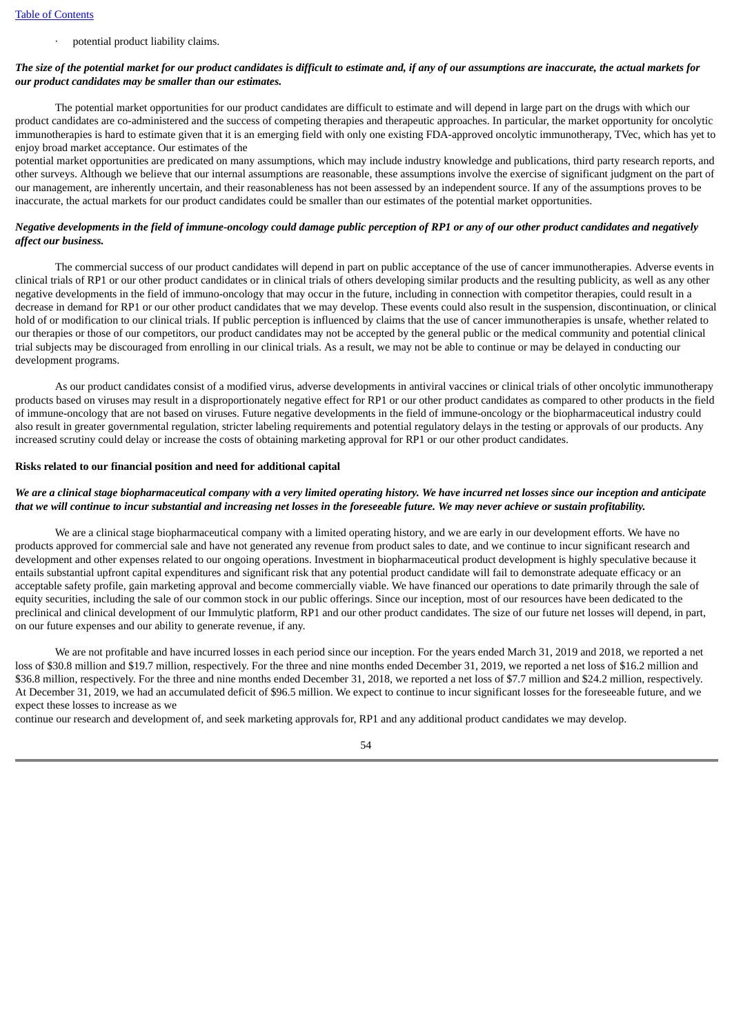- potential product liability claims.

***The size of the potential market for our product candidates is difficult to estimate and, if any of our assumptions are inaccurate, the actual markets for our product candidates may be smaller than our estimates.***

The potential market opportunities for our product candidates are difficult to estimate and will depend in large part on the drugs with which our product candidates are co-administered and the success of competing therapies and therapeutic approaches. In particular, the market opportunity for oncolytic immunotherapies is hard to estimate given that it is an emerging field with only one existing FDA-approved oncolytic immunotherapy, TVec, which has yet to enjoy broad market acceptance. Our estimates of the potential market opportunities are predicated on many assumptions, which may include industry knowledge and publications, third party research reports, and other surveys. Although we believe that our internal assumptions are reasonable, these assumptions involve the exercise of significant judgment on the part of our management, are inherently uncertain, and their reasonableness has not been assessed by an independent source. If any of the assumptions proves to be inaccurate, the actual markets for our product candidates could be smaller than our estimates of the potential market opportunities.

***Negative developments in the field of immune-oncology could damage public perception of RP1 or any of our other product candidates and negatively affect our business.***

The commercial success of our product candidates will depend in part on public acceptance of the use of cancer immunotherapies. Adverse events in clinical trials of RP1 or our other product candidates or in clinical trials of others developing similar products and the resulting publicity, as well as any other negative developments in the field of immuno-oncology that may occur in the future, including in connection with competitor therapies, could result in a decrease in demand for RP1 or our other product candidates that we may develop. These events could also result in the suspension, discontinuation, or clinical hold of or modification to our clinical trials. If public perception is influenced by claims that the use of cancer immunotherapies is unsafe, whether related to our therapies or those of our competitors, our product candidates may not be accepted by the general public or the medical community and potential clinical trial subjects may be discouraged from enrolling in our clinical trials. As a result, we may not be able to continue or may be delayed in conducting our development programs.

As our product candidates consist of a modified virus, adverse developments in antiviral vaccines or clinical trials of other oncolytic immunotherapy products based on viruses may result in a disproportionately negative effect for RP1 or our other product candidates as compared to other products in the field of immune-oncology that are not based on viruses. Future negative developments in the field of immune-oncology or the biopharmaceutical industry could also result in greater governmental regulation, stricter labeling requirements and potential regulatory delays in the testing or approvals of our products. Any increased scrutiny could delay or increase the costs of obtaining marketing approval for RP1 or our other product candidates.

**Risks related to our financial position and need for additional capital**

***We are a clinical stage biopharmaceutical company with a very limited operating history. We have incurred net losses since our inception and anticipate that we will continue to incur substantial and increasing net losses in the foreseeable future. We may never achieve or sustain profitability.***

We are a clinical stage biopharmaceutical company with a limited operating history, and we are early in our development efforts. We have no products approved for commercial sale and have not generated any revenue from product sales to date, and we continue to incur significant research and development and other expenses related to our ongoing operations. Investment in biopharmaceutical product development is highly speculative because it entails substantial upfront capital expenditures and significant risk that any potential product candidate will fail to demonstrate adequate efficacy or an acceptable safety profile, gain marketing approval and become commercially viable. We have financed our operations to date primarily through the sale of equity securities, including the sale of our common stock in our public offerings. Since our inception, most of our resources have been dedicated to the preclinical and clinical development of our Immulytic platform, RP1 and our other product candidates. The size of our future net losses will depend, in part, on our future expenses and our ability to generate revenue, if any.

We are not profitable and have incurred losses in each period since our inception. For the years ended March 31, 2019 and 2018, we reported a net loss of $30.8 million and $19.7 million, respectively. For the three and nine months ended December 31, 2019, we reported a net loss of $16.2 million and $36.8 million, respectively. For the three and nine months ended December 31, 2018, we reported a net loss of $7.7 million and $24.2 million, respectively. At December 31, 2019, we had an accumulated deficit of $96.5 million. We expect to continue to incur significant losses for the foreseeable future, and we expect these losses to increase as we continue our research and development of, and seek marketing approvals for, RP1 and any additional product candidates we may develop.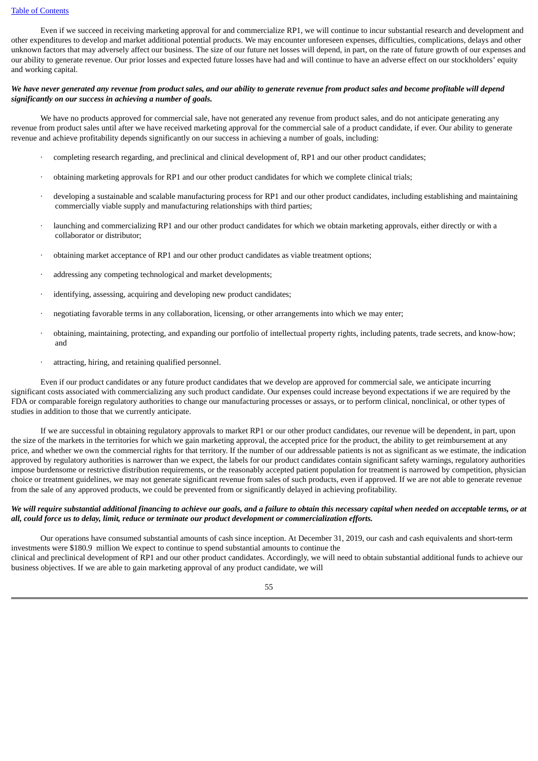Even if we succeed in receiving marketing approval for and commercialize RP1, we will continue to incur substantial research and development and other expenditures to develop and market additional potential products. We may encounter unforeseen expenses, difficulties, complications, delays and other unknown factors that may adversely affect our business. The size of our future net losses will depend, in part, on the rate of future growth of our expenses and our ability to generate revenue. Our prior losses and expected future losses have had and will continue to have an adverse effect on our stockholders' equity and working capital.

***We have never generated any revenue from product sales, and our ability to generate revenue from product sales and become profitable will depend significantly on our success in achieving a number of goals.***

We have no products approved for commercial sale, have not generated any revenue from product sales, and do not anticipate generating any revenue from product sales until after we have received marketing approval for the commercial sale of a product candidate, if ever. Our ability to generate revenue and achieve profitability depends significantly on our success in achieving a number of goals, including:

- completing research regarding, and preclinical and clinical development of, RP1 and our other product candidates;
- obtaining marketing approvals for RP1 and our other product candidates for which we complete clinical trials;
- developing a sustainable and scalable manufacturing process for RP1 and our other product candidates, including establishing and maintaining commercially viable supply and manufacturing relationships with third parties;
- launching and commercializing RP1 and our other product candidates for which we obtain marketing approvals, either directly or with a collaborator or distributor;
- obtaining market acceptance of RP1 and our other product candidates as viable treatment options;
- addressing any competing technological and market developments;
- identifying, assessing, acquiring and developing new product candidates;
- negotiating favorable terms in any collaboration, licensing, or other arrangements into which we may enter;
- obtaining, maintaining, protecting, and expanding our portfolio of intellectual property rights, including patents, trade secrets, and know-how; and
- attracting, hiring, and retaining qualified personnel.

Even if our product candidates or any future product candidates that we develop are approved for commercial sale, we anticipate incurring significant costs associated with commercializing any such product candidate. Our expenses could increase beyond expectations if we are required by the FDA or comparable foreign regulatory authorities to change our manufacturing processes or assays, or to perform clinical, nonclinical, or other types of studies in addition to those that we currently anticipate.

If we are successful in obtaining regulatory approvals to market RP1 or our other product candidates, our revenue will be dependent, in part, upon the size of the markets in the territories for which we gain marketing approval, the accepted price for the product, the ability to get reimbursement at any price, and whether we own the commercial rights for that territory. If the number of our addressable patients is not as significant as we estimate, the indication approved by regulatory authorities is narrower than we expect, the labels for our product candidates contain significant safety warnings, regulatory authorities impose burdensome or restrictive distribution requirements, or the reasonably accepted patient population for treatment is narrowed by competition, physician choice or treatment guidelines, we may not generate significant revenue from sales of such products, even if approved. If we are not able to generate revenue from the sale of any approved products, we could be prevented from or significantly delayed in achieving profitability.

***We will require substantial additional financing to achieve our goals, and a failure to obtain this necessary capital when needed on acceptable terms, or at all, could force us to delay, limit, reduce or terminate our product development or commercialization efforts.***

Our operations have consumed substantial amounts of cash since inception. At December 31, 2019, our cash and cash equivalents and short-term investments were $180.9 million We expect to continue to spend substantial amounts to continue the clinical and preclinical development of RP1 and our other product candidates. Accordingly, we will need to obtain substantial additional funds to achieve our business objectives. If we are able to gain marketing approval of any product candidate, we will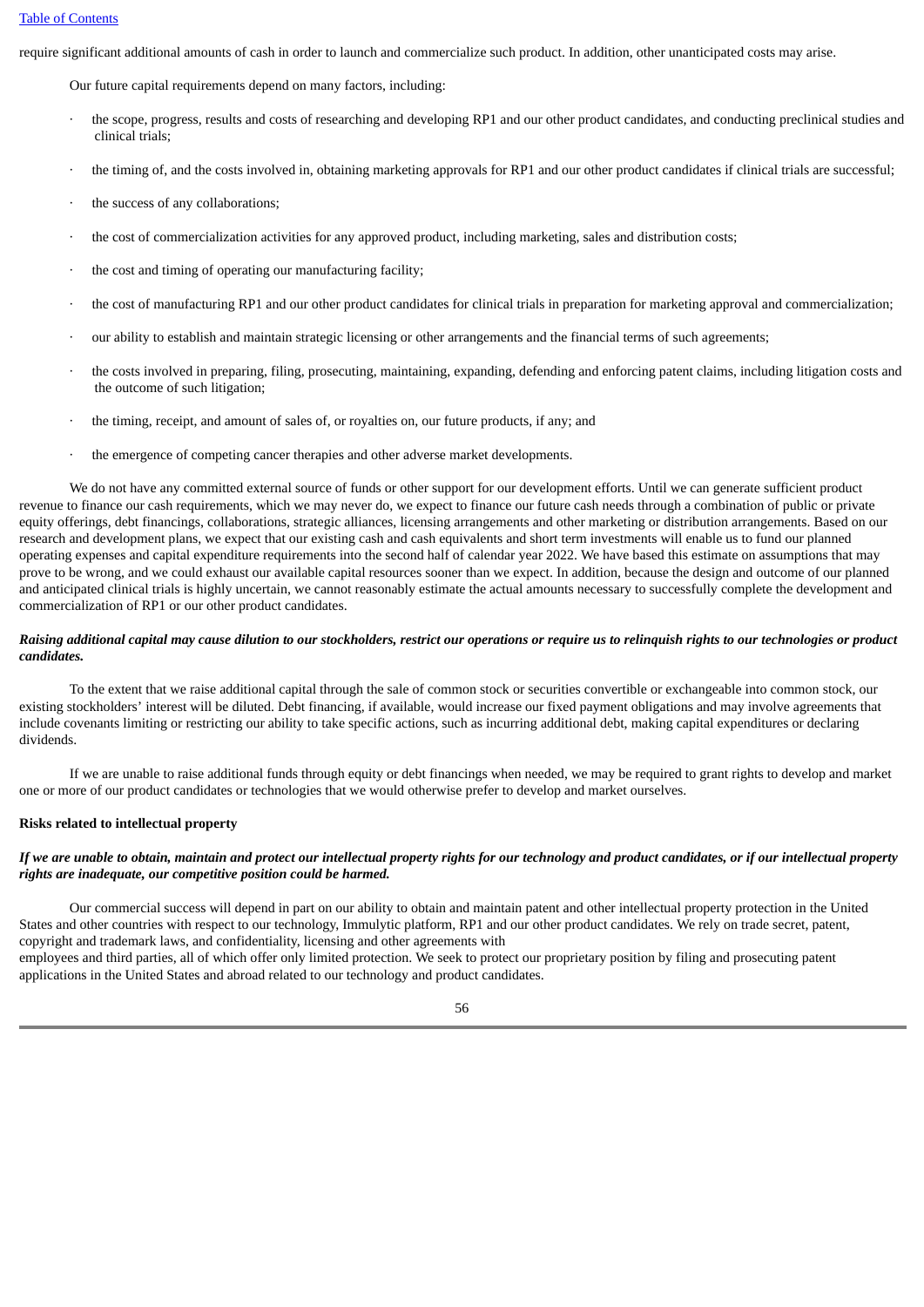require significant additional amounts of cash in order to launch and commercialize such product. In addition, other unanticipated costs may arise.

Our future capital requirements depend on many factors, including:

- the scope, progress, results and costs of researching and developing RP1 and our other product candidates, and conducting preclinical studies and clinical trials;
- the timing of, and the costs involved in, obtaining marketing approvals for RP1 and our other product candidates if clinical trials are successful;
- the success of any collaborations;
- the cost of commercialization activities for any approved product, including marketing, sales and distribution costs;
- the cost and timing of operating our manufacturing facility;
- the cost of manufacturing RP1 and our other product candidates for clinical trials in preparation for marketing approval and commercialization;
- our ability to establish and maintain strategic licensing or other arrangements and the financial terms of such agreements;
- the costs involved in preparing, filing, prosecuting, maintaining, expanding, defending and enforcing patent claims, including litigation costs and the outcome of such litigation;
- the timing, receipt, and amount of sales of, or royalties on, our future products, if any; and
- the emergence of competing cancer therapies and other adverse market developments.

We do not have any committed external source of funds or other support for our development efforts. Until we can generate sufficient product revenue to finance our cash requirements, which we may never do, we expect to finance our future cash needs through a combination of public or private equity offerings, debt financings, collaborations, strategic alliances, licensing arrangements and other marketing or distribution arrangements. Based on our research and development plans, we expect that our existing cash and cash equivalents and short term investments will enable us to fund our planned operating expenses and capital expenditure requirements into the second half of calendar year 2022. We have based this estimate on assumptions that may prove to be wrong, and we could exhaust our available capital resources sooner than we expect. In addition, because the design and outcome of our planned and anticipated clinical trials is highly uncertain, we cannot reasonably estimate the actual amounts necessary to successfully complete the development and commercialization of RP1 or our other product candidates.

***Raising additional capital may cause dilution to our stockholders, restrict our operations or require us to relinquish rights to our technologies or product candidates.***

To the extent that we raise additional capital through the sale of common stock or securities convertible or exchangeable into common stock, our existing stockholders' interest will be diluted. Debt financing, if available, would increase our fixed payment obligations and may involve agreements that include covenants limiting or restricting our ability to take specific actions, such as incurring additional debt, making capital expenditures or declaring dividends.

If we are unable to raise additional funds through equity or debt financings when needed, we may be required to grant rights to develop and market one or more of our product candidates or technologies that we would otherwise prefer to develop and market ourselves.

**Risks related to intellectual property**

***If we are unable to obtain, maintain and protect our intellectual property rights for our technology and product candidates, or if our intellectual property rights are inadequate, our competitive position could be harmed.***

Our commercial success will depend in part on our ability to obtain and maintain patent and other intellectual property protection in the United States and other countries with respect to our technology, Immulytic platform, RP1 and our other product candidates. We rely on trade secret, patent, copyright and trademark laws, and confidentiality, licensing and other agreements with employees and third parties, all of which offer only limited protection. We seek to protect our proprietary position by filing and prosecuting patent applications in the United States and abroad related to our technology and product candidates.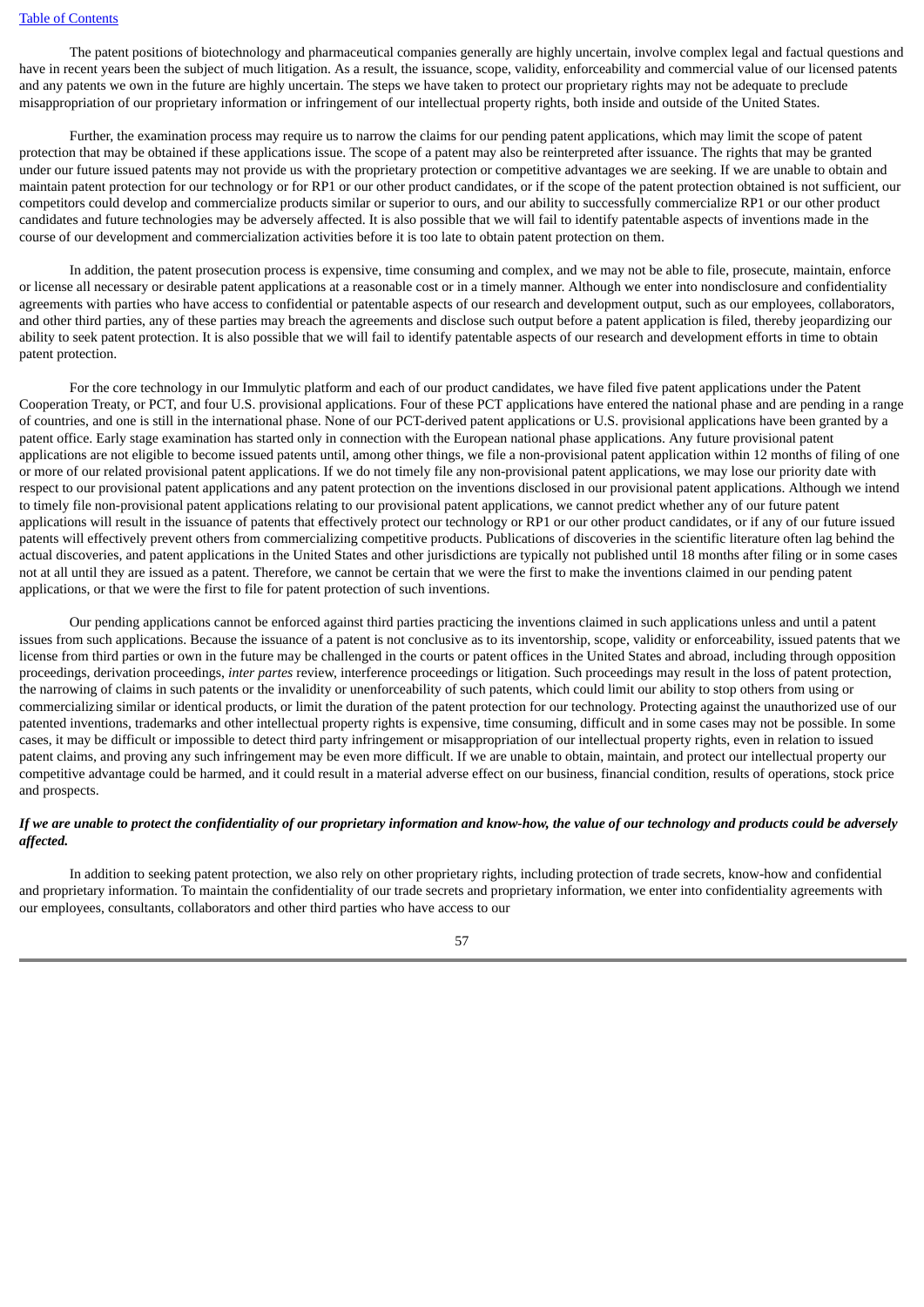The patent positions of biotechnology and pharmaceutical companies generally are highly uncertain, involve complex legal and factual questions and have in recent years been the subject of much litigation. As a result, the issuance, scope, validity, enforceability and commercial value of our licensed patents and any patents we own in the future are highly uncertain. The steps we have taken to protect our proprietary rights may not be adequate to preclude misappropriation of our proprietary information or infringement of our intellectual property rights, both inside and outside of the United States.

Further, the examination process may require us to narrow the claims for our pending patent applications, which may limit the scope of patent protection that may be obtained if these applications issue. The scope of a patent may also be reinterpreted after issuance. The rights that may be granted under our future issued patents may not provide us with the proprietary protection or competitive advantages we are seeking. If we are unable to obtain and maintain patent protection for our technology or for RP1 or our other product candidates, or if the scope of the patent protection obtained is not sufficient, our competitors could develop and commercialize products similar or superior to ours, and our ability to successfully commercialize RP1 or our other product candidates and future technologies may be adversely affected. It is also possible that we will fail to identify patentable aspects of inventions made in the course of our development and commercialization activities before it is too late to obtain patent protection on them.

In addition, the patent prosecution process is expensive, time consuming and complex, and we may not be able to file, prosecute, maintain, enforce or license all necessary or desirable patent applications at a reasonable cost or in a timely manner. Although we enter into nondisclosure and confidentiality agreements with parties who have access to confidential or patentable aspects of our research and development output, such as our employees, collaborators, and other third parties, any of these parties may breach the agreements and disclose such output before a patent application is filed, thereby jeopardizing our ability to seek patent protection. It is also possible that we will fail to identify patentable aspects of our research and development efforts in time to obtain patent protection.

For the core technology in our Immulytic platform and each of our product candidates, we have filed five patent applications under the Patent Cooperation Treaty, or PCT, and four U.S. provisional applications. Four of these PCT applications have entered the national phase and are pending in a range of countries, and one is still in the international phase. None of our PCT-derived patent applications or U.S. provisional applications have been granted by a patent office. Early stage examination has started only in connection with the European national phase applications. Any future provisional patent applications are not eligible to become issued patents until, among other things, we file a non-provisional patent application within 12 months of filing of one or more of our related provisional patent applications. If we do not timely file any non-provisional patent applications, we may lose our priority date with respect to our provisional patent applications and any patent protection on the inventions disclosed in our provisional patent applications. Although we intend to timely file non-provisional patent applications relating to our provisional patent applications, we cannot predict whether any of our future patent applications will result in the issuance of patents that effectively protect our technology or RP1 or our other product candidates, or if any of our future issued patents will effectively prevent others from commercializing competitive products. Publications of discoveries in the scientific literature often lag behind the actual discoveries, and patent applications in the United States and other jurisdictions are typically not published until 18 months after filing or in some cases not at all until they are issued as a patent. Therefore, we cannot be certain that we were the first to make the inventions claimed in our pending patent applications, or that we were the first to file for patent protection of such inventions.

Our pending applications cannot be enforced against third parties practicing the inventions claimed in such applications unless and until a patent issues from such applications. Because the issuance of a patent is not conclusive as to its inventorship, scope, validity or enforceability, issued patents that we license from third parties or own in the future may be challenged in the courts or patent offices in the United States and abroad, including through opposition proceedings, derivation proceedings, *inter partes* review, interference proceedings or litigation. Such proceedings may result in the loss of patent protection, the narrowing of claims in such patents or the invalidity or unenforceability of such patents, which could limit our ability to stop others from using or commercializing similar or identical products, or limit the duration of the patent protection for our technology. Protecting against the unauthorized use of our patented inventions, trademarks and other intellectual property rights is expensive, time consuming, difficult and in some cases may not be possible. In some cases, it may be difficult or impossible to detect third party infringement or misappropriation of our intellectual property rights, even in relation to issued patent claims, and proving any such infringement may be even more difficult. If we are unable to obtain, maintain, and protect our intellectual property our competitive advantage could be harmed, and it could result in a material adverse effect on our business, financial condition, results of operations, stock price and prospects.

***If we are unable to protect the confidentiality of our proprietary information and know-how, the value of our technology and products could be adversely affected.***

In addition to seeking patent protection, we also rely on other proprietary rights, including protection of trade secrets, know-how and confidential and proprietary information. To maintain the confidentiality of our trade secrets and proprietary information, we enter into confidentiality agreements with our employees, consultants, collaborators and other third parties who have access to our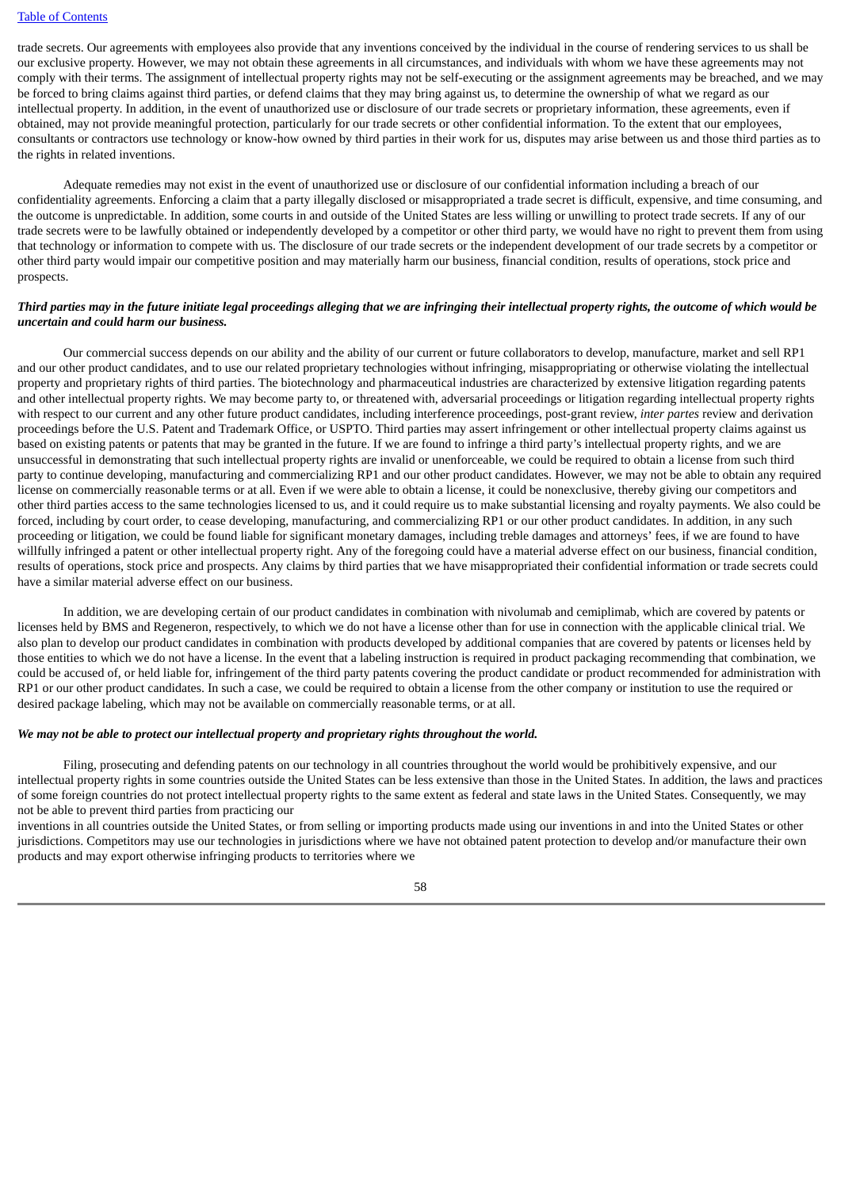trade secrets. Our agreements with employees also provide that any inventions conceived by the individual in the course of rendering services to us shall be our exclusive property. However, we may not obtain these agreements in all circumstances, and individuals with whom we have these agreements may not comply with their terms. The assignment of intellectual property rights may not be self-executing or the assignment agreements may be breached, and we may be forced to bring claims against third parties, or defend claims that they may bring against us, to determine the ownership of what we regard as our intellectual property. In addition, in the event of unauthorized use or disclosure of our trade secrets or proprietary information, these agreements, even if obtained, may not provide meaningful protection, particularly for our trade secrets or other confidential information. To the extent that our employees, consultants or contractors use technology or know-how owned by third parties in their work for us, disputes may arise between us and those third parties as to the rights in related inventions.

Adequate remedies may not exist in the event of unauthorized use or disclosure of our confidential information including a breach of our confidentiality agreements. Enforcing a claim that a party illegally disclosed or misappropriated a trade secret is difficult, expensive, and time consuming, and the outcome is unpredictable. In addition, some courts in and outside of the United States are less willing or unwilling to protect trade secrets. If any of our trade secrets were to be lawfully obtained or independently developed by a competitor or other third party, we would have no right to prevent them from using that technology or information to compete with us. The disclosure of our trade secrets or the independent development of our trade secrets by a competitor or other third party would impair our competitive position and may materially harm our business, financial condition, results of operations, stock price and prospects.

***Third parties may in the future initiate legal proceedings alleging that we are infringing their intellectual property rights, the outcome of which would be uncertain and could harm our business.***

Our commercial success depends on our ability and the ability of our current or future collaborators to develop, manufacture, market and sell RP1 and our other product candidates, and to use our related proprietary technologies without infringing, misappropriating or otherwise violating the intellectual property and proprietary rights of third parties. The biotechnology and pharmaceutical industries are characterized by extensive litigation regarding patents and other intellectual property rights. We may become party to, or threatened with, adversarial proceedings or litigation regarding intellectual property rights with respect to our current and any other future product candidates, including interference proceedings, post-grant review, *inter partes* review and derivation proceedings before the U.S. Patent and Trademark Office, or USPTO. Third parties may assert infringement or other intellectual property claims against us based on existing patents or patents that may be granted in the future. If we are found to infringe a third party's intellectual property rights, and we are unsuccessful in demonstrating that such intellectual property rights are invalid or unenforceable, we could be required to obtain a license from such third party to continue developing, manufacturing and commercializing RP1 and our other product candidates. However, we may not be able to obtain any required license on commercially reasonable terms or at all. Even if we were able to obtain a license, it could be nonexclusive, thereby giving our competitors and other third parties access to the same technologies licensed to us, and it could require us to make substantial licensing and royalty payments. We also could be forced, including by court order, to cease developing, manufacturing, and commercializing RP1 or our other product candidates. In addition, in any such proceeding or litigation, we could be found liable for significant monetary damages, including treble damages and attorneys' fees, if we are found to have willfully infringed a patent or other intellectual property right. Any of the foregoing could have a material adverse effect on our business, financial condition, results of operations, stock price and prospects. Any claims by third parties that we have misappropriated their confidential information or trade secrets could have a similar material adverse effect on our business.

In addition, we are developing certain of our product candidates in combination with nivolumab and cemiplimab, which are covered by patents or licenses held by BMS and Regeneron, respectively, to which we do not have a license other than for use in connection with the applicable clinical trial. We also plan to develop our product candidates in combination with products developed by additional companies that are covered by patents or licenses held by those entities to which we do not have a license. In the event that a labeling instruction is required in product packaging recommending that combination, we could be accused of, or held liable for, infringement of the third party patents covering the product candidate or product recommended for administration with RP1 or our other product candidates. In such a case, we could be required to obtain a license from the other company or institution to use the required or desired package labeling, which may not be available on commercially reasonable terms, or at all.

***We may not be able to protect our intellectual property and proprietary rights throughout the world.***

Filing, prosecuting and defending patents on our technology in all countries throughout the world would be prohibitively expensive, and our intellectual property rights in some countries outside the United States can be less extensive than those in the United States. In addition, the laws and practices of some foreign countries do not protect intellectual property rights to the same extent as federal and state laws in the United States. Consequently, we may not be able to prevent third parties from practicing our inventions in all countries outside the United States, or from selling or importing products made using our inventions in and into the United States or other jurisdictions. Competitors may use our technologies in jurisdictions where we have not obtained patent protection to develop and/or manufacture their own products and may export otherwise infringing products to territories where we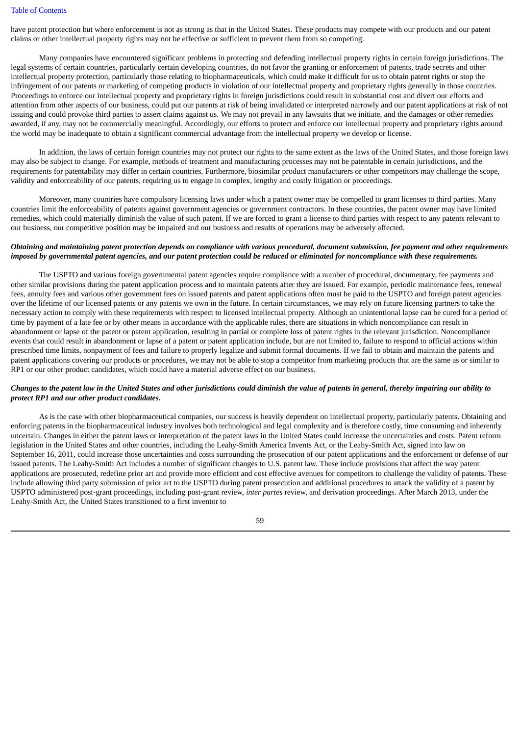have patent protection but where enforcement is not as strong as that in the United States. These products may compete with our products and our patent claims or other intellectual property rights may not be effective or sufficient to prevent them from so competing.

Many companies have encountered significant problems in protecting and defending intellectual property rights in certain foreign jurisdictions. The legal systems of certain countries, particularly certain developing countries, do not favor the granting or enforcement of patents, trade secrets and other intellectual property protection, particularly those relating to biopharmaceuticals, which could make it difficult for us to obtain patent rights or stop the infringement of our patents or marketing of competing products in violation of our intellectual property and proprietary rights generally in those countries. Proceedings to enforce our intellectual property and proprietary rights in foreign jurisdictions could result in substantial cost and divert our efforts and attention from other aspects of our business, could put our patents at risk of being invalidated or interpreted narrowly and our patent applications at risk of not issuing and could provoke third parties to assert claims against us. We may not prevail in any lawsuits that we initiate, and the damages or other remedies awarded, if any, may not be commercially meaningful. Accordingly, our efforts to protect and enforce our intellectual property and proprietary rights around the world may be inadequate to obtain a significant commercial advantage from the intellectual property we develop or license.

In addition, the laws of certain foreign countries may not protect our rights to the same extent as the laws of the United States, and those foreign laws may also be subject to change. For example, methods of treatment and manufacturing processes may not be patentable in certain jurisdictions, and the requirements for patentability may differ in certain countries. Furthermore, biosimilar product manufacturers or other competitors may challenge the scope, validity and enforceability of our patents, requiring us to engage in complex, lengthy and costly litigation or proceedings.

Moreover, many countries have compulsory licensing laws under which a patent owner may be compelled to grant licenses to third parties. Many countries limit the enforceability of patents against government agencies or government contractors. In these countries, the patent owner may have limited remedies, which could materially diminish the value of such patent. If we are forced to grant a license to third parties with respect to any patents relevant to our business, our competitive position may be impaired and our business and results of operations may be adversely affected.

***Obtaining and maintaining patent protection depends on compliance with various procedural, document submission, fee payment and other requirements imposed by governmental patent agencies, and our patent protection could be reduced or eliminated for noncompliance with these requirements.***

The USPTO and various foreign governmental patent agencies require compliance with a number of procedural, documentary, fee payments and other similar provisions during the patent application process and to maintain patents after they are issued. For example, periodic maintenance fees, renewal fees, annuity fees and various other government fees on issued patents and patent applications often must be paid to the USPTO and foreign patent agencies over the lifetime of our licensed patents or any patents we own in the future. In certain circumstances, we may rely on future licensing partners to take the necessary action to comply with these requirements with respect to licensed intellectual property. Although an unintentional lapse can be cured for a period of time by payment of a late fee or by other means in accordance with the applicable rules, there are situations in which noncompliance can result in abandonment or lapse of the patent or patent application, resulting in partial or complete loss of patent rights in the relevant jurisdiction. Noncompliance events that could result in abandonment or lapse of a patent or patent application include, but are not limited to, failure to respond to official actions within prescribed time limits, nonpayment of fees and failure to properly legalize and submit formal documents. If we fail to obtain and maintain the patents and patent applications covering our products or procedures, we may not be able to stop a competitor from marketing products that are the same as or similar to RP1 or our other product candidates, which could have a material adverse effect on our business.

***Changes to the patent law in the United States and other jurisdictions could diminish the value of patents in general, thereby impairing our ability to protect RP1 and our other product candidates.***

As is the case with other biopharmaceutical companies, our success is heavily dependent on intellectual property, particularly patents. Obtaining and enforcing patents in the biopharmaceutical industry involves both technological and legal complexity and is therefore costly, time consuming and inherently uncertain. Changes in either the patent laws or interpretation of the patent laws in the United States could increase the uncertainties and costs. Patent reform legislation in the United States and other countries, including the Leahy-Smith America Invents Act, or the Leahy-Smith Act, signed into law on September 16, 2011, could increase those uncertainties and costs surrounding the prosecution of our patent applications and the enforcement or defense of our issued patents. The Leahy-Smith Act includes a number of significant changes to U.S. patent law. These include provisions that affect the way patent applications are prosecuted, redefine prior art and provide more efficient and cost effective avenues for competitors to challenge the validity of patents. These include allowing third party submission of prior art to the USPTO during patent prosecution and additional procedures to attack the validity of a patent by USPTO administered post-grant proceedings, including post-grant review, *inter partes* review, and derivation proceedings. After March 2013, under the Leahy-Smith Act, the United States transitioned to a first inventor to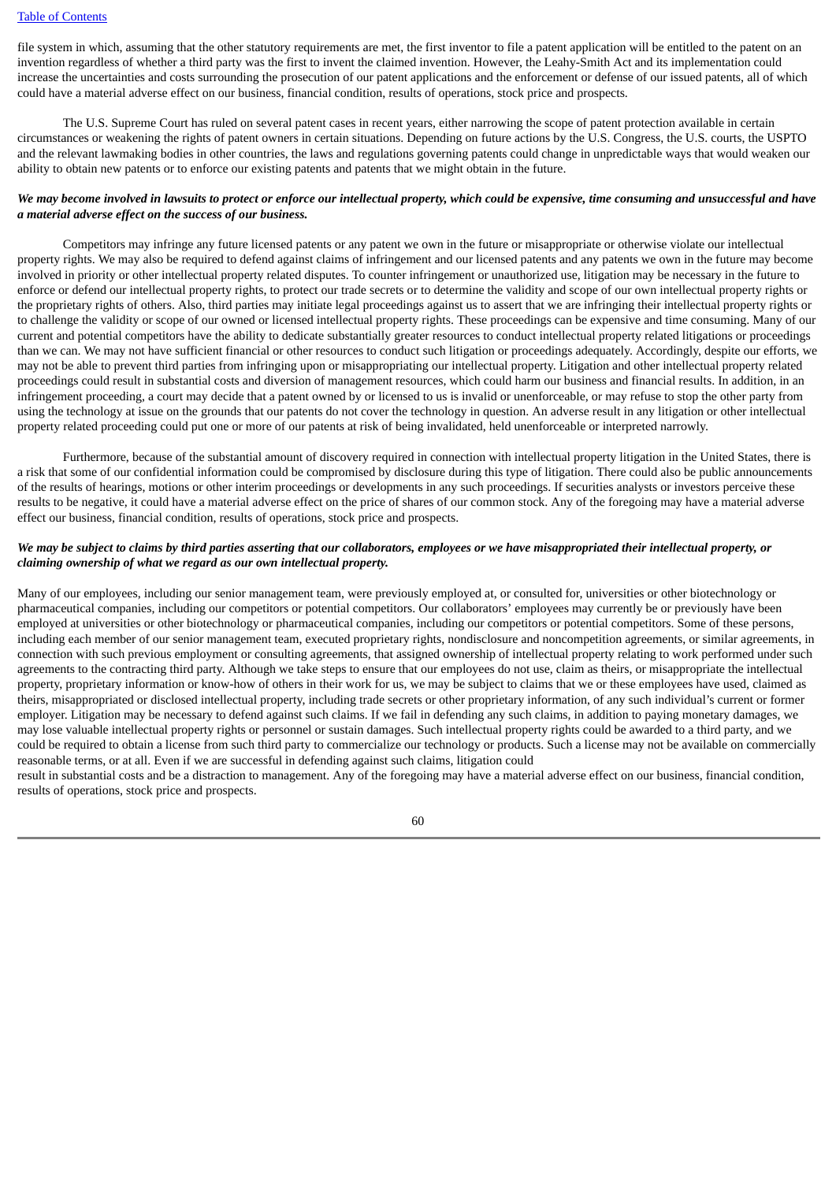file system in which, assuming that the other statutory requirements are met, the first inventor to file a patent application will be entitled to the patent on an invention regardless of whether a third party was the first to invent the claimed invention. However, the Leahy-Smith Act and its implementation could increase the uncertainties and costs surrounding the prosecution of our patent applications and the enforcement or defense of our issued patents, all of which could have a material adverse effect on our business, financial condition, results of operations, stock price and prospects.

The U.S. Supreme Court has ruled on several patent cases in recent years, either narrowing the scope of patent protection available in certain circumstances or weakening the rights of patent owners in certain situations. Depending on future actions by the U.S. Congress, the U.S. courts, the USPTO and the relevant lawmaking bodies in other countries, the laws and regulations governing patents could change in unpredictable ways that would weaken our ability to obtain new patents or to enforce our existing patents and patents that we might obtain in the future.

***We may become involved in lawsuits to protect or enforce our intellectual property, which could be expensive, time consuming and unsuccessful and have a material adverse effect on the success of our business.***

Competitors may infringe any future licensed patents or any patent we own in the future or misappropriate or otherwise violate our intellectual property rights. We may also be required to defend against claims of infringement and our licensed patents and any patents we own in the future may become involved in priority or other intellectual property related disputes. To counter infringement or unauthorized use, litigation may be necessary in the future to enforce or defend our intellectual property rights, to protect our trade secrets or to determine the validity and scope of our own intellectual property rights or the proprietary rights of others. Also, third parties may initiate legal proceedings against us to assert that we are infringing their intellectual property rights or to challenge the validity or scope of our owned or licensed intellectual property rights. These proceedings can be expensive and time consuming. Many of our current and potential competitors have the ability to dedicate substantially greater resources to conduct intellectual property related litigations or proceedings than we can. We may not have sufficient financial or other resources to conduct such litigation or proceedings adequately. Accordingly, despite our efforts, we may not be able to prevent third parties from infringing upon or misappropriating our intellectual property. Litigation and other intellectual property related proceedings could result in substantial costs and diversion of management resources, which could harm our business and financial results. In addition, in an infringement proceeding, a court may decide that a patent owned by or licensed to us is invalid or unenforceable, or may refuse to stop the other party from using the technology at issue on the grounds that our patents do not cover the technology in question. An adverse result in any litigation or other intellectual property related proceeding could put one or more of our patents at risk of being invalidated, held unenforceable or interpreted narrowly.

Furthermore, because of the substantial amount of discovery required in connection with intellectual property litigation in the United States, there is a risk that some of our confidential information could be compromised by disclosure during this type of litigation. There could also be public announcements of the results of hearings, motions or other interim proceedings or developments in any such proceedings. If securities analysts or investors perceive these results to be negative, it could have a material adverse effect on the price of shares of our common stock. Any of the foregoing may have a material adverse effect our business, financial condition, results of operations, stock price and prospects.

***We may be subject to claims by third parties asserting that our collaborators, employees or we have misappropriated their intellectual property, or claiming ownership of what we regard as our own intellectual property.***

Many of our employees, including our senior management team, were previously employed at, or consulted for, universities or other biotechnology or pharmaceutical companies, including our competitors or potential competitors. Our collaborators' employees may currently be or previously have been employed at universities or other biotechnology or pharmaceutical companies, including our competitors or potential competitors. Some of these persons, including each member of our senior management team, executed proprietary rights, nondisclosure and noncompetition agreements, or similar agreements, in connection with such previous employment or consulting agreements, that assigned ownership of intellectual property relating to work performed under such agreements to the contracting third party. Although we take steps to ensure that our employees do not use, claim as theirs, or misappropriate the intellectual property, proprietary information or know-how of others in their work for us, we may be subject to claims that we or these employees have used, claimed as theirs, misappropriated or disclosed intellectual property, including trade secrets or other proprietary information, of any such individual's current or former employer. Litigation may be necessary to defend against such claims. If we fail in defending any such claims, in addition to paying monetary damages, we may lose valuable intellectual property rights or personnel or sustain damages. Such intellectual property rights could be awarded to a third party, and we could be required to obtain a license from such third party to commercialize our technology or products. Such a license may not be available on commercially reasonable terms, or at all. Even if we are successful in defending against such claims, litigation could result in substantial costs and be a distraction to management. Any of the foregoing may have a material adverse effect on our business, financial condition, results of operations, stock price and prospects.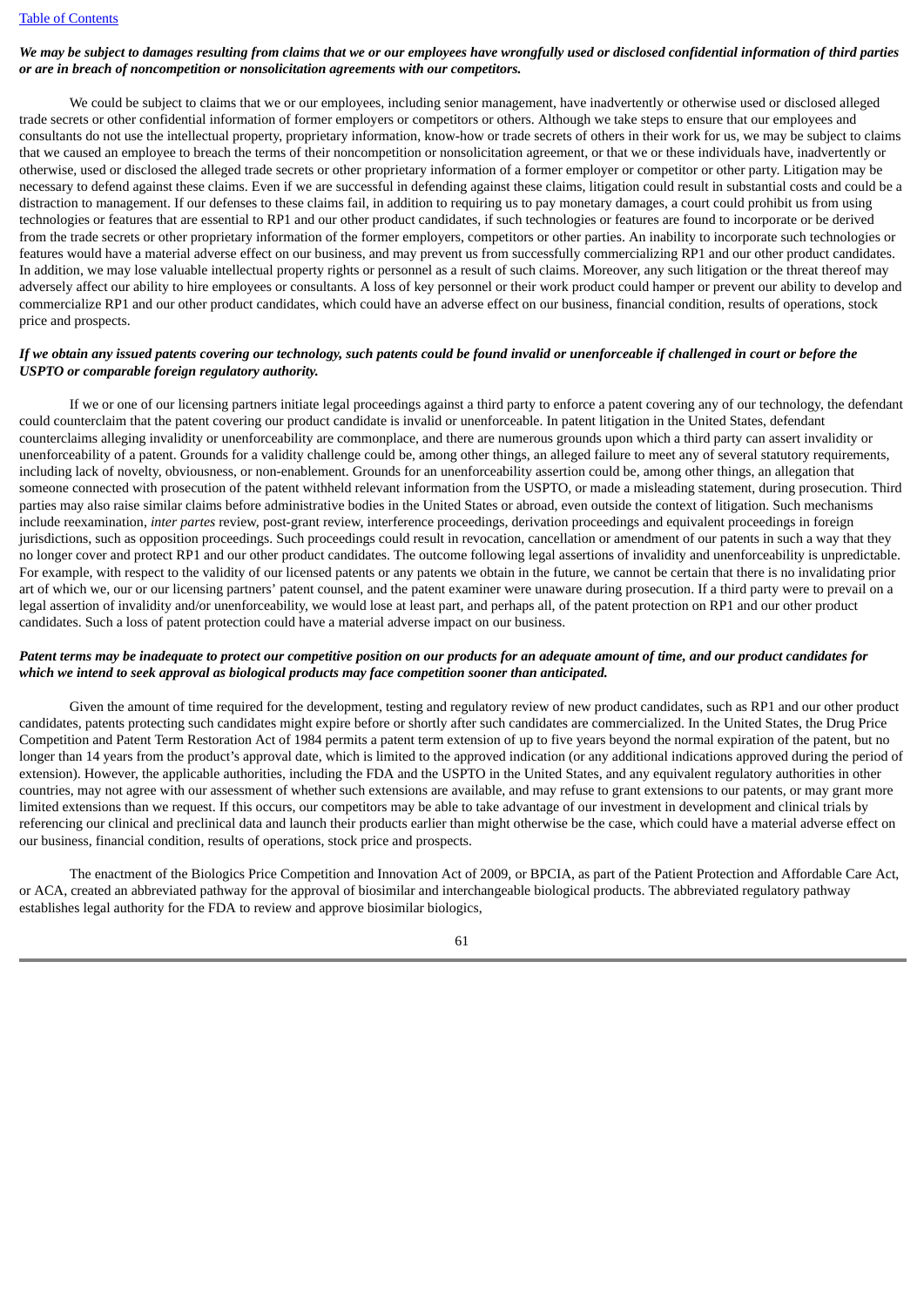***We may be subject to damages resulting from claims that we or our employees have wrongfully used or disclosed confidential information of third parties or are in breach of noncompetition or nonsolicitation agreements with our competitors.***

We could be subject to claims that we or our employees, including senior management, have inadvertently or otherwise used or disclosed alleged trade secrets or other confidential information of former employers or competitors or others. Although we take steps to ensure that our employees and consultants do not use the intellectual property, proprietary information, know-how or trade secrets of others in their work for us, we may be subject to claims that we caused an employee to breach the terms of their noncompetition or nonsolicitation agreement, or that we or these individuals have, inadvertently or otherwise, used or disclosed the alleged trade secrets or other proprietary information of a former employer or competitor or other party. Litigation may be necessary to defend against these claims. Even if we are successful in defending against these claims, litigation could result in substantial costs and could be a distraction to management. If our defenses to these claims fail, in addition to requiring us to pay monetary damages, a court could prohibit us from using technologies or features that are essential to RP1 and our other product candidates, if such technologies or features are found to incorporate or be derived from the trade secrets or other proprietary information of the former employers, competitors or other parties. An inability to incorporate such technologies or features would have a material adverse effect on our business, and may prevent us from successfully commercializing RP1 and our other product candidates. In addition, we may lose valuable intellectual property rights or personnel as a result of such claims. Moreover, any such litigation or the threat thereof may adversely affect our ability to hire employees or consultants. A loss of key personnel or their work product could hamper or prevent our ability to develop and commercialize RP1 and our other product candidates, which could have an adverse effect on our business, financial condition, results of operations, stock price and prospects.

***If we obtain any issued patents covering our technology, such patents could be found invalid or unenforceable if challenged in court or before the USPTO or comparable foreign regulatory authority.***

If we or one of our licensing partners initiate legal proceedings against a third party to enforce a patent covering any of our technology, the defendant could counterclaim that the patent covering our product candidate is invalid or unenforceable. In patent litigation in the United States, defendant counterclaims alleging invalidity or unenforceability are commonplace, and there are numerous grounds upon which a third party can assert invalidity or unenforceability of a patent. Grounds for a validity challenge could be, among other things, an alleged failure to meet any of several statutory requirements, including lack of novelty, obviousness, or non-enablement. Grounds for an unenforceability assertion could be, among other things, an allegation that someone connected with prosecution of the patent withheld relevant information from the USPTO, or made a misleading statement, during prosecution. Third parties may also raise similar claims before administrative bodies in the United States or abroad, even outside the context of litigation. Such mechanisms include reexamination, *inter partes* review, post-grant review, interference proceedings, derivation proceedings and equivalent proceedings in foreign jurisdictions, such as opposition proceedings. Such proceedings could result in revocation, cancellation or amendment of our patents in such a way that they no longer cover and protect RP1 and our other product candidates. The outcome following legal assertions of invalidity and unenforceability is unpredictable. For example, with respect to the validity of our licensed patents or any patents we obtain in the future, we cannot be certain that there is no invalidating prior art of which we, our or our licensing partners' patent counsel, and the patent examiner were unaware during prosecution. If a third party were to prevail on a legal assertion of invalidity and/or unenforceability, we would lose at least part, and perhaps all, of the patent protection on RP1 and our other product candidates. Such a loss of patent protection could have a material adverse impact on our business.

***Patent terms may be inadequate to protect our competitive position on our products for an adequate amount of time, and our product candidates for which we intend to seek approval as biological products may face competition sooner than anticipated.***

Given the amount of time required for the development, testing and regulatory review of new product candidates, such as RP1 and our other product candidates, patents protecting such candidates might expire before or shortly after such candidates are commercialized. In the United States, the Drug Price Competition and Patent Term Restoration Act of 1984 permits a patent term extension of up to five years beyond the normal expiration of the patent, but no longer than 14 years from the product's approval date, which is limited to the approved indication (or any additional indications approved during the period of extension). However, the applicable authorities, including the FDA and the USPTO in the United States, and any equivalent regulatory authorities in other countries, may not agree with our assessment of whether such extensions are available, and may refuse to grant extensions to our patents, or may grant more limited extensions than we request. If this occurs, our competitors may be able to take advantage of our investment in development and clinical trials by referencing our clinical and preclinical data and launch their products earlier than might otherwise be the case, which could have a material adverse effect on our business, financial condition, results of operations, stock price and prospects.

The enactment of the Biologics Price Competition and Innovation Act of 2009, or BPCIA, as part of the Patient Protection and Affordable Care Act, or ACA, created an abbreviated pathway for the approval of biosimilar and interchangeable biological products. The abbreviated regulatory pathway establishes legal authority for the FDA to review and approve biosimilar biologics,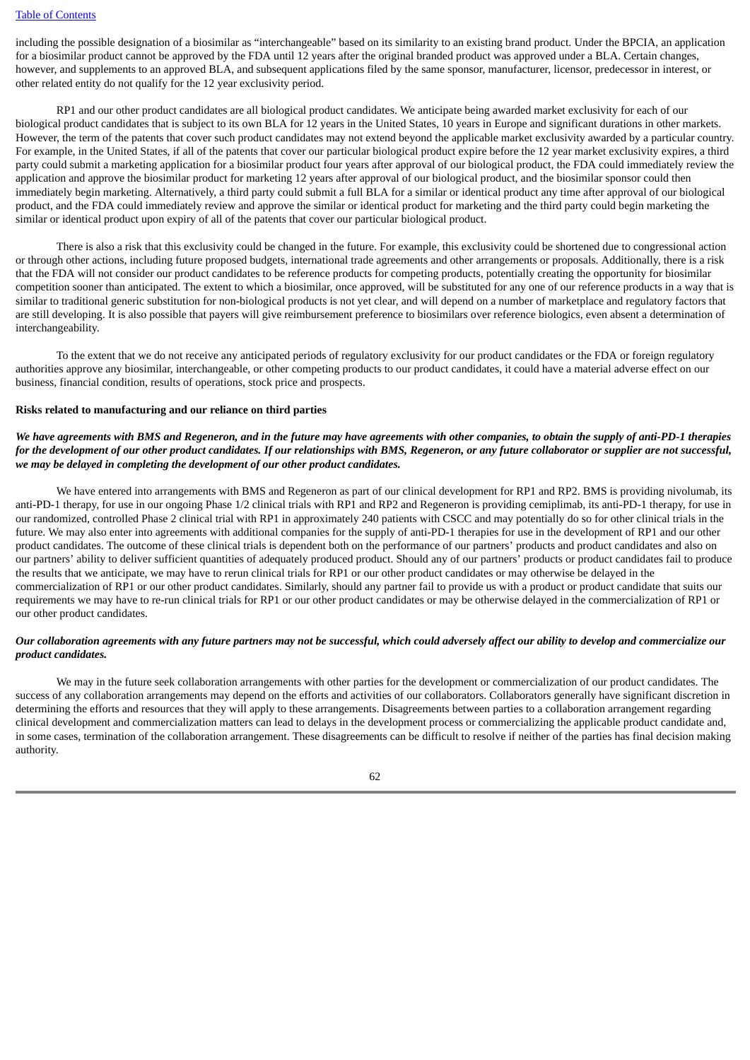including the possible designation of a biosimilar as "interchangeable" based on its similarity to an existing brand product. Under the BPCIA, an application for a biosimilar product cannot be approved by the FDA until 12 years after the original branded product was approved under a BLA. Certain changes, however, and supplements to an approved BLA, and subsequent applications filed by the same sponsor, manufacturer, licensor, predecessor in interest, or other related entity do not qualify for the 12 year exclusivity period.

RP1 and our other product candidates are all biological product candidates. We anticipate being awarded market exclusivity for each of our biological product candidates that is subject to its own BLA for 12 years in the United States, 10 years in Europe and significant durations in other markets. However, the term of the patents that cover such product candidates may not extend beyond the applicable market exclusivity awarded by a particular country. For example, in the United States, if all of the patents that cover our particular biological product expire before the 12 year market exclusivity expires, a third party could submit a marketing application for a biosimilar product four years after approval of our biological product, the FDA could immediately review the application and approve the biosimilar product for marketing 12 years after approval of our biological product, and the biosimilar sponsor could then immediately begin marketing. Alternatively, a third party could submit a full BLA for a similar or identical product any time after approval of our biological product, and the FDA could immediately review and approve the similar or identical product for marketing and the third party could begin marketing the similar or identical product upon expiry of all of the patents that cover our particular biological product.

There is also a risk that this exclusivity could be changed in the future. For example, this exclusivity could be shortened due to congressional action or through other actions, including future proposed budgets, international trade agreements and other arrangements or proposals. Additionally, there is a risk that the FDA will not consider our product candidates to be reference products for competing products, potentially creating the opportunity for biosimilar competition sooner than anticipated. The extent to which a biosimilar, once approved, will be substituted for any one of our reference products in a way that is similar to traditional generic substitution for non-biological products is not yet clear, and will depend on a number of marketplace and regulatory factors that are still developing. It is also possible that payers will give reimbursement preference to biosimilars over reference biologics, even absent a determination of interchangeability.

To the extent that we do not receive any anticipated periods of regulatory exclusivity for our product candidates or the FDA or foreign regulatory authorities approve any biosimilar, interchangeable, or other competing products to our product candidates, it could have a material adverse effect on our business, financial condition, results of operations, stock price and prospects.

**Risks related to manufacturing and our reliance on third parties**

***We have agreements with BMS and Regeneron, and in the future may have agreements with other companies, to obtain the supply of anti-PD-1 therapies for the development of our other product candidates. If our relationships with BMS, Regeneron, or any future collaborator or supplier are not successful, we may be delayed in completing the development of our other product candidates.***

We have entered into arrangements with BMS and Regeneron as part of our clinical development for RP1 and RP2. BMS is providing nivolumab, its anti-PD-1 therapy, for use in our ongoing Phase 1/2 clinical trials with RP1 and RP2 and Regeneron is providing cemiplimab, its anti-PD-1 therapy, for use in our randomized, controlled Phase 2 clinical trial with RP1 in approximately 240 patients with CSCC and may potentially do so for other clinical trials in the future. We may also enter into agreements with additional companies for the supply of anti-PD-1 therapies for use in the development of RP1 and our other product candidates. The outcome of these clinical trials is dependent both on the performance of our partners' products and product candidates and also on our partners' ability to deliver sufficient quantities of adequately produced product. Should any of our partners' products or product candidates fail to produce the results that we anticipate, we may have to rerun clinical trials for RP1 or our other product candidates or may otherwise be delayed in the commercialization of RP1 or our other product candidates. Similarly, should any partner fail to provide us with a product or product candidate that suits our requirements we may have to re-run clinical trials for RP1 or our other product candidates or may be otherwise delayed in the commercialization of RP1 or our other product candidates.

***Our collaboration agreements with any future partners may not be successful, which could adversely affect our ability to develop and commercialize our product candidates.***

We may in the future seek collaboration arrangements with other parties for the development or commercialization of our product candidates. The success of any collaboration arrangements may depend on the efforts and activities of our collaborators. Collaborators generally have significant discretion in determining the efforts and resources that they will apply to these arrangements. Disagreements between parties to a collaboration arrangement regarding clinical development and commercialization matters can lead to delays in the development process or commercializing the applicable product candidate and, in some cases, termination of the collaboration arrangement. These disagreements can be difficult to resolve if neither of the parties has final decision making authority.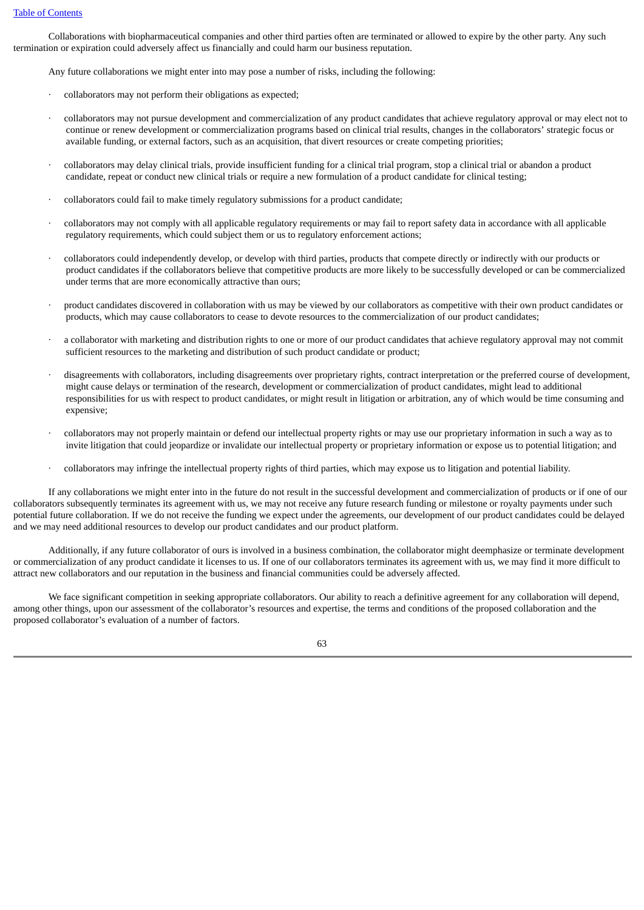Collaborations with biopharmaceutical companies and other third parties often are terminated or allowed to expire by the other party. Any such termination or expiration could adversely affect us financially and could harm our business reputation.

Any future collaborations we might enter into may pose a number of risks, including the following:

- collaborators may not perform their obligations as expected;
- collaborators may not pursue development and commercialization of any product candidates that achieve regulatory approval or may elect not to continue or renew development or commercialization programs based on clinical trial results, changes in the collaborators' strategic focus or available funding, or external factors, such as an acquisition, that divert resources or create competing priorities;
- collaborators may delay clinical trials, provide insufficient funding for a clinical trial program, stop a clinical trial or abandon a product candidate, repeat or conduct new clinical trials or require a new formulation of a product candidate for clinical testing;
- collaborators could fail to make timely regulatory submissions for a product candidate;
- collaborators may not comply with all applicable regulatory requirements or may fail to report safety data in accordance with all applicable regulatory requirements, which could subject them or us to regulatory enforcement actions;
- collaborators could independently develop, or develop with third parties, products that compete directly or indirectly with our products or product candidates if the collaborators believe that competitive products are more likely to be successfully developed or can be commercialized under terms that are more economically attractive than ours;
- product candidates discovered in collaboration with us may be viewed by our collaborators as competitive with their own product candidates or products, which may cause collaborators to cease to devote resources to the commercialization of our product candidates;
- a collaborator with marketing and distribution rights to one or more of our product candidates that achieve regulatory approval may not commit sufficient resources to the marketing and distribution of such product candidate or product;
- disagreements with collaborators, including disagreements over proprietary rights, contract interpretation or the preferred course of development, might cause delays or termination of the research, development or commercialization of product candidates, might lead to additional responsibilities for us with respect to product candidates, or might result in litigation or arbitration, any of which would be time consuming and expensive;
- collaborators may not properly maintain or defend our intellectual property rights or may use our proprietary information in such a way as to invite litigation that could jeopardize or invalidate our intellectual property or proprietary information or expose us to potential litigation; and
- collaborators may infringe the intellectual property rights of third parties, which may expose us to litigation and potential liability.

If any collaborations we might enter into in the future do not result in the successful development and commercialization of products or if one of our collaborators subsequently terminates its agreement with us, we may not receive any future research funding or milestone or royalty payments under such potential future collaboration. If we do not receive the funding we expect under the agreements, our development of our product candidates could be delayed and we may need additional resources to develop our product candidates and our product platform.

Additionally, if any future collaborator of ours is involved in a business combination, the collaborator might deemphasize or terminate development or commercialization of any product candidate it licenses to us. If one of our collaborators terminates its agreement with us, we may find it more difficult to attract new collaborators and our reputation in the business and financial communities could be adversely affected.

We face significant competition in seeking appropriate collaborators. Our ability to reach a definitive agreement for any collaboration will depend, among other things, upon our assessment of the collaborator's resources and expertise, the terms and conditions of the proposed collaboration and the proposed collaborator's evaluation of a number of factors.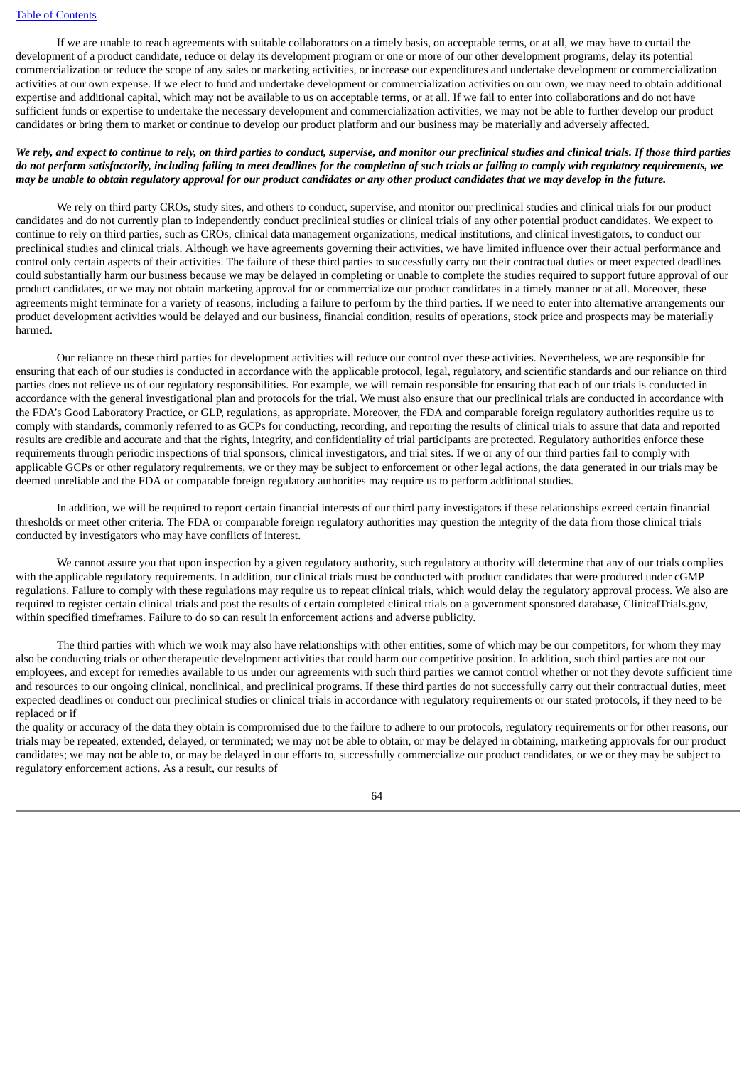If we are unable to reach agreements with suitable collaborators on a timely basis, on acceptable terms, or at all, we may have to curtail the development of a product candidate, reduce or delay its development program or one or more of our other development programs, delay its potential commercialization or reduce the scope of any sales or marketing activities, or increase our expenditures and undertake development or commercialization activities at our own expense. If we elect to fund and undertake development or commercialization activities on our own, we may need to obtain additional expertise and additional capital, which may not be available to us on acceptable terms, or at all. If we fail to enter into collaborations and do not have sufficient funds or expertise to undertake the necessary development and commercialization activities, we may not be able to further develop our product candidates or bring them to market or continue to develop our product platform and our business may be materially and adversely affected.

***We rely, and expect to continue to rely, on third parties to conduct, supervise, and monitor our preclinical studies and clinical trials. If those third parties do not perform satisfactorily, including failing to meet deadlines for the completion of such trials or failing to comply with regulatory requirements, we may be unable to obtain regulatory approval for our product candidates or any other product candidates that we may develop in the future.***

We rely on third party CROs, study sites, and others to conduct, supervise, and monitor our preclinical studies and clinical trials for our product candidates and do not currently plan to independently conduct preclinical studies or clinical trials of any other potential product candidates. We expect to continue to rely on third parties, such as CROs, clinical data management organizations, medical institutions, and clinical investigators, to conduct our preclinical studies and clinical trials. Although we have agreements governing their activities, we have limited influence over their actual performance and control only certain aspects of their activities. The failure of these third parties to successfully carry out their contractual duties or meet expected deadlines could substantially harm our business because we may be delayed in completing or unable to complete the studies required to support future approval of our product candidates, or we may not obtain marketing approval for or commercialize our product candidates in a timely manner or at all. Moreover, these agreements might terminate for a variety of reasons, including a failure to perform by the third parties. If we need to enter into alternative arrangements our product development activities would be delayed and our business, financial condition, results of operations, stock price and prospects may be materially harmed.

Our reliance on these third parties for development activities will reduce our control over these activities. Nevertheless, we are responsible for ensuring that each of our studies is conducted in accordance with the applicable protocol, legal, regulatory, and scientific standards and our reliance on third parties does not relieve us of our regulatory responsibilities. For example, we will remain responsible for ensuring that each of our trials is conducted in accordance with the general investigational plan and protocols for the trial. We must also ensure that our preclinical trials are conducted in accordance with the FDA's Good Laboratory Practice, or GLP, regulations, as appropriate. Moreover, the FDA and comparable foreign regulatory authorities require us to comply with standards, commonly referred to as GCPs for conducting, recording, and reporting the results of clinical trials to assure that data and reported results are credible and accurate and that the rights, integrity, and confidentiality of trial participants are protected. Regulatory authorities enforce these requirements through periodic inspections of trial sponsors, clinical investigators, and trial sites. If we or any of our third parties fail to comply with applicable GCPs or other regulatory requirements, we or they may be subject to enforcement or other legal actions, the data generated in our trials may be deemed unreliable and the FDA or comparable foreign regulatory authorities may require us to perform additional studies.

In addition, we will be required to report certain financial interests of our third party investigators if these relationships exceed certain financial thresholds or meet other criteria. The FDA or comparable foreign regulatory authorities may question the integrity of the data from those clinical trials conducted by investigators who may have conflicts of interest.

We cannot assure you that upon inspection by a given regulatory authority, such regulatory authority will determine that any of our trials complies with the applicable regulatory requirements. In addition, our clinical trials must be conducted with product candidates that were produced under cGMP regulations. Failure to comply with these regulations may require us to repeat clinical trials, which would delay the regulatory approval process. We also are required to register certain clinical trials and post the results of certain completed clinical trials on a government sponsored database, ClinicalTrials.gov, within specified timeframes. Failure to do so can result in enforcement actions and adverse publicity.

The third parties with which we work may also have relationships with other entities, some of which may be our competitors, for whom they may also be conducting trials or other therapeutic development activities that could harm our competitive position. In addition, such third parties are not our employees, and except for remedies available to us under our agreements with such third parties we cannot control whether or not they devote sufficient time and resources to our ongoing clinical, nonclinical, and preclinical programs. If these third parties do not successfully carry out their contractual duties, meet expected deadlines or conduct our preclinical studies or clinical trials in accordance with regulatory requirements or our stated protocols, if they need to be replaced or if the quality or accuracy of the data they obtain is compromised due to the failure to adhere to our protocols, regulatory requirements or for other reasons, our trials may be repeated, extended, delayed, or terminated; we may not be able to obtain, or may be delayed in obtaining, marketing approvals for our product candidates; we may not be able to, or may be delayed in our efforts to, successfully commercialize our product candidates, or we or they may be subject to regulatory enforcement actions. As a result, our results of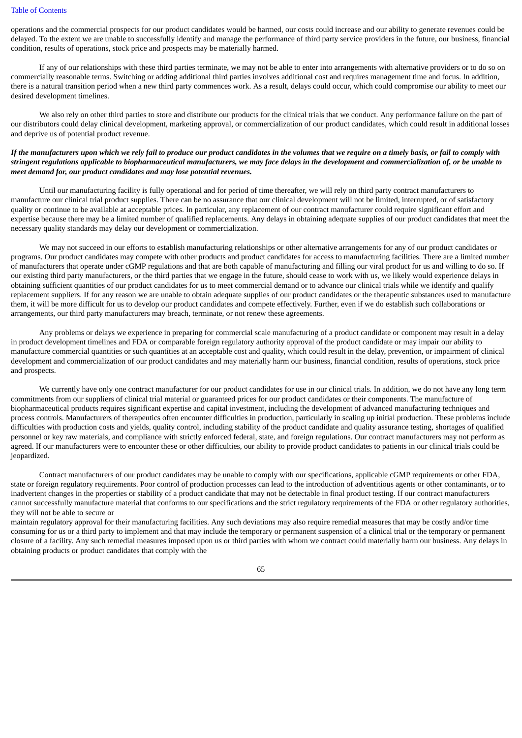operations and the commercial prospects for our product candidates would be harmed, our costs could increase and our ability to generate revenues could be delayed. To the extent we are unable to successfully identify and manage the performance of third party service providers in the future, our business, financial condition, results of operations, stock price and prospects may be materially harmed.

If any of our relationships with these third parties terminate, we may not be able to enter into arrangements with alternative providers or to do so on commercially reasonable terms. Switching or adding additional third parties involves additional cost and requires management time and focus. In addition, there is a natural transition period when a new third party commences work. As a result, delays could occur, which could compromise our ability to meet our desired development timelines.

We also rely on other third parties to store and distribute our products for the clinical trials that we conduct. Any performance failure on the part of our distributors could delay clinical development, marketing approval, or commercialization of our product candidates, which could result in additional losses and deprive us of potential product revenue.

***If the manufacturers upon which we rely fail to produce our product candidates in the volumes that we require on a timely basis, or fail to comply with stringent regulations applicable to biopharmaceutical manufacturers, we may face delays in the development and commercialization of, or be unable to meet demand for, our product candidates and may lose potential revenues.***

Until our manufacturing facility is fully operational and for period of time thereafter, we will rely on third party contract manufacturers to manufacture our clinical trial product supplies. There can be no assurance that our clinical development will not be limited, interrupted, or of satisfactory quality or continue to be available at acceptable prices. In particular, any replacement of our contract manufacturer could require significant effort and expertise because there may be a limited number of qualified replacements. Any delays in obtaining adequate supplies of our product candidates that meet the necessary quality standards may delay our development or commercialization.

We may not succeed in our efforts to establish manufacturing relationships or other alternative arrangements for any of our product candidates or programs. Our product candidates may compete with other products and product candidates for access to manufacturing facilities. There are a limited number of manufacturers that operate under cGMP regulations and that are both capable of manufacturing and filling our viral product for us and willing to do so. If our existing third party manufacturers, or the third parties that we engage in the future, should cease to work with us, we likely would experience delays in obtaining sufficient quantities of our product candidates for us to meet commercial demand or to advance our clinical trials while we identify and qualify replacement suppliers. If for any reason we are unable to obtain adequate supplies of our product candidates or the therapeutic substances used to manufacture them, it will be more difficult for us to develop our product candidates and compete effectively. Further, even if we do establish such collaborations or arrangements, our third party manufacturers may breach, terminate, or not renew these agreements.

Any problems or delays we experience in preparing for commercial scale manufacturing of a product candidate or component may result in a delay in product development timelines and FDA or comparable foreign regulatory authority approval of the product candidate or may impair our ability to manufacture commercial quantities or such quantities at an acceptable cost and quality, which could result in the delay, prevention, or impairment of clinical development and commercialization of our product candidates and may materially harm our business, financial condition, results of operations, stock price and prospects.

We currently have only one contract manufacturer for our product candidates for use in our clinical trials. In addition, we do not have any long term commitments from our suppliers of clinical trial material or guaranteed prices for our product candidates or their components. The manufacture of biopharmaceutical products requires significant expertise and capital investment, including the development of advanced manufacturing techniques and process controls. Manufacturers of therapeutics often encounter difficulties in production, particularly in scaling up initial production. These problems include difficulties with production costs and yields, quality control, including stability of the product candidate and quality assurance testing, shortages of qualified personnel or key raw materials, and compliance with strictly enforced federal, state, and foreign regulations. Our contract manufacturers may not perform as agreed. If our manufacturers were to encounter these or other difficulties, our ability to provide product candidates to patients in our clinical trials could be jeopardized.

Contract manufacturers of our product candidates may be unable to comply with our specifications, applicable cGMP requirements or other FDA, state or foreign regulatory requirements. Poor control of production processes can lead to the introduction of adventitious agents or other contaminants, or to inadvertent changes in the properties or stability of a product candidate that may not be detectable in final product testing. If our contract manufacturers cannot successfully manufacture material that conforms to our specifications and the strict regulatory requirements of the FDA or other regulatory authorities, they will not be able to secure or maintain regulatory approval for their manufacturing facilities. Any such deviations may also require remedial measures that may be costly and/or time consuming for us or a third party to implement and that may include the temporary or permanent suspension of a clinical trial or the temporary or permanent closure of a facility. Any such remedial measures imposed upon us or third parties with whom we contract could materially harm our business. Any delays in obtaining products or product candidates that comply with the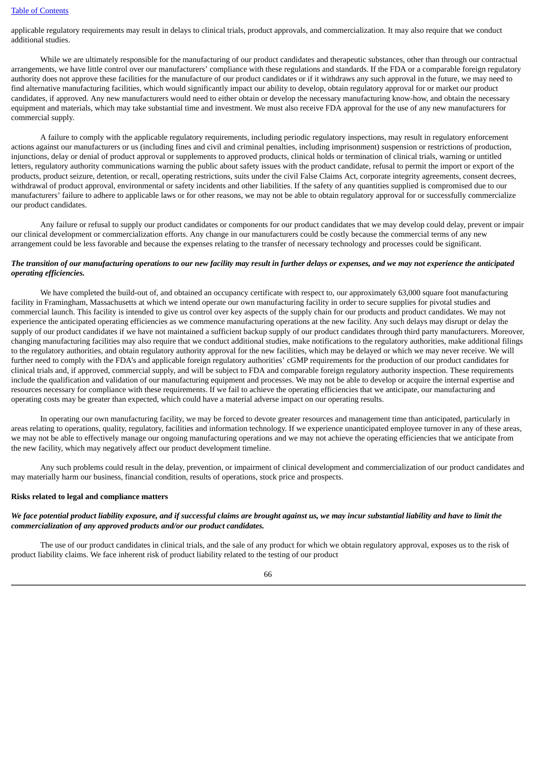applicable regulatory requirements may result in delays to clinical trials, product approvals, and commercialization. It may also require that we conduct additional studies.

While we are ultimately responsible for the manufacturing of our product candidates and therapeutic substances, other than through our contractual arrangements, we have little control over our manufacturers' compliance with these regulations and standards. If the FDA or a comparable foreign regulatory authority does not approve these facilities for the manufacture of our product candidates or if it withdraws any such approval in the future, we may need to find alternative manufacturing facilities, which would significantly impact our ability to develop, obtain regulatory approval for or market our product candidates, if approved. Any new manufacturers would need to either obtain or develop the necessary manufacturing know-how, and obtain the necessary equipment and materials, which may take substantial time and investment. We must also receive FDA approval for the use of any new manufacturers for commercial supply.

A failure to comply with the applicable regulatory requirements, including periodic regulatory inspections, may result in regulatory enforcement actions against our manufacturers or us (including fines and civil and criminal penalties, including imprisonment) suspension or restrictions of production, injunctions, delay or denial of product approval or supplements to approved products, clinical holds or termination of clinical trials, warning or untitled letters, regulatory authority communications warning the public about safety issues with the product candidate, refusal to permit the import or export of the products, product seizure, detention, or recall, operating restrictions, suits under the civil False Claims Act, corporate integrity agreements, consent decrees, withdrawal of product approval, environmental or safety incidents and other liabilities. If the safety of any quantities supplied is compromised due to our manufacturers' failure to adhere to applicable laws or for other reasons, we may not be able to obtain regulatory approval for or successfully commercialize our product candidates.

Any failure or refusal to supply our product candidates or components for our product candidates that we may develop could delay, prevent or impair our clinical development or commercialization efforts. Any change in our manufacturers could be costly because the commercial terms of any new arrangement could be less favorable and because the expenses relating to the transfer of necessary technology and processes could be significant.

***The transition of our manufacturing operations to our new facility may result in further delays or expenses, and we may not experience the anticipated operating efficiencies.***

We have completed the build-out of, and obtained an occupancy certificate with respect to, our approximately 63,000 square foot manufacturing facility in Framingham, Massachusetts at which we intend operate our own manufacturing facility in order to secure supplies for pivotal studies and commercial launch. This facility is intended to give us control over key aspects of the supply chain for our products and product candidates. We may not experience the anticipated operating efficiencies as we commence manufacturing operations at the new facility. Any such delays may disrupt or delay the supply of our product candidates if we have not maintained a sufficient backup supply of our product candidates through third party manufacturers. Moreover, changing manufacturing facilities may also require that we conduct additional studies, make notifications to the regulatory authorities, make additional filings to the regulatory authorities, and obtain regulatory authority approval for the new facilities, which may be delayed or which we may never receive. We will further need to comply with the FDA's and applicable foreign regulatory authorities' cGMP requirements for the production of our product candidates for clinical trials and, if approved, commercial supply, and will be subject to FDA and comparable foreign regulatory authority inspection. These requirements include the qualification and validation of our manufacturing equipment and processes. We may not be able to develop or acquire the internal expertise and resources necessary for compliance with these requirements. If we fail to achieve the operating efficiencies that we anticipate, our manufacturing and operating costs may be greater than expected, which could have a material adverse impact on our operating results.

In operating our own manufacturing facility, we may be forced to devote greater resources and management time than anticipated, particularly in areas relating to operations, quality, regulatory, facilities and information technology. If we experience unanticipated employee turnover in any of these areas, we may not be able to effectively manage our ongoing manufacturing operations and we may not achieve the operating efficiencies that we anticipate from the new facility, which may negatively affect our product development timeline.

Any such problems could result in the delay, prevention, or impairment of clinical development and commercialization of our product candidates and may materially harm our business, financial condition, results of operations, stock price and prospects.

**Risks related to legal and compliance matters**

***We face potential product liability exposure, and if successful claims are brought against us, we may incur substantial liability and have to limit the commercialization of any approved products and/or our product candidates.***

The use of our product candidates in clinical trials, and the sale of any product for which we obtain regulatory approval, exposes us to the risk of product liability claims. We face inherent risk of product liability related to the testing of our product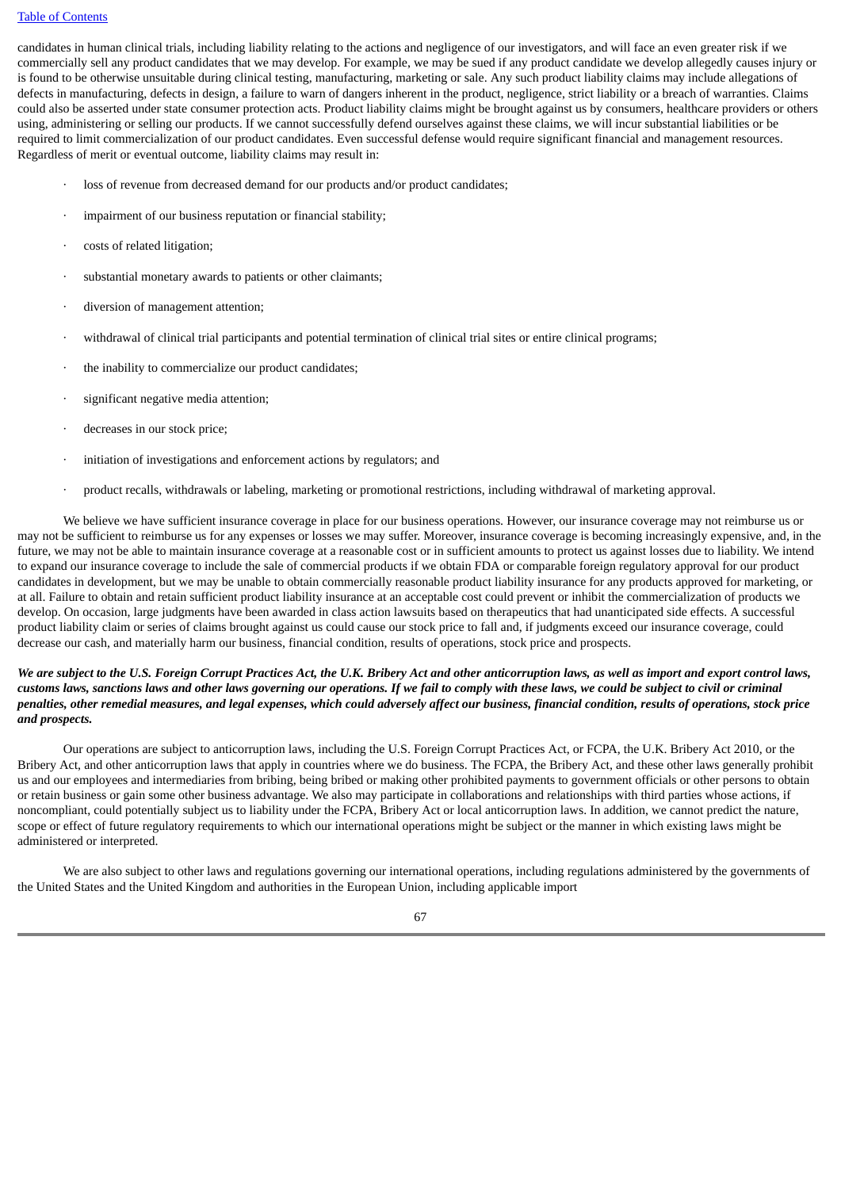candidates in human clinical trials, including liability relating to the actions and negligence of our investigators, and will face an even greater risk if we commercially sell any product candidates that we may develop. For example, we may be sued if any product candidate we develop allegedly causes injury or is found to be otherwise unsuitable during clinical testing, manufacturing, marketing or sale. Any such product liability claims may include allegations of defects in manufacturing, defects in design, a failure to warn of dangers inherent in the product, negligence, strict liability or a breach of warranties. Claims could also be asserted under state consumer protection acts. Product liability claims might be brought against us by consumers, healthcare providers or others using, administering or selling our products. If we cannot successfully defend ourselves against these claims, we will incur substantial liabilities or be required to limit commercialization of our product candidates. Even successful defense would require significant financial and management resources. Regardless of merit or eventual outcome, liability claims may result in:

- loss of revenue from decreased demand for our products and/or product candidates;
- impairment of our business reputation or financial stability;
- costs of related litigation;
- substantial monetary awards to patients or other claimants;
- diversion of management attention;
- withdrawal of clinical trial participants and potential termination of clinical trial sites or entire clinical programs;
- the inability to commercialize our product candidates;
- significant negative media attention;
- decreases in our stock price;
- initiation of investigations and enforcement actions by regulators; and
- product recalls, withdrawals or labeling, marketing or promotional restrictions, including withdrawal of marketing approval.

We believe we have sufficient insurance coverage in place for our business operations. However, our insurance coverage may not reimburse us or may not be sufficient to reimburse us for any expenses or losses we may suffer. Moreover, insurance coverage is becoming increasingly expensive, and, in the future, we may not be able to maintain insurance coverage at a reasonable cost or in sufficient amounts to protect us against losses due to liability. We intend to expand our insurance coverage to include the sale of commercial products if we obtain FDA or comparable foreign regulatory approval for our product candidates in development, but we may be unable to obtain commercially reasonable product liability insurance for any products approved for marketing, or at all. Failure to obtain and retain sufficient product liability insurance at an acceptable cost could prevent or inhibit the commercialization of products we develop. On occasion, large judgments have been awarded in class action lawsuits based on therapeutics that had unanticipated side effects. A successful product liability claim or series of claims brought against us could cause our stock price to fall and, if judgments exceed our insurance coverage, could decrease our cash, and materially harm our business, financial condition, results of operations, stock price and prospects.

***We are subject to the U.S. Foreign Corrupt Practices Act, the U.K. Bribery Act and other anticorruption laws, as well as import and export control laws, customs laws, sanctions laws and other laws governing our operations. If we fail to comply with these laws, we could be subject to civil or criminal penalties, other remedial measures, and legal expenses, which could adversely affect our business, financial condition, results of operations, stock price and prospects.***

Our operations are subject to anticorruption laws, including the U.S. Foreign Corrupt Practices Act, or FCPA, the U.K. Bribery Act 2010, or the Bribery Act, and other anticorruption laws that apply in countries where we do business. The FCPA, the Bribery Act, and these other laws generally prohibit us and our employees and intermediaries from bribing, being bribed or making other prohibited payments to government officials or other persons to obtain or retain business or gain some other business advantage. We also may participate in collaborations and relationships with third parties whose actions, if noncompliant, could potentially subject us to liability under the FCPA, Bribery Act or local anticorruption laws. In addition, we cannot predict the nature, scope or effect of future regulatory requirements to which our international operations might be subject or the manner in which existing laws might be administered or interpreted.

We are also subject to other laws and regulations governing our international operations, including regulations administered by the governments of the United States and the United Kingdom and authorities in the European Union, including applicable import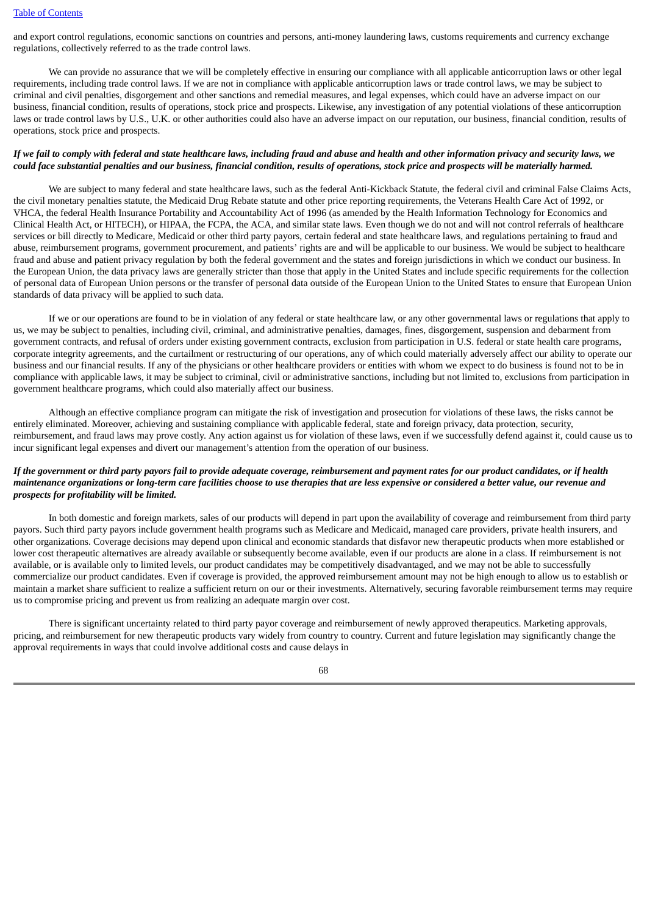and export control regulations, economic sanctions on countries and persons, anti-money laundering laws, customs requirements and currency exchange regulations, collectively referred to as the trade control laws.

We can provide no assurance that we will be completely effective in ensuring our compliance with all applicable anticorruption laws or other legal requirements, including trade control laws. If we are not in compliance with applicable anticorruption laws or trade control laws, we may be subject to criminal and civil penalties, disgorgement and other sanctions and remedial measures, and legal expenses, which could have an adverse impact on our business, financial condition, results of operations, stock price and prospects. Likewise, any investigation of any potential violations of these anticorruption laws or trade control laws by U.S., U.K. or other authorities could also have an adverse impact on our reputation, our business, financial condition, results of operations, stock price and prospects.

***If we fail to comply with federal and state healthcare laws, including fraud and abuse and health and other information privacy and security laws, we could face substantial penalties and our business, financial condition, results of operations, stock price and prospects will be materially harmed.***

We are subject to many federal and state healthcare laws, such as the federal Anti-Kickback Statute, the federal civil and criminal False Claims Acts, the civil monetary penalties statute, the Medicaid Drug Rebate statute and other price reporting requirements, the Veterans Health Care Act of 1992, or VHCA, the federal Health Insurance Portability and Accountability Act of 1996 (as amended by the Health Information Technology for Economics and Clinical Health Act, or HITECH), or HIPAA, the FCPA, the ACA, and similar state laws. Even though we do not and will not control referrals of healthcare services or bill directly to Medicare, Medicaid or other third party payors, certain federal and state healthcare laws, and regulations pertaining to fraud and abuse, reimbursement programs, government procurement, and patients' rights are and will be applicable to our business. We would be subject to healthcare fraud and abuse and patient privacy regulation by both the federal government and the states and foreign jurisdictions in which we conduct our business. In the European Union, the data privacy laws are generally stricter than those that apply in the United States and include specific requirements for the collection of personal data of European Union persons or the transfer of personal data outside of the European Union to the United States to ensure that European Union standards of data privacy will be applied to such data.

If we or our operations are found to be in violation of any federal or state healthcare law, or any other governmental laws or regulations that apply to us, we may be subject to penalties, including civil, criminal, and administrative penalties, damages, fines, disgorgement, suspension and debarment from government contracts, and refusal of orders under existing government contracts, exclusion from participation in U.S. federal or state health care programs, corporate integrity agreements, and the curtailment or restructuring of our operations, any of which could materially adversely affect our ability to operate our business and our financial results. If any of the physicians or other healthcare providers or entities with whom we expect to do business is found not to be in compliance with applicable laws, it may be subject to criminal, civil or administrative sanctions, including but not limited to, exclusions from participation in government healthcare programs, which could also materially affect our business.

Although an effective compliance program can mitigate the risk of investigation and prosecution for violations of these laws, the risks cannot be entirely eliminated. Moreover, achieving and sustaining compliance with applicable federal, state and foreign privacy, data protection, security, reimbursement, and fraud laws may prove costly. Any action against us for violation of these laws, even if we successfully defend against it, could cause us to incur significant legal expenses and divert our management's attention from the operation of our business.

***If the government or third party payors fail to provide adequate coverage, reimbursement and payment rates for our product candidates, or if health maintenance organizations or long-term care facilities choose to use therapies that are less expensive or considered a better value, our revenue and prospects for profitability will be limited.***

In both domestic and foreign markets, sales of our products will depend in part upon the availability of coverage and reimbursement from third party payors. Such third party payors include government health programs such as Medicare and Medicaid, managed care providers, private health insurers, and other organizations. Coverage decisions may depend upon clinical and economic standards that disfavor new therapeutic products when more established or lower cost therapeutic alternatives are already available or subsequently become available, even if our products are alone in a class. If reimbursement is not available, or is available only to limited levels, our product candidates may be competitively disadvantaged, and we may not be able to successfully commercialize our product candidates. Even if coverage is provided, the approved reimbursement amount may not be high enough to allow us to establish or maintain a market share sufficient to realize a sufficient return on our or their investments. Alternatively, securing favorable reimbursement terms may require us to compromise pricing and prevent us from realizing an adequate margin over cost.

There is significant uncertainty related to third party payor coverage and reimbursement of newly approved therapeutics. Marketing approvals, pricing, and reimbursement for new therapeutic products vary widely from country to country. Current and future legislation may significantly change the approval requirements in ways that could involve additional costs and cause delays in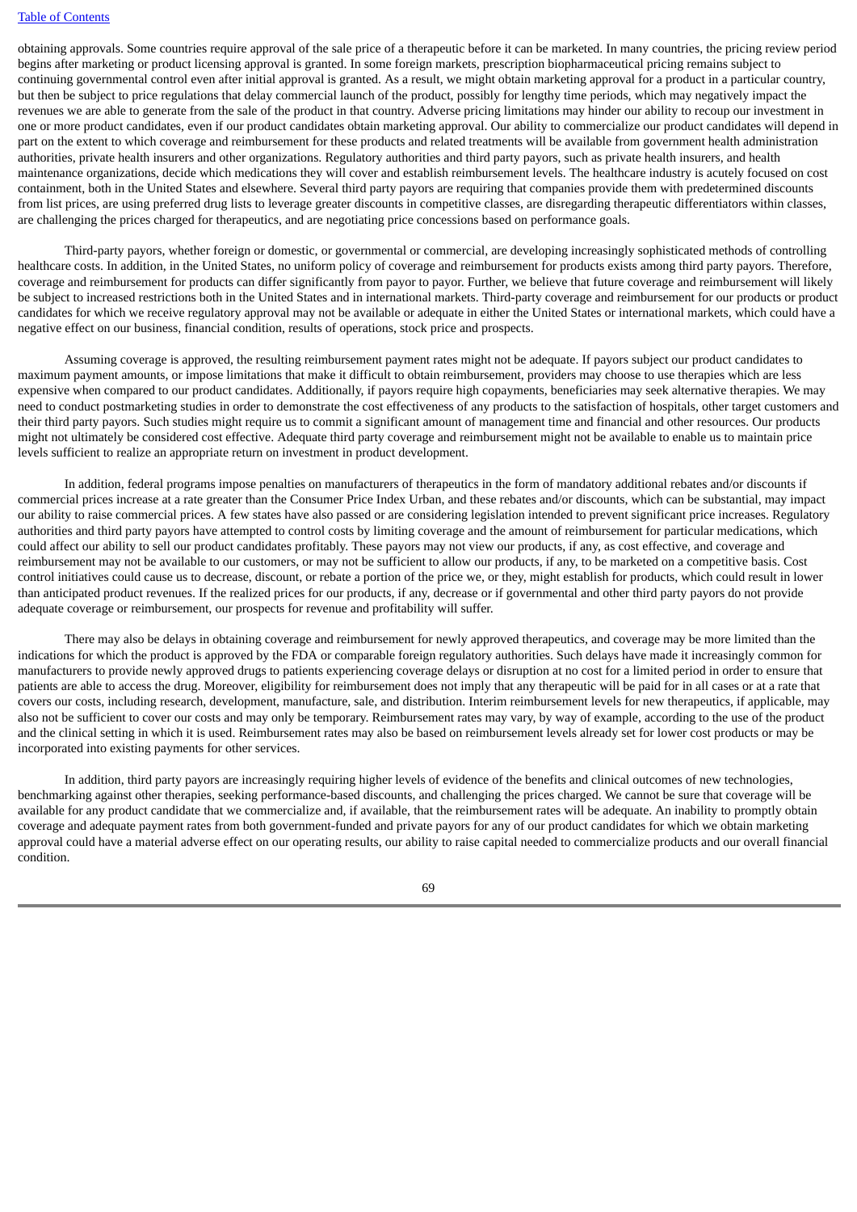obtaining approvals. Some countries require approval of the sale price of a therapeutic before it can be marketed. In many countries, the pricing review period begins after marketing or product licensing approval is granted. In some foreign markets, prescription biopharmaceutical pricing remains subject to continuing governmental control even after initial approval is granted. As a result, we might obtain marketing approval for a product in a particular country, but then be subject to price regulations that delay commercial launch of the product, possibly for lengthy time periods, which may negatively impact the revenues we are able to generate from the sale of the product in that country. Adverse pricing limitations may hinder our ability to recoup our investment in one or more product candidates, even if our product candidates obtain marketing approval. Our ability to commercialize our product candidates will depend in part on the extent to which coverage and reimbursement for these products and related treatments will be available from government health administration authorities, private health insurers and other organizations. Regulatory authorities and third party payors, such as private health insurers, and health maintenance organizations, decide which medications they will cover and establish reimbursement levels. The healthcare industry is acutely focused on cost containment, both in the United States and elsewhere. Several third party payors are requiring that companies provide them with predetermined discounts from list prices, are using preferred drug lists to leverage greater discounts in competitive classes, are disregarding therapeutic differentiators within classes, are challenging the prices charged for therapeutics, and are negotiating price concessions based on performance goals.

Third-party payors, whether foreign or domestic, or governmental or commercial, are developing increasingly sophisticated methods of controlling healthcare costs. In addition, in the United States, no uniform policy of coverage and reimbursement for products exists among third party payors. Therefore, coverage and reimbursement for products can differ significantly from payor to payor. Further, we believe that future coverage and reimbursement will likely be subject to increased restrictions both in the United States and in international markets. Third-party coverage and reimbursement for our products or product candidates for which we receive regulatory approval may not be available or adequate in either the United States or international markets, which could have a negative effect on our business, financial condition, results of operations, stock price and prospects.

Assuming coverage is approved, the resulting reimbursement payment rates might not be adequate. If payors subject our product candidates to maximum payment amounts, or impose limitations that make it difficult to obtain reimbursement, providers may choose to use therapies which are less expensive when compared to our product candidates. Additionally, if payors require high copayments, beneficiaries may seek alternative therapies. We may need to conduct postmarketing studies in order to demonstrate the cost effectiveness of any products to the satisfaction of hospitals, other target customers and their third party payors. Such studies might require us to commit a significant amount of management time and financial and other resources. Our products might not ultimately be considered cost effective. Adequate third party coverage and reimbursement might not be available to enable us to maintain price levels sufficient to realize an appropriate return on investment in product development.

In addition, federal programs impose penalties on manufacturers of therapeutics in the form of mandatory additional rebates and/or discounts if commercial prices increase at a rate greater than the Consumer Price Index Urban, and these rebates and/or discounts, which can be substantial, may impact our ability to raise commercial prices. A few states have also passed or are considering legislation intended to prevent significant price increases. Regulatory authorities and third party payors have attempted to control costs by limiting coverage and the amount of reimbursement for particular medications, which could affect our ability to sell our product candidates profitably. These payors may not view our products, if any, as cost effective, and coverage and reimbursement may not be available to our customers, or may not be sufficient to allow our products, if any, to be marketed on a competitive basis. Cost control initiatives could cause us to decrease, discount, or rebate a portion of the price we, or they, might establish for products, which could result in lower than anticipated product revenues. If the realized prices for our products, if any, decrease or if governmental and other third party payors do not provide adequate coverage or reimbursement, our prospects for revenue and profitability will suffer.

There may also be delays in obtaining coverage and reimbursement for newly approved therapeutics, and coverage may be more limited than the indications for which the product is approved by the FDA or comparable foreign regulatory authorities. Such delays have made it increasingly common for manufacturers to provide newly approved drugs to patients experiencing coverage delays or disruption at no cost for a limited period in order to ensure that patients are able to access the drug. Moreover, eligibility for reimbursement does not imply that any therapeutic will be paid for in all cases or at a rate that covers our costs, including research, development, manufacture, sale, and distribution. Interim reimbursement levels for new therapeutics, if applicable, may also not be sufficient to cover our costs and may only be temporary. Reimbursement rates may vary, by way of example, according to the use of the product and the clinical setting in which it is used. Reimbursement rates may also be based on reimbursement levels already set for lower cost products or may be incorporated into existing payments for other services.

In addition, third party payors are increasingly requiring higher levels of evidence of the benefits and clinical outcomes of new technologies, benchmarking against other therapies, seeking performance-based discounts, and challenging the prices charged. We cannot be sure that coverage will be available for any product candidate that we commercialize and, if available, that the reimbursement rates will be adequate. An inability to promptly obtain coverage and adequate payment rates from both government-funded and private payors for any of our product candidates for which we obtain marketing approval could have a material adverse effect on our operating results, our ability to raise capital needed to commercialize products and our overall financial condition.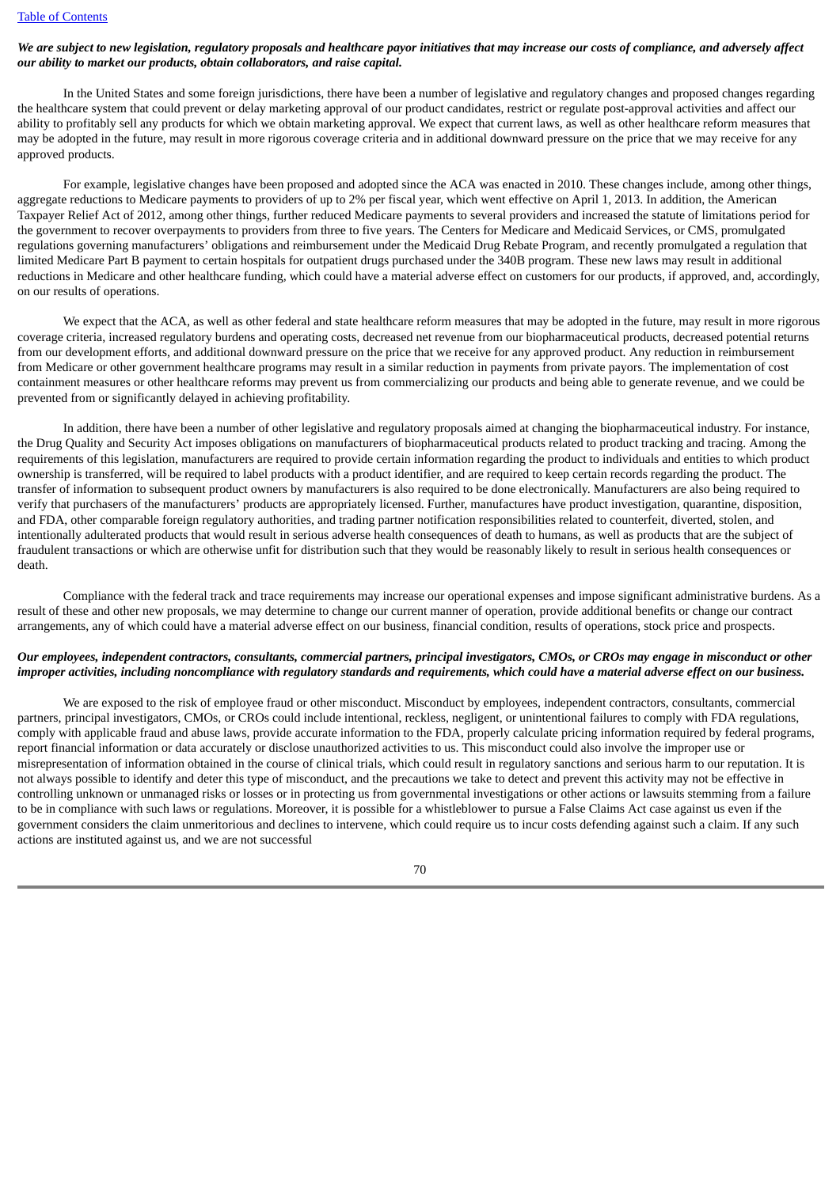***We are subject to new legislation, regulatory proposals and healthcare payor initiatives that may increase our costs of compliance, and adversely affect our ability to market our products, obtain collaborators, and raise capital.***

In the United States and some foreign jurisdictions, there have been a number of legislative and regulatory changes and proposed changes regarding the healthcare system that could prevent or delay marketing approval of our product candidates, restrict or regulate post-approval activities and affect our ability to profitably sell any products for which we obtain marketing approval. We expect that current laws, as well as other healthcare reform measures that may be adopted in the future, may result in more rigorous coverage criteria and in additional downward pressure on the price that we may receive for any approved products.

For example, legislative changes have been proposed and adopted since the ACA was enacted in 2010. These changes include, among other things, aggregate reductions to Medicare payments to providers of up to 2% per fiscal year, which went effective on April 1, 2013. In addition, the American Taxpayer Relief Act of 2012, among other things, further reduced Medicare payments to several providers and increased the statute of limitations period for the government to recover overpayments to providers from three to five years. The Centers for Medicare and Medicaid Services, or CMS, promulgated regulations governing manufacturers' obligations and reimbursement under the Medicaid Drug Rebate Program, and recently promulgated a regulation that limited Medicare Part B payment to certain hospitals for outpatient drugs purchased under the 340B program. These new laws may result in additional reductions in Medicare and other healthcare funding, which could have a material adverse effect on customers for our products, if approved, and, accordingly, on our results of operations.

We expect that the ACA, as well as other federal and state healthcare reform measures that may be adopted in the future, may result in more rigorous coverage criteria, increased regulatory burdens and operating costs, decreased net revenue from our biopharmaceutical products, decreased potential returns from our development efforts, and additional downward pressure on the price that we receive for any approved product. Any reduction in reimbursement from Medicare or other government healthcare programs may result in a similar reduction in payments from private payors. The implementation of cost containment measures or other healthcare reforms may prevent us from commercializing our products and being able to generate revenue, and we could be prevented from or significantly delayed in achieving profitability.

In addition, there have been a number of other legislative and regulatory proposals aimed at changing the biopharmaceutical industry. For instance, the Drug Quality and Security Act imposes obligations on manufacturers of biopharmaceutical products related to product tracking and tracing. Among the requirements of this legislation, manufacturers are required to provide certain information regarding the product to individuals and entities to which product ownership is transferred, will be required to label products with a product identifier, and are required to keep certain records regarding the product. The transfer of information to subsequent product owners by manufacturers is also required to be done electronically. Manufacturers are also being required to verify that purchasers of the manufacturers' products are appropriately licensed. Further, manufactures have product investigation, quarantine, disposition, and FDA, other comparable foreign regulatory authorities, and trading partner notification responsibilities related to counterfeit, diverted, stolen, and intentionally adulterated products that would result in serious adverse health consequences of death to humans, as well as products that are the subject of fraudulent transactions or which are otherwise unfit for distribution such that they would be reasonably likely to result in serious health consequences or death.

Compliance with the federal track and trace requirements may increase our operational expenses and impose significant administrative burdens. As a result of these and other new proposals, we may determine to change our current manner of operation, provide additional benefits or change our contract arrangements, any of which could have a material adverse effect on our business, financial condition, results of operations, stock price and prospects.

***Our employees, independent contractors, consultants, commercial partners, principal investigators, CMOs, or CROs may engage in misconduct or other improper activities, including noncompliance with regulatory standards and requirements, which could have a material adverse effect on our business.***

We are exposed to the risk of employee fraud or other misconduct. Misconduct by employees, independent contractors, consultants, commercial partners, principal investigators, CMOs, or CROs could include intentional, reckless, negligent, or unintentional failures to comply with FDA regulations, comply with applicable fraud and abuse laws, provide accurate information to the FDA, properly calculate pricing information required by federal programs, report financial information or data accurately or disclose unauthorized activities to us. This misconduct could also involve the improper use or misrepresentation of information obtained in the course of clinical trials, which could result in regulatory sanctions and serious harm to our reputation. It is not always possible to identify and deter this type of misconduct, and the precautions we take to detect and prevent this activity may not be effective in controlling unknown or unmanaged risks or losses or in protecting us from governmental investigations or other actions or lawsuits stemming from a failure to be in compliance with such laws or regulations. Moreover, it is possible for a whistleblower to pursue a False Claims Act case against us even if the government considers the claim unmeritorious and declines to intervene, which could require us to incur costs defending against such a claim. If any such actions are instituted against us, and we are not successful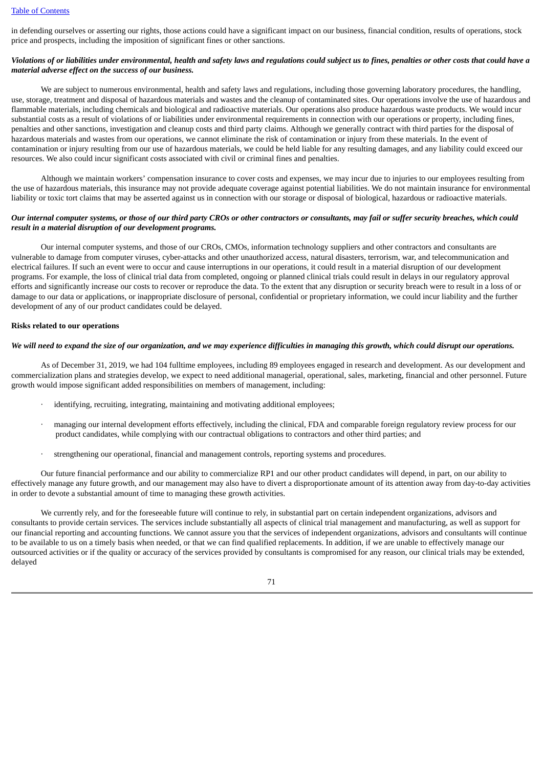in defending ourselves or asserting our rights, those actions could have a significant impact on our business, financial condition, results of operations, stock price and prospects, including the imposition of significant fines or other sanctions.

***Violations of or liabilities under environmental, health and safety laws and regulations could subject us to fines, penalties or other costs that could have a material adverse effect on the success of our business.***

We are subject to numerous environmental, health and safety laws and regulations, including those governing laboratory procedures, the handling, use, storage, treatment and disposal of hazardous materials and wastes and the cleanup of contaminated sites. Our operations involve the use of hazardous and flammable materials, including chemicals and biological and radioactive materials. Our operations also produce hazardous waste products. We would incur substantial costs as a result of violations of or liabilities under environmental requirements in connection with our operations or property, including fines, penalties and other sanctions, investigation and cleanup costs and third party claims. Although we generally contract with third parties for the disposal of hazardous materials and wastes from our operations, we cannot eliminate the risk of contamination or injury from these materials. In the event of contamination or injury resulting from our use of hazardous materials, we could be held liable for any resulting damages, and any liability could exceed our resources. We also could incur significant costs associated with civil or criminal fines and penalties.

Although we maintain workers' compensation insurance to cover costs and expenses, we may incur due to injuries to our employees resulting from the use of hazardous materials, this insurance may not provide adequate coverage against potential liabilities. We do not maintain insurance for environmental liability or toxic tort claims that may be asserted against us in connection with our storage or disposal of biological, hazardous or radioactive materials.

***Our internal computer systems, or those of our third party CROs or other contractors or consultants, may fail or suffer security breaches, which could result in a material disruption of our development programs.***

Our internal computer systems, and those of our CROs, CMOs, information technology suppliers and other contractors and consultants are vulnerable to damage from computer viruses, cyber-attacks and other unauthorized access, natural disasters, terrorism, war, and telecommunication and electrical failures. If such an event were to occur and cause interruptions in our operations, it could result in a material disruption of our development programs. For example, the loss of clinical trial data from completed, ongoing or planned clinical trials could result in delays in our regulatory approval efforts and significantly increase our costs to recover or reproduce the data. To the extent that any disruption or security breach were to result in a loss of or damage to our data or applications, or inappropriate disclosure of personal, confidential or proprietary information, we could incur liability and the further development of any of our product candidates could be delayed.

**Risks related to our operations**

***We will need to expand the size of our organization, and we may experience difficulties in managing this growth, which could disrupt our operations.***

As of December 31, 2019, we had 104 fulltime employees, including 89 employees engaged in research and development. As our development and commercialization plans and strategies develop, we expect to need additional managerial, operational, sales, marketing, financial and other personnel. Future growth would impose significant added responsibilities on members of management, including:

- identifying, recruiting, integrating, maintaining and motivating additional employees;
- managing our internal development efforts effectively, including the clinical, FDA and comparable foreign regulatory review process for our product candidates, while complying with our contractual obligations to contractors and other third parties; and
- strengthening our operational, financial and management controls, reporting systems and procedures.

Our future financial performance and our ability to commercialize RP1 and our other product candidates will depend, in part, on our ability to effectively manage any future growth, and our management may also have to divert a disproportionate amount of its attention away from day-to-day activities in order to devote a substantial amount of time to managing these growth activities.

We currently rely, and for the foreseeable future will continue to rely, in substantial part on certain independent organizations, advisors and consultants to provide certain services. The services include substantially all aspects of clinical trial management and manufacturing, as well as support for our financial reporting and accounting functions. We cannot assure you that the services of independent organizations, advisors and consultants will continue to be available to us on a timely basis when needed, or that we can find qualified replacements. In addition, if we are unable to effectively manage our outsourced activities or if the quality or accuracy of the services provided by consultants is compromised for any reason, our clinical trials may be extended, delayed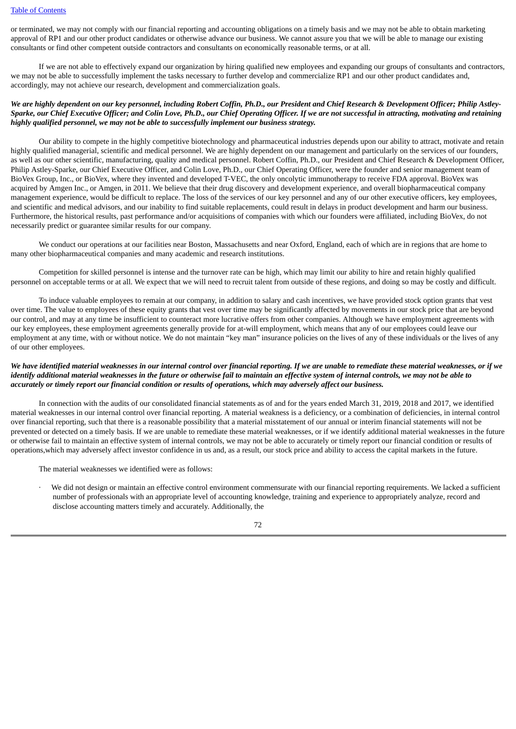or terminated, we may not comply with our financial reporting and accounting obligations on a timely basis and we may not be able to obtain marketing approval of RP1 and our other product candidates or otherwise advance our business. We cannot assure you that we will be able to manage our existing consultants or find other competent outside contractors and consultants on economically reasonable terms, or at all.

If we are not able to effectively expand our organization by hiring qualified new employees and expanding our groups of consultants and contractors, we may not be able to successfully implement the tasks necessary to further develop and commercialize RP1 and our other product candidates and, accordingly, may not achieve our research, development and commercialization goals.

***We are highly dependent on our key personnel, including Robert Coffin, Ph.D., our President and Chief Research & Development Officer; Philip Astley-Sparke, our Chief Executive Officer; and Colin Love, Ph.D., our Chief Operating Officer. If we are not successful in attracting, motivating and retaining highly qualified personnel, we may not be able to successfully implement our business strategy.***

Our ability to compete in the highly competitive biotechnology and pharmaceutical industries depends upon our ability to attract, motivate and retain highly qualified managerial, scientific and medical personnel. We are highly dependent on our management and particularly on the services of our founders, as well as our other scientific, manufacturing, quality and medical personnel. Robert Coffin, Ph.D., our President and Chief Research & Development Officer, Philip Astley-Sparke, our Chief Executive Officer, and Colin Love, Ph.D., our Chief Operating Officer, were the founder and senior management team of BioVex Group, Inc., or BioVex, where they invented and developed T-VEC, the only oncolytic immunotherapy to receive FDA approval. BioVex was acquired by Amgen Inc., or Amgen, in 2011. We believe that their drug discovery and development experience, and overall biopharmaceutical company management experience, would be difficult to replace. The loss of the services of our key personnel and any of our other executive officers, key employees, and scientific and medical advisors, and our inability to find suitable replacements, could result in delays in product development and harm our business. Furthermore, the historical results, past performance and/or acquisitions of companies with which our founders were affiliated, including BioVex, do not necessarily predict or guarantee similar results for our company.

We conduct our operations at our facilities near Boston, Massachusetts and near Oxford, England, each of which are in regions that are home to many other biopharmaceutical companies and many academic and research institutions.

Competition for skilled personnel is intense and the turnover rate can be high, which may limit our ability to hire and retain highly qualified personnel on acceptable terms or at all. We expect that we will need to recruit talent from outside of these regions, and doing so may be costly and difficult.

To induce valuable employees to remain at our company, in addition to salary and cash incentives, we have provided stock option grants that vest over time. The value to employees of these equity grants that vest over time may be significantly affected by movements in our stock price that are beyond our control, and may at any time be insufficient to counteract more lucrative offers from other companies. Although we have employment agreements with our key employees, these employment agreements generally provide for at-will employment, which means that any of our employees could leave our employment at any time, with or without notice. We do not maintain "key man" insurance policies on the lives of any of these individuals or the lives of any of our other employees.

***We have identified material weaknesses in our internal control over financial reporting. If we are unable to remediate these material weaknesses, or if we identify additional material weaknesses in the future or otherwise fail to maintain an effective system of internal controls, we may not be able to accurately or timely report our financial condition or results of operations, which may adversely affect our business.***

In connection with the audits of our consolidated financial statements as of and for the years ended March 31, 2019, 2018 and 2017, we identified material weaknesses in our internal control over financial reporting. A material weakness is a deficiency, or a combination of deficiencies, in internal control over financial reporting, such that there is a reasonable possibility that a material misstatement of our annual or interim financial statements will not be prevented or detected on a timely basis. If we are unable to remediate these material weaknesses, or if we identify additional material weaknesses in the future or otherwise fail to maintain an effective system of internal controls, we may not be able to accurately or timely report our financial condition or results of operations,which may adversely affect investor confidence in us and, as a result, our stock price and ability to access the capital markets in the future.

The material weaknesses we identified were as follows:

- We did not design or maintain an effective control environment commensurate with our financial reporting requirements. We lacked a sufficient number of professionals with an appropriate level of accounting knowledge, training and experience to appropriately analyze, record and disclose accounting matters timely and accurately. Additionally, the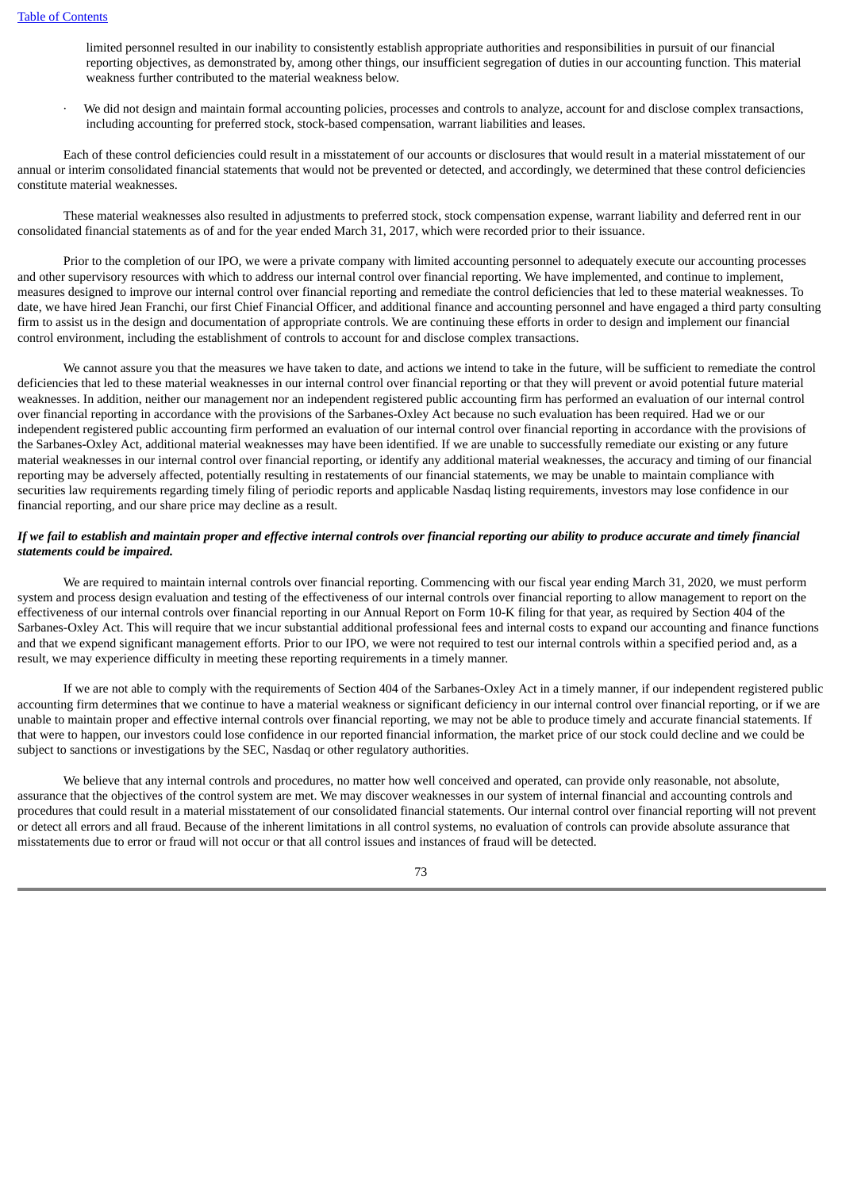limited personnel resulted in our inability to consistently establish appropriate authorities and responsibilities in pursuit of our financial reporting objectives, as demonstrated by, among other things, our insufficient segregation of duties in our accounting function. This material weakness further contributed to the material weakness below.

- We did not design and maintain formal accounting policies, processes and controls to analyze, account for and disclose complex transactions, including accounting for preferred stock, stock-based compensation, warrant liabilities and leases.

Each of these control deficiencies could result in a misstatement of our accounts or disclosures that would result in a material misstatement of our annual or interim consolidated financial statements that would not be prevented or detected, and accordingly, we determined that these control deficiencies constitute material weaknesses.

These material weaknesses also resulted in adjustments to preferred stock, stock compensation expense, warrant liability and deferred rent in our consolidated financial statements as of and for the year ended March 31, 2017, which were recorded prior to their issuance.

Prior to the completion of our IPO, we were a private company with limited accounting personnel to adequately execute our accounting processes and other supervisory resources with which to address our internal control over financial reporting. We have implemented, and continue to implement, measures designed to improve our internal control over financial reporting and remediate the control deficiencies that led to these material weaknesses. To date, we have hired Jean Franchi, our first Chief Financial Officer, and additional finance and accounting personnel and have engaged a third party consulting firm to assist us in the design and documentation of appropriate controls. We are continuing these efforts in order to design and implement our financial control environment, including the establishment of controls to account for and disclose complex transactions.

We cannot assure you that the measures we have taken to date, and actions we intend to take in the future, will be sufficient to remediate the control deficiencies that led to these material weaknesses in our internal control over financial reporting or that they will prevent or avoid potential future material weaknesses. In addition, neither our management nor an independent registered public accounting firm has performed an evaluation of our internal control over financial reporting in accordance with the provisions of the Sarbanes-Oxley Act because no such evaluation has been required. Had we or our independent registered public accounting firm performed an evaluation of our internal control over financial reporting in accordance with the provisions of the Sarbanes-Oxley Act, additional material weaknesses may have been identified. If we are unable to successfully remediate our existing or any future material weaknesses in our internal control over financial reporting, or identify any additional material weaknesses, the accuracy and timing of our financial reporting may be adversely affected, potentially resulting in restatements of our financial statements, we may be unable to maintain compliance with securities law requirements regarding timely filing of periodic reports and applicable Nasdaq listing requirements, investors may lose confidence in our financial reporting, and our share price may decline as a result.

***If we fail to establish and maintain proper and effective internal controls over financial reporting our ability to produce accurate and timely financial statements could be impaired.***

We are required to maintain internal controls over financial reporting. Commencing with our fiscal year ending March 31, 2020, we must perform system and process design evaluation and testing of the effectiveness of our internal controls over financial reporting to allow management to report on the effectiveness of our internal controls over financial reporting in our Annual Report on Form 10-K filing for that year, as required by Section 404 of the Sarbanes-Oxley Act. This will require that we incur substantial additional professional fees and internal costs to expand our accounting and finance functions and that we expend significant management efforts. Prior to our IPO, we were not required to test our internal controls within a specified period and, as a result, we may experience difficulty in meeting these reporting requirements in a timely manner.

If we are not able to comply with the requirements of Section 404 of the Sarbanes-Oxley Act in a timely manner, if our independent registered public accounting firm determines that we continue to have a material weakness or significant deficiency in our internal control over financial reporting, or if we are unable to maintain proper and effective internal controls over financial reporting, we may not be able to produce timely and accurate financial statements. If that were to happen, our investors could lose confidence in our reported financial information, the market price of our stock could decline and we could be subject to sanctions or investigations by the SEC, Nasdaq or other regulatory authorities.

We believe that any internal controls and procedures, no matter how well conceived and operated, can provide only reasonable, not absolute, assurance that the objectives of the control system are met. We may discover weaknesses in our system of internal financial and accounting controls and procedures that could result in a material misstatement of our consolidated financial statements. Our internal control over financial reporting will not prevent or detect all errors and all fraud. Because of the inherent limitations in all control systems, no evaluation of controls can provide absolute assurance that misstatements due to error or fraud will not occur or that all control issues and instances of fraud will be detected.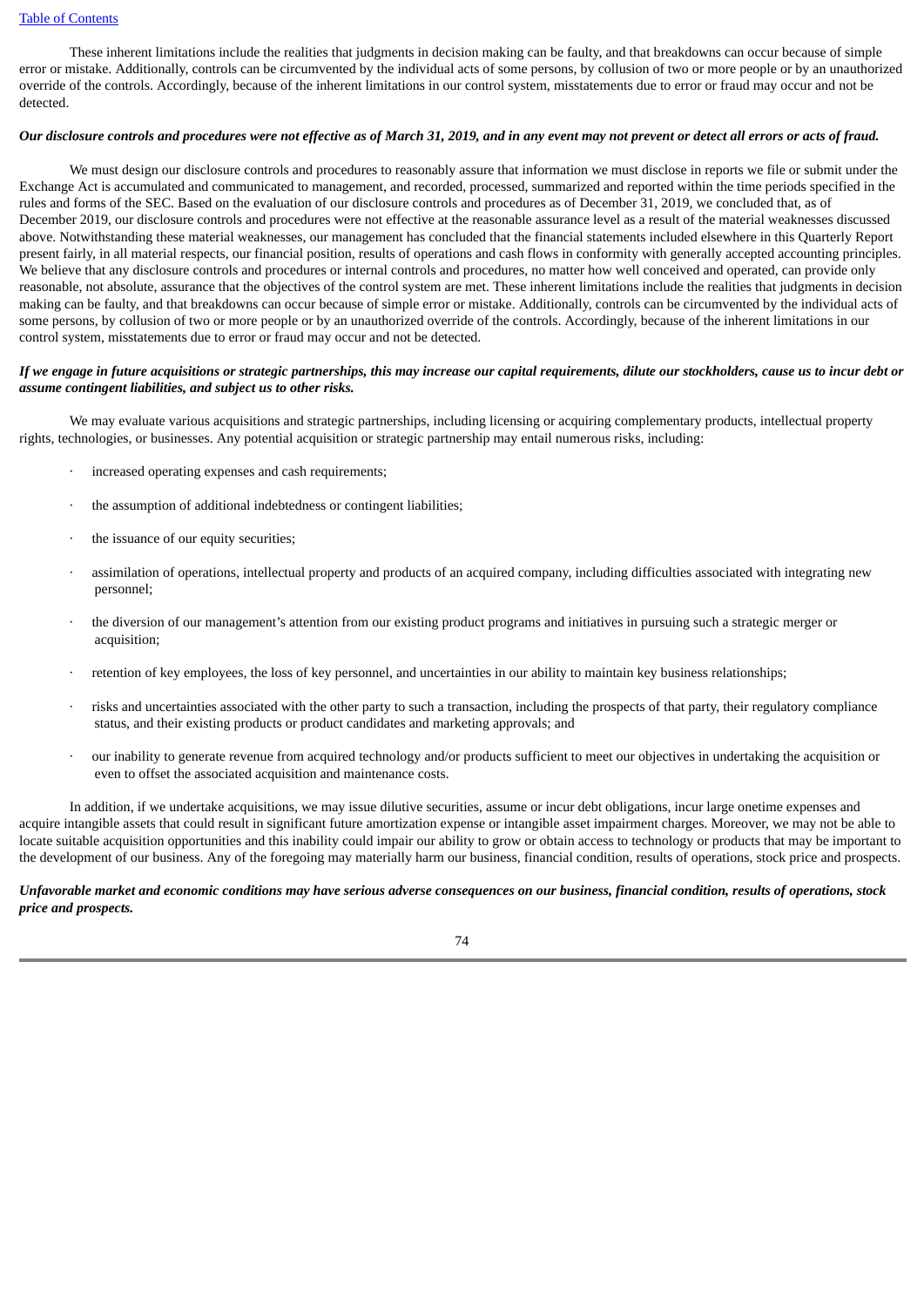These inherent limitations include the realities that judgments in decision making can be faulty, and that breakdowns can occur because of simple error or mistake. Additionally, controls can be circumvented by the individual acts of some persons, by collusion of two or more people or by an unauthorized override of the controls. Accordingly, because of the inherent limitations in our control system, misstatements due to error or fraud may occur and not be detected.

***Our disclosure controls and procedures were not effective as of March 31, 2019, and in any event may not prevent or detect all errors or acts of fraud.***

We must design our disclosure controls and procedures to reasonably assure that information we must disclose in reports we file or submit under the Exchange Act is accumulated and communicated to management, and recorded, processed, summarized and reported within the time periods specified in the rules and forms of the SEC. Based on the evaluation of our disclosure controls and procedures as of December 31, 2019, we concluded that, as of December 2019, our disclosure controls and procedures were not effective at the reasonable assurance level as a result of the material weaknesses discussed above. Notwithstanding these material weaknesses, our management has concluded that the financial statements included elsewhere in this Quarterly Report present fairly, in all material respects, our financial position, results of operations and cash flows in conformity with generally accepted accounting principles. We believe that any disclosure controls and procedures or internal controls and procedures, no matter how well conceived and operated, can provide only reasonable, not absolute, assurance that the objectives of the control system are met. These inherent limitations include the realities that judgments in decision making can be faulty, and that breakdowns can occur because of simple error or mistake. Additionally, controls can be circumvented by the individual acts of some persons, by collusion of two or more people or by an unauthorized override of the controls. Accordingly, because of the inherent limitations in our control system, misstatements due to error or fraud may occur and not be detected.

***If we engage in future acquisitions or strategic partnerships, this may increase our capital requirements, dilute our stockholders, cause us to incur debt or assume contingent liabilities, and subject us to other risks.***

We may evaluate various acquisitions and strategic partnerships, including licensing or acquiring complementary products, intellectual property rights, technologies, or businesses. Any potential acquisition or strategic partnership may entail numerous risks, including:

- increased operating expenses and cash requirements;
- the assumption of additional indebtedness or contingent liabilities;
- the issuance of our equity securities;
- assimilation of operations, intellectual property and products of an acquired company, including difficulties associated with integrating new personnel;
- the diversion of our management's attention from our existing product programs and initiatives in pursuing such a strategic merger or acquisition;
- retention of key employees, the loss of key personnel, and uncertainties in our ability to maintain key business relationships;
- risks and uncertainties associated with the other party to such a transaction, including the prospects of that party, their regulatory compliance status, and their existing products or product candidates and marketing approvals; and
- our inability to generate revenue from acquired technology and/or products sufficient to meet our objectives in undertaking the acquisition or even to offset the associated acquisition and maintenance costs.

In addition, if we undertake acquisitions, we may issue dilutive securities, assume or incur debt obligations, incur large onetime expenses and acquire intangible assets that could result in significant future amortization expense or intangible asset impairment charges. Moreover, we may not be able to locate suitable acquisition opportunities and this inability could impair our ability to grow or obtain access to technology or products that may be important to the development of our business. Any of the foregoing may materially harm our business, financial condition, results of operations, stock price and prospects.

***Unfavorable market and economic conditions may have serious adverse consequences on our business, financial condition, results of operations, stock price and prospects.***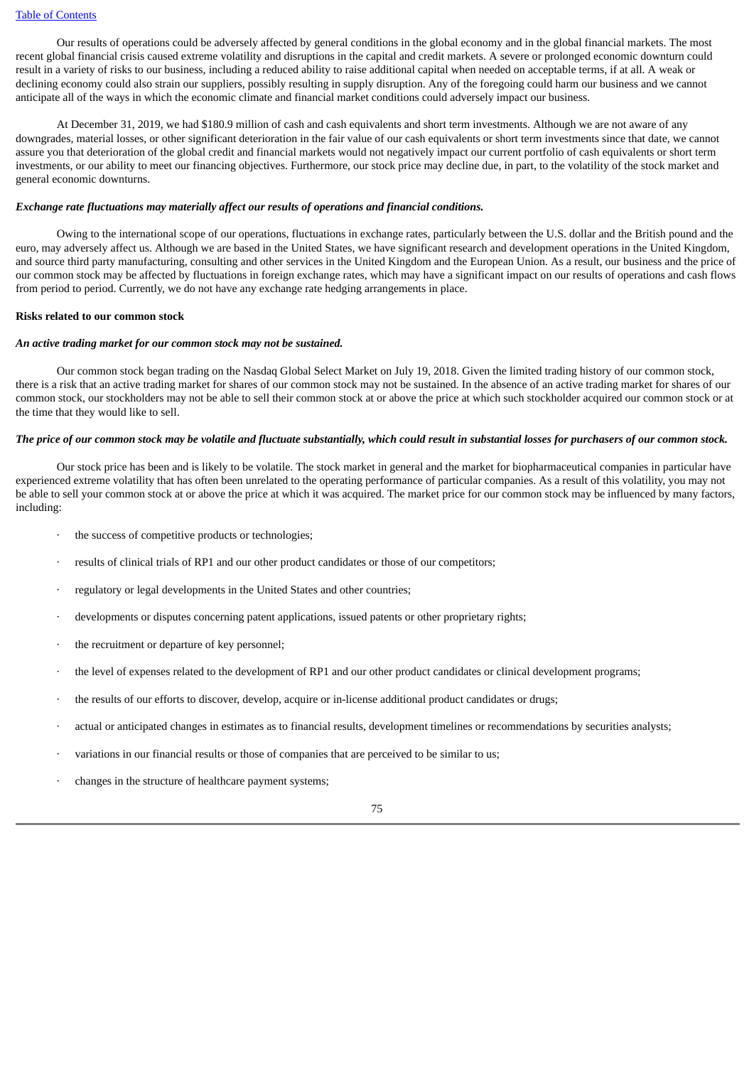Our results of operations could be adversely affected by general conditions in the global economy and in the global financial markets. The most recent global financial crisis caused extreme volatility and disruptions in the capital and credit markets. A severe or prolonged economic downturn could result in a variety of risks to our business, including a reduced ability to raise additional capital when needed on acceptable terms, if at all. A weak or declining economy could also strain our suppliers, possibly resulting in supply disruption. Any of the foregoing could harm our business and we cannot anticipate all of the ways in which the economic climate and financial market conditions could adversely impact our business.

At December 31, 2019, we had $180.9 million of cash and cash equivalents and short term investments. Although we are not aware of any downgrades, material losses, or other significant deterioration in the fair value of our cash equivalents or short term investments since that date, we cannot assure you that deterioration of the global credit and financial markets would not negatively impact our current portfolio of cash equivalents or short term investments, or our ability to meet our financing objectives. Furthermore, our stock price may decline due, in part, to the volatility of the stock market and general economic downturns.

***Exchange rate fluctuations may materially affect our results of operations and financial conditions.***

Owing to the international scope of our operations, fluctuations in exchange rates, particularly between the U.S. dollar and the British pound and the euro, may adversely affect us. Although we are based in the United States, we have significant research and development operations in the United Kingdom, and source third party manufacturing, consulting and other services in the United Kingdom and the European Union. As a result, our business and the price of our common stock may be affected by fluctuations in foreign exchange rates, which may have a significant impact on our results of operations and cash flows from period to period. Currently, we do not have any exchange rate hedging arrangements in place.

**Risks related to our common stock**

***An active trading market for our common stock may not be sustained.***

Our common stock began trading on the Nasdaq Global Select Market on July 19, 2018. Given the limited trading history of our common stock, there is a risk that an active trading market for shares of our common stock may not be sustained. In the absence of an active trading market for shares of our common stock, our stockholders may not be able to sell their common stock at or above the price at which such stockholder acquired our common stock or at the time that they would like to sell.

***The price of our common stock may be volatile and fluctuate substantially, which could result in substantial losses for purchasers of our common stock.***

Our stock price has been and is likely to be volatile. The stock market in general and the market for biopharmaceutical companies in particular have experienced extreme volatility that has often been unrelated to the operating performance of particular companies. As a result of this volatility, you may not be able to sell your common stock at or above the price at which it was acquired. The market price for our common stock may be influenced by many factors, including:

- the success of competitive products or technologies;
- results of clinical trials of RP1 and our other product candidates or those of our competitors;
- regulatory or legal developments in the United States and other countries;
- developments or disputes concerning patent applications, issued patents or other proprietary rights;
- the recruitment or departure of key personnel;
- the level of expenses related to the development of RP1 and our other product candidates or clinical development programs;
- the results of our efforts to discover, develop, acquire or in-license additional product candidates or drugs;
- actual or anticipated changes in estimates as to financial results, development timelines or recommendations by securities analysts;
- variations in our financial results or those of companies that are perceived to be similar to us;
- changes in the structure of healthcare payment systems;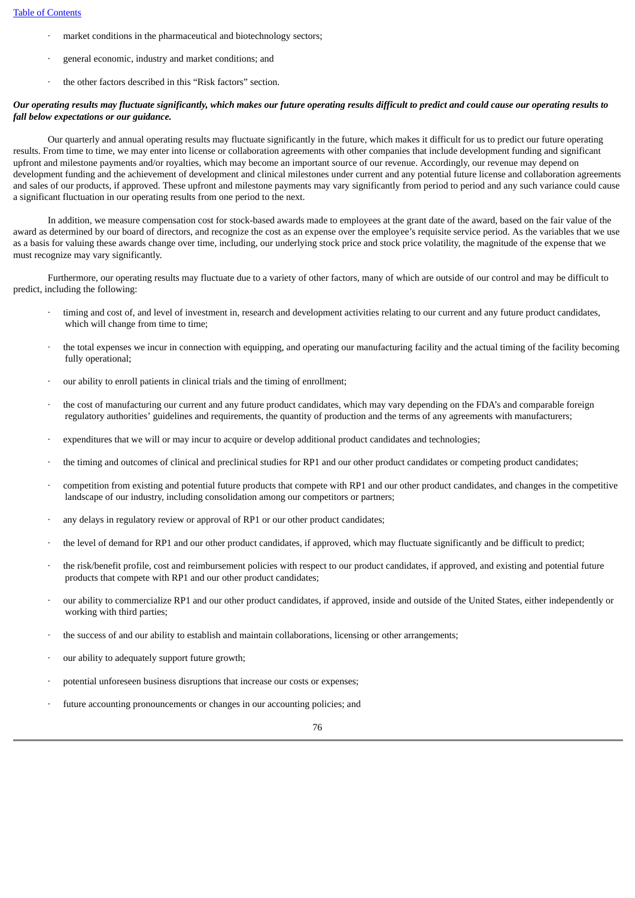- market conditions in the pharmaceutical and biotechnology sectors;
- general economic, industry and market conditions; and
- the other factors described in this "Risk factors" section.

***Our operating results may fluctuate significantly, which makes our future operating results difficult to predict and could cause our operating results to fall below expectations or our guidance.***

Our quarterly and annual operating results may fluctuate significantly in the future, which makes it difficult for us to predict our future operating results. From time to time, we may enter into license or collaboration agreements with other companies that include development funding and significant upfront and milestone payments and/or royalties, which may become an important source of our revenue. Accordingly, our revenue may depend on development funding and the achievement of development and clinical milestones under current and any potential future license and collaboration agreements and sales of our products, if approved. These upfront and milestone payments may vary significantly from period to period and any such variance could cause a significant fluctuation in our operating results from one period to the next.

In addition, we measure compensation cost for stock-based awards made to employees at the grant date of the award, based on the fair value of the award as determined by our board of directors, and recognize the cost as an expense over the employee's requisite service period. As the variables that we use as a basis for valuing these awards change over time, including, our underlying stock price and stock price volatility, the magnitude of the expense that we must recognize may vary significantly.

Furthermore, our operating results may fluctuate due to a variety of other factors, many of which are outside of our control and may be difficult to predict, including the following:

- timing and cost of, and level of investment in, research and development activities relating to our current and any future product candidates, which will change from time to time;
- the total expenses we incur in connection with equipping, and operating our manufacturing facility and the actual timing of the facility becoming fully operational;
- our ability to enroll patients in clinical trials and the timing of enrollment;
- the cost of manufacturing our current and any future product candidates, which may vary depending on the FDA's and comparable foreign regulatory authorities' guidelines and requirements, the quantity of production and the terms of any agreements with manufacturers;
- expenditures that we will or may incur to acquire or develop additional product candidates and technologies;
- the timing and outcomes of clinical and preclinical studies for RP1 and our other product candidates or competing product candidates;
- competition from existing and potential future products that compete with RP1 and our other product candidates, and changes in the competitive landscape of our industry, including consolidation among our competitors or partners;
- any delays in regulatory review or approval of RP1 or our other product candidates;
- the level of demand for RP1 and our other product candidates, if approved, which may fluctuate significantly and be difficult to predict;
- the risk/benefit profile, cost and reimbursement policies with respect to our product candidates, if approved, and existing and potential future products that compete with RP1 and our other product candidates;
- our ability to commercialize RP1 and our other product candidates, if approved, inside and outside of the United States, either independently or working with third parties;
- the success of and our ability to establish and maintain collaborations, licensing or other arrangements;
- our ability to adequately support future growth;
- potential unforeseen business disruptions that increase our costs or expenses;
- future accounting pronouncements or changes in our accounting policies; and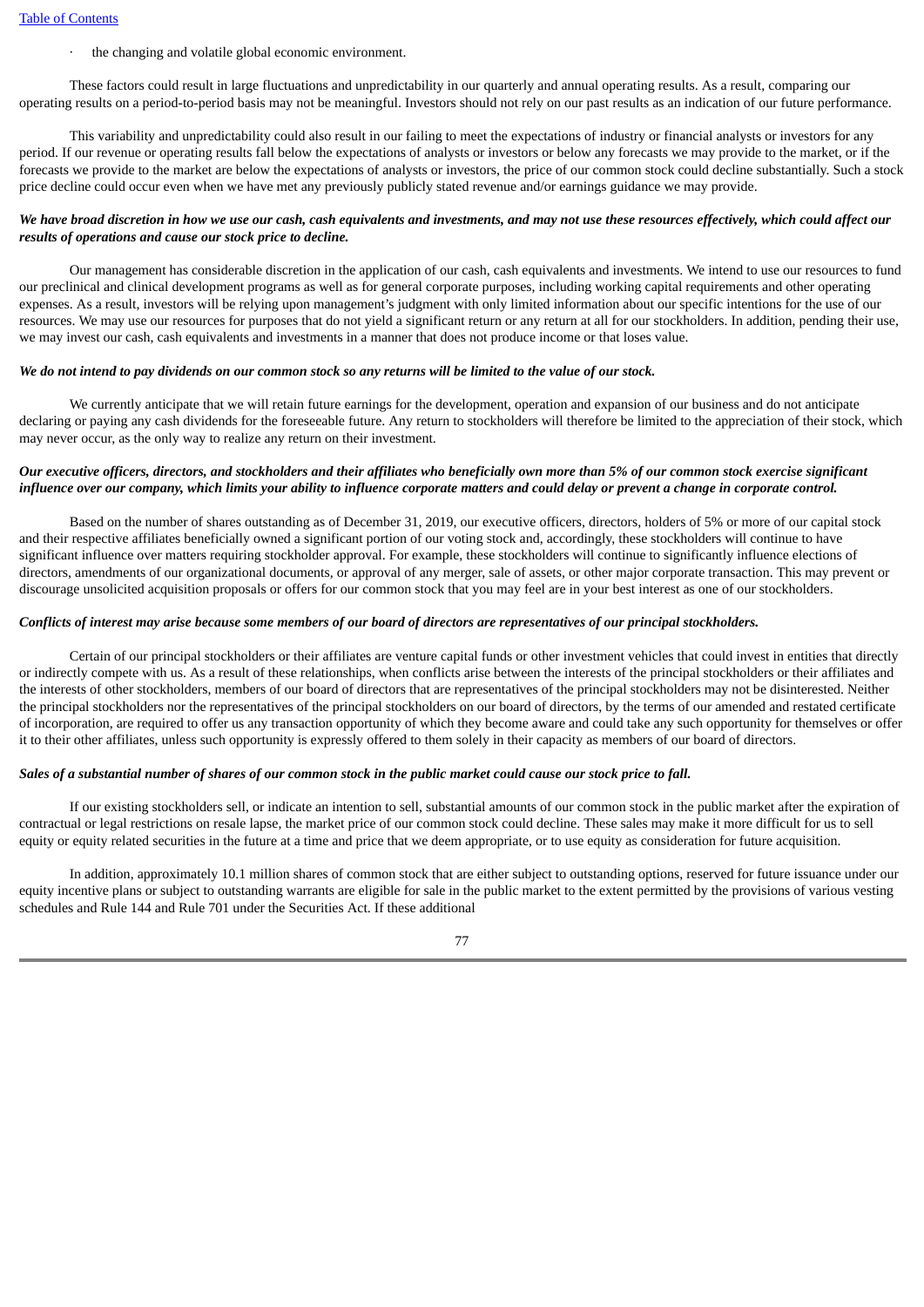- the changing and volatile global economic environment.

These factors could result in large fluctuations and unpredictability in our quarterly and annual operating results. As a result, comparing our operating results on a period-to-period basis may not be meaningful. Investors should not rely on our past results as an indication of our future performance.

This variability and unpredictability could also result in our failing to meet the expectations of industry or financial analysts or investors for any period. If our revenue or operating results fall below the expectations of analysts or investors or below any forecasts we may provide to the market, or if the forecasts we provide to the market are below the expectations of analysts or investors, the price of our common stock could decline substantially. Such a stock price decline could occur even when we have met any previously publicly stated revenue and/or earnings guidance we may provide.

***We have broad discretion in how we use our cash, cash equivalents and investments, and may not use these resources effectively, which could affect our results of operations and cause our stock price to decline.***

Our management has considerable discretion in the application of our cash, cash equivalents and investments. We intend to use our resources to fund our preclinical and clinical development programs as well as for general corporate purposes, including working capital requirements and other operating expenses. As a result, investors will be relying upon management's judgment with only limited information about our specific intentions for the use of our resources. We may use our resources for purposes that do not yield a significant return or any return at all for our stockholders. In addition, pending their use, we may invest our cash, cash equivalents and investments in a manner that does not produce income or that loses value.

***We do not intend to pay dividends on our common stock so any returns will be limited to the value of our stock.***

We currently anticipate that we will retain future earnings for the development, operation and expansion of our business and do not anticipate declaring or paying any cash dividends for the foreseeable future. Any return to stockholders will therefore be limited to the appreciation of their stock, which may never occur, as the only way to realize any return on their investment.

***Our executive officers, directors, and stockholders and their affiliates who beneficially own more than 5% of our common stock exercise significant influence over our company, which limits your ability to influence corporate matters and could delay or prevent a change in corporate control.***

Based on the number of shares outstanding as of December 31, 2019, our executive officers, directors, holders of 5% or more of our capital stock and their respective affiliates beneficially owned a significant portion of our voting stock and, accordingly, these stockholders will continue to have significant influence over matters requiring stockholder approval. For example, these stockholders will continue to significantly influence elections of directors, amendments of our organizational documents, or approval of any merger, sale of assets, or other major corporate transaction. This may prevent or discourage unsolicited acquisition proposals or offers for our common stock that you may feel are in your best interest as one of our stockholders.

***Conflicts of interest may arise because some members of our board of directors are representatives of our principal stockholders.***

Certain of our principal stockholders or their affiliates are venture capital funds or other investment vehicles that could invest in entities that directly or indirectly compete with us. As a result of these relationships, when conflicts arise between the interests of the principal stockholders or their affiliates and the interests of other stockholders, members of our board of directors that are representatives of the principal stockholders may not be disinterested. Neither the principal stockholders nor the representatives of the principal stockholders on our board of directors, by the terms of our amended and restated certificate of incorporation, are required to offer us any transaction opportunity of which they become aware and could take any such opportunity for themselves or offer it to their other affiliates, unless such opportunity is expressly offered to them solely in their capacity as members of our board of directors.

***Sales of a substantial number of shares of our common stock in the public market could cause our stock price to fall.***

If our existing stockholders sell, or indicate an intention to sell, substantial amounts of our common stock in the public market after the expiration of contractual or legal restrictions on resale lapse, the market price of our common stock could decline. These sales may make it more difficult for us to sell equity or equity related securities in the future at a time and price that we deem appropriate, or to use equity as consideration for future acquisition.

In addition, approximately 10.1 million shares of common stock that are either subject to outstanding options, reserved for future issuance under our equity incentive plans or subject to outstanding warrants are eligible for sale in the public market to the extent permitted by the provisions of various vesting schedules and Rule 144 and Rule 701 under the Securities Act. If these additional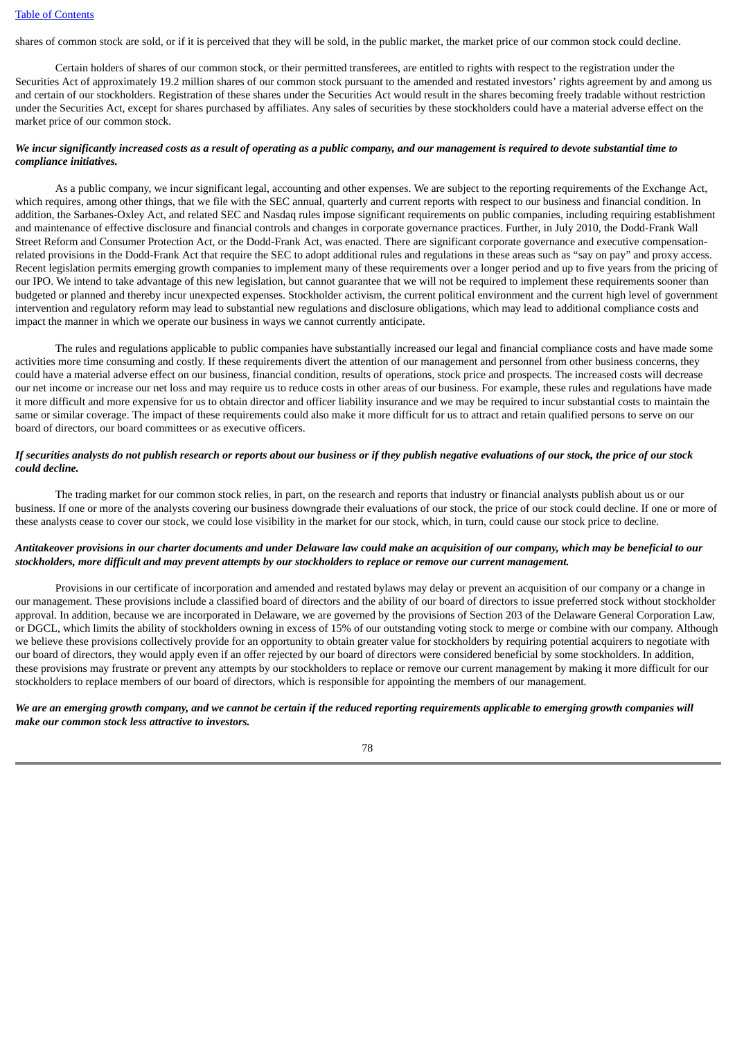shares of common stock are sold, or if it is perceived that they will be sold, in the public market, the market price of our common stock could decline.

Certain holders of shares of our common stock, or their permitted transferees, are entitled to rights with respect to the registration under the Securities Act of approximately 19.2 million shares of our common stock pursuant to the amended and restated investors' rights agreement by and among us and certain of our stockholders. Registration of these shares under the Securities Act would result in the shares becoming freely tradable without restriction under the Securities Act, except for shares purchased by affiliates. Any sales of securities by these stockholders could have a material adverse effect on the market price of our common stock.

***We incur significantly increased costs as a result of operating as a public company, and our management is required to devote substantial time to compliance initiatives.***

As a public company, we incur significant legal, accounting and other expenses. We are subject to the reporting requirements of the Exchange Act, which requires, among other things, that we file with the SEC annual, quarterly and current reports with respect to our business and financial condition. In addition, the Sarbanes-Oxley Act, and related SEC and Nasdaq rules impose significant requirements on public companies, including requiring establishment and maintenance of effective disclosure and financial controls and changes in corporate governance practices. Further, in July 2010, the Dodd-Frank Wall Street Reform and Consumer Protection Act, or the Dodd-Frank Act, was enacted. There are significant corporate governance and executive compensation-related provisions in the Dodd-Frank Act that require the SEC to adopt additional rules and regulations in these areas such as "say on pay" and proxy access. Recent legislation permits emerging growth companies to implement many of these requirements over a longer period and up to five years from the pricing of our IPO. We intend to take advantage of this new legislation, but cannot guarantee that we will not be required to implement these requirements sooner than budgeted or planned and thereby incur unexpected expenses. Stockholder activism, the current political environment and the current high level of government intervention and regulatory reform may lead to substantial new regulations and disclosure obligations, which may lead to additional compliance costs and impact the manner in which we operate our business in ways we cannot currently anticipate.

The rules and regulations applicable to public companies have substantially increased our legal and financial compliance costs and have made some activities more time consuming and costly. If these requirements divert the attention of our management and personnel from other business concerns, they could have a material adverse effect on our business, financial condition, results of operations, stock price and prospects. The increased costs will decrease our net income or increase our net loss and may require us to reduce costs in other areas of our business. For example, these rules and regulations have made it more difficult and more expensive for us to obtain director and officer liability insurance and we may be required to incur substantial costs to maintain the same or similar coverage. The impact of these requirements could also make it more difficult for us to attract and retain qualified persons to serve on our board of directors, our board committees or as executive officers.

***If securities analysts do not publish research or reports about our business or if they publish negative evaluations of our stock, the price of our stock could decline.***

The trading market for our common stock relies, in part, on the research and reports that industry or financial analysts publish about us or our business. If one or more of the analysts covering our business downgrade their evaluations of our stock, the price of our stock could decline. If one or more of these analysts cease to cover our stock, we could lose visibility in the market for our stock, which, in turn, could cause our stock price to decline.

***Antitakeover provisions in our charter documents and under Delaware law could make an acquisition of our company, which may be beneficial to our stockholders, more difficult and may prevent attempts by our stockholders to replace or remove our current management.***

Provisions in our certificate of incorporation and amended and restated bylaws may delay or prevent an acquisition of our company or a change in our management. These provisions include a classified board of directors and the ability of our board of directors to issue preferred stock without stockholder approval. In addition, because we are incorporated in Delaware, we are governed by the provisions of Section 203 of the Delaware General Corporation Law, or DGCL, which limits the ability of stockholders owning in excess of 15% of our outstanding voting stock to merge or combine with our company. Although we believe these provisions collectively provide for an opportunity to obtain greater value for stockholders by requiring potential acquirers to negotiate with our board of directors, they would apply even if an offer rejected by our board of directors were considered beneficial by some stockholders. In addition, these provisions may frustrate or prevent any attempts by our stockholders to replace or remove our current management by making it more difficult for our stockholders to replace members of our board of directors, which is responsible for appointing the members of our management.

***We are an emerging growth company, and we cannot be certain if the reduced reporting requirements applicable to emerging growth companies will make our common stock less attractive to investors.***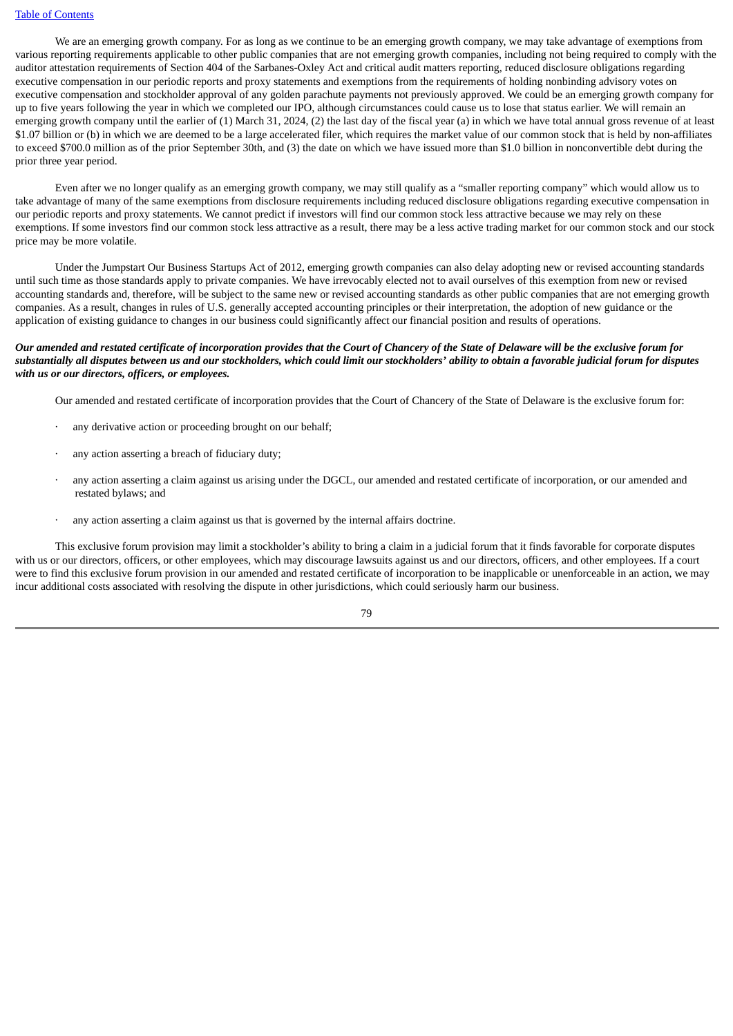We are an emerging growth company. For as long as we continue to be an emerging growth company, we may take advantage of exemptions from various reporting requirements applicable to other public companies that are not emerging growth companies, including not being required to comply with the auditor attestation requirements of Section 404 of the Sarbanes-Oxley Act and critical audit matters reporting, reduced disclosure obligations regarding executive compensation in our periodic reports and proxy statements and exemptions from the requirements of holding nonbinding advisory votes on executive compensation and stockholder approval of any golden parachute payments not previously approved. We could be an emerging growth company for up to five years following the year in which we completed our IPO, although circumstances could cause us to lose that status earlier. We will remain an emerging growth company until the earlier of (1) March 31, 2024, (2) the last day of the fiscal year (a) in which we have total annual gross revenue of at least $1.07 billion or (b) in which we are deemed to be a large accelerated filer, which requires the market value of our common stock that is held by non-affiliates to exceed $700.0 million as of the prior September 30th, and (3) the date on which we have issued more than $1.0 billion in nonconvertible debt during the prior three year period.

Even after we no longer qualify as an emerging growth company, we may still qualify as a "smaller reporting company" which would allow us to take advantage of many of the same exemptions from disclosure requirements including reduced disclosure obligations regarding executive compensation in our periodic reports and proxy statements. We cannot predict if investors will find our common stock less attractive because we may rely on these exemptions. If some investors find our common stock less attractive as a result, there may be a less active trading market for our common stock and our stock price may be more volatile.

Under the Jumpstart Our Business Startups Act of 2012, emerging growth companies can also delay adopting new or revised accounting standards until such time as those standards apply to private companies. We have irrevocably elected not to avail ourselves of this exemption from new or revised accounting standards and, therefore, will be subject to the same new or revised accounting standards as other public companies that are not emerging growth companies. As a result, changes in rules of U.S. generally accepted accounting principles or their interpretation, the adoption of new guidance or the application of existing guidance to changes in our business could significantly affect our financial position and results of operations.

***Our amended and restated certificate of incorporation provides that the Court of Chancery of the State of Delaware will be the exclusive forum for substantially all disputes between us and our stockholders, which could limit our stockholders' ability to obtain a favorable judicial forum for disputes with us or our directors, officers, or employees.***

Our amended and restated certificate of incorporation provides that the Court of Chancery of the State of Delaware is the exclusive forum for:

- any derivative action or proceeding brought on our behalf;
- any action asserting a breach of fiduciary duty;
- any action asserting a claim against us arising under the DGCL, our amended and restated certificate of incorporation, or our amended and restated bylaws; and
- any action asserting a claim against us that is governed by the internal affairs doctrine.

This exclusive forum provision may limit a stockholder's ability to bring a claim in a judicial forum that it finds favorable for corporate disputes with us or our directors, officers, or other employees, which may discourage lawsuits against us and our directors, officers, and other employees. If a court were to find this exclusive forum provision in our amended and restated certificate of incorporation to be inapplicable or unenforceable in an action, we may incur additional costs associated with resolving the dispute in other jurisdictions, which could seriously harm our business.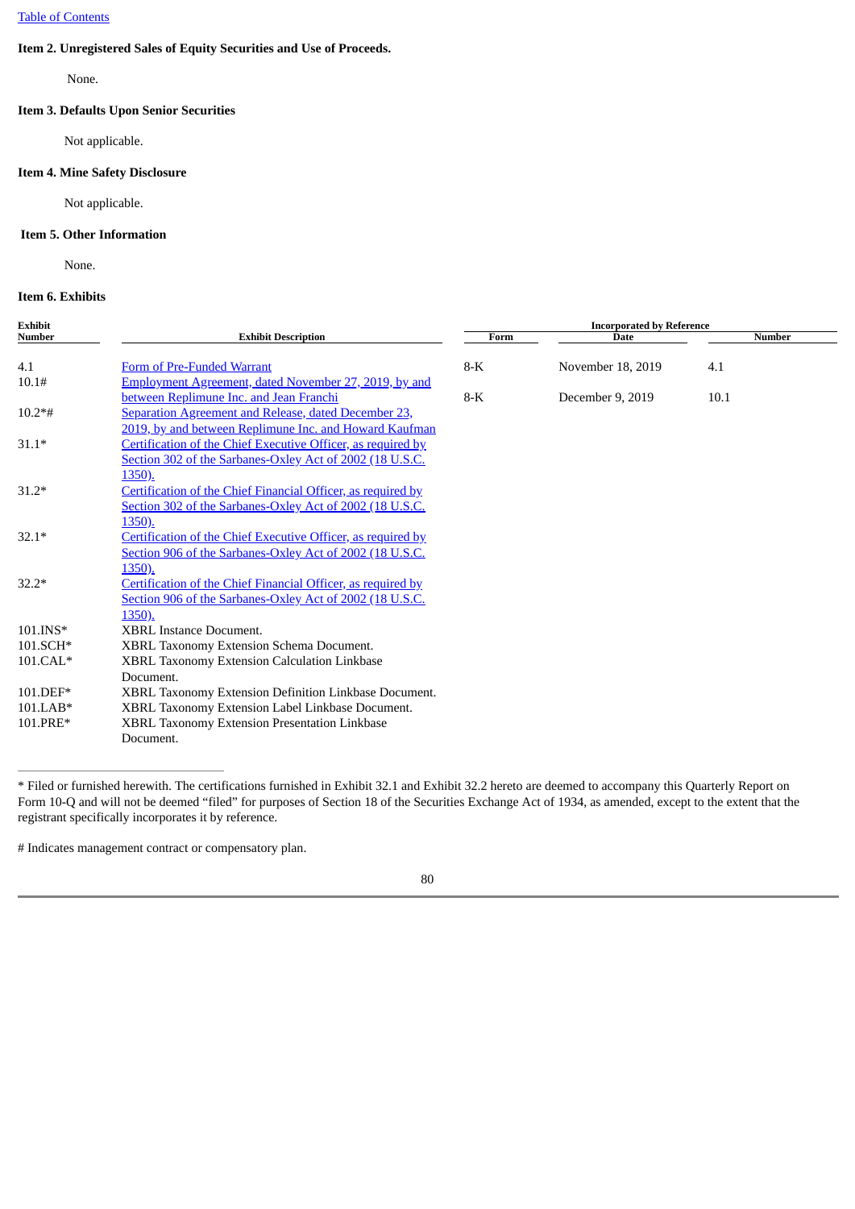Table of Contents

**Item 2. Unregistered Sales of Equity Securities and Use of Proceeds.**

None.

**Item 3. Defaults Upon Senior Securities**

Not applicable.

**Item 4. Mine Safety Disclosure**

Not applicable.

**Item 5. Other Information**

None.

**Item 6. Exhibits**

| Exhibit Number | Exhibit Description | Incorporated by Reference | | |
|---|---|---|---|---|
| | | Form | Date | Number |
| 4.1 | Form of Pre-Funded Warrant | 8-K | November 18, 2019 | 4.1 |
| 10.1# | Employment Agreement, dated November 27, 2019, by and between Replimune Inc. and Jean Franchi | 8-K | December 9, 2019 | 10.1 |
| 10.2*# | Separation Agreement and Release, dated December 23, 2019, by and between Replimune Inc. and Howard Kaufman | | | |
| 31.1* | Certification of the Chief Executive Officer, as required by Section 302 of the Sarbanes-Oxley Act of 2002 (18 U.S.C. 1350). | | | |
| 31.2* | Certification of the Chief Financial Officer, as required by Section 302 of the Sarbanes-Oxley Act of 2002 (18 U.S.C. 1350). | | | |
| 32.1* | Certification of the Chief Executive Officer, as required by Section 906 of the Sarbanes-Oxley Act of 2002 (18 U.S.C. 1350). | | | |
| 32.2* | Certification of the Chief Financial Officer, as required by Section 906 of the Sarbanes-Oxley Act of 2002 (18 U.S.C. 1350). | | | |
| 101.INS* | XBRL Instance Document. | | | |
| 101.SCH* | XBRL Taxonomy Extension Schema Document. | | | |
| 101.CAL* | XBRL Taxonomy Extension Calculation Linkbase Document. | | | |
| 101.DEF* | XBRL Taxonomy Extension Definition Linkbase Document. | | | |
| 101.LAB* | XBRL Taxonomy Extension Label Linkbase Document. | | | |
| 101.PRE* | XBRL Taxonomy Extension Presentation Linkbase Document. | | | |

* Filed or furnished herewith. The certifications furnished in Exhibit 32.1 and Exhibit 32.2 hereto are deemed to accompany this Quarterly Report on Form 10-Q and will not be deemed "filed" for purposes of Section 18 of the Securities Exchange Act of 1934, as amended, except to the extent that the registrant specifically incorporates it by reference.

# Indicates management contract or compensatory plan.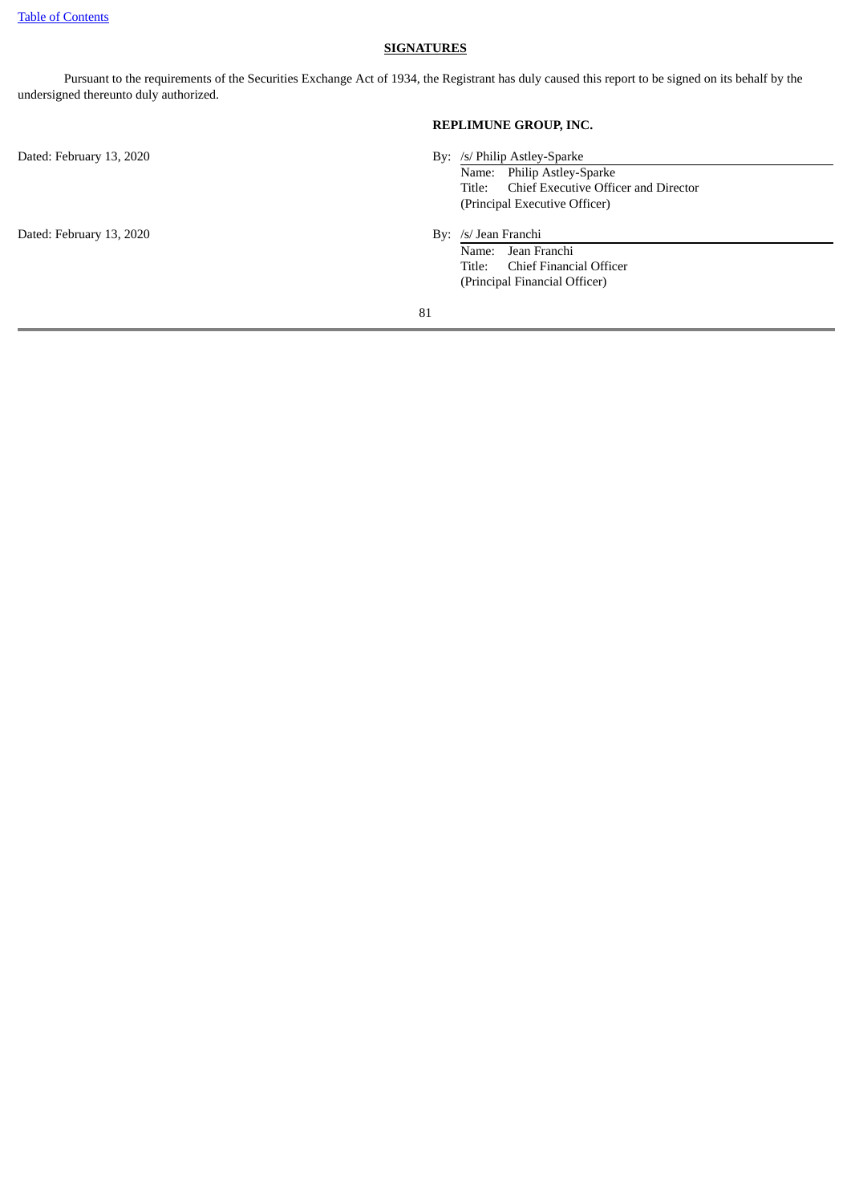## SIGNATURES

Pursuant to the requirements of the Securities Exchange Act of 1934, the Registrant has duly caused this report to be signed on its behalf by the undersigned thereunto duly authorized.

**REPLIMUNE GROUP, INC.**

Dated: February 13, 2020

By: /s/ Philip Astley-Sparke
Name: Philip Astley-Sparke
Title: Chief Executive Officer and Director
(Principal Executive Officer)

Dated: February 13, 2020

By: /s/ Jean Franchi
Name: Jean Franchi
Title: Chief Financial Officer
(Principal Financial Officer)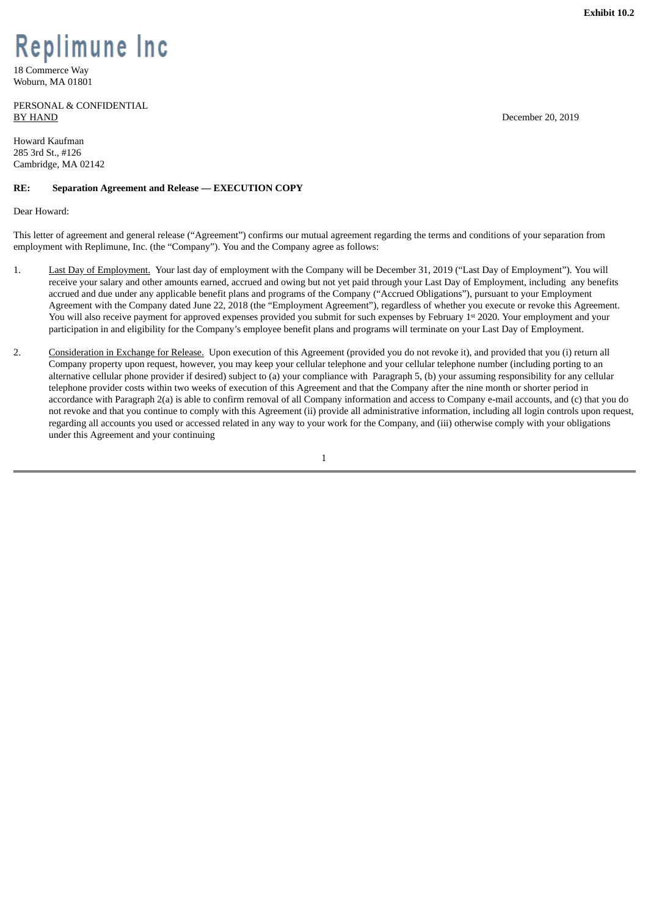**Exhibit 10.2**

**Replimune Inc**

18 Commerce Way
Woburn, MA 01801

PERSONAL & CONFIDENTIAL
BY HAND

December 20, 2019

Howard Kaufman
285 3rd St., #126
Cambridge, MA 02142

**RE: Separation Agreement and Release — EXECUTION COPY**

Dear Howard:

This letter of agreement and general release ("Agreement") confirms our mutual agreement regarding the terms and conditions of your separation from employment with Replimune, Inc. (the "Company"). You and the Company agree as follows:

1. Last Day of Employment. Your last day of employment with the Company will be December 31, 2019 ("Last Day of Employment"). You will receive your salary and other amounts earned, accrued and owing but not yet paid through your Last Day of Employment, including any benefits accrued and due under any applicable benefit plans and programs of the Company ("Accrued Obligations"), pursuant to your Employment Agreement with the Company dated June 22, 2018 (the "Employment Agreement"), regardless of whether you execute or revoke this Agreement. You will also receive payment for approved expenses provided you submit for such expenses by February 1st 2020. Your employment and your participation in and eligibility for the Company's employee benefit plans and programs will terminate on your Last Day of Employment.

2. Consideration in Exchange for Release. Upon execution of this Agreement (provided you do not revoke it), and provided that you (i) return all Company property upon request, however, you may keep your cellular telephone and your cellular telephone number (including porting to an alternative cellular phone provider if desired) subject to (a) your compliance with Paragraph 5, (b) your assuming responsibility for any cellular telephone provider costs within two weeks of execution of this Agreement and that the Company after the nine month or shorter period in accordance with Paragraph 2(a) is able to confirm removal of all Company information and access to Company e-mail accounts, and (c) that you do not revoke and that you continue to comply with this Agreement (ii) provide all administrative information, including all login controls upon request, regarding all accounts you used or accessed related in any way to your work for the Company, and (iii) otherwise comply with your obligations under this Agreement and your continuing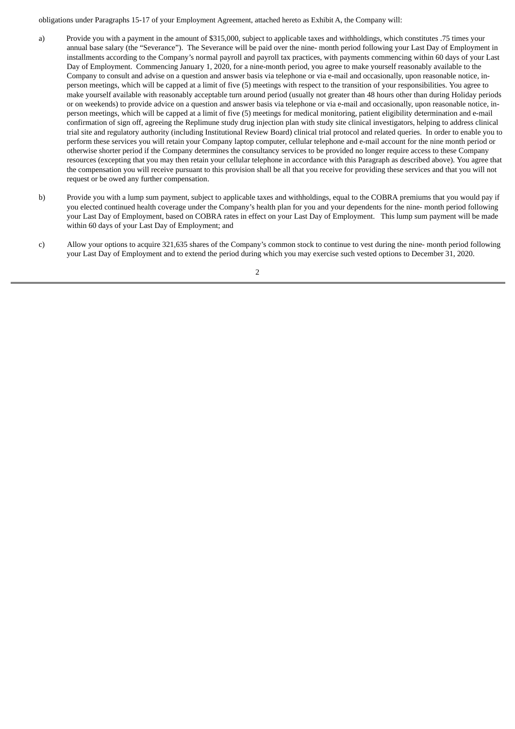obligations under Paragraphs 15-17 of your Employment Agreement, attached hereto as Exhibit A, the Company will:

a) Provide you with a payment in the amount of $315,000, subject to applicable taxes and withholdings, which constitutes .75 times your annual base salary (the "Severance"). The Severance will be paid over the nine- month period following your Last Day of Employment in installments according to the Company's normal payroll and payroll tax practices, with payments commencing within 60 days of your Last Day of Employment. Commencing January 1, 2020, for a nine-month period, you agree to make yourself reasonably available to the Company to consult and advise on a question and answer basis via telephone or via e-mail and occasionally, upon reasonable notice, in-person meetings, which will be capped at a limit of five (5) meetings with respect to the transition of your responsibilities. You agree to make yourself available with reasonably acceptable turn around period (usually not greater than 48 hours other than during Holiday periods or on weekends) to provide advice on a question and answer basis via telephone or via e-mail and occasionally, upon reasonable notice, in-person meetings, which will be capped at a limit of five (5) meetings for medical monitoring, patient eligibility determination and e-mail confirmation of sign off, agreeing the Replimune study drug injection plan with study site clinical investigators, helping to address clinical trial site and regulatory authority (including Institutional Review Board) clinical trial protocol and related queries. In order to enable you to perform these services you will retain your Company laptop computer, cellular telephone and e-mail account for the nine month period or otherwise shorter period if the Company determines the consultancy services to be provided no longer require access to these Company resources (excepting that you may then retain your cellular telephone in accordance with this Paragraph as described above). You agree that the compensation you will receive pursuant to this provision shall be all that you receive for providing these services and that you will not request or be owed any further compensation.

b) Provide you with a lump sum payment, subject to applicable taxes and withholdings, equal to the COBRA premiums that you would pay if you elected continued health coverage under the Company's health plan for you and your dependents for the nine- month period following your Last Day of Employment, based on COBRA rates in effect on your Last Day of Employment. This lump sum payment will be made within 60 days of your Last Day of Employment; and

c) Allow your options to acquire 321,635 shares of the Company's common stock to continue to vest during the nine- month period following your Last Day of Employment and to extend the period during which you may exercise such vested options to December 31, 2020.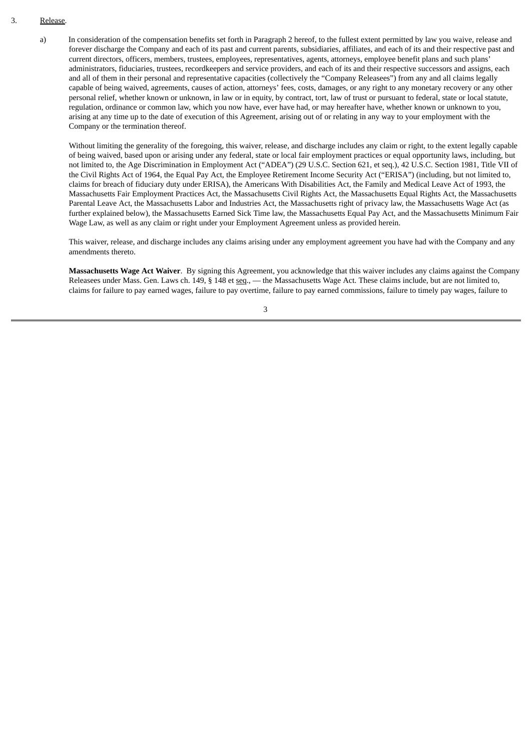3. Release.

a) In consideration of the compensation benefits set forth in Paragraph 2 hereof, to the fullest extent permitted by law you waive, release and forever discharge the Company and each of its past and current parents, subsidiaries, affiliates, and each of its and their respective past and current directors, officers, members, trustees, employees, representatives, agents, attorneys, employee benefit plans and such plans' administrators, fiduciaries, trustees, recordkeepers and service providers, and each of its and their respective successors and assigns, each and all of them in their personal and representative capacities (collectively the "Company Releasees") from any and all claims legally capable of being waived, agreements, causes of action, attorneys' fees, costs, damages, or any right to any monetary recovery or any other personal relief, whether known or unknown, in law or in equity, by contract, tort, law of trust or pursuant to federal, state or local statute, regulation, ordinance or common law, which you now have, ever have had, or may hereafter have, whether known or unknown to you, arising at any time up to the date of execution of this Agreement, arising out of or relating in any way to your employment with the Company or the termination thereof.

Without limiting the generality of the foregoing, this waiver, release, and discharge includes any claim or right, to the extent legally capable of being waived, based upon or arising under any federal, state or local fair employment practices or equal opportunity laws, including, but not limited to, the Age Discrimination in Employment Act ("ADEA") (29 U.S.C. Section 621, et seq.), 42 U.S.C. Section 1981, Title VII of the Civil Rights Act of 1964, the Equal Pay Act, the Employee Retirement Income Security Act ("ERISA") (including, but not limited to, claims for breach of fiduciary duty under ERISA), the Americans With Disabilities Act, the Family and Medical Leave Act of 1993, the Massachusetts Fair Employment Practices Act, the Massachusetts Civil Rights Act, the Massachusetts Equal Rights Act, the Massachusetts Parental Leave Act, the Massachusetts Labor and Industries Act, the Massachusetts right of privacy law, the Massachusetts Wage Act (as further explained below), the Massachusetts Earned Sick Time law, the Massachusetts Equal Pay Act, and the Massachusetts Minimum Fair Wage Law, as well as any claim or right under your Employment Agreement unless as provided herein.

This waiver, release, and discharge includes any claims arising under any employment agreement you have had with the Company and any amendments thereto.

**Massachusetts Wage Act Waiver**. By signing this Agreement, you acknowledge that this waiver includes any claims against the Company Releasees under Mass. Gen. Laws ch. 149, § 148 et seq., — the Massachusetts Wage Act. These claims include, but are not limited to, claims for failure to pay earned wages, failure to pay overtime, failure to pay earned commissions, failure to timely pay wages, failure to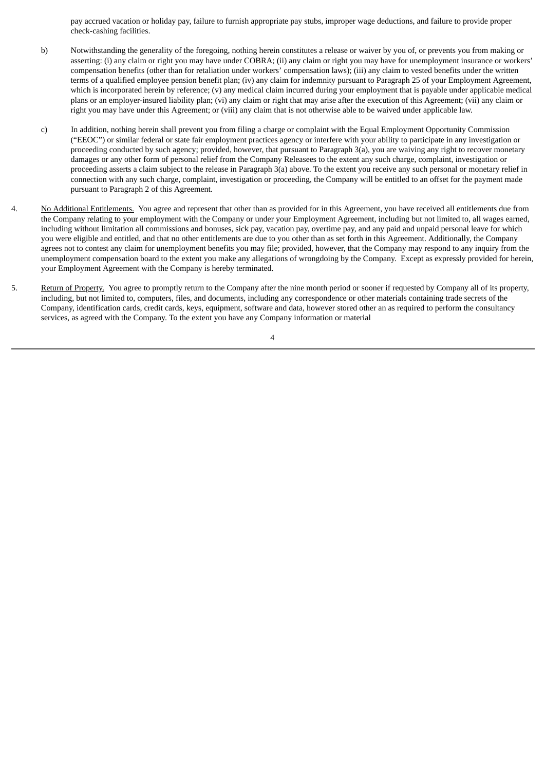pay accrued vacation or holiday pay, failure to furnish appropriate pay stubs, improper wage deductions, and failure to provide proper check-cashing facilities.

b) Notwithstanding the generality of the foregoing, nothing herein constitutes a release or waiver by you of, or prevents you from making or asserting: (i) any claim or right you may have under COBRA; (ii) any claim or right you may have for unemployment insurance or workers' compensation benefits (other than for retaliation under workers' compensation laws); (iii) any claim to vested benefits under the written terms of a qualified employee pension benefit plan; (iv) any claim for indemnity pursuant to Paragraph 25 of your Employment Agreement, which is incorporated herein by reference; (v) any medical claim incurred during your employment that is payable under applicable medical plans or an employer-insured liability plan; (vi) any claim or right that may arise after the execution of this Agreement; (vii) any claim or right you may have under this Agreement; or (viii) any claim that is not otherwise able to be waived under applicable law.

c) In addition, nothing herein shall prevent you from filing a charge or complaint with the Equal Employment Opportunity Commission ("EEOC") or similar federal or state fair employment practices agency or interfere with your ability to participate in any investigation or proceeding conducted by such agency; provided, however, that pursuant to Paragraph 3(a), you are waiving any right to recover monetary damages or any other form of personal relief from the Company Releasees to the extent any such charge, complaint, investigation or proceeding asserts a claim subject to the release in Paragraph 3(a) above. To the extent you receive any such personal or monetary relief in connection with any such charge, complaint, investigation or proceeding, the Company will be entitled to an offset for the payment made pursuant to Paragraph 2 of this Agreement.

4. <u>No Additional Entitlements.</u> You agree and represent that other than as provided for in this Agreement, you have received all entitlements due from the Company relating to your employment with the Company or under your Employment Agreement, including but not limited to, all wages earned, including without limitation all commissions and bonuses, sick pay, vacation pay, overtime pay, and any paid and unpaid personal leave for which you were eligible and entitled, and that no other entitlements are due to you other than as set forth in this Agreement. Additionally, the Company agrees not to contest any claim for unemployment benefits you may file; provided, however, that the Company may respond to any inquiry from the unemployment compensation board to the extent you make any allegations of wrongdoing by the Company. Except as expressly provided for herein, your Employment Agreement with the Company is hereby terminated.

5. <u>Return of Property.</u> You agree to promptly return to the Company after the nine month period or sooner if requested by Company all of its property, including, but not limited to, computers, files, and documents, including any correspondence or other materials containing trade secrets of the Company, identification cards, credit cards, keys, equipment, software and data, however stored other an as required to perform the consultancy services, as agreed with the Company. To the extent you have any Company information or material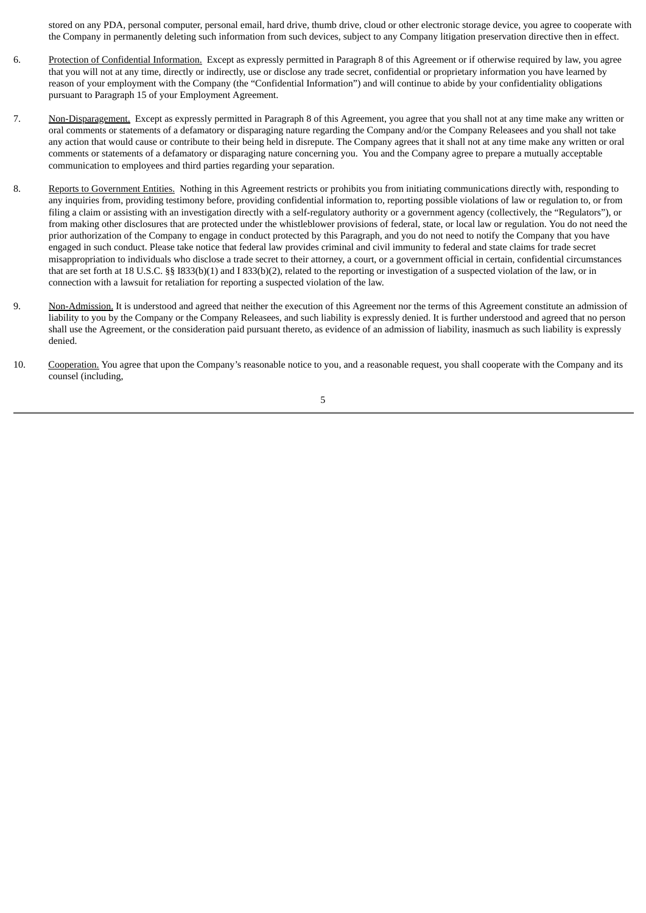stored on any PDA, personal computer, personal email, hard drive, thumb drive, cloud or other electronic storage device, you agree to cooperate with the Company in permanently deleting such information from such devices, subject to any Company litigation preservation directive then in effect.

6. Protection of Confidential Information. Except as expressly permitted in Paragraph 8 of this Agreement or if otherwise required by law, you agree that you will not at any time, directly or indirectly, use or disclose any trade secret, confidential or proprietary information you have learned by reason of your employment with the Company (the "Confidential Information") and will continue to abide by your confidentiality obligations pursuant to Paragraph 15 of your Employment Agreement.

7. Non-Disparagement. Except as expressly permitted in Paragraph 8 of this Agreement, you agree that you shall not at any time make any written or oral comments or statements of a defamatory or disparaging nature regarding the Company and/or the Company Releasees and you shall not take any action that would cause or contribute to their being held in disrepute. The Company agrees that it shall not at any time make any written or oral comments or statements of a defamatory or disparaging nature concerning you. You and the Company agree to prepare a mutually acceptable communication to employees and third parties regarding your separation.

8. Reports to Government Entities. Nothing in this Agreement restricts or prohibits you from initiating communications directly with, responding to any inquiries from, providing testimony before, providing confidential information to, reporting possible violations of law or regulation to, or from filing a claim or assisting with an investigation directly with a self-regulatory authority or a government agency (collectively, the "Regulators"), or from making other disclosures that are protected under the whistleblower provisions of federal, state, or local law or regulation. You do not need the prior authorization of the Company to engage in conduct protected by this Paragraph, and you do not need to notify the Company that you have engaged in such conduct. Please take notice that federal law provides criminal and civil immunity to federal and state claims for trade secret misappropriation to individuals who disclose a trade secret to their attorney, a court, or a government official in certain, confidential circumstances that are set forth at 18 U.S.C. §§ I833(b)(1) and I 833(b)(2), related to the reporting or investigation of a suspected violation of the law, or in connection with a lawsuit for retaliation for reporting a suspected violation of the law.

9. Non-Admission. It is understood and agreed that neither the execution of this Agreement nor the terms of this Agreement constitute an admission of liability to you by the Company or the Company Releasees, and such liability is expressly denied. It is further understood and agreed that no person shall use the Agreement, or the consideration paid pursuant thereto, as evidence of an admission of liability, inasmuch as such liability is expressly denied.

10. Cooperation. You agree that upon the Company's reasonable notice to you, and a reasonable request, you shall cooperate with the Company and its counsel (including,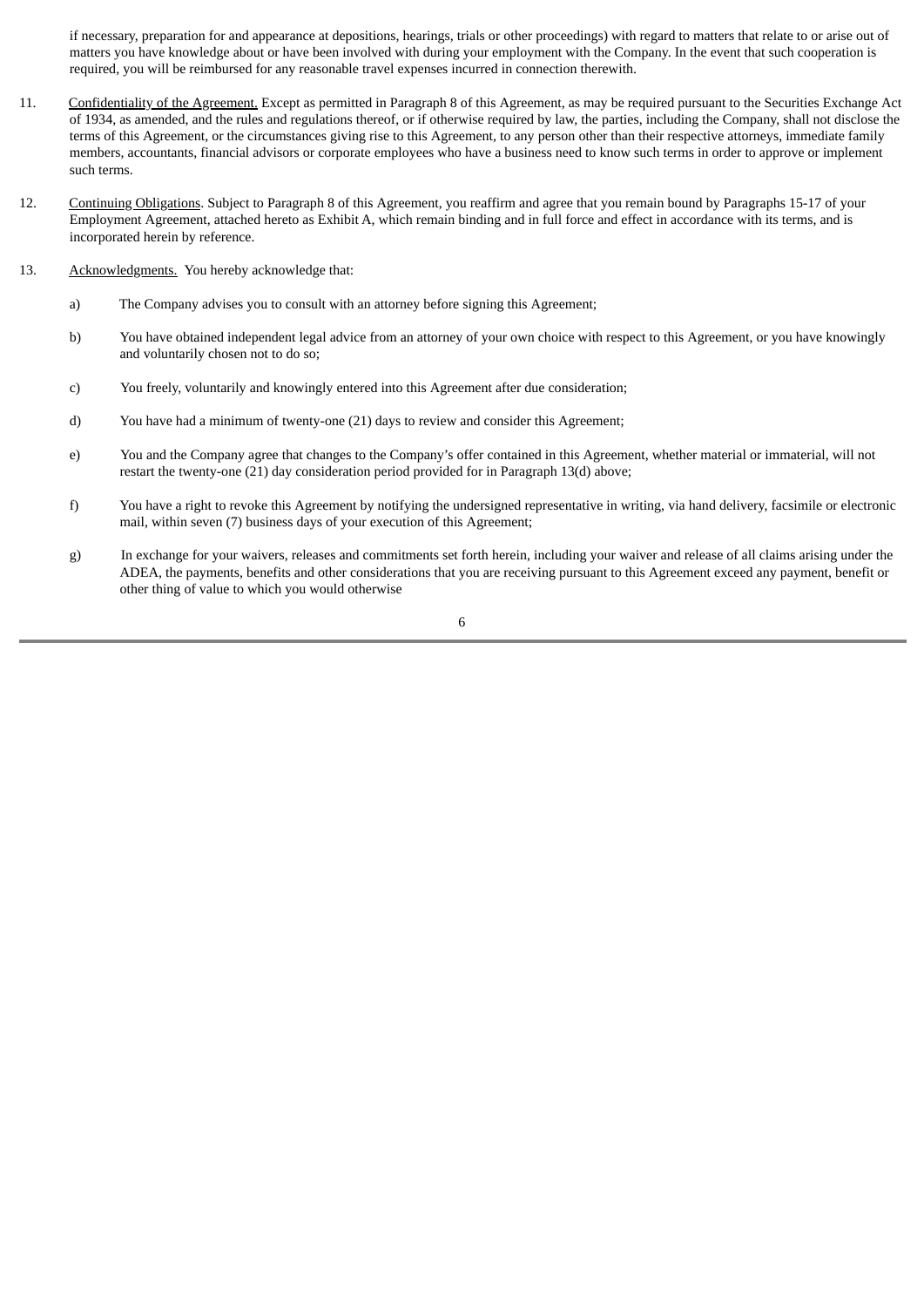if necessary, preparation for and appearance at depositions, hearings, trials or other proceedings) with regard to matters that relate to or arise out of matters you have knowledge about or have been involved with during your employment with the Company. In the event that such cooperation is required, you will be reimbursed for any reasonable travel expenses incurred in connection therewith.

11. Confidentiality of the Agreement. Except as permitted in Paragraph 8 of this Agreement, as may be required pursuant to the Securities Exchange Act of 1934, as amended, and the rules and regulations thereof, or if otherwise required by law, the parties, including the Company, shall not disclose the terms of this Agreement, or the circumstances giving rise to this Agreement, to any person other than their respective attorneys, immediate family members, accountants, financial advisors or corporate employees who have a business need to know such terms in order to approve or implement such terms.

12. Continuing Obligations. Subject to Paragraph 8 of this Agreement, you reaffirm and agree that you remain bound by Paragraphs 15-17 of your Employment Agreement, attached hereto as Exhibit A, which remain binding and in full force and effect in accordance with its terms, and is incorporated herein by reference.

13. Acknowledgments. You hereby acknowledge that:

a) The Company advises you to consult with an attorney before signing this Agreement;

b) You have obtained independent legal advice from an attorney of your own choice with respect to this Agreement, or you have knowingly and voluntarily chosen not to do so;

c) You freely, voluntarily and knowingly entered into this Agreement after due consideration;

d) You have had a minimum of twenty-one (21) days to review and consider this Agreement;

e) You and the Company agree that changes to the Company's offer contained in this Agreement, whether material or immaterial, will not restart the twenty-one (21) day consideration period provided for in Paragraph 13(d) above;

f) You have a right to revoke this Agreement by notifying the undersigned representative in writing, via hand delivery, facsimile or electronic mail, within seven (7) business days of your execution of this Agreement;

g) In exchange for your waivers, releases and commitments set forth herein, including your waiver and release of all claims arising under the ADEA, the payments, benefits and other considerations that you are receiving pursuant to this Agreement exceed any payment, benefit or other thing of value to which you would otherwise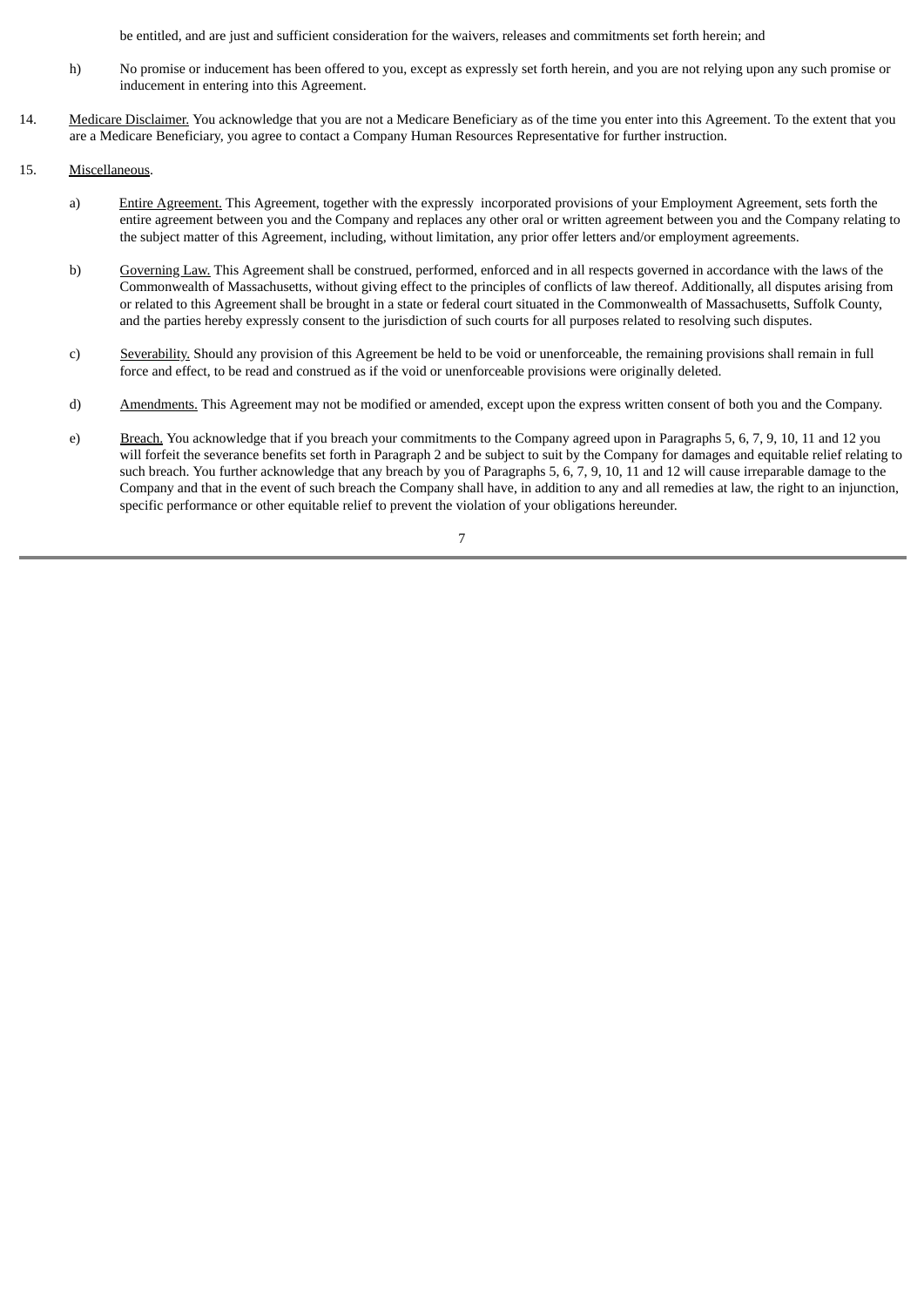be entitled, and are just and sufficient consideration for the waivers, releases and commitments set forth herein; and

h) No promise or inducement has been offered to you, except as expressly set forth herein, and you are not relying upon any such promise or inducement in entering into this Agreement.

14. Medicare Disclaimer. You acknowledge that you are not a Medicare Beneficiary as of the time you enter into this Agreement. To the extent that you are a Medicare Beneficiary, you agree to contact a Company Human Resources Representative for further instruction.

15. Miscellaneous.

a) Entire Agreement. This Agreement, together with the expressly incorporated provisions of your Employment Agreement, sets forth the entire agreement between you and the Company and replaces any other oral or written agreement between you and the Company relating to the subject matter of this Agreement, including, without limitation, any prior offer letters and/or employment agreements.

b) Governing Law. This Agreement shall be construed, performed, enforced and in all respects governed in accordance with the laws of the Commonwealth of Massachusetts, without giving effect to the principles of conflicts of law thereof. Additionally, all disputes arising from or related to this Agreement shall be brought in a state or federal court situated in the Commonwealth of Massachusetts, Suffolk County, and the parties hereby expressly consent to the jurisdiction of such courts for all purposes related to resolving such disputes.

c) Severability. Should any provision of this Agreement be held to be void or unenforceable, the remaining provisions shall remain in full force and effect, to be read and construed as if the void or unenforceable provisions were originally deleted.

d) Amendments. This Agreement may not be modified or amended, except upon the express written consent of both you and the Company.

e) Breach. You acknowledge that if you breach your commitments to the Company agreed upon in Paragraphs 5, 6, 7, 9, 10, 11 and 12 you will forfeit the severance benefits set forth in Paragraph 2 and be subject to suit by the Company for damages and equitable relief relating to such breach. You further acknowledge that any breach by you of Paragraphs 5, 6, 7, 9, 10, 11 and 12 will cause irreparable damage to the Company and that in the event of such breach the Company shall have, in addition to any and all remedies at law, the right to an injunction, specific performance or other equitable relief to prevent the violation of your obligations hereunder.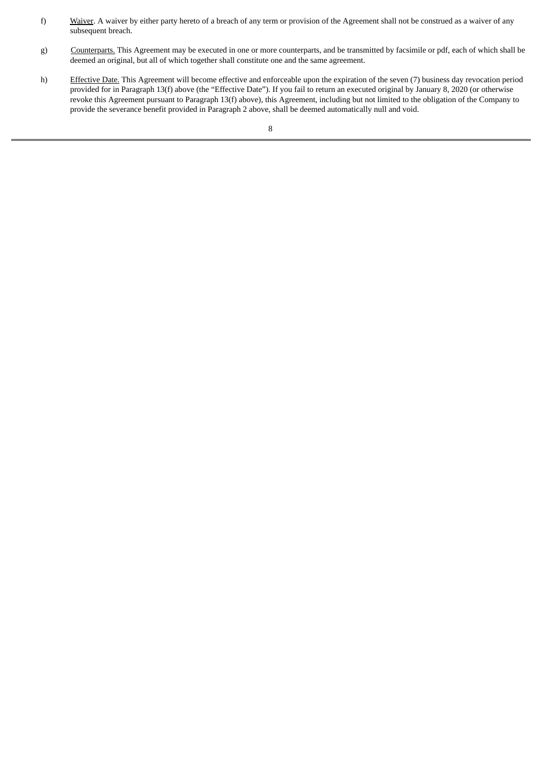f) Waiver. A waiver by either party hereto of a breach of any term or provision of the Agreement shall not be construed as a waiver of any subsequent breach.

g) Counterparts. This Agreement may be executed in one or more counterparts, and be transmitted by facsimile or pdf, each of which shall be deemed an original, but all of which together shall constitute one and the same agreement.

h) Effective Date. This Agreement will become effective and enforceable upon the expiration of the seven (7) business day revocation period provided for in Paragraph 13(f) above (the "Effective Date"). If you fail to return an executed original by January 8, 2020 (or otherwise revoke this Agreement pursuant to Paragraph 13(f) above), this Agreement, including but not limited to the obligation of the Company to provide the severance benefit provided in Paragraph 2 above, shall be deemed automatically null and void.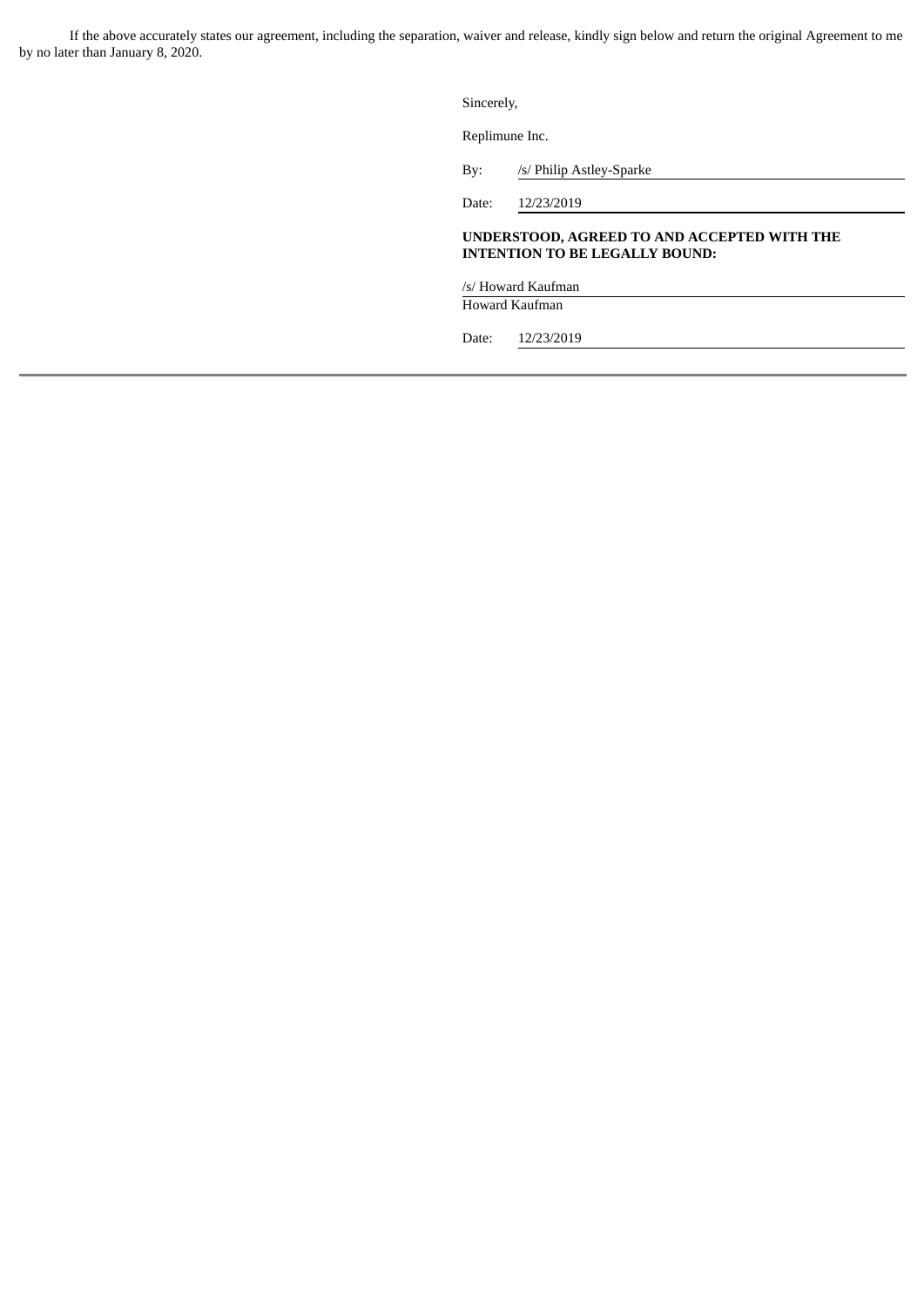If the above accurately states our agreement, including the separation, waiver and release, kindly sign below and return the original Agreement to me by no later than January 8, 2020.

Sincerely,

Replimune Inc.

By: /s/ Philip Astley-Sparke

Date: 12/23/2019

**UNDERSTOOD, AGREED TO AND ACCEPTED WITH THE INTENTION TO BE LEGALLY BOUND:**

/s/ Howard Kaufman

Howard Kaufman

Date: 12/23/2019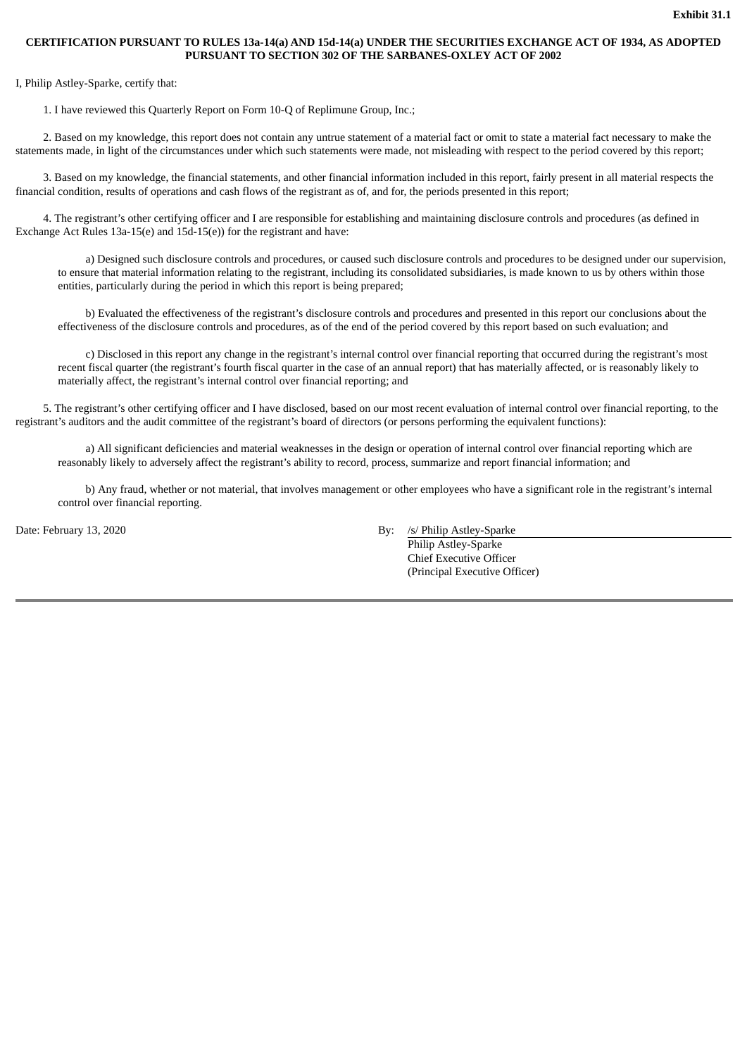**Exhibit 31.1**

**CERTIFICATION PURSUANT TO RULES 13a-14(a) AND 15d-14(a) UNDER THE SECURITIES EXCHANGE ACT OF 1934, AS ADOPTED PURSUANT TO SECTION 302 OF THE SARBANES-OXLEY ACT OF 2002**

I, Philip Astley-Sparke, certify that:

1. I have reviewed this Quarterly Report on Form 10-Q of Replimune Group, Inc.;

2. Based on my knowledge, this report does not contain any untrue statement of a material fact or omit to state a material fact necessary to make the statements made, in light of the circumstances under which such statements were made, not misleading with respect to the period covered by this report;

3. Based on my knowledge, the financial statements, and other financial information included in this report, fairly present in all material respects the financial condition, results of operations and cash flows of the registrant as of, and for, the periods presented in this report;

4. The registrant's other certifying officer and I are responsible for establishing and maintaining disclosure controls and procedures (as defined in Exchange Act Rules 13a-15(e) and 15d-15(e)) for the registrant and have:

a) Designed such disclosure controls and procedures, or caused such disclosure controls and procedures to be designed under our supervision, to ensure that material information relating to the registrant, including its consolidated subsidiaries, is made known to us by others within those entities, particularly during the period in which this report is being prepared;

b) Evaluated the effectiveness of the registrant's disclosure controls and procedures and presented in this report our conclusions about the effectiveness of the disclosure controls and procedures, as of the end of the period covered by this report based on such evaluation; and

c) Disclosed in this report any change in the registrant's internal control over financial reporting that occurred during the registrant's most recent fiscal quarter (the registrant's fourth fiscal quarter in the case of an annual report) that has materially affected, or is reasonably likely to materially affect, the registrant's internal control over financial reporting; and

5. The registrant's other certifying officer and I have disclosed, based on our most recent evaluation of internal control over financial reporting, to the registrant's auditors and the audit committee of the registrant's board of directors (or persons performing the equivalent functions):

a) All significant deficiencies and material weaknesses in the design or operation of internal control over financial reporting which are reasonably likely to adversely affect the registrant's ability to record, process, summarize and report financial information; and

b) Any fraud, whether or not material, that involves management or other employees who have a significant role in the registrant's internal control over financial reporting.

Date: February 13, 2020

By: /s/ Philip Astley-Sparke
Philip Astley-Sparke
Chief Executive Officer
(Principal Executive Officer)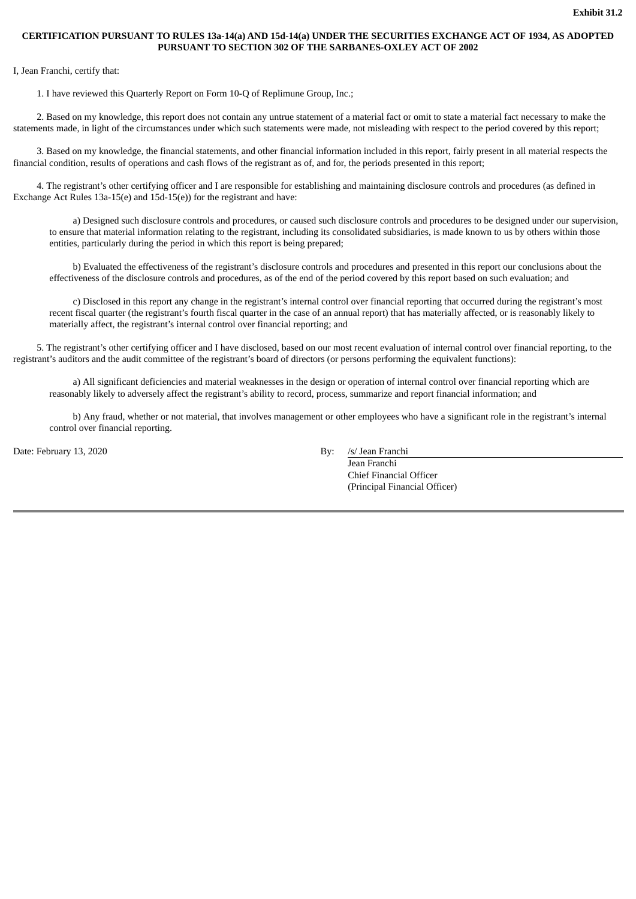**Exhibit 31.2**

**CERTIFICATION PURSUANT TO RULES 13a-14(a) AND 15d-14(a) UNDER THE SECURITIES EXCHANGE ACT OF 1934, AS ADOPTED PURSUANT TO SECTION 302 OF THE SARBANES-OXLEY ACT OF 2002**

I, Jean Franchi, certify that:

1. I have reviewed this Quarterly Report on Form 10-Q of Replimune Group, Inc.;

2. Based on my knowledge, this report does not contain any untrue statement of a material fact or omit to state a material fact necessary to make the statements made, in light of the circumstances under which such statements were made, not misleading with respect to the period covered by this report;

3. Based on my knowledge, the financial statements, and other financial information included in this report, fairly present in all material respects the financial condition, results of operations and cash flows of the registrant as of, and for, the periods presented in this report;

4. The registrant's other certifying officer and I are responsible for establishing and maintaining disclosure controls and procedures (as defined in Exchange Act Rules 13a-15(e) and 15d-15(e)) for the registrant and have:

   a) Designed such disclosure controls and procedures, or caused such disclosure controls and procedures to be designed under our supervision, to ensure that material information relating to the registrant, including its consolidated subsidiaries, is made known to us by others within those entities, particularly during the period in which this report is being prepared;

   b) Evaluated the effectiveness of the registrant's disclosure controls and procedures and presented in this report our conclusions about the effectiveness of the disclosure controls and procedures, as of the end of the period covered by this report based on such evaluation; and

   c) Disclosed in this report any change in the registrant's internal control over financial reporting that occurred during the registrant's most recent fiscal quarter (the registrant's fourth fiscal quarter in the case of an annual report) that has materially affected, or is reasonably likely to materially affect, the registrant's internal control over financial reporting; and

5. The registrant's other certifying officer and I have disclosed, based on our most recent evaluation of internal control over financial reporting, to the registrant's auditors and the audit committee of the registrant's board of directors (or persons performing the equivalent functions):

   a) All significant deficiencies and material weaknesses in the design or operation of internal control over financial reporting which are reasonably likely to adversely affect the registrant's ability to record, process, summarize and report financial information; and

   b) Any fraud, whether or not material, that involves management or other employees who have a significant role in the registrant's internal control over financial reporting.

Date: February 13, 2020

By: /s/ Jean Franchi
Jean Franchi
Chief Financial Officer
(Principal Financial Officer)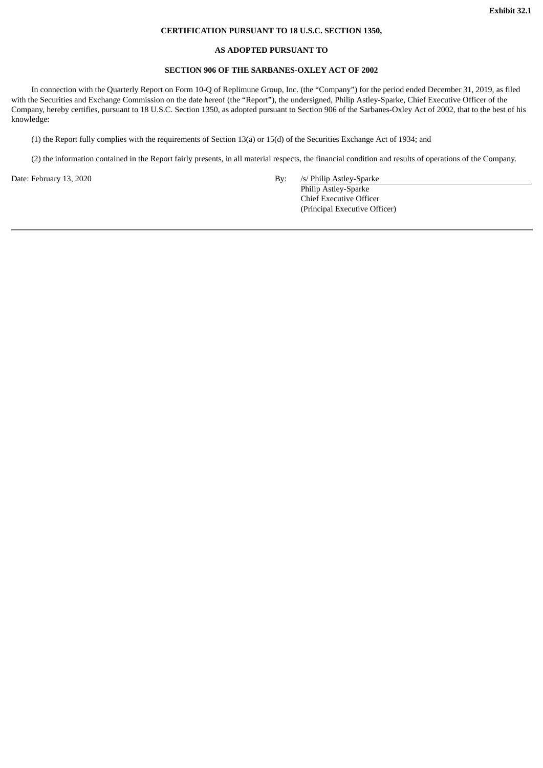**Exhibit 32.1**

**CERTIFICATION PURSUANT TO 18 U.S.C. SECTION 1350,**

**AS ADOPTED PURSUANT TO**

**SECTION 906 OF THE SARBANES-OXLEY ACT OF 2002**

In connection with the Quarterly Report on Form 10-Q of Replimune Group, Inc. (the "Company") for the period ended December 31, 2019, as filed with the Securities and Exchange Commission on the date hereof (the "Report"), the undersigned, Philip Astley-Sparke, Chief Executive Officer of the Company, hereby certifies, pursuant to 18 U.S.C. Section 1350, as adopted pursuant to Section 906 of the Sarbanes-Oxley Act of 2002, that to the best of his knowledge:

(1) the Report fully complies with the requirements of Section 13(a) or 15(d) of the Securities Exchange Act of 1934; and

(2) the information contained in the Report fairly presents, in all material respects, the financial condition and results of operations of the Company.

Date: February 13, 2020

By: /s/ Philip Astley-Sparke
Philip Astley-Sparke
Chief Executive Officer
(Principal Executive Officer)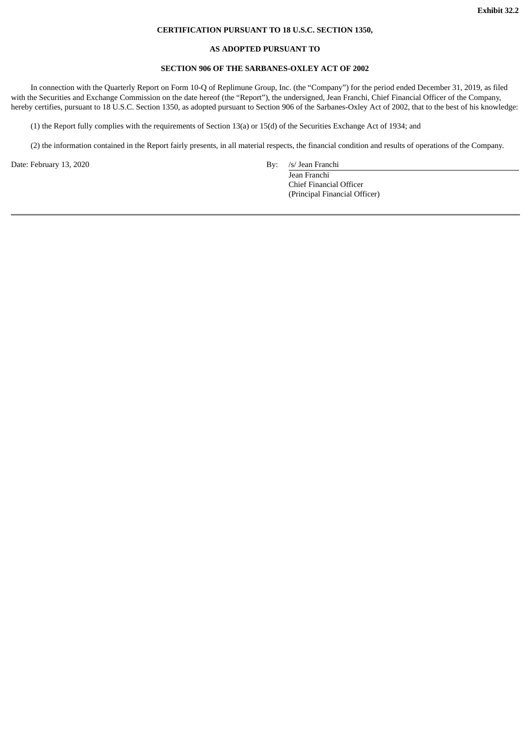**Exhibit 32.2**

**CERTIFICATION PURSUANT TO 18 U.S.C. SECTION 1350,**

**AS ADOPTED PURSUANT TO**

**SECTION 906 OF THE SARBANES-OXLEY ACT OF 2002**

In connection with the Quarterly Report on Form 10-Q of Replimune Group, Inc. (the "Company") for the period ended December 31, 2019, as filed with the Securities and Exchange Commission on the date hereof (the "Report"), the undersigned, Jean Franchi, Chief Financial Officer of the Company, hereby certifies, pursuant to 18 U.S.C. Section 1350, as adopted pursuant to Section 906 of the Sarbanes-Oxley Act of 2002, that to the best of his knowledge:

(1) the Report fully complies with the requirements of Section 13(a) or 15(d) of the Securities Exchange Act of 1934; and

(2) the information contained in the Report fairly presents, in all material respects, the financial condition and results of operations of the Company.

Date: February 13, 2020

By: /s/ Jean Franchi
Jean Franchi
Chief Financial Officer
(Principal Financial Officer)